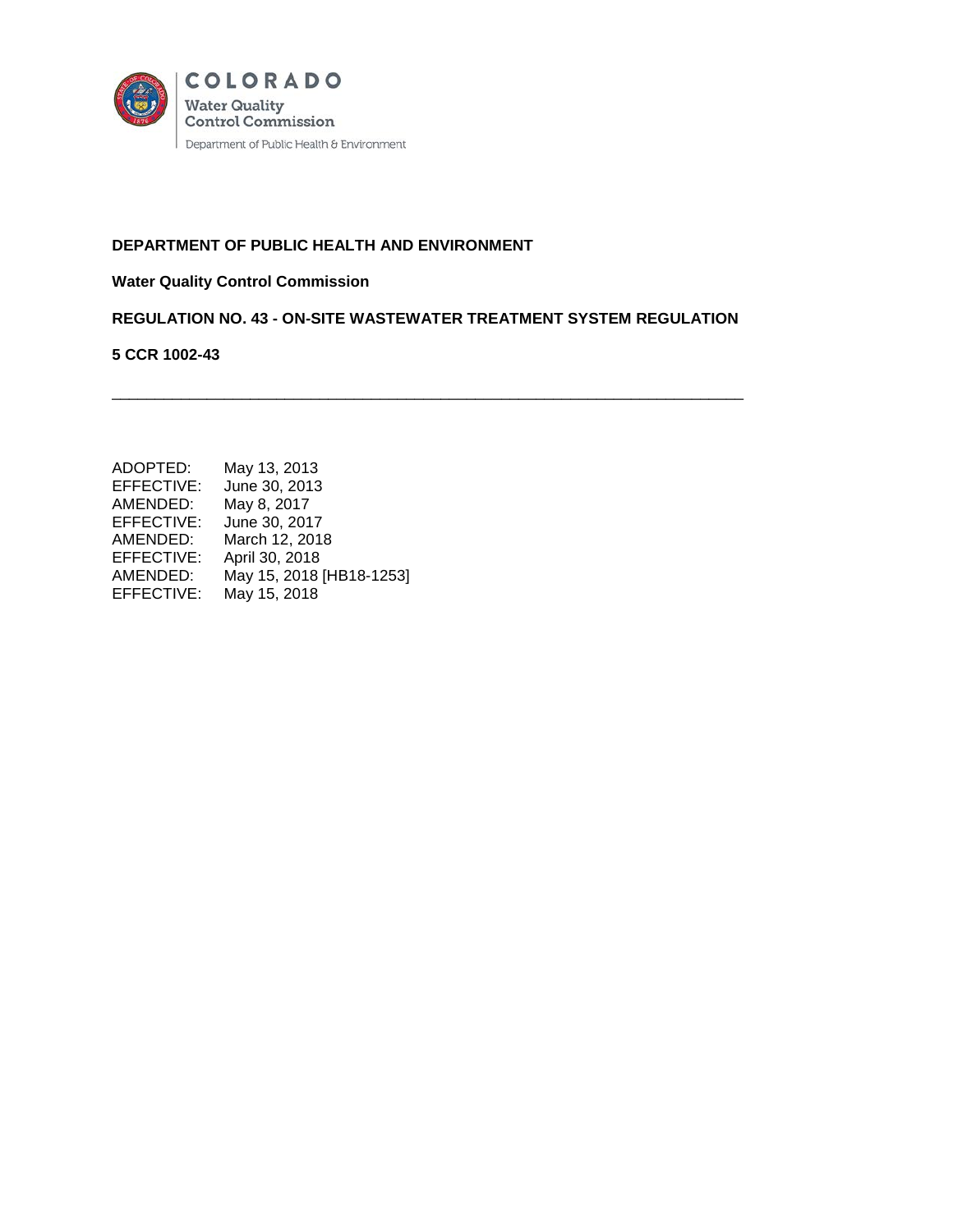COLORADO

Water Quality Control Commission

Department of Public Health & Environment

**DEPARTMENT OF PUBLIC HEALTH AND ENVIRONMENT**

**Water Quality Control Commission**

**REGULATION NO. 43 - ON-SITE WASTEWATER TREATMENT SYSTEM REGULATION**

**5 CCR 1002-43**

---

| | |
|---|---|
| ADOPTED: | May 13, 2013 |
| EFFECTIVE: | June 30, 2013 |
| AMENDED: | May 8, 2017 |
| EFFECTIVE: | June 30, 2017 |
| AMENDED: | March 12, 2018 |
| EFFECTIVE: | April 30, 2018 |
| AMENDED: | May 15, 2018 [HB18-1253] |
| EFFECTIVE: | May 15, 2018 |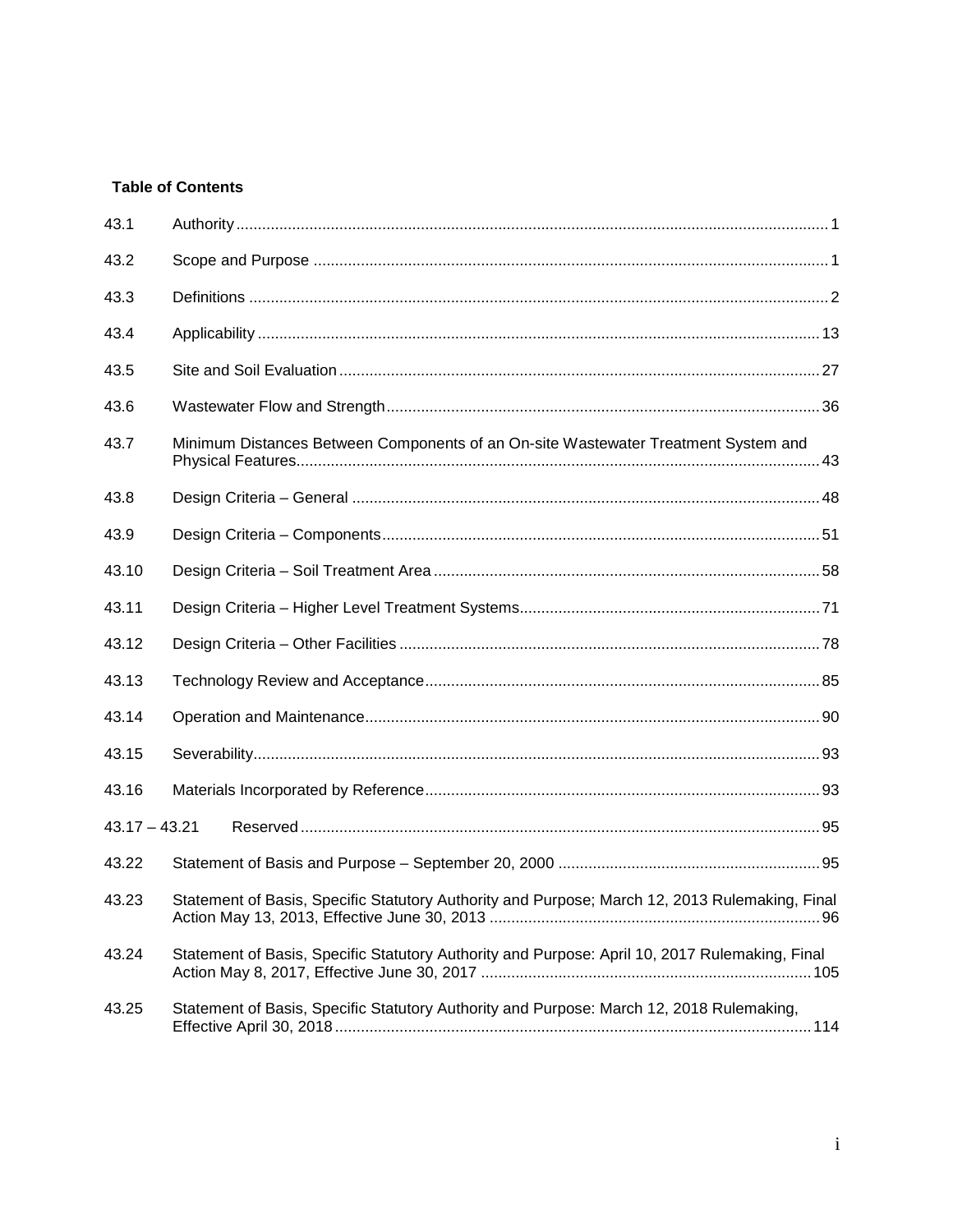**Table of Contents**

| | | |
|---|---|---|
| 43.1 | Authority | 1 |
| 43.2 | Scope and Purpose | 1 |
| 43.3 | Definitions | 2 |
| 43.4 | Applicability | 13 |
| 43.5 | Site and Soil Evaluation | 27 |
| 43.6 | Wastewater Flow and Strength | 36 |
| 43.7 | Minimum Distances Between Components of an On-site Wastewater Treatment System and Physical Features | 43 |
| 43.8 | Design Criteria – General | 48 |
| 43.9 | Design Criteria – Components | 51 |
| 43.10 | Design Criteria – Soil Treatment Area | 58 |
| 43.11 | Design Criteria – Higher Level Treatment Systems | 71 |
| 43.12 | Design Criteria – Other Facilities | 78 |
| 43.13 | Technology Review and Acceptance | 85 |
| 43.14 | Operation and Maintenance | 90 |
| 43.15 | Severability | 93 |
| 43.16 | Materials Incorporated by Reference | 93 |
| 43.17 – 43.21 | Reserved | 95 |
| 43.22 | Statement of Basis and Purpose – September 20, 2000 | 95 |
| 43.23 | Statement of Basis, Specific Statutory Authority and Purpose; March 12, 2013 Rulemaking, Final Action May 13, 2013, Effective June 30, 2013 | 96 |
| 43.24 | Statement of Basis, Specific Statutory Authority and Purpose: April 10, 2017 Rulemaking, Final Action May 8, 2017, Effective June 30, 2017 | 105 |
| 43.25 | Statement of Basis, Specific Statutory Authority and Purpose: March 12, 2018 Rulemaking, Effective April 30, 2018 | 114 |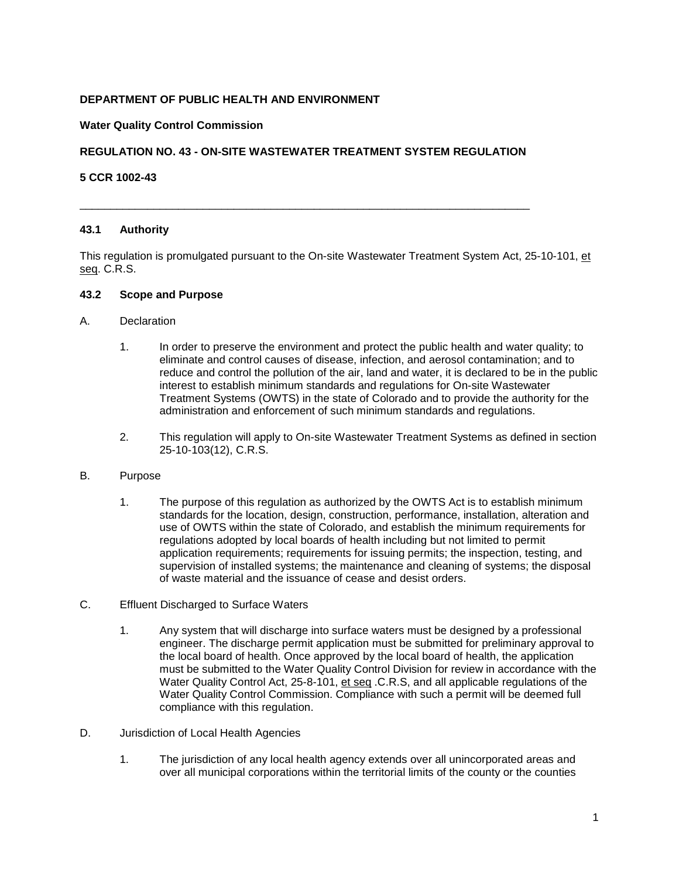**DEPARTMENT OF PUBLIC HEALTH AND ENVIRONMENT**

**Water Quality Control Commission**

**REGULATION NO. 43 - ON-SITE WASTEWATER TREATMENT SYSTEM REGULATION**

**5 CCR 1002-43**

---

## 43.1 Authority

This regulation is promulgated pursuant to the On-site Wastewater Treatment System Act, 25-10-101, et seq. C.R.S.

## 43.2 Scope and Purpose

A. Declaration

1. In order to preserve the environment and protect the public health and water quality; to eliminate and control causes of disease, infection, and aerosol contamination; and to reduce and control the pollution of the air, land and water, it is declared to be in the public interest to establish minimum standards and regulations for On-site Wastewater Treatment Systems (OWTS) in the state of Colorado and to provide the authority for the administration and enforcement of such minimum standards and regulations.

2. This regulation will apply to On-site Wastewater Treatment Systems as defined in section 25-10-103(12), C.R.S.

B. Purpose

1. The purpose of this regulation as authorized by the OWTS Act is to establish minimum standards for the location, design, construction, performance, installation, alteration and use of OWTS within the state of Colorado, and establish the minimum requirements for regulations adopted by local boards of health including but not limited to permit application requirements; requirements for issuing permits; the inspection, testing, and supervision of installed systems; the maintenance and cleaning of systems; the disposal of waste material and the issuance of cease and desist orders.

C. Effluent Discharged to Surface Waters

1. Any system that will discharge into surface waters must be designed by a professional engineer. The discharge permit application must be submitted for preliminary approval to the local board of health. Once approved by the local board of health, the application must be submitted to the Water Quality Control Division for review in accordance with the Water Quality Control Act, 25-8-101, et seq .C.R.S, and all applicable regulations of the Water Quality Control Commission. Compliance with such a permit will be deemed full compliance with this regulation.

D. Jurisdiction of Local Health Agencies

1. The jurisdiction of any local health agency extends over all unincorporated areas and over all municipal corporations within the territorial limits of the county or the counties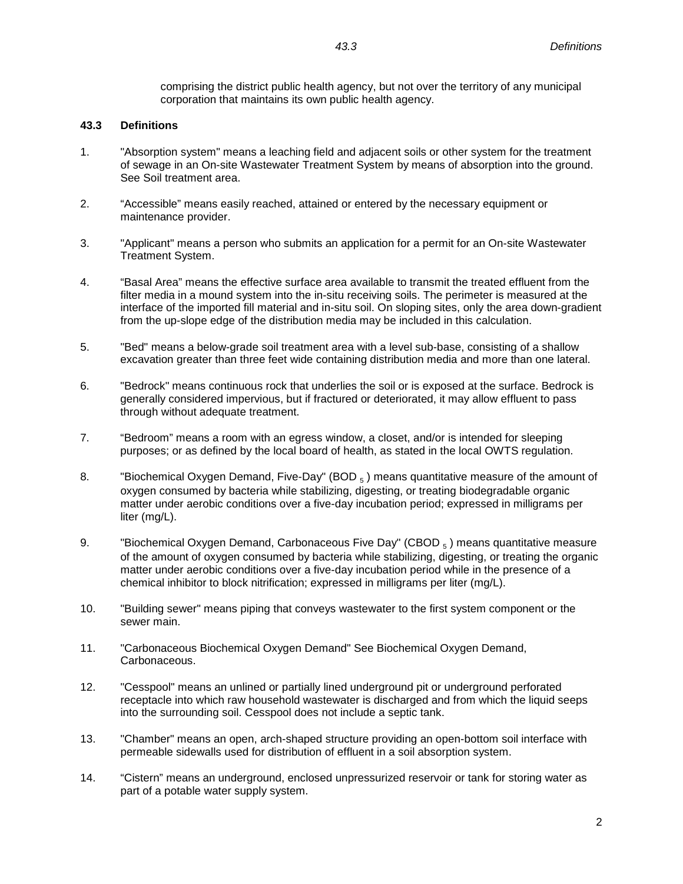comprising the district public health agency, but not over the territory of any municipal corporation that maintains its own public health agency.

### 43.3 Definitions

1. "Absorption system" means a leaching field and adjacent soils or other system for the treatment of sewage in an On-site Wastewater Treatment System by means of absorption into the ground. See Soil treatment area.

2. "Accessible" means easily reached, attained or entered by the necessary equipment or maintenance provider.

3. "Applicant" means a person who submits an application for a permit for an On-site Wastewater Treatment System.

4. "Basal Area" means the effective surface area available to transmit the treated effluent from the filter media in a mound system into the in-situ receiving soils. The perimeter is measured at the interface of the imported fill material and in-situ soil. On sloping sites, only the area down-gradient from the up-slope edge of the distribution media may be included in this calculation.

5. "Bed" means a below-grade soil treatment area with a level sub-base, consisting of a shallow excavation greater than three feet wide containing distribution media and more than one lateral.

6. "Bedrock" means continuous rock that underlies the soil or is exposed at the surface. Bedrock is generally considered impervious, but if fractured or deteriorated, it may allow effluent to pass through without adequate treatment.

7. "Bedroom" means a room with an egress window, a closet, and/or is intended for sleeping purposes; or as defined by the local board of health, as stated in the local OWTS regulation.

8. "Biochemical Oxygen Demand, Five-Day" ($BOD_5$) means quantitative measure of the amount of oxygen consumed by bacteria while stabilizing, digesting, or treating biodegradable organic matter under aerobic conditions over a five-day incubation period; expressed in milligrams per liter (mg/L).

9. "Biochemical Oxygen Demand, Carbonaceous Five Day" ($CBOD_5$) means quantitative measure of the amount of oxygen consumed by bacteria while stabilizing, digesting, or treating the organic matter under aerobic conditions over a five-day incubation period while in the presence of a chemical inhibitor to block nitrification; expressed in milligrams per liter (mg/L).

10. "Building sewer" means piping that conveys wastewater to the first system component or the sewer main.

11. "Carbonaceous Biochemical Oxygen Demand" See Biochemical Oxygen Demand, Carbonaceous.

12. "Cesspool" means an unlined or partially lined underground pit or underground perforated receptacle into which raw household wastewater is discharged and from which the liquid seeps into the surrounding soil. Cesspool does not include a septic tank.

13. "Chamber" means an open, arch-shaped structure providing an open-bottom soil interface with permeable sidewalls used for distribution of effluent in a soil absorption system.

14. "Cistern" means an underground, enclosed unpressurized reservoir or tank for storing water as part of a potable water supply system.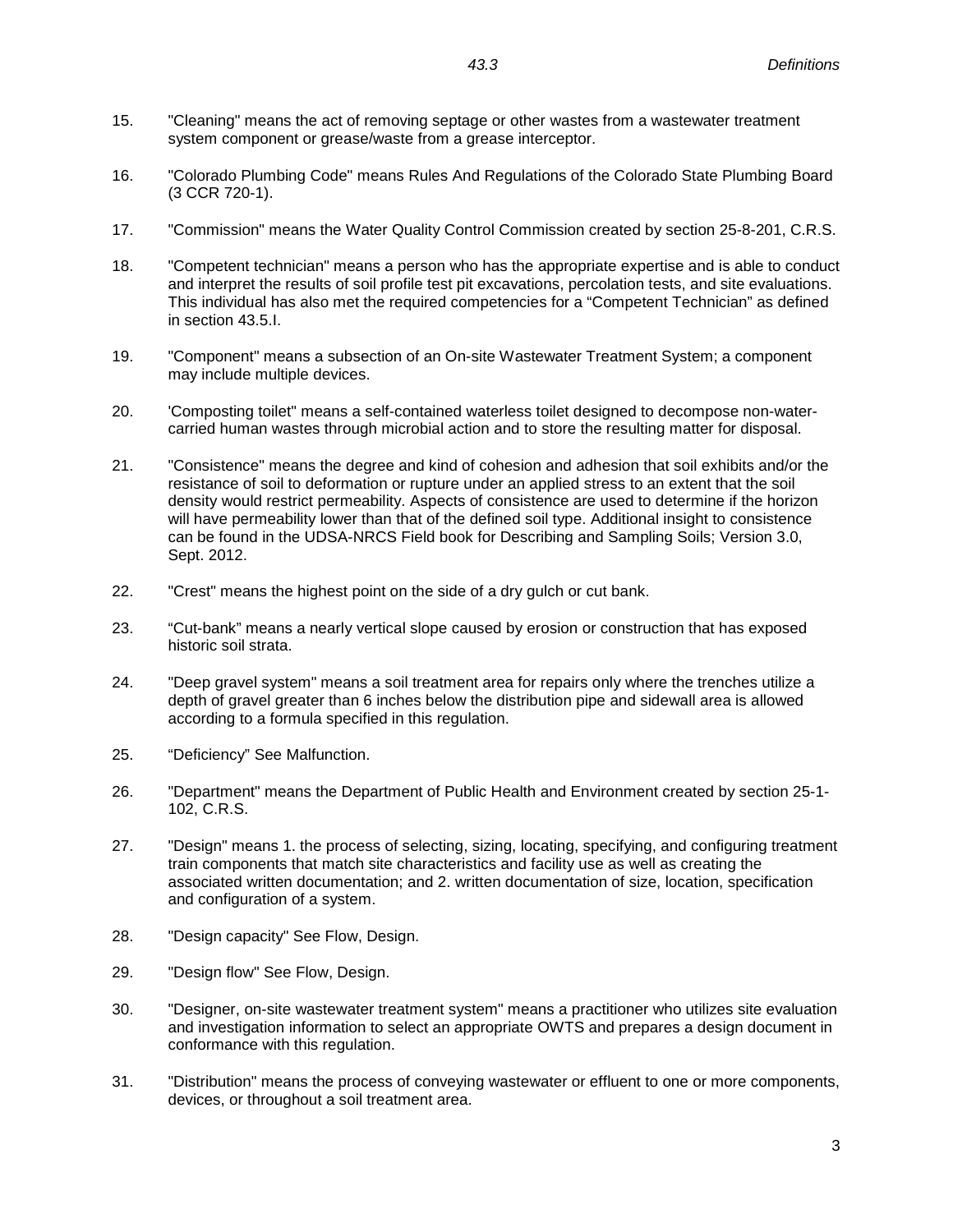15. "Cleaning" means the act of removing septage or other wastes from a wastewater treatment system component or grease/waste from a grease interceptor.

16. "Colorado Plumbing Code" means Rules And Regulations of the Colorado State Plumbing Board (3 CCR 720-1).

17. "Commission" means the Water Quality Control Commission created by section 25-8-201, C.R.S.

18. "Competent technician" means a person who has the appropriate expertise and is able to conduct and interpret the results of soil profile test pit excavations, percolation tests, and site evaluations. This individual has also met the required competencies for a "Competent Technician" as defined in section 43.5.I.

19. "Component" means a subsection of an On-site Wastewater Treatment System; a component may include multiple devices.

20. 'Composting toilet" means a self-contained waterless toilet designed to decompose non-water-carried human wastes through microbial action and to store the resulting matter for disposal.

21. "Consistence" means the degree and kind of cohesion and adhesion that soil exhibits and/or the resistance of soil to deformation or rupture under an applied stress to an extent that the soil density would restrict permeability. Aspects of consistence are used to determine if the horizon will have permeability lower than that of the defined soil type. Additional insight to consistence can be found in the UDSA-NRCS Field book for Describing and Sampling Soils; Version 3.0, Sept. 2012.

22. "Crest" means the highest point on the side of a dry gulch or cut bank.

23. "Cut-bank" means a nearly vertical slope caused by erosion or construction that has exposed historic soil strata.

24. "Deep gravel system" means a soil treatment area for repairs only where the trenches utilize a depth of gravel greater than 6 inches below the distribution pipe and sidewall area is allowed according to a formula specified in this regulation.

25. "Deficiency" See Malfunction.

26. "Department" means the Department of Public Health and Environment created by section 25-1-102, C.R.S.

27. "Design" means 1. the process of selecting, sizing, locating, specifying, and configuring treatment train components that match site characteristics and facility use as well as creating the associated written documentation; and 2. written documentation of size, location, specification and configuration of a system.

28. "Design capacity" See Flow, Design.

29. "Design flow" See Flow, Design.

30. "Designer, on-site wastewater treatment system" means a practitioner who utilizes site evaluation and investigation information to select an appropriate OWTS and prepares a design document in conformance with this regulation.

31. "Distribution" means the process of conveying wastewater or effluent to one or more components, devices, or throughout a soil treatment area.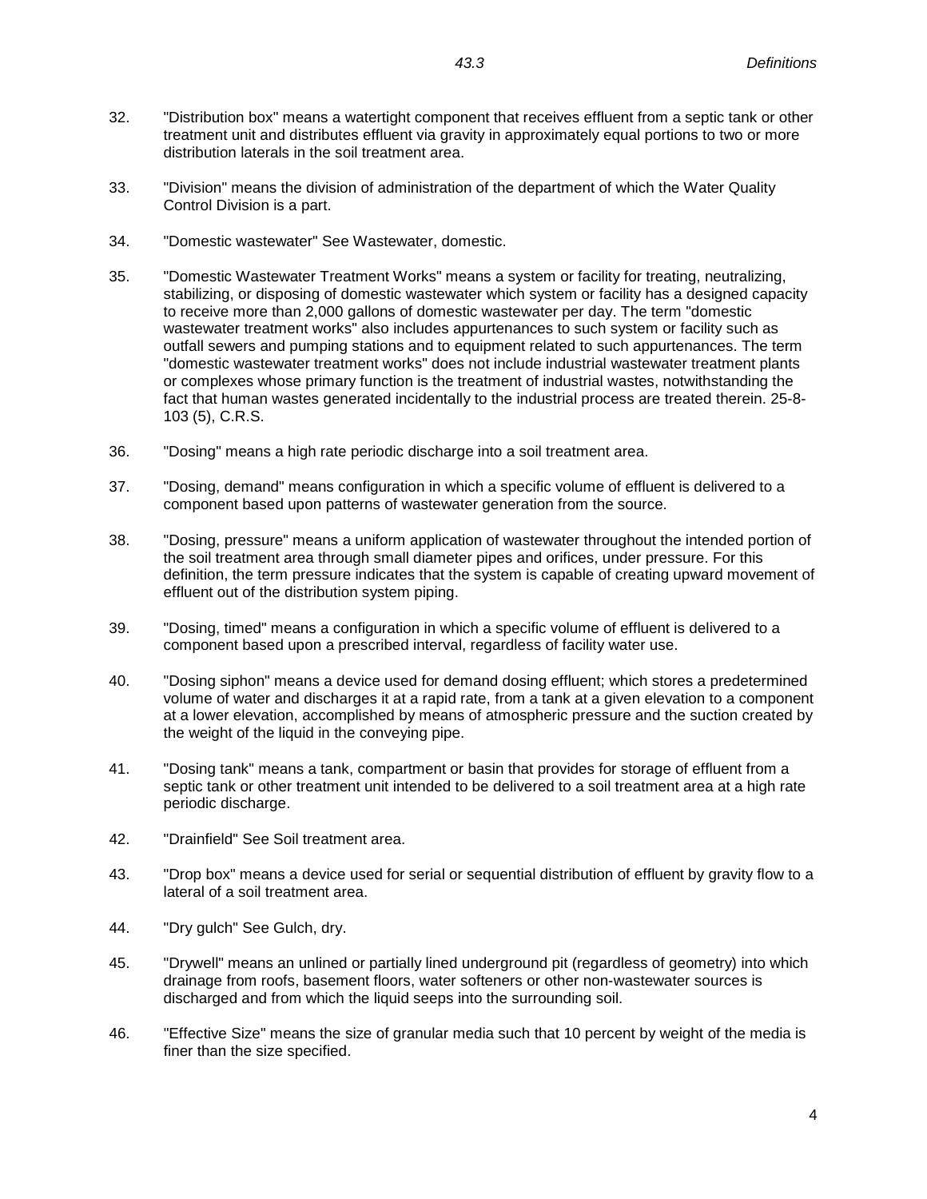32. "Distribution box" means a watertight component that receives effluent from a septic tank or other treatment unit and distributes effluent via gravity in approximately equal portions to two or more distribution laterals in the soil treatment area.

33. "Division" means the division of administration of the department of which the Water Quality Control Division is a part.

34. "Domestic wastewater" See Wastewater, domestic.

35. "Domestic Wastewater Treatment Works" means a system or facility for treating, neutralizing, stabilizing, or disposing of domestic wastewater which system or facility has a designed capacity to receive more than 2,000 gallons of domestic wastewater per day. The term "domestic wastewater treatment works" also includes appurtenances to such system or facility such as outfall sewers and pumping stations and to equipment related to such appurtenances. The term "domestic wastewater treatment works" does not include industrial wastewater treatment plants or complexes whose primary function is the treatment of industrial wastes, notwithstanding the fact that human wastes generated incidentally to the industrial process are treated therein. 25-8-103 (5), C.R.S.

36. "Dosing" means a high rate periodic discharge into a soil treatment area.

37. "Dosing, demand" means configuration in which a specific volume of effluent is delivered to a component based upon patterns of wastewater generation from the source.

38. "Dosing, pressure" means a uniform application of wastewater throughout the intended portion of the soil treatment area through small diameter pipes and orifices, under pressure. For this definition, the term pressure indicates that the system is capable of creating upward movement of effluent out of the distribution system piping.

39. "Dosing, timed" means a configuration in which a specific volume of effluent is delivered to a component based upon a prescribed interval, regardless of facility water use.

40. "Dosing siphon" means a device used for demand dosing effluent; which stores a predetermined volume of water and discharges it at a rapid rate, from a tank at a given elevation to a component at a lower elevation, accomplished by means of atmospheric pressure and the suction created by the weight of the liquid in the conveying pipe.

41. "Dosing tank" means a tank, compartment or basin that provides for storage of effluent from a septic tank or other treatment unit intended to be delivered to a soil treatment area at a high rate periodic discharge.

42. "Drainfield" See Soil treatment area.

43. "Drop box" means a device used for serial or sequential distribution of effluent by gravity flow to a lateral of a soil treatment area.

44. "Dry gulch" See Gulch, dry.

45. "Drywell" means an unlined or partially lined underground pit (regardless of geometry) into which drainage from roofs, basement floors, water softeners or other non-wastewater sources is discharged and from which the liquid seeps into the surrounding soil.

46. "Effective Size" means the size of granular media such that 10 percent by weight of the media is finer than the size specified.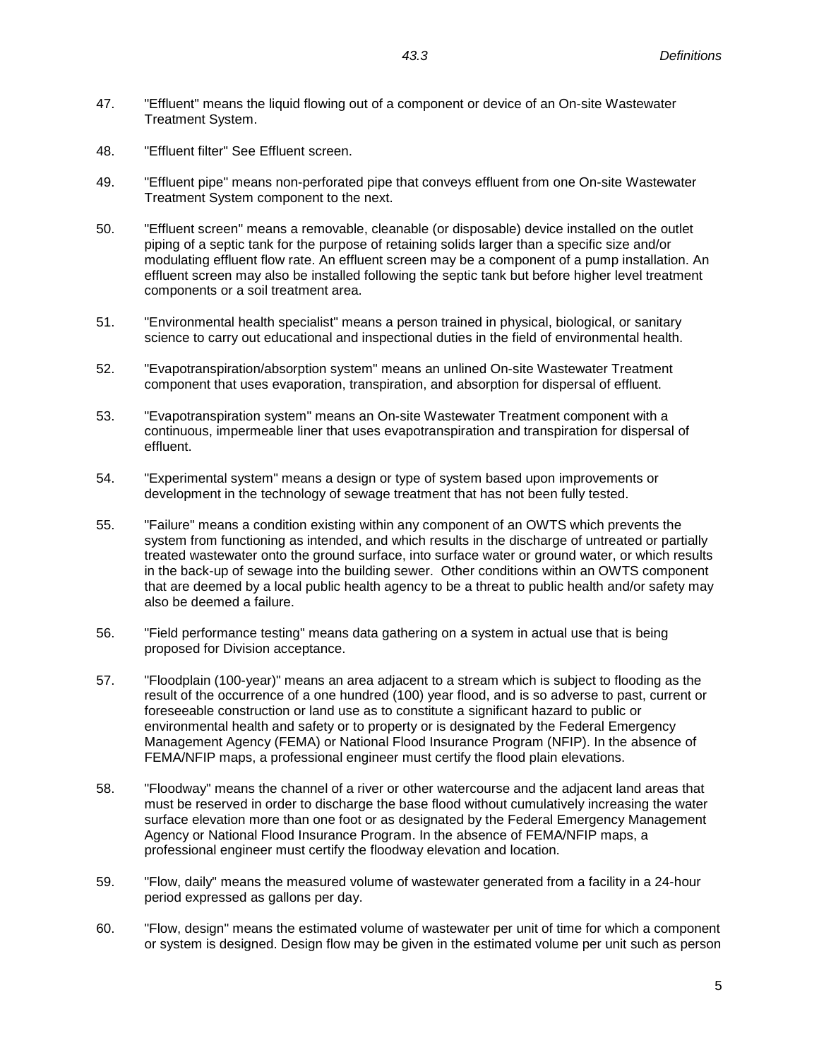47. "Effluent" means the liquid flowing out of a component or device of an On-site Wastewater Treatment System.

48. "Effluent filter" See Effluent screen.

49. "Effluent pipe" means non-perforated pipe that conveys effluent from one On-site Wastewater Treatment System component to the next.

50. "Effluent screen" means a removable, cleanable (or disposable) device installed on the outlet piping of a septic tank for the purpose of retaining solids larger than a specific size and/or modulating effluent flow rate. An effluent screen may be a component of a pump installation. An effluent screen may also be installed following the septic tank but before higher level treatment components or a soil treatment area.

51. "Environmental health specialist" means a person trained in physical, biological, or sanitary science to carry out educational and inspectional duties in the field of environmental health.

52. "Evapotranspiration/absorption system" means an unlined On-site Wastewater Treatment component that uses evaporation, transpiration, and absorption for dispersal of effluent.

53. "Evapotranspiration system" means an On-site Wastewater Treatment component with a continuous, impermeable liner that uses evapotranspiration and transpiration for dispersal of effluent.

54. "Experimental system" means a design or type of system based upon improvements or development in the technology of sewage treatment that has not been fully tested.

55. "Failure" means a condition existing within any component of an OWTS which prevents the system from functioning as intended, and which results in the discharge of untreated or partially treated wastewater onto the ground surface, into surface water or ground water, or which results in the back-up of sewage into the building sewer. Other conditions within an OWTS component that are deemed by a local public health agency to be a threat to public health and/or safety may also be deemed a failure.

56. "Field performance testing" means data gathering on a system in actual use that is being proposed for Division acceptance.

57. "Floodplain (100-year)" means an area adjacent to a stream which is subject to flooding as the result of the occurrence of a one hundred (100) year flood, and is so adverse to past, current or foreseeable construction or land use as to constitute a significant hazard to public or environmental health and safety or to property or is designated by the Federal Emergency Management Agency (FEMA) or National Flood Insurance Program (NFIP). In the absence of FEMA/NFIP maps, a professional engineer must certify the flood plain elevations.

58. "Floodway" means the channel of a river or other watercourse and the adjacent land areas that must be reserved in order to discharge the base flood without cumulatively increasing the water surface elevation more than one foot or as designated by the Federal Emergency Management Agency or National Flood Insurance Program. In the absence of FEMA/NFIP maps, a professional engineer must certify the floodway elevation and location.

59. "Flow, daily" means the measured volume of wastewater generated from a facility in a 24-hour period expressed as gallons per day.

60. "Flow, design" means the estimated volume of wastewater per unit of time for which a component or system is designed. Design flow may be given in the estimated volume per unit such as person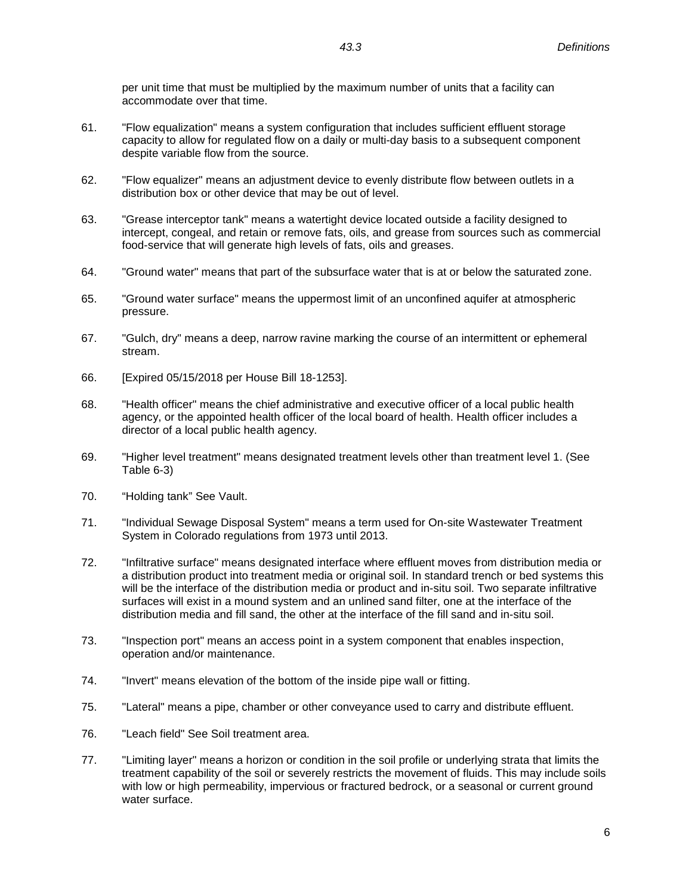per unit time that must be multiplied by the maximum number of units that a facility can accommodate over that time.

61. "Flow equalization" means a system configuration that includes sufficient effluent storage capacity to allow for regulated flow on a daily or multi-day basis to a subsequent component despite variable flow from the source.

62. "Flow equalizer" means an adjustment device to evenly distribute flow between outlets in a distribution box or other device that may be out of level.

63. "Grease interceptor tank" means a watertight device located outside a facility designed to intercept, congeal, and retain or remove fats, oils, and grease from sources such as commercial food-service that will generate high levels of fats, oils and greases.

64. "Ground water" means that part of the subsurface water that is at or below the saturated zone.

65. "Ground water surface" means the uppermost limit of an unconfined aquifer at atmospheric pressure.

67. "Gulch, dry" means a deep, narrow ravine marking the course of an intermittent or ephemeral stream.

66. [Expired 05/15/2018 per House Bill 18-1253].

68. "Health officer" means the chief administrative and executive officer of a local public health agency, or the appointed health officer of the local board of health. Health officer includes a director of a local public health agency.

69. "Higher level treatment" means designated treatment levels other than treatment level 1. (See Table 6-3)

70. "Holding tank" See Vault.

71. "Individual Sewage Disposal System" means a term used for On-site Wastewater Treatment System in Colorado regulations from 1973 until 2013.

72. "Infiltrative surface" means designated interface where effluent moves from distribution media or a distribution product into treatment media or original soil. In standard trench or bed systems this will be the interface of the distribution media or product and in-situ soil. Two separate infiltrative surfaces will exist in a mound system and an unlined sand filter, one at the interface of the distribution media and fill sand, the other at the interface of the fill sand and in-situ soil.

73. "Inspection port" means an access point in a system component that enables inspection, operation and/or maintenance.

74. "Invert" means elevation of the bottom of the inside pipe wall or fitting.

75. "Lateral" means a pipe, chamber or other conveyance used to carry and distribute effluent.

76. "Leach field" See Soil treatment area.

77. "Limiting layer" means a horizon or condition in the soil profile or underlying strata that limits the treatment capability of the soil or severely restricts the movement of fluids. This may include soils with low or high permeability, impervious or fractured bedrock, or a seasonal or current ground water surface.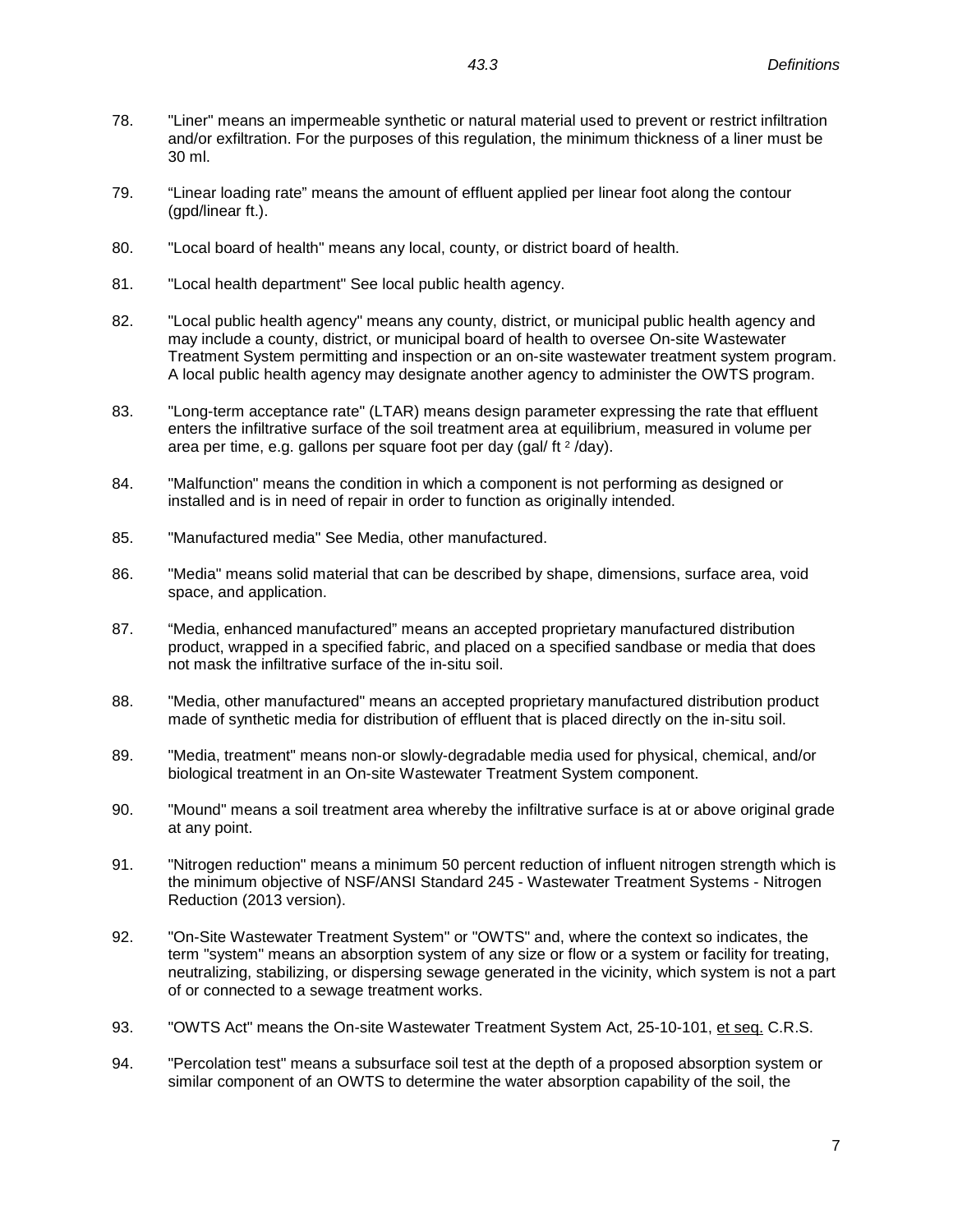78. "Liner" means an impermeable synthetic or natural material used to prevent or restrict infiltration and/or exfiltration. For the purposes of this regulation, the minimum thickness of a liner must be 30 ml.

79. “Linear loading rate” means the amount of effluent applied per linear foot along the contour (gpd/linear ft.).

80. "Local board of health" means any local, county, or district board of health.

81. "Local health department" See local public health agency.

82. "Local public health agency" means any county, district, or municipal public health agency and may include a county, district, or municipal board of health to oversee On-site Wastewater Treatment System permitting and inspection or an on-site wastewater treatment system program. A local public health agency may designate another agency to administer the OWTS program.

83. "Long-term acceptance rate" (LTAR) means design parameter expressing the rate that effluent enters the infiltrative surface of the soil treatment area at equilibrium, measured in volume per area per time, e.g. gallons per square foot per day (gal/ $ft^2$ /day).

84. "Malfunction" means the condition in which a component is not performing as designed or installed and is in need of repair in order to function as originally intended.

85. "Manufactured media" See Media, other manufactured.

86. "Media" means solid material that can be described by shape, dimensions, surface area, void space, and application.

87. “Media, enhanced manufactured” means an accepted proprietary manufactured distribution product, wrapped in a specified fabric, and placed on a specified sandbase or media that does not mask the infiltrative surface of the in-situ soil.

88. "Media, other manufactured" means an accepted proprietary manufactured distribution product made of synthetic media for distribution of effluent that is placed directly on the in-situ soil.

89. "Media, treatment" means non-or slowly-degradable media used for physical, chemical, and/or biological treatment in an On-site Wastewater Treatment System component.

90. "Mound" means a soil treatment area whereby the infiltrative surface is at or above original grade at any point.

91. "Nitrogen reduction" means a minimum 50 percent reduction of influent nitrogen strength which is the minimum objective of NSF/ANSI Standard 245 - Wastewater Treatment Systems - Nitrogen Reduction (2013 version).

92. "On-Site Wastewater Treatment System" or "OWTS" and, where the context so indicates, the term "system" means an absorption system of any size or flow or a system or facility for treating, neutralizing, stabilizing, or dispersing sewage generated in the vicinity, which system is not a part of or connected to a sewage treatment works.

93. "OWTS Act" means the On-site Wastewater Treatment System Act, 25-10-101, et seq. C.R.S.

94. "Percolation test" means a subsurface soil test at the depth of a proposed absorption system or similar component of an OWTS to determine the water absorption capability of the soil, the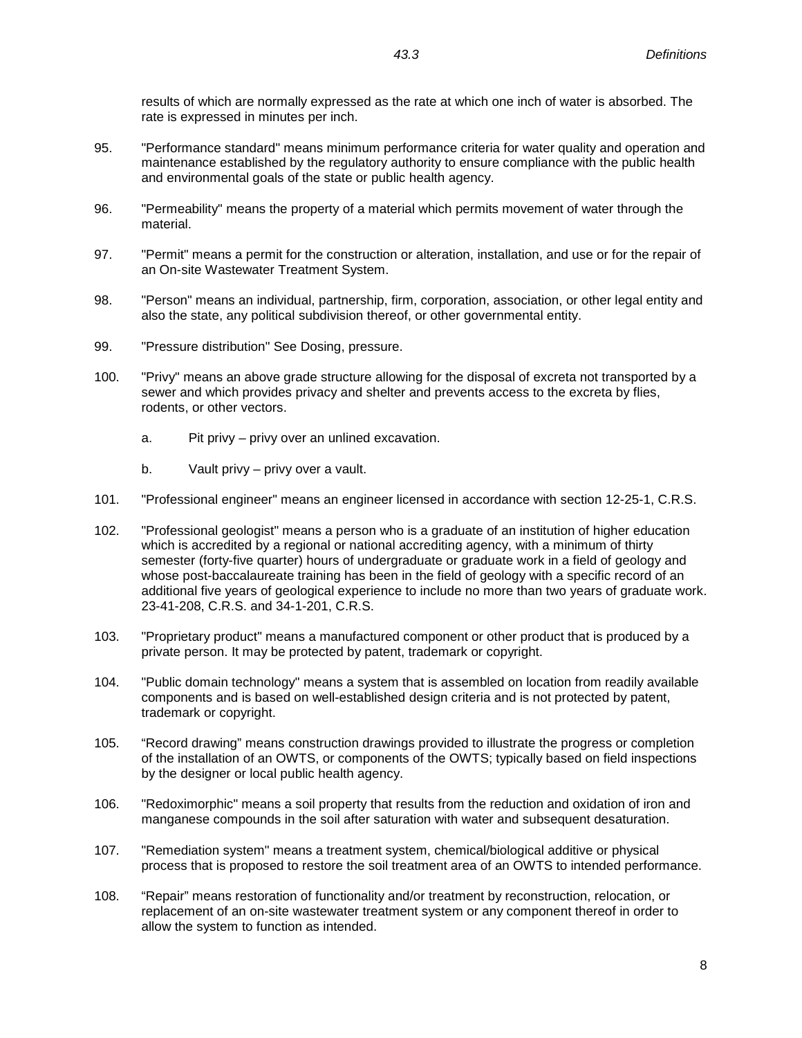results of which are normally expressed as the rate at which one inch of water is absorbed. The rate is expressed in minutes per inch.

95. "Performance standard" means minimum performance criteria for water quality and operation and maintenance established by the regulatory authority to ensure compliance with the public health and environmental goals of the state or public health agency.

96. "Permeability" means the property of a material which permits movement of water through the material.

97. "Permit" means a permit for the construction or alteration, installation, and use or for the repair of an On-site Wastewater Treatment System.

98. "Person" means an individual, partnership, firm, corporation, association, or other legal entity and also the state, any political subdivision thereof, or other governmental entity.

99. "Pressure distribution" See Dosing, pressure.

100. "Privy" means an above grade structure allowing for the disposal of excreta not transported by a sewer and which provides privacy and shelter and prevents access to the excreta by flies, rodents, or other vectors.

    a. Pit privy – privy over an unlined excavation.

    b. Vault privy – privy over a vault.

101. "Professional engineer" means an engineer licensed in accordance with section 12-25-1, C.R.S.

102. "Professional geologist" means a person who is a graduate of an institution of higher education which is accredited by a regional or national accrediting agency, with a minimum of thirty semester (forty-five quarter) hours of undergraduate or graduate work in a field of geology and whose post-baccalaureate training has been in the field of geology with a specific record of an additional five years of geological experience to include no more than two years of graduate work. 23-41-208, C.R.S. and 34-1-201, C.R.S.

103. "Proprietary product" means a manufactured component or other product that is produced by a private person. It may be protected by patent, trademark or copyright.

104. "Public domain technology" means a system that is assembled on location from readily available components and is based on well-established design criteria and is not protected by patent, trademark or copyright.

105. "Record drawing" means construction drawings provided to illustrate the progress or completion of the installation of an OWTS, or components of the OWTS; typically based on field inspections by the designer or local public health agency.

106. "Redoximorphic" means a soil property that results from the reduction and oxidation of iron and manganese compounds in the soil after saturation with water and subsequent desaturation.

107. "Remediation system" means a treatment system, chemical/biological additive or physical process that is proposed to restore the soil treatment area of an OWTS to intended performance.

108. "Repair" means restoration of functionality and/or treatment by reconstruction, relocation, or replacement of an on-site wastewater treatment system or any component thereof in order to allow the system to function as intended.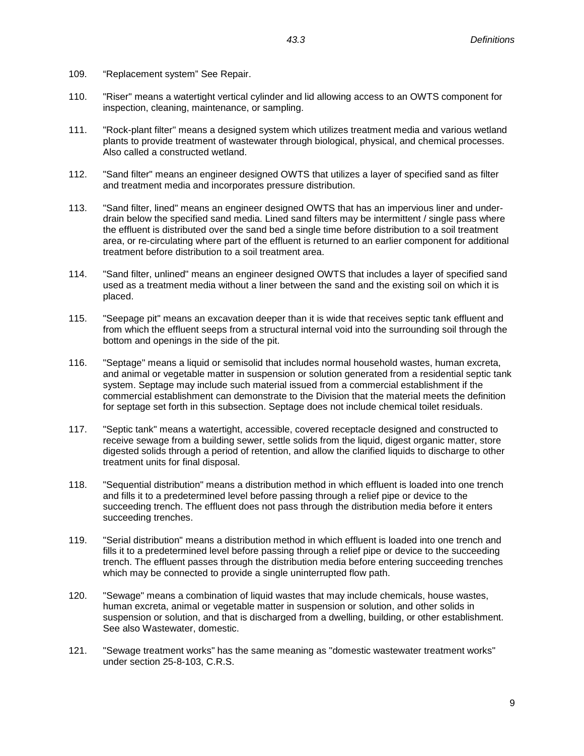109. “Replacement system” See Repair.

110. "Riser" means a watertight vertical cylinder and lid allowing access to an OWTS component for inspection, cleaning, maintenance, or sampling.

111. "Rock-plant filter" means a designed system which utilizes treatment media and various wetland plants to provide treatment of wastewater through biological, physical, and chemical processes. Also called a constructed wetland.

112. "Sand filter" means an engineer designed OWTS that utilizes a layer of specified sand as filter and treatment media and incorporates pressure distribution.

113. "Sand filter, lined" means an engineer designed OWTS that has an impervious liner and under-drain below the specified sand media. Lined sand filters may be intermittent / single pass where the effluent is distributed over the sand bed a single time before distribution to a soil treatment area, or re-circulating where part of the effluent is returned to an earlier component for additional treatment before distribution to a soil treatment area.

114. "Sand filter, unlined" means an engineer designed OWTS that includes a layer of specified sand used as a treatment media without a liner between the sand and the existing soil on which it is placed.

115. "Seepage pit" means an excavation deeper than it is wide that receives septic tank effluent and from which the effluent seeps from a structural internal void into the surrounding soil through the bottom and openings in the side of the pit.

116. "Septage" means a liquid or semisolid that includes normal household wastes, human excreta, and animal or vegetable matter in suspension or solution generated from a residential septic tank system. Septage may include such material issued from a commercial establishment if the commercial establishment can demonstrate to the Division that the material meets the definition for septage set forth in this subsection. Septage does not include chemical toilet residuals.

117. "Septic tank" means a watertight, accessible, covered receptacle designed and constructed to receive sewage from a building sewer, settle solids from the liquid, digest organic matter, store digested solids through a period of retention, and allow the clarified liquids to discharge to other treatment units for final disposal.

118. "Sequential distribution" means a distribution method in which effluent is loaded into one trench and fills it to a predetermined level before passing through a relief pipe or device to the succeeding trench. The effluent does not pass through the distribution media before it enters succeeding trenches.

119. "Serial distribution" means a distribution method in which effluent is loaded into one trench and fills it to a predetermined level before passing through a relief pipe or device to the succeeding trench. The effluent passes through the distribution media before entering succeeding trenches which may be connected to provide a single uninterrupted flow path.

120. "Sewage" means a combination of liquid wastes that may include chemicals, house wastes, human excreta, animal or vegetable matter in suspension or solution, and other solids in suspension or solution, and that is discharged from a dwelling, building, or other establishment. See also Wastewater, domestic.

121. "Sewage treatment works" has the same meaning as "domestic wastewater treatment works" under section 25-8-103, C.R.S.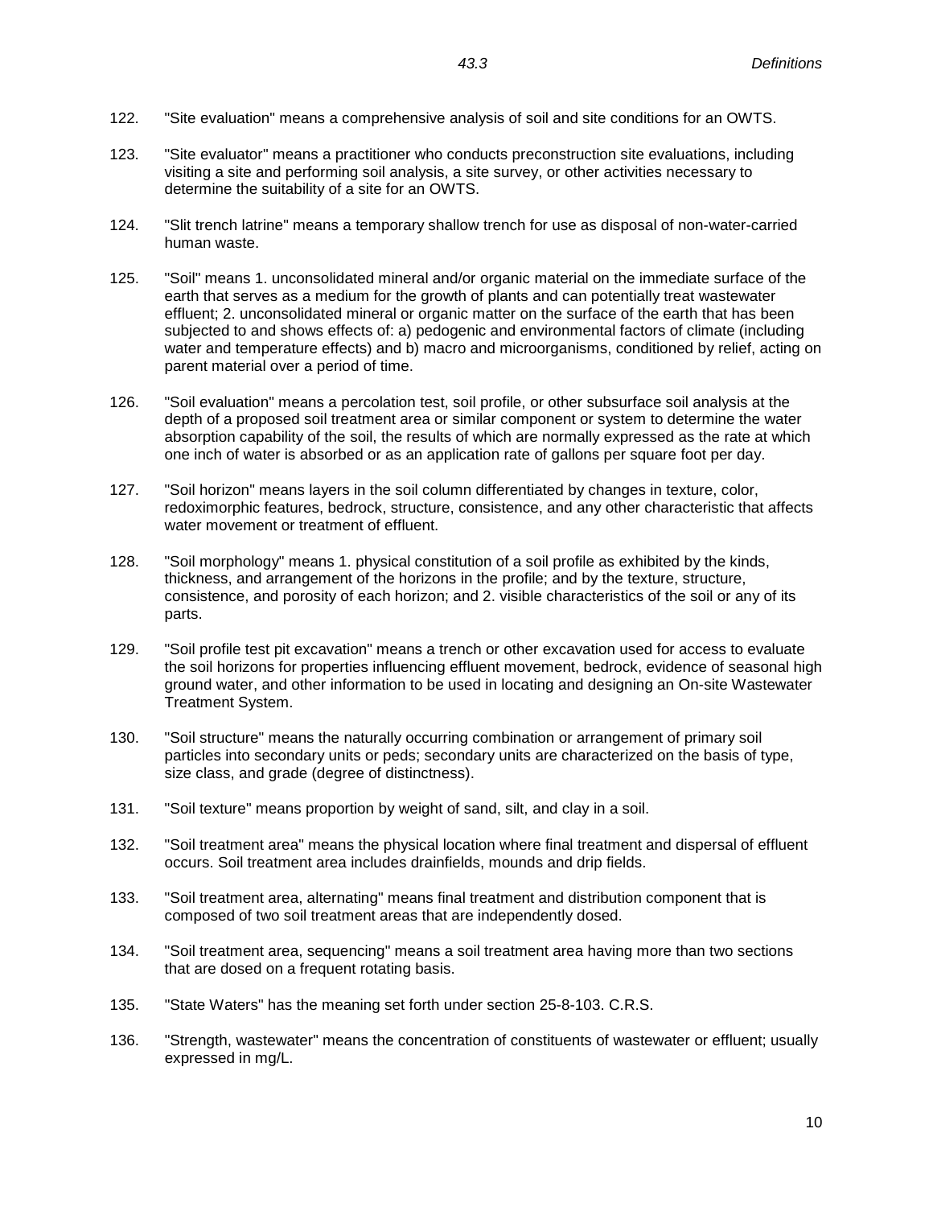122. "Site evaluation" means a comprehensive analysis of soil and site conditions for an OWTS.

123. "Site evaluator" means a practitioner who conducts preconstruction site evaluations, including visiting a site and performing soil analysis, a site survey, or other activities necessary to determine the suitability of a site for an OWTS.

124. "Slit trench latrine" means a temporary shallow trench for use as disposal of non-water-carried human waste.

125. "Soil" means 1. unconsolidated mineral and/or organic material on the immediate surface of the earth that serves as a medium for the growth of plants and can potentially treat wastewater effluent; 2. unconsolidated mineral or organic matter on the surface of the earth that has been subjected to and shows effects of: a) pedogenic and environmental factors of climate (including water and temperature effects) and b) macro and microorganisms, conditioned by relief, acting on parent material over a period of time.

126. "Soil evaluation" means a percolation test, soil profile, or other subsurface soil analysis at the depth of a proposed soil treatment area or similar component or system to determine the water absorption capability of the soil, the results of which are normally expressed as the rate at which one inch of water is absorbed or as an application rate of gallons per square foot per day.

127. "Soil horizon" means layers in the soil column differentiated by changes in texture, color, redoximorphic features, bedrock, structure, consistence, and any other characteristic that affects water movement or treatment of effluent.

128. "Soil morphology" means 1. physical constitution of a soil profile as exhibited by the kinds, thickness, and arrangement of the horizons in the profile; and by the texture, structure, consistence, and porosity of each horizon; and 2. visible characteristics of the soil or any of its parts.

129. "Soil profile test pit excavation" means a trench or other excavation used for access to evaluate the soil horizons for properties influencing effluent movement, bedrock, evidence of seasonal high ground water, and other information to be used in locating and designing an On-site Wastewater Treatment System.

130. "Soil structure" means the naturally occurring combination or arrangement of primary soil particles into secondary units or peds; secondary units are characterized on the basis of type, size class, and grade (degree of distinctness).

131. "Soil texture" means proportion by weight of sand, silt, and clay in a soil.

132. "Soil treatment area" means the physical location where final treatment and dispersal of effluent occurs. Soil treatment area includes drainfields, mounds and drip fields.

133. "Soil treatment area, alternating" means final treatment and distribution component that is composed of two soil treatment areas that are independently dosed.

134. "Soil treatment area, sequencing" means a soil treatment area having more than two sections that are dosed on a frequent rotating basis.

135. "State Waters" has the meaning set forth under section 25-8-103. C.R.S.

136. "Strength, wastewater" means the concentration of constituents of wastewater or effluent; usually expressed in mg/L.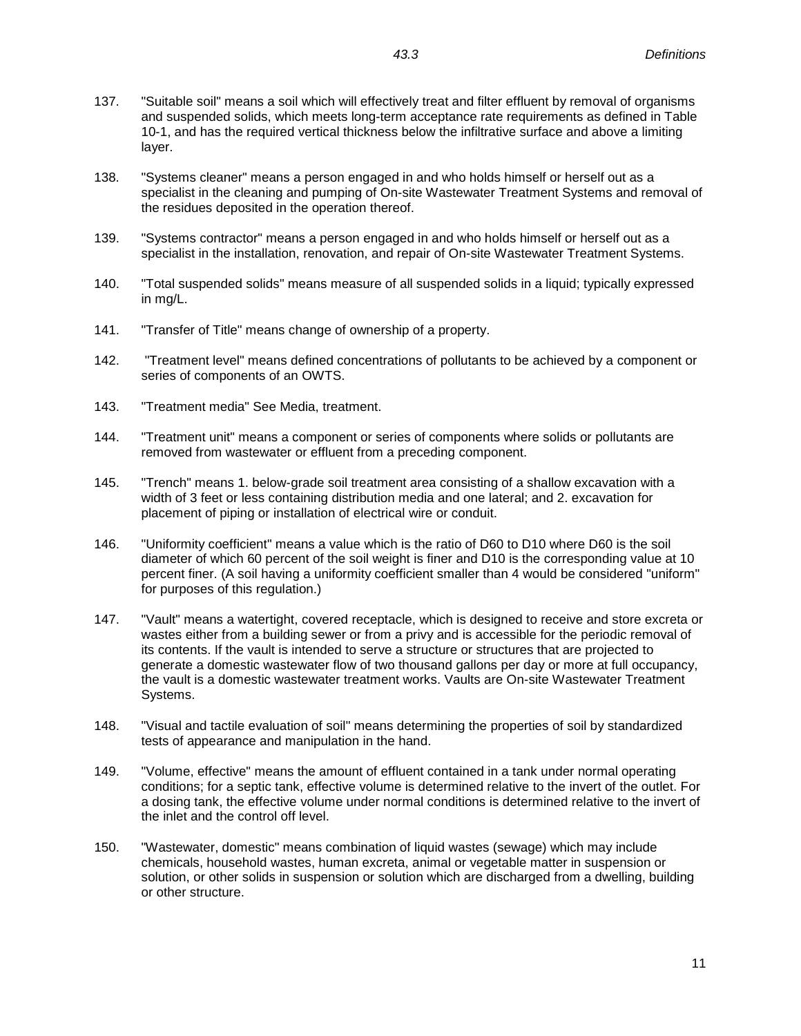137. "Suitable soil" means a soil which will effectively treat and filter effluent by removal of organisms and suspended solids, which meets long-term acceptance rate requirements as defined in Table 10-1, and has the required vertical thickness below the infiltrative surface and above a limiting layer.

138. "Systems cleaner" means a person engaged in and who holds himself or herself out as a specialist in the cleaning and pumping of On-site Wastewater Treatment Systems and removal of the residues deposited in the operation thereof.

139. "Systems contractor" means a person engaged in and who holds himself or herself out as a specialist in the installation, renovation, and repair of On-site Wastewater Treatment Systems.

140. "Total suspended solids" means measure of all suspended solids in a liquid; typically expressed in mg/L.

141. "Transfer of Title" means change of ownership of a property.

142. "Treatment level" means defined concentrations of pollutants to be achieved by a component or series of components of an OWTS.

143. "Treatment media" See Media, treatment.

144. "Treatment unit" means a component or series of components where solids or pollutants are removed from wastewater or effluent from a preceding component.

145. "Trench" means 1. below-grade soil treatment area consisting of a shallow excavation with a width of 3 feet or less containing distribution media and one lateral; and 2. excavation for placement of piping or installation of electrical wire or conduit.

146. "Uniformity coefficient" means a value which is the ratio of D60 to D10 where D60 is the soil diameter of which 60 percent of the soil weight is finer and D10 is the corresponding value at 10 percent finer. (A soil having a uniformity coefficient smaller than 4 would be considered "uniform" for purposes of this regulation.)

147. "Vault" means a watertight, covered receptacle, which is designed to receive and store excreta or wastes either from a building sewer or from a privy and is accessible for the periodic removal of its contents. If the vault is intended to serve a structure or structures that are projected to generate a domestic wastewater flow of two thousand gallons per day or more at full occupancy, the vault is a domestic wastewater treatment works. Vaults are On-site Wastewater Treatment Systems.

148. "Visual and tactile evaluation of soil" means determining the properties of soil by standardized tests of appearance and manipulation in the hand.

149. "Volume, effective" means the amount of effluent contained in a tank under normal operating conditions; for a septic tank, effective volume is determined relative to the invert of the outlet. For a dosing tank, the effective volume under normal conditions is determined relative to the invert of the inlet and the control off level.

150. "Wastewater, domestic" means combination of liquid wastes (sewage) which may include chemicals, household wastes, human excreta, animal or vegetable matter in suspension or solution, or other solids in suspension or solution which are discharged from a dwelling, building or other structure.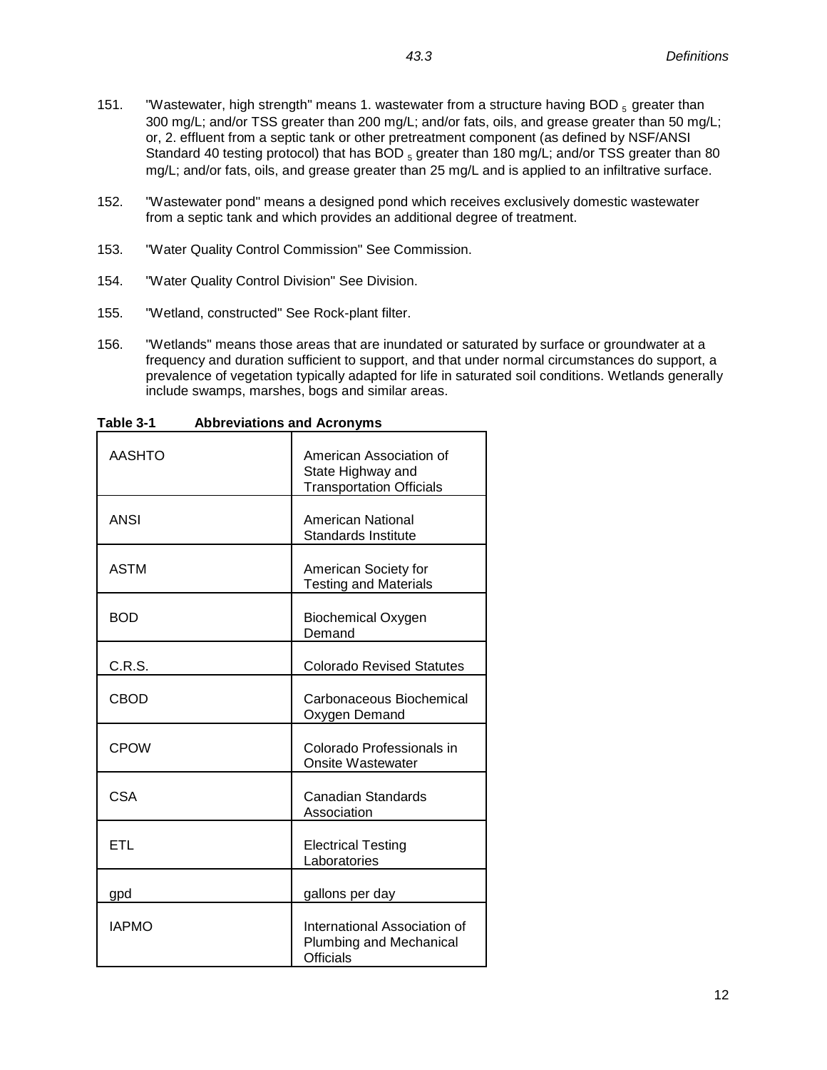151. "Wastewater, high strength" means 1. wastewater from a structure having $BOD_5$ greater than 300 mg/L; and/or TSS greater than 200 mg/L; and/or fats, oils, and grease greater than 50 mg/L; or, 2. effluent from a septic tank or other pretreatment component (as defined by NSF/ANSI Standard 40 testing protocol) that has $BOD_5$ greater than 180 mg/L; and/or TSS greater than 80 mg/L; and/or fats, oils, and grease greater than 25 mg/L and is applied to an infiltrative surface.

152. "Wastewater pond" means a designed pond which receives exclusively domestic wastewater from a septic tank and which provides an additional degree of treatment.

153. "Water Quality Control Commission" See Commission.

154. "Water Quality Control Division" See Division.

155. "Wetland, constructed" See Rock-plant filter.

156. "Wetlands" means those areas that are inundated or saturated by surface or groundwater at a frequency and duration sufficient to support, and that under normal circumstances do support, a prevalence of vegetation typically adapted for life in saturated soil conditions. Wetlands generally include swamps, marshes, bogs and similar areas.

**Table 3-1 Abbreviations and Acronyms**

| | |
|---|---|
| AASHTO | American Association of State Highway and Transportation Officials |
| ANSI | American National Standards Institute |
| ASTM | American Society for Testing and Materials |
| BOD | Biochemical Oxygen Demand |
| C.R.S. | Colorado Revised Statutes |
| CBOD | Carbonaceous Biochemical Oxygen Demand |
| CPOW | Colorado Professionals in Onsite Wastewater |
| CSA | Canadian Standards Association |
| ETL | Electrical Testing Laboratories |
| gpd | gallons per day |
| IAPMO | International Association of Plumbing and Mechanical Officials |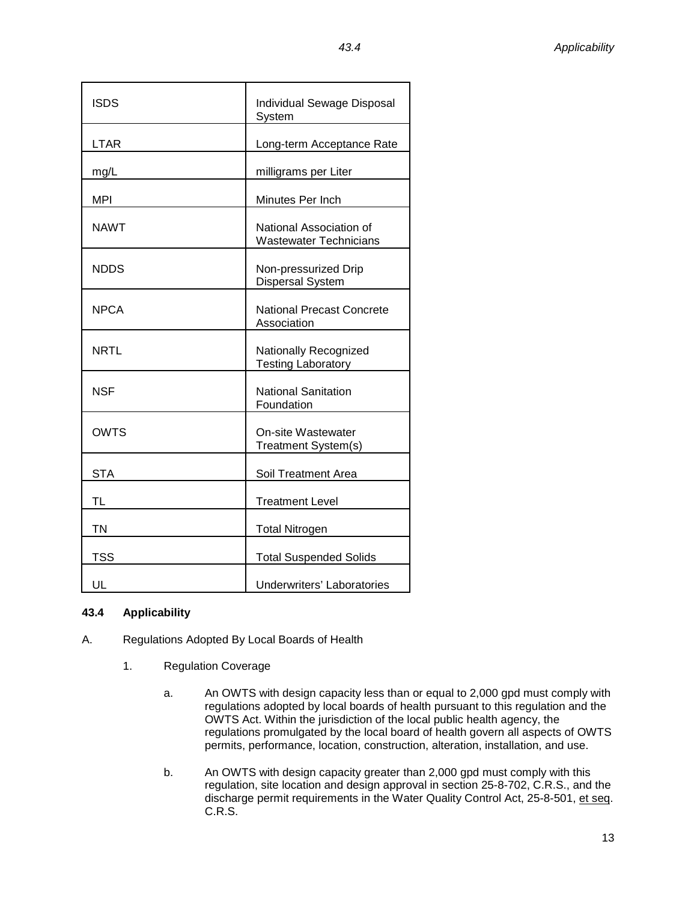| | |
|---|---|
| ISDS | Individual Sewage Disposal System |
| LTAR | Long-term Acceptance Rate |
| mg/L | milligrams per Liter |
| MPI | Minutes Per Inch |
| NAWT | National Association of Wastewater Technicians |
| NDDS | Non-pressurized Drip Dispersal System |
| NPCA | National Precast Concrete Association |
| NRTL | Nationally Recognized Testing Laboratory |
| NSF | National Sanitation Foundation |
| OWTS | On-site Wastewater Treatment System(s) |
| STA | Soil Treatment Area |
| TL | Treatment Level |
| TN | Total Nitrogen |
| TSS | Total Suspended Solids |
| UL | Underwriters' Laboratories |

### 43.4 Applicability

A. Regulations Adopted By Local Boards of Health

1. Regulation Coverage

   a. An OWTS with design capacity less than or equal to 2,000 gpd must comply with regulations adopted by local boards of health pursuant to this regulation and the OWTS Act. Within the jurisdiction of the local public health agency, the regulations promulgated by the local board of health govern all aspects of OWTS permits, performance, location, construction, alteration, installation, and use.

   b. An OWTS with design capacity greater than 2,000 gpd must comply with this regulation, site location and design approval in section 25-8-702, C.R.S., and the discharge permit requirements in the Water Quality Control Act, 25-8-501, et seq. C.R.S.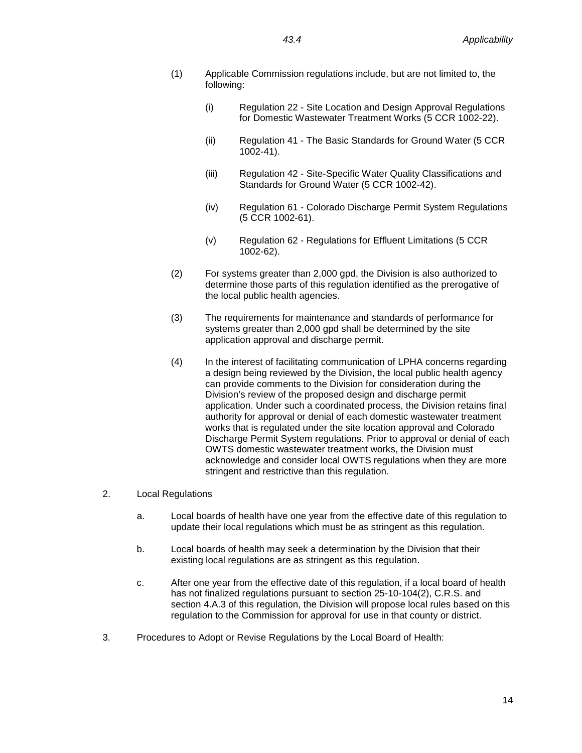(1) Applicable Commission regulations include, but are not limited to, the following:

   (i) Regulation 22 - Site Location and Design Approval Regulations for Domestic Wastewater Treatment Works (5 CCR 1002-22).

   (ii) Regulation 41 - The Basic Standards for Ground Water (5 CCR 1002-41).

   (iii) Regulation 42 - Site-Specific Water Quality Classifications and Standards for Ground Water (5 CCR 1002-42).

   (iv) Regulation 61 - Colorado Discharge Permit System Regulations (5 CCR 1002-61).

   (v) Regulation 62 - Regulations for Effluent Limitations (5 CCR 1002-62).

(2) For systems greater than 2,000 gpd, the Division is also authorized to determine those parts of this regulation identified as the prerogative of the local public health agencies.

(3) The requirements for maintenance and standards of performance for systems greater than 2,000 gpd shall be determined by the site application approval and discharge permit.

(4) In the interest of facilitating communication of LPHA concerns regarding a design being reviewed by the Division, the local public health agency can provide comments to the Division for consideration during the Division's review of the proposed design and discharge permit application. Under such a coordinated process, the Division retains final authority for approval or denial of each domestic wastewater treatment works that is regulated under the site location approval and Colorado Discharge Permit System regulations. Prior to approval or denial of each OWTS domestic wastewater treatment works, the Division must acknowledge and consider local OWTS regulations when they are more stringent and restrictive than this regulation.

2. Local Regulations

   a. Local boards of health have one year from the effective date of this regulation to update their local regulations which must be as stringent as this regulation.

   b. Local boards of health may seek a determination by the Division that their existing local regulations are as stringent as this regulation.

   c. After one year from the effective date of this regulation, if a local board of health has not finalized regulations pursuant to section 25-10-104(2), C.R.S. and section 4.A.3 of this regulation, the Division will propose local rules based on this regulation to the Commission for approval for use in that county or district.

3. Procedures to Adopt or Revise Regulations by the Local Board of Health: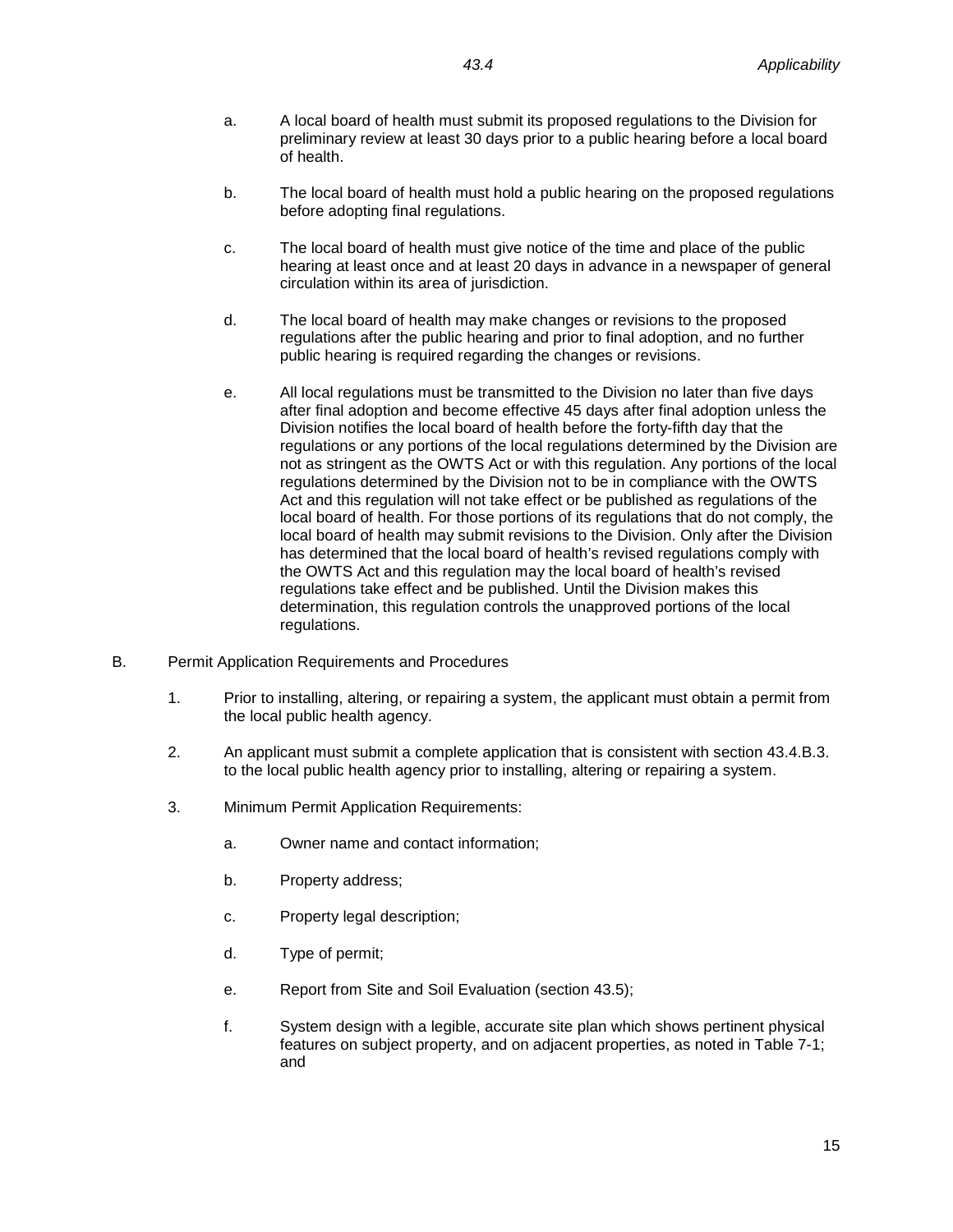a. A local board of health must submit its proposed regulations to the Division for preliminary review at least 30 days prior to a public hearing before a local board of health.

b. The local board of health must hold a public hearing on the proposed regulations before adopting final regulations.

c. The local board of health must give notice of the time and place of the public hearing at least once and at least 20 days in advance in a newspaper of general circulation within its area of jurisdiction.

d. The local board of health may make changes or revisions to the proposed regulations after the public hearing and prior to final adoption, and no further public hearing is required regarding the changes or revisions.

e. All local regulations must be transmitted to the Division no later than five days after final adoption and become effective 45 days after final adoption unless the Division notifies the local board of health before the forty-fifth day that the regulations or any portions of the local regulations determined by the Division are not as stringent as the OWTS Act or with this regulation. Any portions of the local regulations determined by the Division not to be in compliance with the OWTS Act and this regulation will not take effect or be published as regulations of the local board of health. For those portions of its regulations that do not comply, the local board of health may submit revisions to the Division. Only after the Division has determined that the local board of health's revised regulations comply with the OWTS Act and this regulation may the local board of health's revised regulations take effect and be published. Until the Division makes this determination, this regulation controls the unapproved portions of the local regulations.

B. Permit Application Requirements and Procedures

1. Prior to installing, altering, or repairing a system, the applicant must obtain a permit from the local public health agency.

2. An applicant must submit a complete application that is consistent with section 43.4.B.3. to the local public health agency prior to installing, altering or repairing a system.

3. Minimum Permit Application Requirements:

a. Owner name and contact information;

b. Property address;

c. Property legal description;

d. Type of permit;

e. Report from Site and Soil Evaluation (section 43.5);

f. System design with a legible, accurate site plan which shows pertinent physical features on subject property, and on adjacent properties, as noted in Table 7-1; and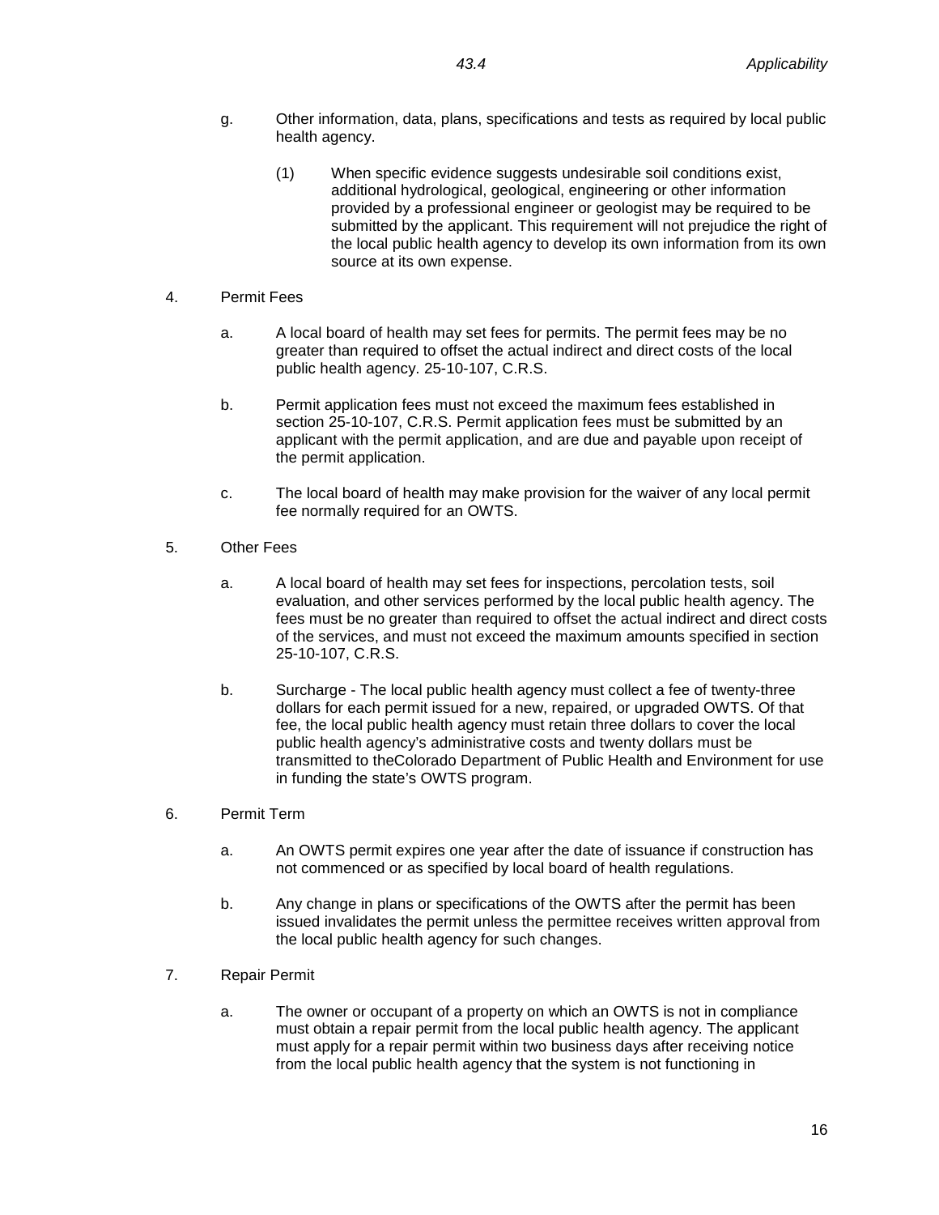g. Other information, data, plans, specifications and tests as required by local public health agency.

   (1) When specific evidence suggests undesirable soil conditions exist, additional hydrological, geological, engineering or other information provided by a professional engineer or geologist may be required to be submitted by the applicant. This requirement will not prejudice the right of the local public health agency to develop its own information from its own source at its own expense.

4. Permit Fees

   a. A local board of health may set fees for permits. The permit fees may be no greater than required to offset the actual indirect and direct costs of the local public health agency. 25-10-107, C.R.S.

   b. Permit application fees must not exceed the maximum fees established in section 25-10-107, C.R.S. Permit application fees must be submitted by an applicant with the permit application, and are due and payable upon receipt of the permit application.

   c. The local board of health may make provision for the waiver of any local permit fee normally required for an OWTS.

5. Other Fees

   a. A local board of health may set fees for inspections, percolation tests, soil evaluation, and other services performed by the local public health agency. The fees must be no greater than required to offset the actual indirect and direct costs of the services, and must not exceed the maximum amounts specified in section 25-10-107, C.R.S.

   b. Surcharge - The local public health agency must collect a fee of twenty-three dollars for each permit issued for a new, repaired, or upgraded OWTS. Of that fee, the local public health agency must retain three dollars to cover the local public health agency's administrative costs and twenty dollars must be transmitted to theColorado Department of Public Health and Environment for use in funding the state's OWTS program.

6. Permit Term

   a. An OWTS permit expires one year after the date of issuance if construction has not commenced or as specified by local board of health regulations.

   b. Any change in plans or specifications of the OWTS after the permit has been issued invalidates the permit unless the permittee receives written approval from the local public health agency for such changes.

7. Repair Permit

   a. The owner or occupant of a property on which an OWTS is not in compliance must obtain a repair permit from the local public health agency. The applicant must apply for a repair permit within two business days after receiving notice from the local public health agency that the system is not functioning in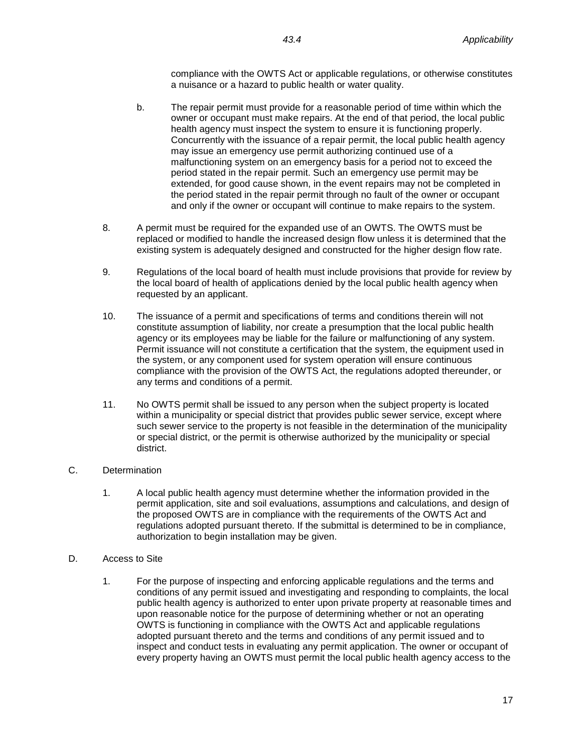compliance with the OWTS Act or applicable regulations, or otherwise constitutes a nuisance or a hazard to public health or water quality.

b. The repair permit must provide for a reasonable period of time within which the owner or occupant must make repairs. At the end of that period, the local public health agency must inspect the system to ensure it is functioning properly. Concurrently with the issuance of a repair permit, the local public health agency may issue an emergency use permit authorizing continued use of a malfunctioning system on an emergency basis for a period not to exceed the period stated in the repair permit. Such an emergency use permit may be extended, for good cause shown, in the event repairs may not be completed in the period stated in the repair permit through no fault of the owner or occupant and only if the owner or occupant will continue to make repairs to the system.

8. A permit must be required for the expanded use of an OWTS. The OWTS must be replaced or modified to handle the increased design flow unless it is determined that the existing system is adequately designed and constructed for the higher design flow rate.

9. Regulations of the local board of health must include provisions that provide for review by the local board of health of applications denied by the local public health agency when requested by an applicant.

10. The issuance of a permit and specifications of terms and conditions therein will not constitute assumption of liability, nor create a presumption that the local public health agency or its employees may be liable for the failure or malfunctioning of any system. Permit issuance will not constitute a certification that the system, the equipment used in the system, or any component used for system operation will ensure continuous compliance with the provision of the OWTS Act, the regulations adopted thereunder, or any terms and conditions of a permit.

11. No OWTS permit shall be issued to any person when the subject property is located within a municipality or special district that provides public sewer service, except where such sewer service to the property is not feasible in the determination of the municipality or special district, or the permit is otherwise authorized by the municipality or special district.

C. Determination

1. A local public health agency must determine whether the information provided in the permit application, site and soil evaluations, assumptions and calculations, and design of the proposed OWTS are in compliance with the requirements of the OWTS Act and regulations adopted pursuant thereto. If the submittal is determined to be in compliance, authorization to begin installation may be given.

D. Access to Site

1. For the purpose of inspecting and enforcing applicable regulations and the terms and conditions of any permit issued and investigating and responding to complaints, the local public health agency is authorized to enter upon private property at reasonable times and upon reasonable notice for the purpose of determining whether or not an operating OWTS is functioning in compliance with the OWTS Act and applicable regulations adopted pursuant thereto and the terms and conditions of any permit issued and to inspect and conduct tests in evaluating any permit application. The owner or occupant of every property having an OWTS must permit the local public health agency access to the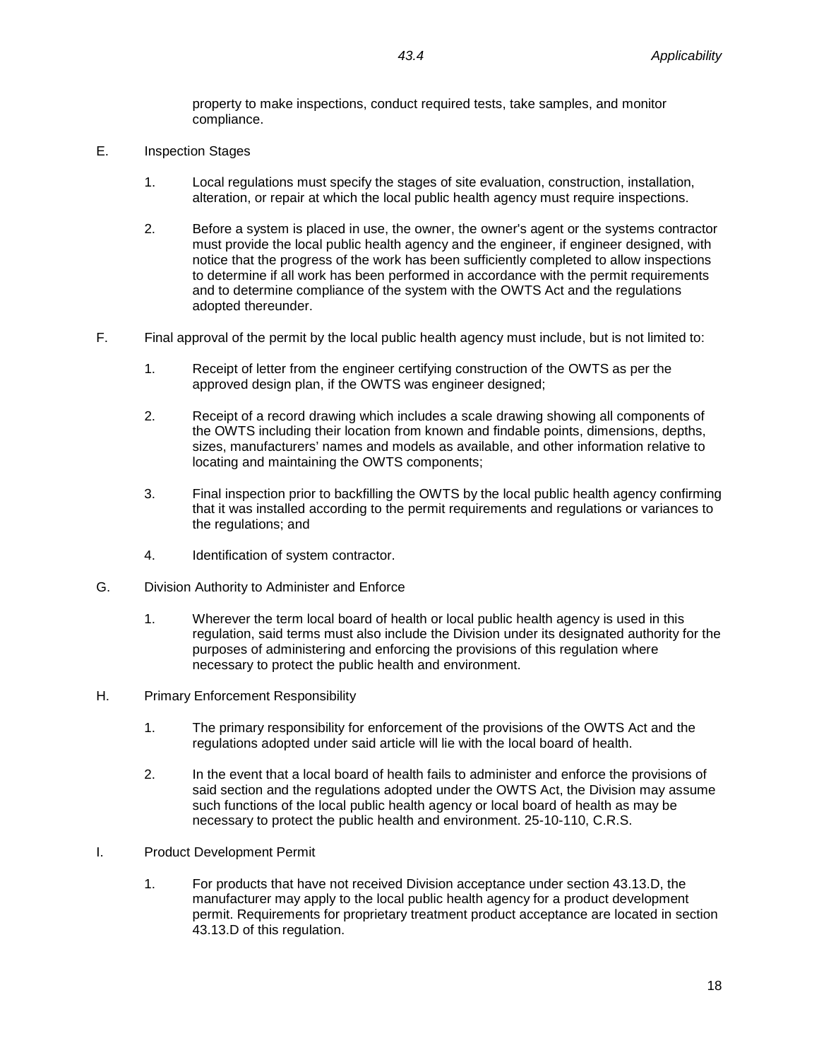property to make inspections, conduct required tests, take samples, and monitor compliance.

E. Inspection Stages

1. Local regulations must specify the stages of site evaluation, construction, installation, alteration, or repair at which the local public health agency must require inspections.

2. Before a system is placed in use, the owner, the owner's agent or the systems contractor must provide the local public health agency and the engineer, if engineer designed, with notice that the progress of the work has been sufficiently completed to allow inspections to determine if all work has been performed in accordance with the permit requirements and to determine compliance of the system with the OWTS Act and the regulations adopted thereunder.

F. Final approval of the permit by the local public health agency must include, but is not limited to:

1. Receipt of letter from the engineer certifying construction of the OWTS as per the approved design plan, if the OWTS was engineer designed;

2. Receipt of a record drawing which includes a scale drawing showing all components of the OWTS including their location from known and findable points, dimensions, depths, sizes, manufacturers' names and models as available, and other information relative to locating and maintaining the OWTS components;

3. Final inspection prior to backfilling the OWTS by the local public health agency confirming that it was installed according to the permit requirements and regulations or variances to the regulations; and

4. Identification of system contractor.

G. Division Authority to Administer and Enforce

1. Wherever the term local board of health or local public health agency is used in this regulation, said terms must also include the Division under its designated authority for the purposes of administering and enforcing the provisions of this regulation where necessary to protect the public health and environment.

H. Primary Enforcement Responsibility

1. The primary responsibility for enforcement of the provisions of the OWTS Act and the regulations adopted under said article will lie with the local board of health.

2. In the event that a local board of health fails to administer and enforce the provisions of said section and the regulations adopted under the OWTS Act, the Division may assume such functions of the local public health agency or local board of health as may be necessary to protect the public health and environment. 25-10-110, C.R.S.

I. Product Development Permit

1. For products that have not received Division acceptance under section 43.13.D, the manufacturer may apply to the local public health agency for a product development permit. Requirements for proprietary treatment product acceptance are located in section 43.13.D of this regulation.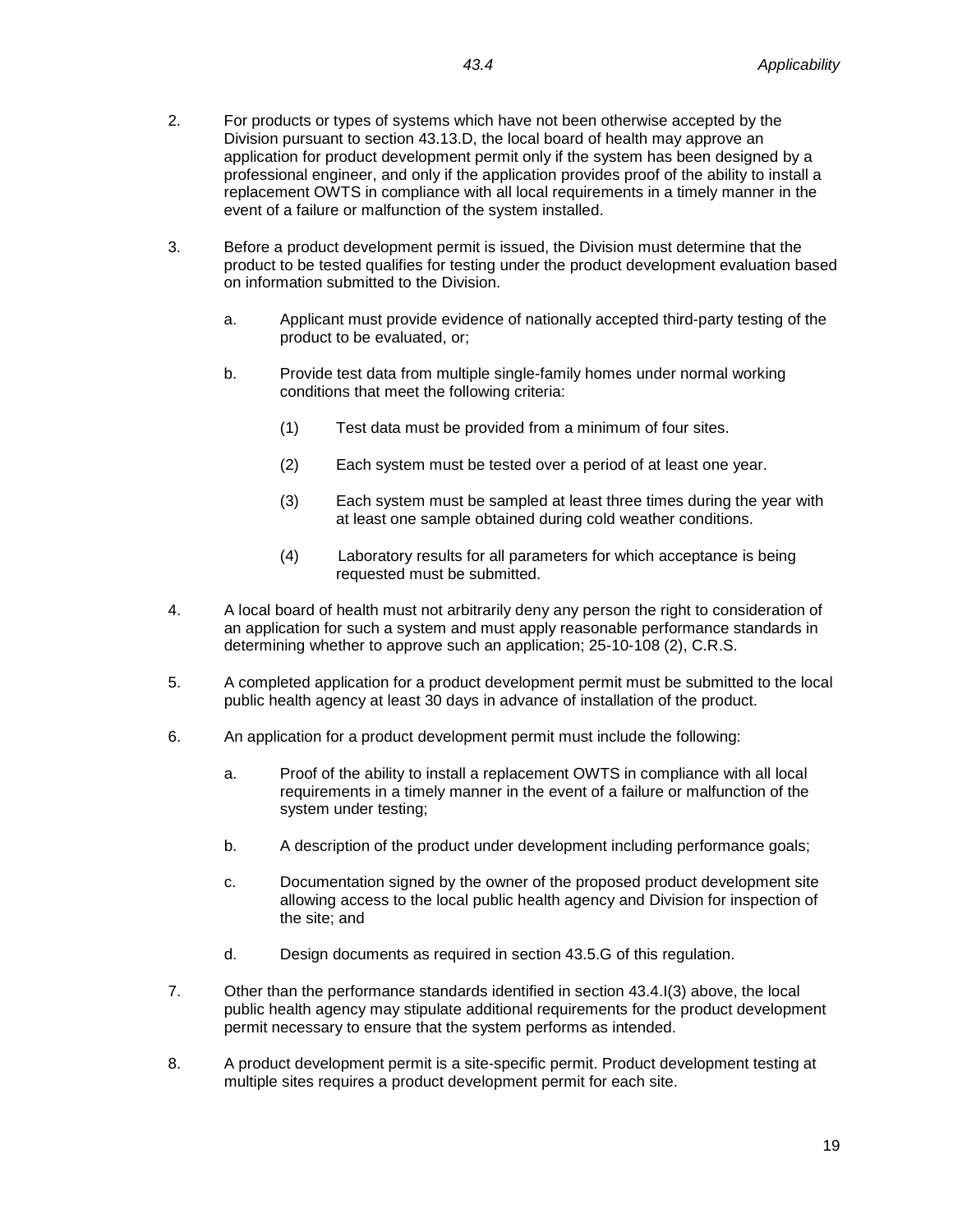2. For products or types of systems which have not been otherwise accepted by the Division pursuant to section 43.13.D, the local board of health may approve an application for product development permit only if the system has been designed by a professional engineer, and only if the application provides proof of the ability to install a replacement OWTS in compliance with all local requirements in a timely manner in the event of a failure or malfunction of the system installed.

3. Before a product development permit is issued, the Division must determine that the product to be tested qualifies for testing under the product development evaluation based on information submitted to the Division.

   a. Applicant must provide evidence of nationally accepted third-party testing of the product to be evaluated, or;

   b. Provide test data from multiple single-family homes under normal working conditions that meet the following criteria:

      (1) Test data must be provided from a minimum of four sites.

      (2) Each system must be tested over a period of at least one year.

      (3) Each system must be sampled at least three times during the year with at least one sample obtained during cold weather conditions.

      (4) Laboratory results for all parameters for which acceptance is being requested must be submitted.

4. A local board of health must not arbitrarily deny any person the right to consideration of an application for such a system and must apply reasonable performance standards in determining whether to approve such an application; 25-10-108 (2), C.R.S.

5. A completed application for a product development permit must be submitted to the local public health agency at least 30 days in advance of installation of the product.

6. An application for a product development permit must include the following:

   a. Proof of the ability to install a replacement OWTS in compliance with all local requirements in a timely manner in the event of a failure or malfunction of the system under testing;

   b. A description of the product under development including performance goals;

   c. Documentation signed by the owner of the proposed product development site allowing access to the local public health agency and Division for inspection of the site; and

   d. Design documents as required in section 43.5.G of this regulation.

7. Other than the performance standards identified in section 43.4.I(3) above, the local public health agency may stipulate additional requirements for the product development permit necessary to ensure that the system performs as intended.

8. A product development permit is a site-specific permit. Product development testing at multiple sites requires a product development permit for each site.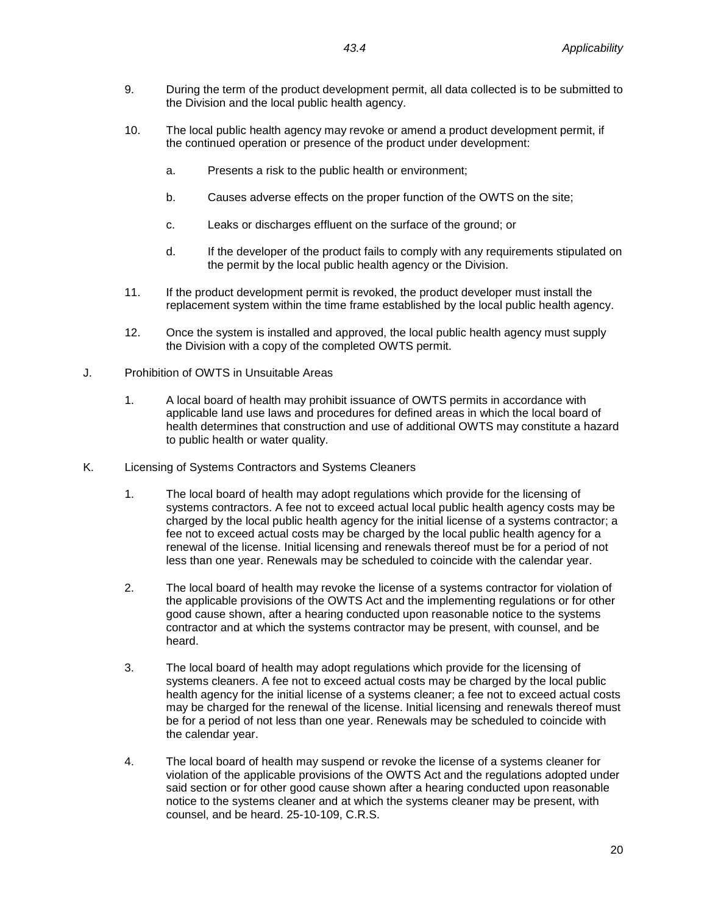9. During the term of the product development permit, all data collected is to be submitted to the Division and the local public health agency.

10. The local public health agency may revoke or amend a product development permit, if the continued operation or presence of the product under development:

    a. Presents a risk to the public health or environment;

    b. Causes adverse effects on the proper function of the OWTS on the site;

    c. Leaks or discharges effluent on the surface of the ground; or

    d. If the developer of the product fails to comply with any requirements stipulated on the permit by the local public health agency or the Division.

11. If the product development permit is revoked, the product developer must install the replacement system within the time frame established by the local public health agency.

12. Once the system is installed and approved, the local public health agency must supply the Division with a copy of the completed OWTS permit.

J. Prohibition of OWTS in Unsuitable Areas

   1. A local board of health may prohibit issuance of OWTS permits in accordance with applicable land use laws and procedures for defined areas in which the local board of health determines that construction and use of additional OWTS may constitute a hazard to public health or water quality.

K. Licensing of Systems Contractors and Systems Cleaners

   1. The local board of health may adopt regulations which provide for the licensing of systems contractors. A fee not to exceed actual local public health agency costs may be charged by the local public health agency for the initial license of a systems contractor; a fee not to exceed actual costs may be charged by the local public health agency for a renewal of the license. Initial licensing and renewals thereof must be for a period of not less than one year. Renewals may be scheduled to coincide with the calendar year.

   2. The local board of health may revoke the license of a systems contractor for violation of the applicable provisions of the OWTS Act and the implementing regulations or for other good cause shown, after a hearing conducted upon reasonable notice to the systems contractor and at which the systems contractor may be present, with counsel, and be heard.

   3. The local board of health may adopt regulations which provide for the licensing of systems cleaners. A fee not to exceed actual costs may be charged by the local public health agency for the initial license of a systems cleaner; a fee not to exceed actual costs may be charged for the renewal of the license. Initial licensing and renewals thereof must be for a period of not less than one year. Renewals may be scheduled to coincide with the calendar year.

   4. The local board of health may suspend or revoke the license of a systems cleaner for violation of the applicable provisions of the OWTS Act and the regulations adopted under said section or for other good cause shown after a hearing conducted upon reasonable notice to the systems cleaner and at which the systems cleaner may be present, with counsel, and be heard. 25-10-109, C.R.S.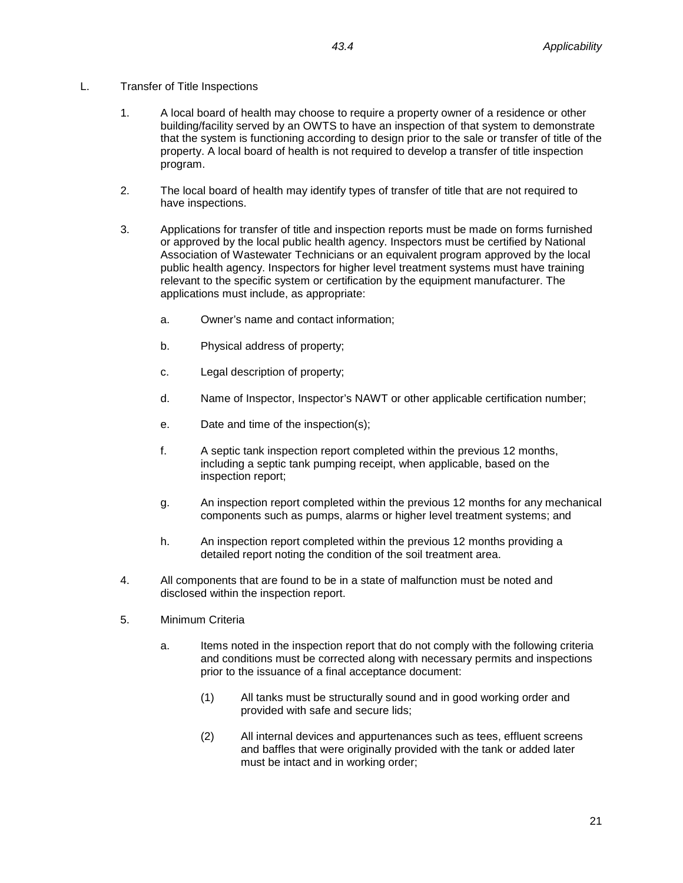L. Transfer of Title Inspections

1. A local board of health may choose to require a property owner of a residence or other building/facility served by an OWTS to have an inspection of that system to demonstrate that the system is functioning according to design prior to the sale or transfer of title of the property. A local board of health is not required to develop a transfer of title inspection program.

2. The local board of health may identify types of transfer of title that are not required to have inspections.

3. Applications for transfer of title and inspection reports must be made on forms furnished or approved by the local public health agency. Inspectors must be certified by National Association of Wastewater Technicians or an equivalent program approved by the local public health agency. Inspectors for higher level treatment systems must have training relevant to the specific system or certification by the equipment manufacturer. The applications must include, as appropriate:

   a. Owner's name and contact information;

   b. Physical address of property;

   c. Legal description of property;

   d. Name of Inspector, Inspector's NAWT or other applicable certification number;

   e. Date and time of the inspection(s);

   f. A septic tank inspection report completed within the previous 12 months, including a septic tank pumping receipt, when applicable, based on the inspection report;

   g. An inspection report completed within the previous 12 months for any mechanical components such as pumps, alarms or higher level treatment systems; and

   h. An inspection report completed within the previous 12 months providing a detailed report noting the condition of the soil treatment area.

4. All components that are found to be in a state of malfunction must be noted and disclosed within the inspection report.

5. Minimum Criteria

   a. Items noted in the inspection report that do not comply with the following criteria and conditions must be corrected along with necessary permits and inspections prior to the issuance of a final acceptance document:

      (1) All tanks must be structurally sound and in good working order and provided with safe and secure lids;

      (2) All internal devices and appurtenances such as tees, effluent screens and baffles that were originally provided with the tank or added later must be intact and in working order;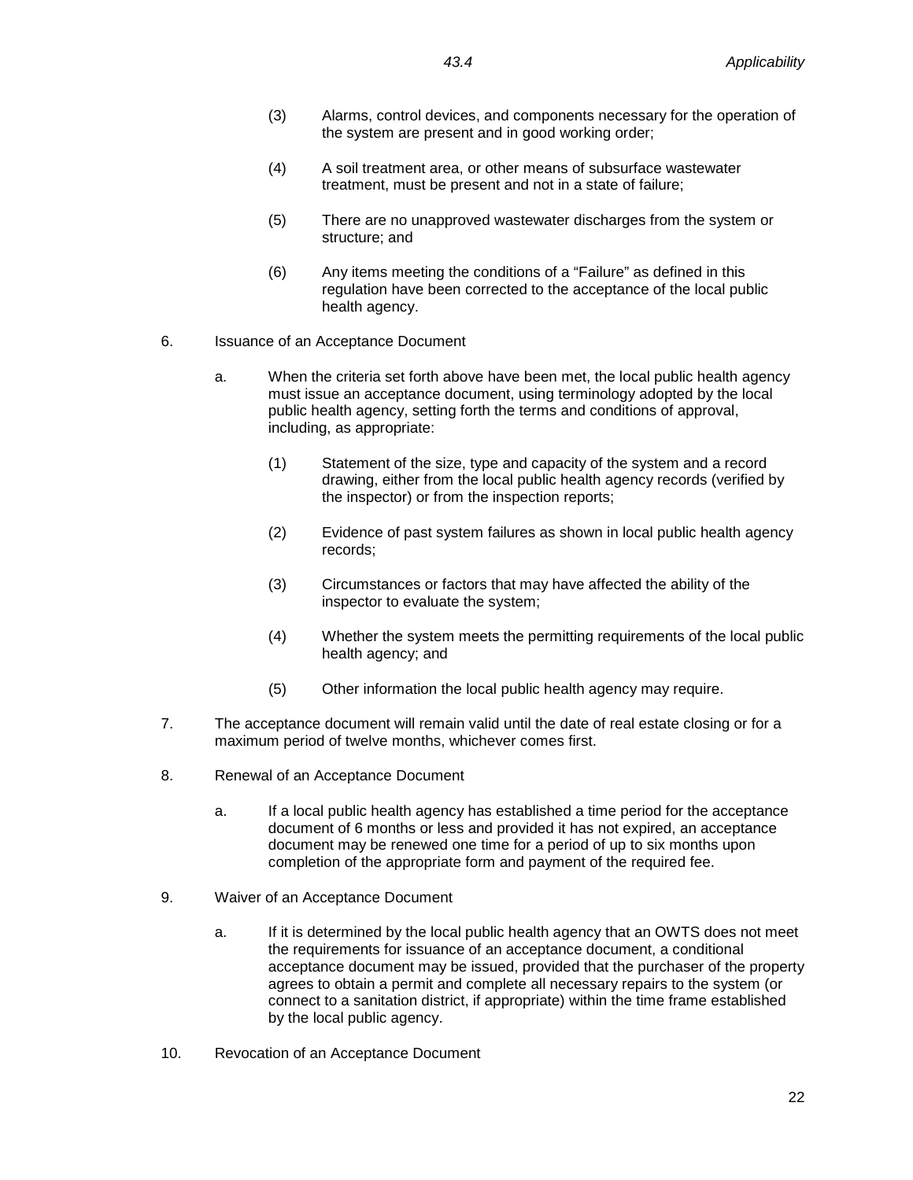(3) Alarms, control devices, and components necessary for the operation of the system are present and in good working order;

(4) A soil treatment area, or other means of subsurface wastewater treatment, must be present and not in a state of failure;

(5) There are no unapproved wastewater discharges from the system or structure; and

(6) Any items meeting the conditions of a "Failure" as defined in this regulation have been corrected to the acceptance of the local public health agency.

6. Issuance of an Acceptance Document

   a. When the criteria set forth above have been met, the local public health agency must issue an acceptance document, using terminology adopted by the local public health agency, setting forth the terms and conditions of approval, including, as appropriate:

      (1) Statement of the size, type and capacity of the system and a record drawing, either from the local public health agency records (verified by the inspector) or from the inspection reports;

      (2) Evidence of past system failures as shown in local public health agency records;

      (3) Circumstances or factors that may have affected the ability of the inspector to evaluate the system;

      (4) Whether the system meets the permitting requirements of the local public health agency; and

      (5) Other information the local public health agency may require.

7. The acceptance document will remain valid until the date of real estate closing or for a maximum period of twelve months, whichever comes first.

8. Renewal of an Acceptance Document

   a. If a local public health agency has established a time period for the acceptance document of 6 months or less and provided it has not expired, an acceptance document may be renewed one time for a period of up to six months upon completion of the appropriate form and payment of the required fee.

9. Waiver of an Acceptance Document

   a. If it is determined by the local public health agency that an OWTS does not meet the requirements for issuance of an acceptance document, a conditional acceptance document may be issued, provided that the purchaser of the property agrees to obtain a permit and complete all necessary repairs to the system (or connect to a sanitation district, if appropriate) within the time frame established by the local public agency.

10. Revocation of an Acceptance Document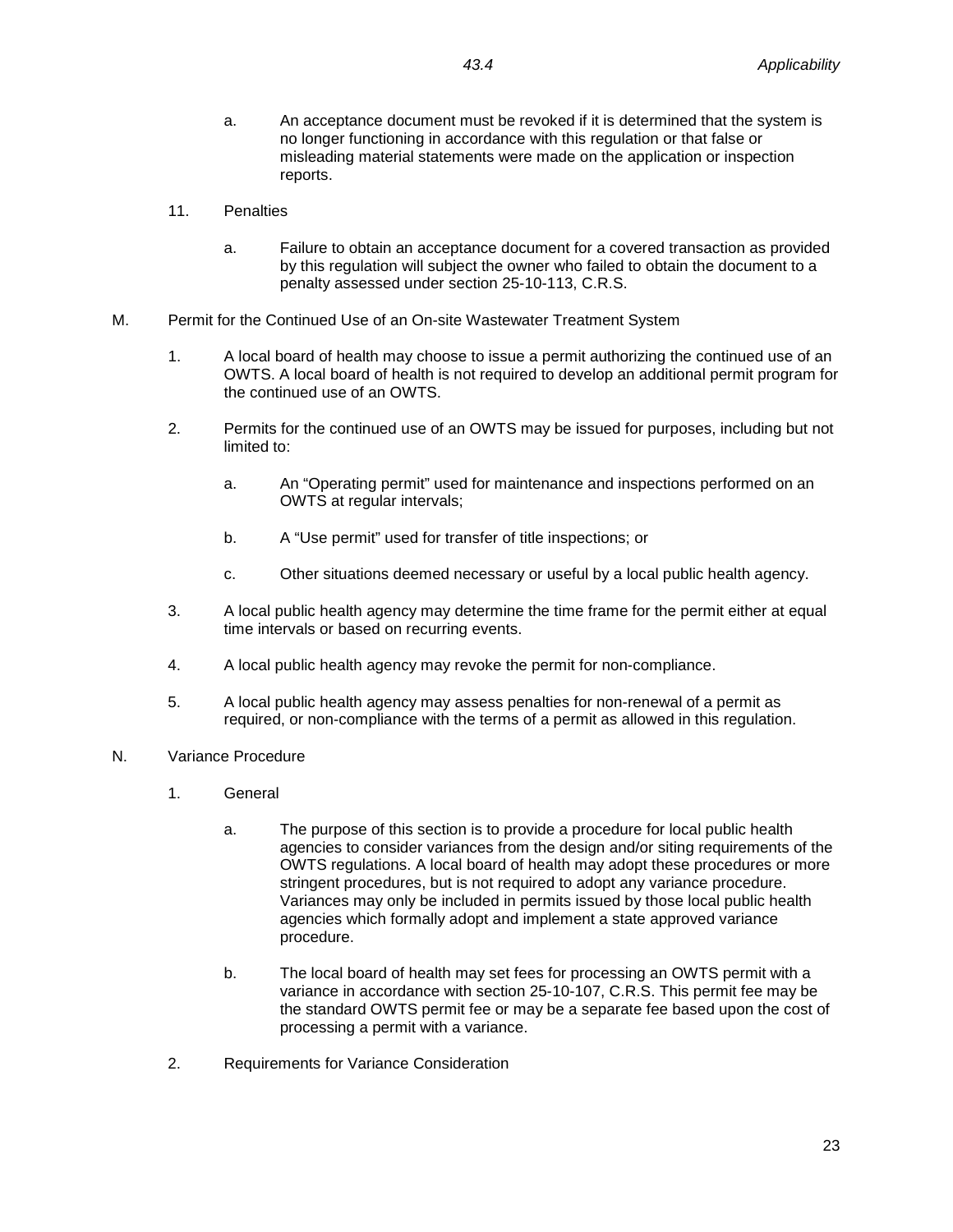a. An acceptance document must be revoked if it is determined that the system is no longer functioning in accordance with this regulation or that false or misleading material statements were made on the application or inspection reports.

11. Penalties

a. Failure to obtain an acceptance document for a covered transaction as provided by this regulation will subject the owner who failed to obtain the document to a penalty assessed under section 25-10-113, C.R.S.

M. Permit for the Continued Use of an On-site Wastewater Treatment System

1. A local board of health may choose to issue a permit authorizing the continued use of an OWTS. A local board of health is not required to develop an additional permit program for the continued use of an OWTS.

2. Permits for the continued use of an OWTS may be issued for purposes, including but not limited to:

a. An "Operating permit" used for maintenance and inspections performed on an OWTS at regular intervals;

b. A "Use permit" used for transfer of title inspections; or

c. Other situations deemed necessary or useful by a local public health agency.

3. A local public health agency may determine the time frame for the permit either at equal time intervals or based on recurring events.

4. A local public health agency may revoke the permit for non-compliance.

5. A local public health agency may assess penalties for non-renewal of a permit as required, or non-compliance with the terms of a permit as allowed in this regulation.

N. Variance Procedure

1. General

a. The purpose of this section is to provide a procedure for local public health agencies to consider variances from the design and/or siting requirements of the OWTS regulations. A local board of health may adopt these procedures or more stringent procedures, but is not required to adopt any variance procedure. Variances may only be included in permits issued by those local public health agencies which formally adopt and implement a state approved variance procedure.

b. The local board of health may set fees for processing an OWTS permit with a variance in accordance with section 25-10-107, C.R.S. This permit fee may be the standard OWTS permit fee or may be a separate fee based upon the cost of processing a permit with a variance.

2. Requirements for Variance Consideration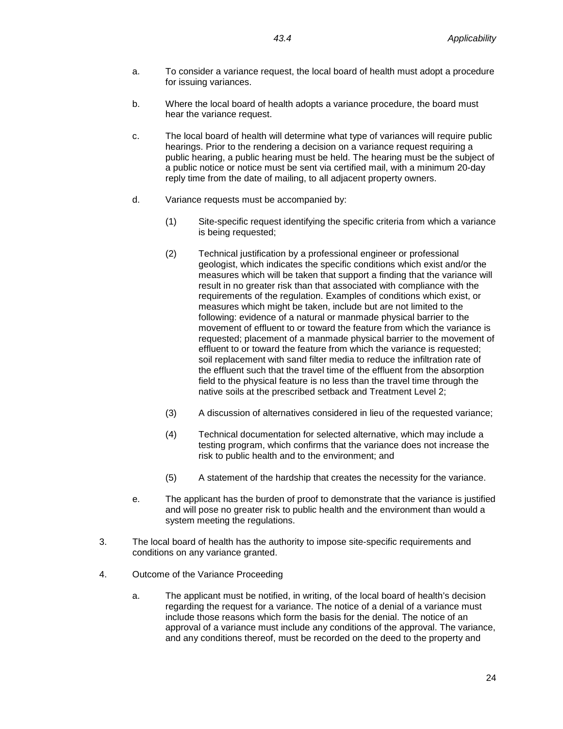a. To consider a variance request, the local board of health must adopt a procedure for issuing variances.

b. Where the local board of health adopts a variance procedure, the board must hear the variance request.

c. The local board of health will determine what type of variances will require public hearings. Prior to the rendering a decision on a variance request requiring a public hearing, a public hearing must be held. The hearing must be the subject of a public notice or notice must be sent via certified mail, with a minimum 20-day reply time from the date of mailing, to all adjacent property owners.

d. Variance requests must be accompanied by:

   (1) Site-specific request identifying the specific criteria from which a variance is being requested;

   (2) Technical justification by a professional engineer or professional geologist, which indicates the specific conditions which exist and/or the measures which will be taken that support a finding that the variance will result in no greater risk than that associated with compliance with the requirements of the regulation. Examples of conditions which exist, or measures which might be taken, include but are not limited to the following: evidence of a natural or manmade physical barrier to the movement of effluent to or toward the feature from which the variance is requested; placement of a manmade physical barrier to the movement of effluent to or toward the feature from which the variance is requested; soil replacement with sand filter media to reduce the infiltration rate of the effluent such that the travel time of the effluent from the absorption field to the physical feature is no less than the travel time through the native soils at the prescribed setback and Treatment Level 2;

   (3) A discussion of alternatives considered in lieu of the requested variance;

   (4) Technical documentation for selected alternative, which may include a testing program, which confirms that the variance does not increase the risk to public health and to the environment; and

   (5) A statement of the hardship that creates the necessity for the variance.

e. The applicant has the burden of proof to demonstrate that the variance is justified and will pose no greater risk to public health and the environment than would a system meeting the regulations.

3. The local board of health has the authority to impose site-specific requirements and conditions on any variance granted.

4. Outcome of the Variance Proceeding

   a. The applicant must be notified, in writing, of the local board of health's decision regarding the request for a variance. The notice of a denial of a variance must include those reasons which form the basis for the denial. The notice of an approval of a variance must include any conditions of the approval. The variance, and any conditions thereof, must be recorded on the deed to the property and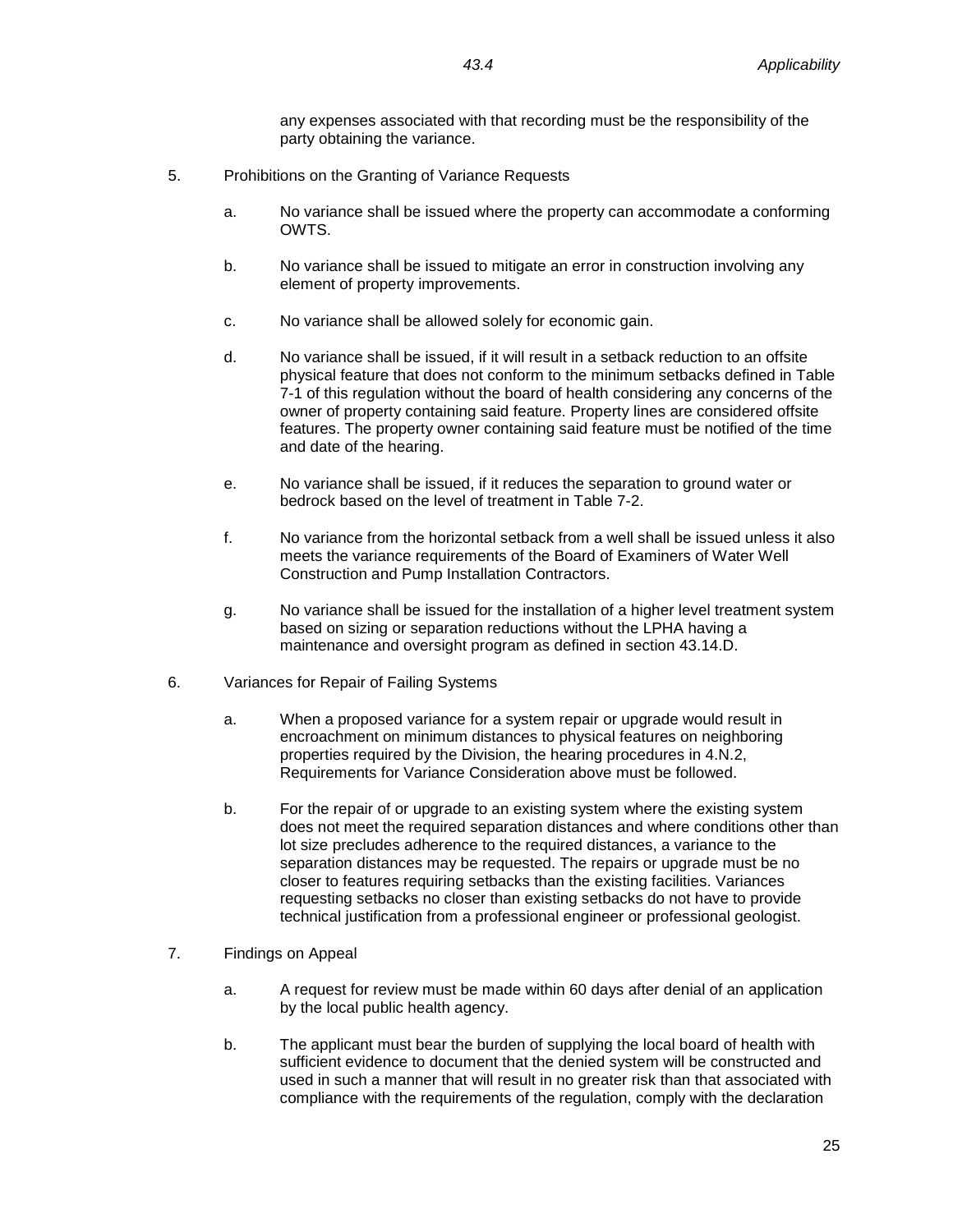any expenses associated with that recording must be the responsibility of the party obtaining the variance.

5. Prohibitions on the Granting of Variance Requests

    a. No variance shall be issued where the property can accommodate a conforming OWTS.

    b. No variance shall be issued to mitigate an error in construction involving any element of property improvements.

    c. No variance shall be allowed solely for economic gain.

    d. No variance shall be issued, if it will result in a setback reduction to an offsite physical feature that does not conform to the minimum setbacks defined in Table 7-1 of this regulation without the board of health considering any concerns of the owner of property containing said feature. Property lines are considered offsite features. The property owner containing said feature must be notified of the time and date of the hearing.

    e. No variance shall be issued, if it reduces the separation to ground water or bedrock based on the level of treatment in Table 7-2.

    f. No variance from the horizontal setback from a well shall be issued unless it also meets the variance requirements of the Board of Examiners of Water Well Construction and Pump Installation Contractors.

    g. No variance shall be issued for the installation of a higher level treatment system based on sizing or separation reductions without the LPHA having a maintenance and oversight program as defined in section 43.14.D.

6. Variances for Repair of Failing Systems

    a. When a proposed variance for a system repair or upgrade would result in encroachment on minimum distances to physical features on neighboring properties required by the Division, the hearing procedures in 4.N.2, Requirements for Variance Consideration above must be followed.

    b. For the repair of or upgrade to an existing system where the existing system does not meet the required separation distances and where conditions other than lot size precludes adherence to the required distances, a variance to the separation distances may be requested. The repairs or upgrade must be no closer to features requiring setbacks than the existing facilities. Variances requesting setbacks no closer than existing setbacks do not have to provide technical justification from a professional engineer or professional geologist.

7. Findings on Appeal

    a. A request for review must be made within 60 days after denial of an application by the local public health agency.

    b. The applicant must bear the burden of supplying the local board of health with sufficient evidence to document that the denied system will be constructed and used in such a manner that will result in no greater risk than that associated with compliance with the requirements of the regulation, comply with the declaration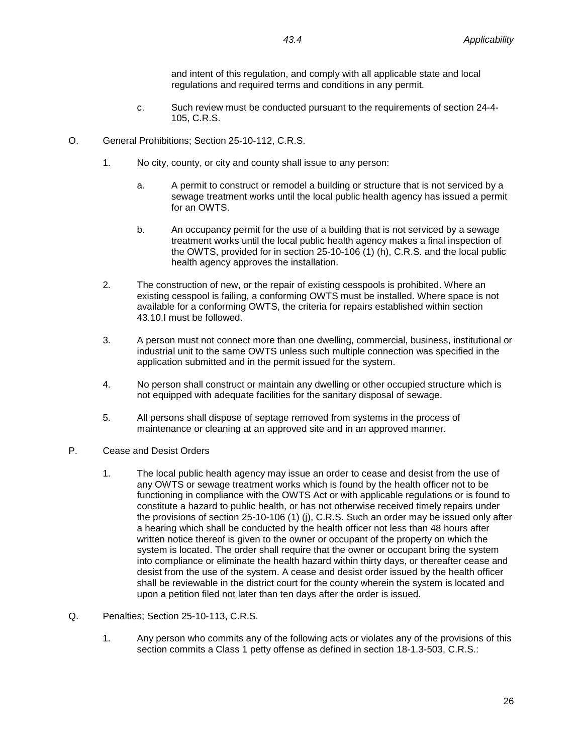and intent of this regulation, and comply with all applicable state and local regulations and required terms and conditions in any permit.

c. Such review must be conducted pursuant to the requirements of section 24-4-105, C.R.S.

O. General Prohibitions; Section 25-10-112, C.R.S.

1. No city, county, or city and county shall issue to any person:

   a. A permit to construct or remodel a building or structure that is not serviced by a sewage treatment works until the local public health agency has issued a permit for an OWTS.

   b. An occupancy permit for the use of a building that is not serviced by a sewage treatment works until the local public health agency makes a final inspection of the OWTS, provided for in section 25-10-106 (1) (h), C.R.S. and the local public health agency approves the installation.

2. The construction of new, or the repair of existing cesspools is prohibited. Where an existing cesspool is failing, a conforming OWTS must be installed. Where space is not available for a conforming OWTS, the criteria for repairs established within section 43.10.I must be followed.

3. A person must not connect more than one dwelling, commercial, business, institutional or industrial unit to the same OWTS unless such multiple connection was specified in the application submitted and in the permit issued for the system.

4. No person shall construct or maintain any dwelling or other occupied structure which is not equipped with adequate facilities for the sanitary disposal of sewage.

5. All persons shall dispose of septage removed from systems in the process of maintenance or cleaning at an approved site and in an approved manner.

P. Cease and Desist Orders

1. The local public health agency may issue an order to cease and desist from the use of any OWTS or sewage treatment works which is found by the health officer not to be functioning in compliance with the OWTS Act or with applicable regulations or is found to constitute a hazard to public health, or has not otherwise received timely repairs under the provisions of section 25-10-106 (1) (j), C.R.S. Such an order may be issued only after a hearing which shall be conducted by the health officer not less than 48 hours after written notice thereof is given to the owner or occupant of the property on which the system is located. The order shall require that the owner or occupant bring the system into compliance or eliminate the health hazard within thirty days, or thereafter cease and desist from the use of the system. A cease and desist order issued by the health officer shall be reviewable in the district court for the county wherein the system is located and upon a petition filed not later than ten days after the order is issued.

Q. Penalties; Section 25-10-113, C.R.S.

1. Any person who commits any of the following acts or violates any of the provisions of this section commits a Class 1 petty offense as defined in section 18-1.3-503, C.R.S.: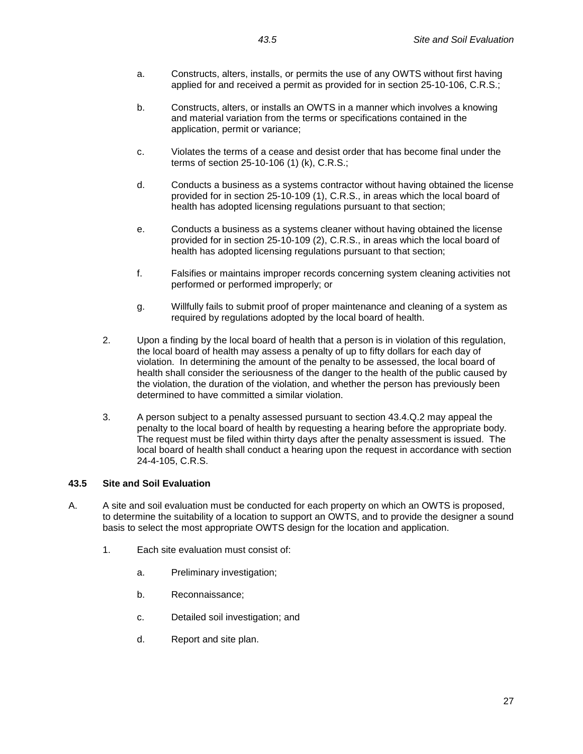a. Constructs, alters, installs, or permits the use of any OWTS without first having applied for and received a permit as provided for in section 25-10-106, C.R.S.;

b. Constructs, alters, or installs an OWTS in a manner which involves a knowing and material variation from the terms or specifications contained in the application, permit or variance;

c. Violates the terms of a cease and desist order that has become final under the terms of section 25-10-106 (1) (k), C.R.S.;

d. Conducts a business as a systems contractor without having obtained the license provided for in section 25-10-109 (1), C.R.S., in areas which the local board of health has adopted licensing regulations pursuant to that section;

e. Conducts a business as a systems cleaner without having obtained the license provided for in section 25-10-109 (2), C.R.S., in areas which the local board of health has adopted licensing regulations pursuant to that section;

f. Falsifies or maintains improper records concerning system cleaning activities not performed or performed improperly; or

g. Willfully fails to submit proof of proper maintenance and cleaning of a system as required by regulations adopted by the local board of health.

2. Upon a finding by the local board of health that a person is in violation of this regulation, the local board of health may assess a penalty of up to fifty dollars for each day of violation. In determining the amount of the penalty to be assessed, the local board of health shall consider the seriousness of the danger to the health of the public caused by the violation, the duration of the violation, and whether the person has previously been determined to have committed a similar violation.

3. A person subject to a penalty assessed pursuant to section 43.4.Q.2 may appeal the penalty to the local board of health by requesting a hearing before the appropriate body. The request must be filed within thirty days after the penalty assessment is issued. The local board of health shall conduct a hearing upon the request in accordance with section 24-4-105, C.R.S.

## 43.5 Site and Soil Evaluation

A. A site and soil evaluation must be conducted for each property on which an OWTS is proposed, to determine the suitability of a location to support an OWTS, and to provide the designer a sound basis to select the most appropriate OWTS design for the location and application.

1. Each site evaluation must consist of:

a. Preliminary investigation;

b. Reconnaissance;

c. Detailed soil investigation; and

d. Report and site plan.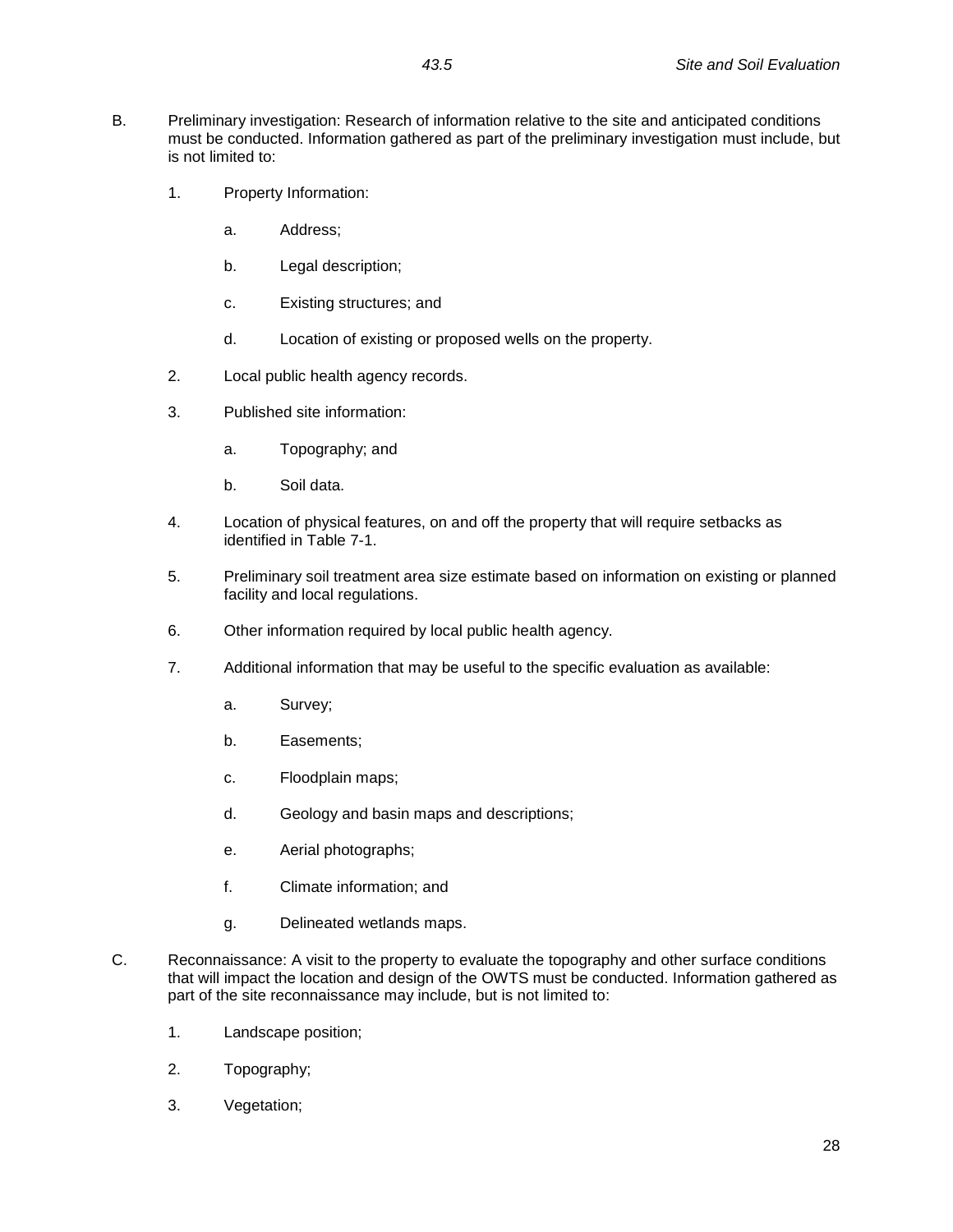B. Preliminary investigation: Research of information relative to the site and anticipated conditions must be conducted. Information gathered as part of the preliminary investigation must include, but is not limited to:

   1. Property Information:

      a. Address;

      b. Legal description;

      c. Existing structures; and

      d. Location of existing or proposed wells on the property.

   2. Local public health agency records.

   3. Published site information:

      a. Topography; and

      b. Soil data.

   4. Location of physical features, on and off the property that will require setbacks as identified in Table 7-1.

   5. Preliminary soil treatment area size estimate based on information on existing or planned facility and local regulations.

   6. Other information required by local public health agency.

   7. Additional information that may be useful to the specific evaluation as available:

      a. Survey;

      b. Easements;

      c. Floodplain maps;

      d. Geology and basin maps and descriptions;

      e. Aerial photographs;

      f. Climate information; and

      g. Delineated wetlands maps.

C. Reconnaissance: A visit to the property to evaluate the topography and other surface conditions that will impact the location and design of the OWTS must be conducted. Information gathered as part of the site reconnaissance may include, but is not limited to:

   1. Landscape position;

   2. Topography;

   3. Vegetation;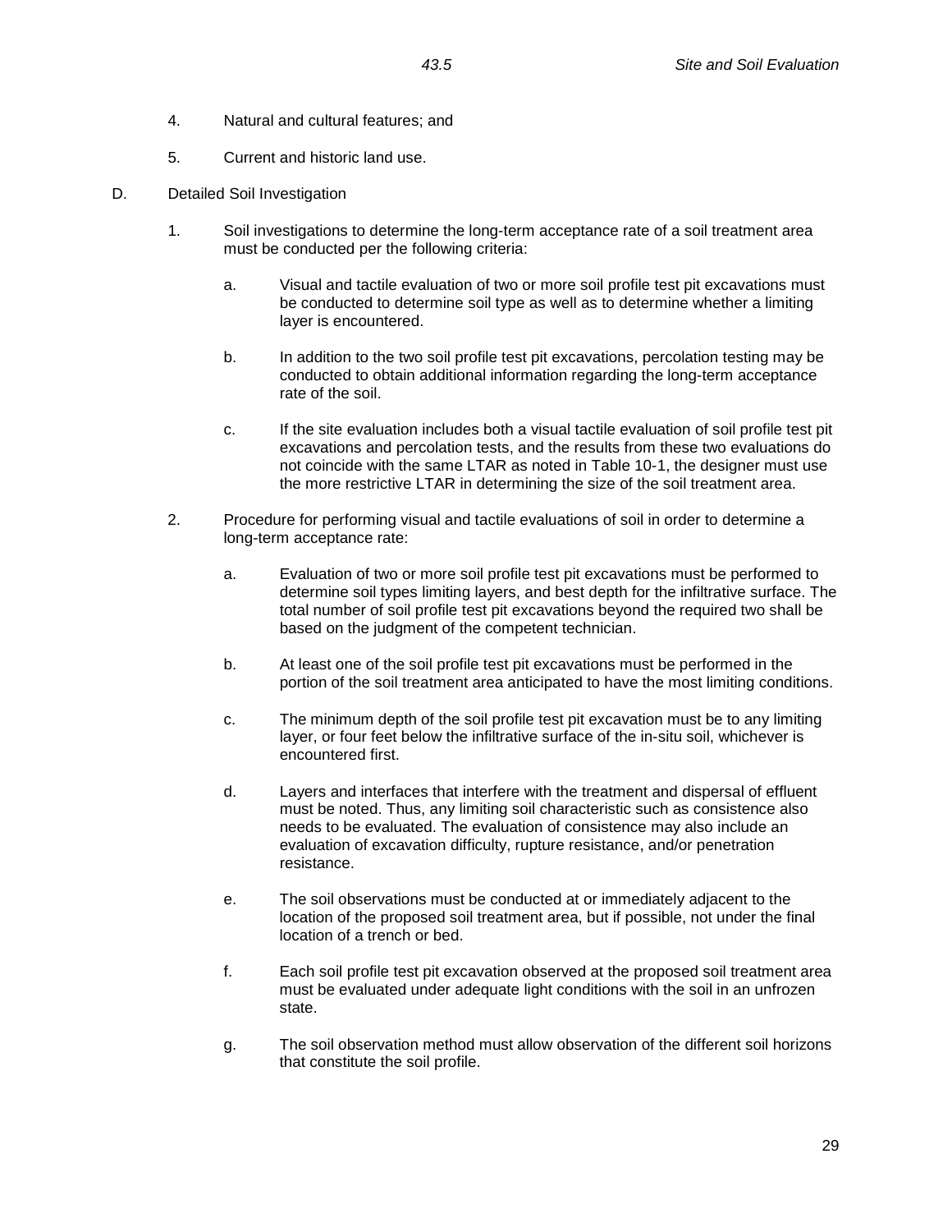4. Natural and cultural features; and

5. Current and historic land use.

D. Detailed Soil Investigation

1. Soil investigations to determine the long-term acceptance rate of a soil treatment area must be conducted per the following criteria:

   a. Visual and tactile evaluation of two or more soil profile test pit excavations must be conducted to determine soil type as well as to determine whether a limiting layer is encountered.

   b. In addition to the two soil profile test pit excavations, percolation testing may be conducted to obtain additional information regarding the long-term acceptance rate of the soil.

   c. If the site evaluation includes both a visual tactile evaluation of soil profile test pit excavations and percolation tests, and the results from these two evaluations do not coincide with the same LTAR as noted in Table 10-1, the designer must use the more restrictive LTAR in determining the size of the soil treatment area.

2. Procedure for performing visual and tactile evaluations of soil in order to determine a long-term acceptance rate:

   a. Evaluation of two or more soil profile test pit excavations must be performed to determine soil types limiting layers, and best depth for the infiltrative surface. The total number of soil profile test pit excavations beyond the required two shall be based on the judgment of the competent technician.

   b. At least one of the soil profile test pit excavations must be performed in the portion of the soil treatment area anticipated to have the most limiting conditions.

   c. The minimum depth of the soil profile test pit excavation must be to any limiting layer, or four feet below the infiltrative surface of the in-situ soil, whichever is encountered first.

   d. Layers and interfaces that interfere with the treatment and dispersal of effluent must be noted. Thus, any limiting soil characteristic such as consistence also needs to be evaluated. The evaluation of consistence may also include an evaluation of excavation difficulty, rupture resistance, and/or penetration resistance.

   e. The soil observations must be conducted at or immediately adjacent to the location of the proposed soil treatment area, but if possible, not under the final location of a trench or bed.

   f. Each soil profile test pit excavation observed at the proposed soil treatment area must be evaluated under adequate light conditions with the soil in an unfrozen state.

   g. The soil observation method must allow observation of the different soil horizons that constitute the soil profile.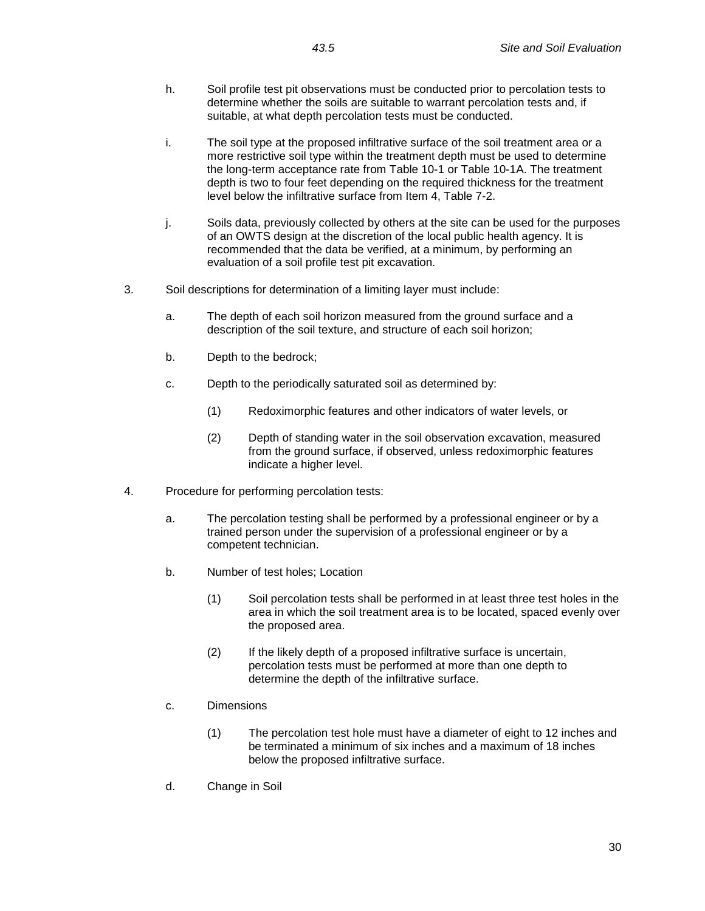h. Soil profile test pit observations must be conducted prior to percolation tests to determine whether the soils are suitable to warrant percolation tests and, if suitable, at what depth percolation tests must be conducted.

i. The soil type at the proposed infiltrative surface of the soil treatment area or a more restrictive soil type within the treatment depth must be used to determine the long-term acceptance rate from Table 10-1 or Table 10-1A. The treatment depth is two to four feet depending on the required thickness for the treatment level below the infiltrative surface from Item 4, Table 7-2.

j. Soils data, previously collected by others at the site can be used for the purposes of an OWTS design at the discretion of the local public health agency. It is recommended that the data be verified, at a minimum, by performing an evaluation of a soil profile test pit excavation.

3. Soil descriptions for determination of a limiting layer must include:

   a. The depth of each soil horizon measured from the ground surface and a description of the soil texture, and structure of each soil horizon;

   b. Depth to the bedrock;

   c. Depth to the periodically saturated soil as determined by:

      (1) Redoximorphic features and other indicators of water levels, or

      (2) Depth of standing water in the soil observation excavation, measured from the ground surface, if observed, unless redoximorphic features indicate a higher level.

4. Procedure for performing percolation tests:

   a. The percolation testing shall be performed by a professional engineer or by a trained person under the supervision of a professional engineer or by a competent technician.

   b. Number of test holes; Location

      (1) Soil percolation tests shall be performed in at least three test holes in the area in which the soil treatment area is to be located, spaced evenly over the proposed area.

      (2) If the likely depth of a proposed infiltrative surface is uncertain, percolation tests must be performed at more than one depth to determine the depth of the infiltrative surface.

   c. Dimensions

      (1) The percolation test hole must have a diameter of eight to 12 inches and be terminated a minimum of six inches and a maximum of 18 inches below the proposed infiltrative surface.

   d. Change in Soil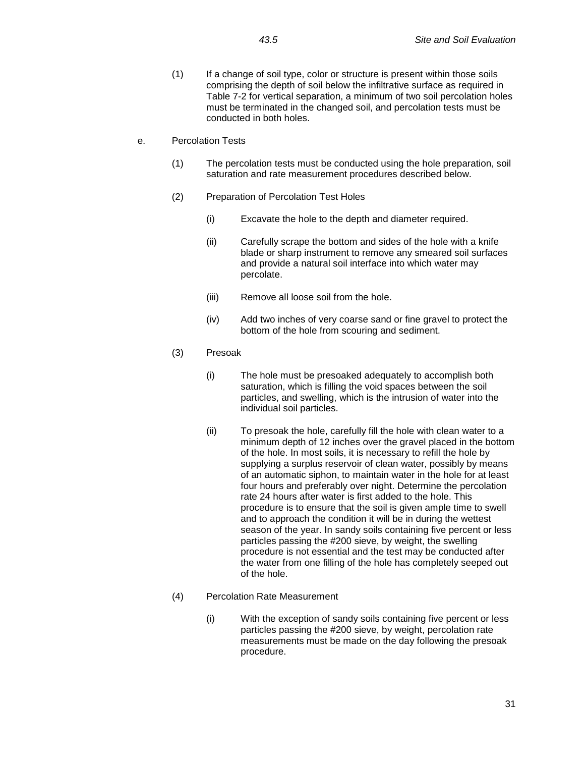(1) If a change of soil type, color or structure is present within those soils comprising the depth of soil below the infiltrative surface as required in Table 7-2 for vertical separation, a minimum of two soil percolation holes must be terminated in the changed soil, and percolation tests must be conducted in both holes.

e. Percolation Tests

(1) The percolation tests must be conducted using the hole preparation, soil saturation and rate measurement procedures described below.

(2) Preparation of Percolation Test Holes

(i) Excavate the hole to the depth and diameter required.

(ii) Carefully scrape the bottom and sides of the hole with a knife blade or sharp instrument to remove any smeared soil surfaces and provide a natural soil interface into which water may percolate.

(iii) Remove all loose soil from the hole.

(iv) Add two inches of very coarse sand or fine gravel to protect the bottom of the hole from scouring and sediment.

(3) Presoak

(i) The hole must be presoaked adequately to accomplish both saturation, which is filling the void spaces between the soil particles, and swelling, which is the intrusion of water into the individual soil particles.

(ii) To presoak the hole, carefully fill the hole with clean water to a minimum depth of 12 inches over the gravel placed in the bottom of the hole. In most soils, it is necessary to refill the hole by supplying a surplus reservoir of clean water, possibly by means of an automatic siphon, to maintain water in the hole for at least four hours and preferably over night. Determine the percolation rate 24 hours after water is first added to the hole. This procedure is to ensure that the soil is given ample time to swell and to approach the condition it will be in during the wettest season of the year. In sandy soils containing five percent or less particles passing the #200 sieve, by weight, the swelling procedure is not essential and the test may be conducted after the water from one filling of the hole has completely seeped out of the hole.

(4) Percolation Rate Measurement

(i) With the exception of sandy soils containing five percent or less particles passing the #200 sieve, by weight, percolation rate measurements must be made on the day following the presoak procedure.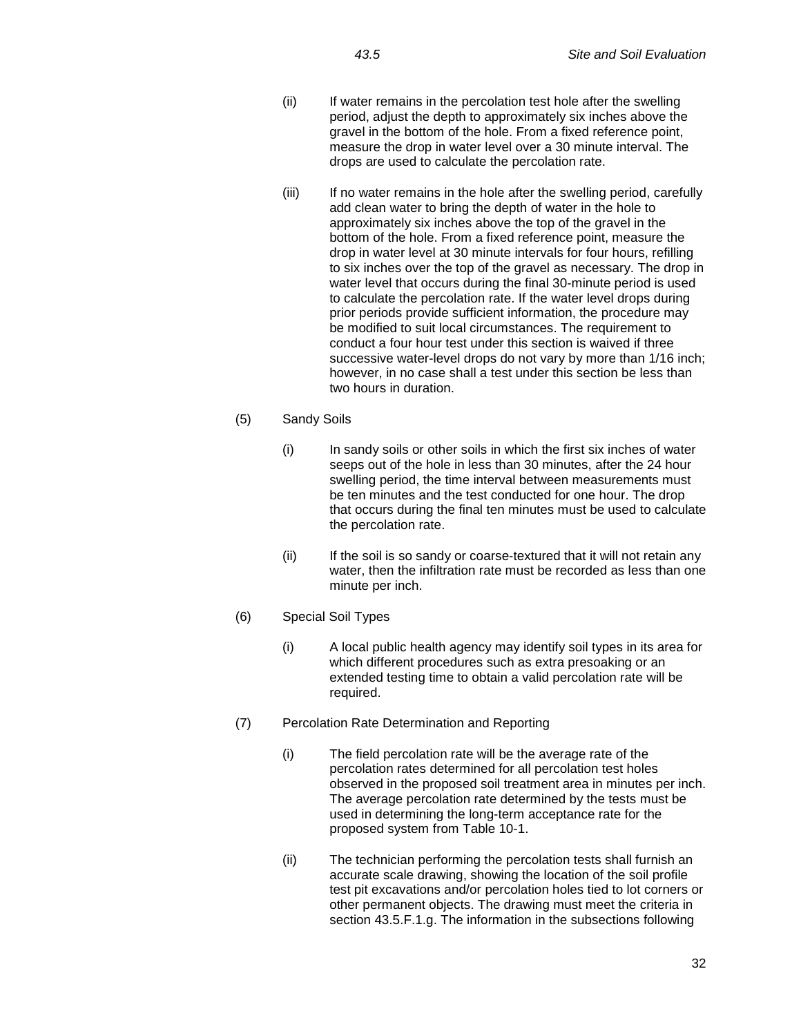(ii) If water remains in the percolation test hole after the swelling period, adjust the depth to approximately six inches above the gravel in the bottom of the hole. From a fixed reference point, measure the drop in water level over a 30 minute interval. The drops are used to calculate the percolation rate.

(iii) If no water remains in the hole after the swelling period, carefully add clean water to bring the depth of water in the hole to approximately six inches above the top of the gravel in the bottom of the hole. From a fixed reference point, measure the drop in water level at 30 minute intervals for four hours, refilling to six inches over the top of the gravel as necessary. The drop in water level that occurs during the final 30-minute period is used to calculate the percolation rate. If the water level drops during prior periods provide sufficient information, the procedure may be modified to suit local circumstances. The requirement to conduct a four hour test under this section is waived if three successive water-level drops do not vary by more than 1/16 inch; however, in no case shall a test under this section be less than two hours in duration.

(5) Sandy Soils

(i) In sandy soils or other soils in which the first six inches of water seeps out of the hole in less than 30 minutes, after the 24 hour swelling period, the time interval between measurements must be ten minutes and the test conducted for one hour. The drop that occurs during the final ten minutes must be used to calculate the percolation rate.

(ii) If the soil is so sandy or coarse-textured that it will not retain any water, then the infiltration rate must be recorded as less than one minute per inch.

(6) Special Soil Types

(i) A local public health agency may identify soil types in its area for which different procedures such as extra presoaking or an extended testing time to obtain a valid percolation rate will be required.

(7) Percolation Rate Determination and Reporting

(i) The field percolation rate will be the average rate of the percolation rates determined for all percolation test holes observed in the proposed soil treatment area in minutes per inch. The average percolation rate determined by the tests must be used in determining the long-term acceptance rate for the proposed system from Table 10-1.

(ii) The technician performing the percolation tests shall furnish an accurate scale drawing, showing the location of the soil profile test pit excavations and/or percolation holes tied to lot corners or other permanent objects. The drawing must meet the criteria in section 43.5.F.1.g. The information in the subsections following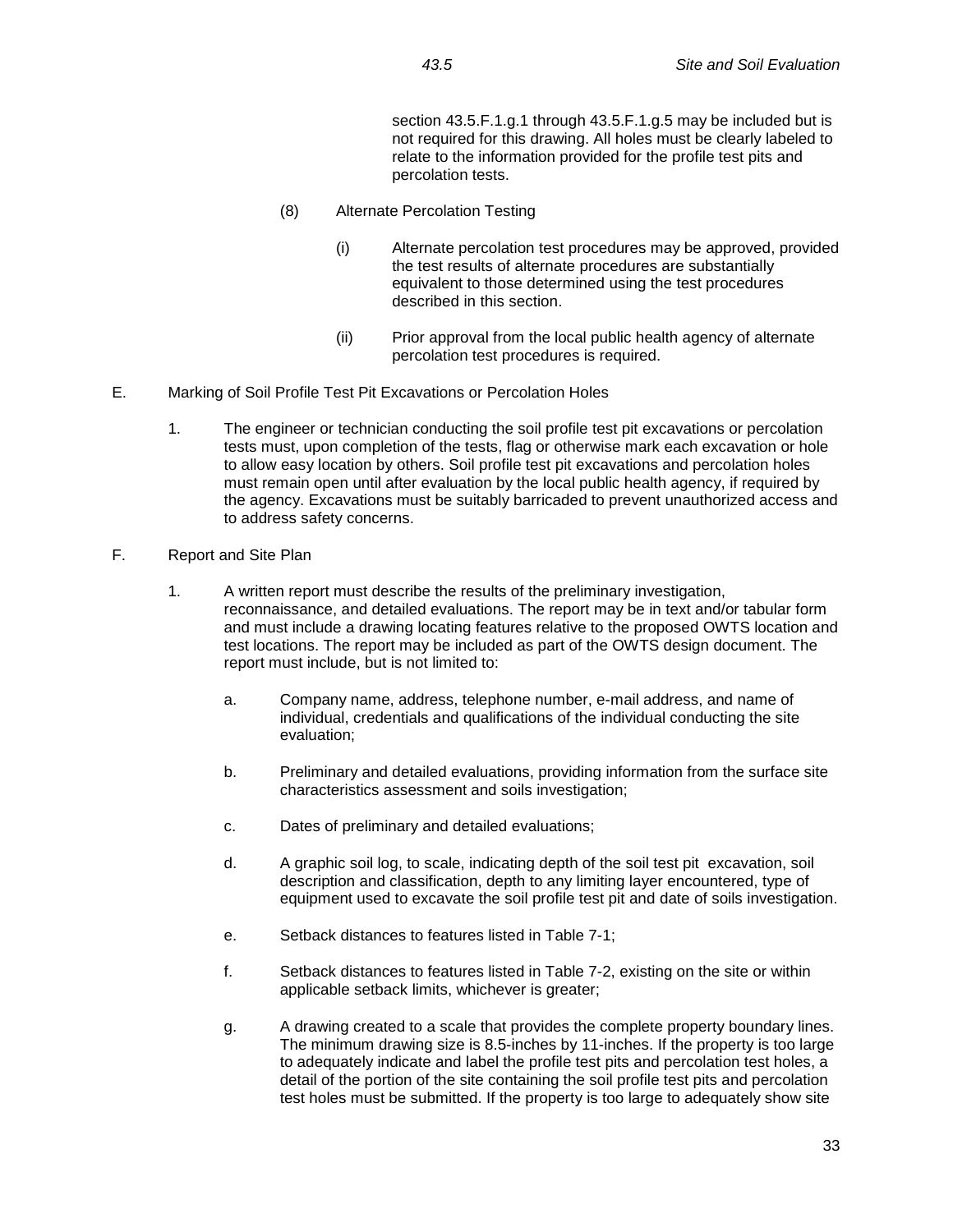section 43.5.F.1.g.1 through 43.5.F.1.g.5 may be included but is not required for this drawing. All holes must be clearly labeled to relate to the information provided for the profile test pits and percolation tests.

(8) Alternate Percolation Testing

(i) Alternate percolation test procedures may be approved, provided the test results of alternate procedures are substantially equivalent to those determined using the test procedures described in this section.

(ii) Prior approval from the local public health agency of alternate percolation test procedures is required.

E. Marking of Soil Profile Test Pit Excavations or Percolation Holes

1. The engineer or technician conducting the soil profile test pit excavations or percolation tests must, upon completion of the tests, flag or otherwise mark each excavation or hole to allow easy location by others. Soil profile test pit excavations and percolation holes must remain open until after evaluation by the local public health agency, if required by the agency. Excavations must be suitably barricaded to prevent unauthorized access and to address safety concerns.

F. Report and Site Plan

1. A written report must describe the results of the preliminary investigation, reconnaissance, and detailed evaluations. The report may be in text and/or tabular form and must include a drawing locating features relative to the proposed OWTS location and test locations. The report may be included as part of the OWTS design document. The report must include, but is not limited to:

a. Company name, address, telephone number, e-mail address, and name of individual, credentials and qualifications of the individual conducting the site evaluation;

b. Preliminary and detailed evaluations, providing information from the surface site characteristics assessment and soils investigation;

c. Dates of preliminary and detailed evaluations;

d. A graphic soil log, to scale, indicating depth of the soil test pit excavation, soil description and classification, depth to any limiting layer encountered, type of equipment used to excavate the soil profile test pit and date of soils investigation.

e. Setback distances to features listed in Table 7-1;

f. Setback distances to features listed in Table 7-2, existing on the site or within applicable setback limits, whichever is greater;

g. A drawing created to a scale that provides the complete property boundary lines. The minimum drawing size is 8.5-inches by 11-inches. If the property is too large to adequately indicate and label the profile test pits and percolation test holes, a detail of the portion of the site containing the soil profile test pits and percolation test holes must be submitted. If the property is too large to adequately show site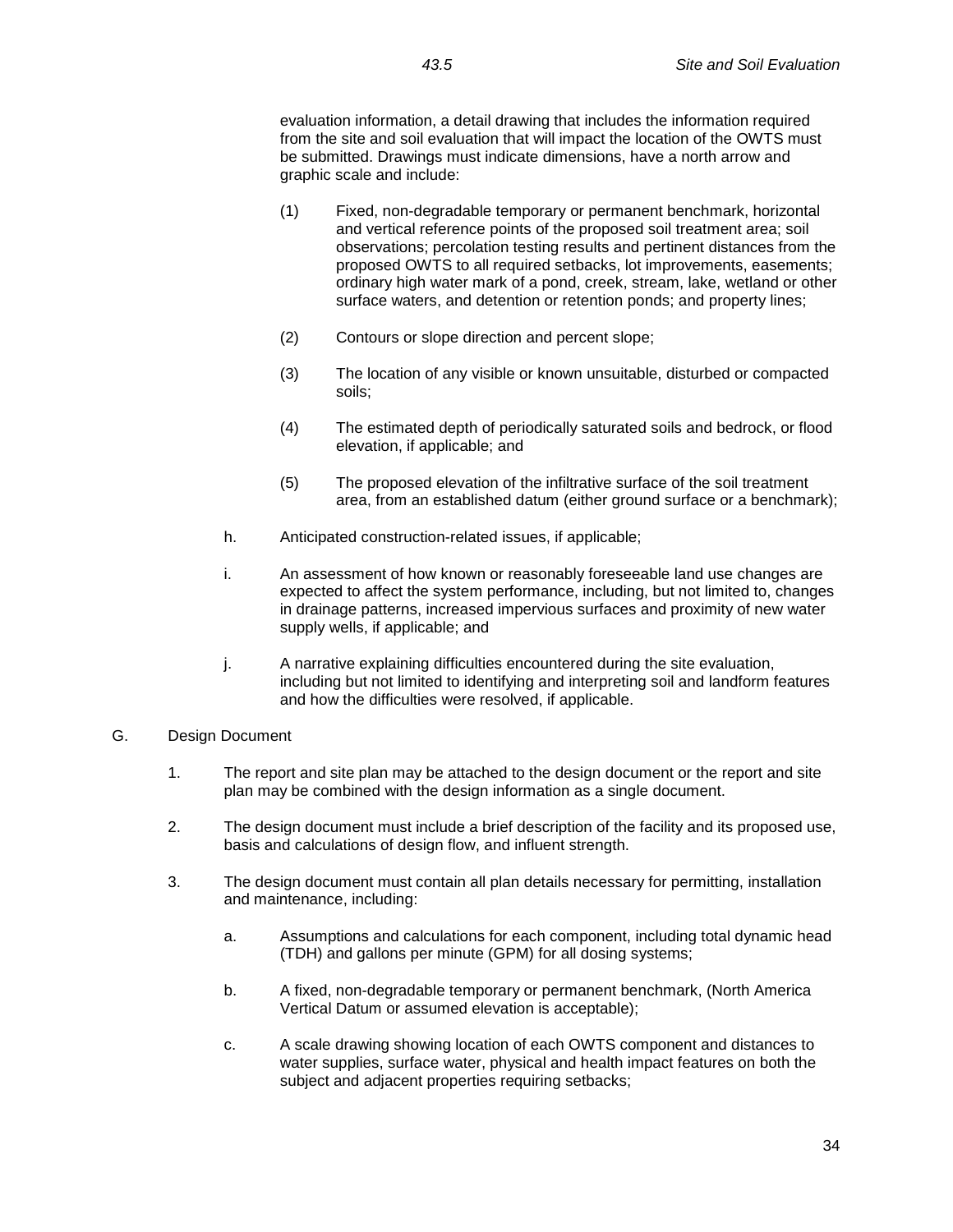evaluation information, a detail drawing that includes the information required from the site and soil evaluation that will impact the location of the OWTS must be submitted. Drawings must indicate dimensions, have a north arrow and graphic scale and include:

(1) Fixed, non-degradable temporary or permanent benchmark, horizontal and vertical reference points of the proposed soil treatment area; soil observations; percolation testing results and pertinent distances from the proposed OWTS to all required setbacks, lot improvements, easements; ordinary high water mark of a pond, creek, stream, lake, wetland or other surface waters, and detention or retention ponds; and property lines;

(2) Contours or slope direction and percent slope;

(3) The location of any visible or known unsuitable, disturbed or compacted soils;

(4) The estimated depth of periodically saturated soils and bedrock, or flood elevation, if applicable; and

(5) The proposed elevation of the infiltrative surface of the soil treatment area, from an established datum (either ground surface or a benchmark);

h. Anticipated construction-related issues, if applicable;

i. An assessment of how known or reasonably foreseeable land use changes are expected to affect the system performance, including, but not limited to, changes in drainage patterns, increased impervious surfaces and proximity of new water supply wells, if applicable; and

j. A narrative explaining difficulties encountered during the site evaluation, including but not limited to identifying and interpreting soil and landform features and how the difficulties were resolved, if applicable.

G. Design Document

1. The report and site plan may be attached to the design document or the report and site plan may be combined with the design information as a single document.

2. The design document must include a brief description of the facility and its proposed use, basis and calculations of design flow, and influent strength.

3. The design document must contain all plan details necessary for permitting, installation and maintenance, including:

a. Assumptions and calculations for each component, including total dynamic head (TDH) and gallons per minute (GPM) for all dosing systems;

b. A fixed, non-degradable temporary or permanent benchmark, (North America Vertical Datum or assumed elevation is acceptable);

c. A scale drawing showing location of each OWTS component and distances to water supplies, surface water, physical and health impact features on both the subject and adjacent properties requiring setbacks;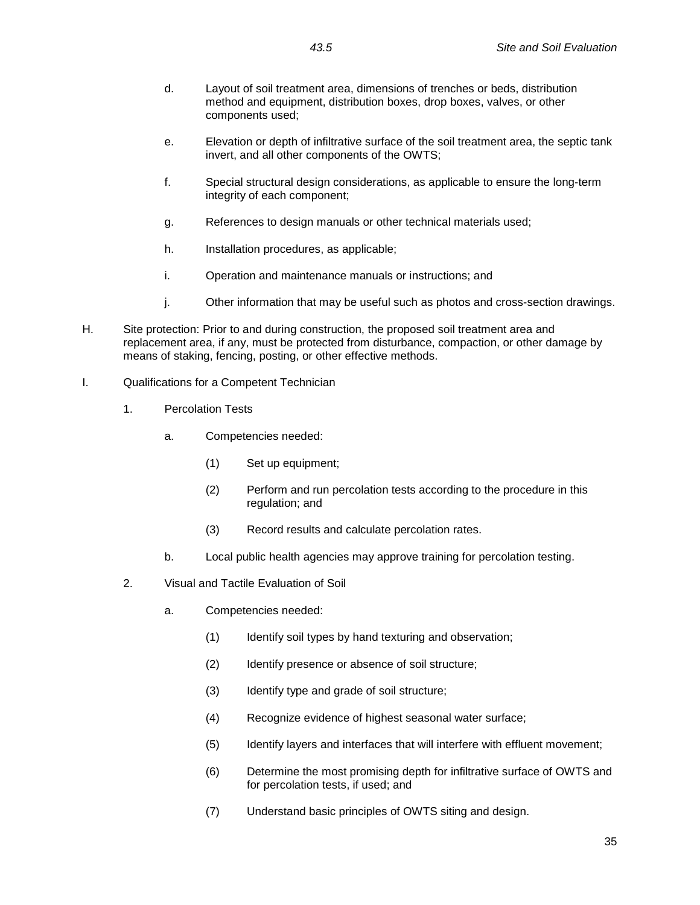d. Layout of soil treatment area, dimensions of trenches or beds, distribution method and equipment, distribution boxes, drop boxes, valves, or other components used;

e. Elevation or depth of infiltrative surface of the soil treatment area, the septic tank invert, and all other components of the OWTS;

f. Special structural design considerations, as applicable to ensure the long-term integrity of each component;

g. References to design manuals or other technical materials used;

h. Installation procedures, as applicable;

i. Operation and maintenance manuals or instructions; and

j. Other information that may be useful such as photos and cross-section drawings.

H. Site protection: Prior to and during construction, the proposed soil treatment area and replacement area, if any, must be protected from disturbance, compaction, or other damage by means of staking, fencing, posting, or other effective methods.

I. Qualifications for a Competent Technician

1. Percolation Tests

a. Competencies needed:

(1) Set up equipment;

(2) Perform and run percolation tests according to the procedure in this regulation; and

(3) Record results and calculate percolation rates.

b. Local public health agencies may approve training for percolation testing.

2. Visual and Tactile Evaluation of Soil

a. Competencies needed:

(1) Identify soil types by hand texturing and observation;

(2) Identify presence or absence of soil structure;

(3) Identify type and grade of soil structure;

(4) Recognize evidence of highest seasonal water surface;

(5) Identify layers and interfaces that will interfere with effluent movement;

(6) Determine the most promising depth for infiltrative surface of OWTS and for percolation tests, if used; and

(7) Understand basic principles of OWTS siting and design.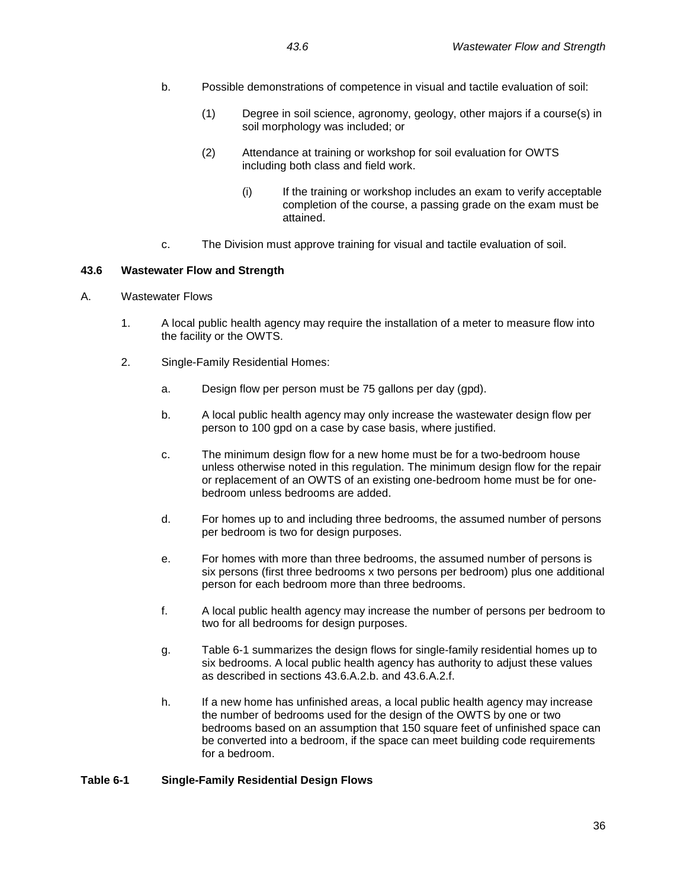b. Possible demonstrations of competence in visual and tactile evaluation of soil:

   (1) Degree in soil science, agronomy, geology, other majors if a course(s) in soil morphology was included; or

   (2) Attendance at training or workshop for soil evaluation for OWTS including both class and field work.

      (i) If the training or workshop includes an exam to verify acceptable completion of the course, a passing grade on the exam must be attained.

c. The Division must approve training for visual and tactile evaluation of soil.

## 43.6 Wastewater Flow and Strength

A. Wastewater Flows

1. A local public health agency may require the installation of a meter to measure flow into the facility or the OWTS.

2. Single-Family Residential Homes:

   a. Design flow per person must be 75 gallons per day (gpd).

   b. A local public health agency may only increase the wastewater design flow per person to 100 gpd on a case by case basis, where justified.

   c. The minimum design flow for a new home must be for a two-bedroom house unless otherwise noted in this regulation. The minimum design flow for the repair or replacement of an OWTS of an existing one-bedroom home must be for one-bedroom unless bedrooms are added.

   d. For homes up to and including three bedrooms, the assumed number of persons per bedroom is two for design purposes.

   e. For homes with more than three bedrooms, the assumed number of persons is six persons (first three bedrooms x two persons per bedroom) plus one additional person for each bedroom more than three bedrooms.

   f. A local public health agency may increase the number of persons per bedroom to two for all bedrooms for design purposes.

   g. Table 6-1 summarizes the design flows for single-family residential homes up to six bedrooms. A local public health agency has authority to adjust these values as described in sections 43.6.A.2.b. and 43.6.A.2.f.

   h. If a new home has unfinished areas, a local public health agency may increase the number of bedrooms used for the design of the OWTS by one or two bedrooms based on an assumption that 150 square feet of unfinished space can be converted into a bedroom, if the space can meet building code requirements for a bedroom.

**Table 6-1 Single-Family Residential Design Flows**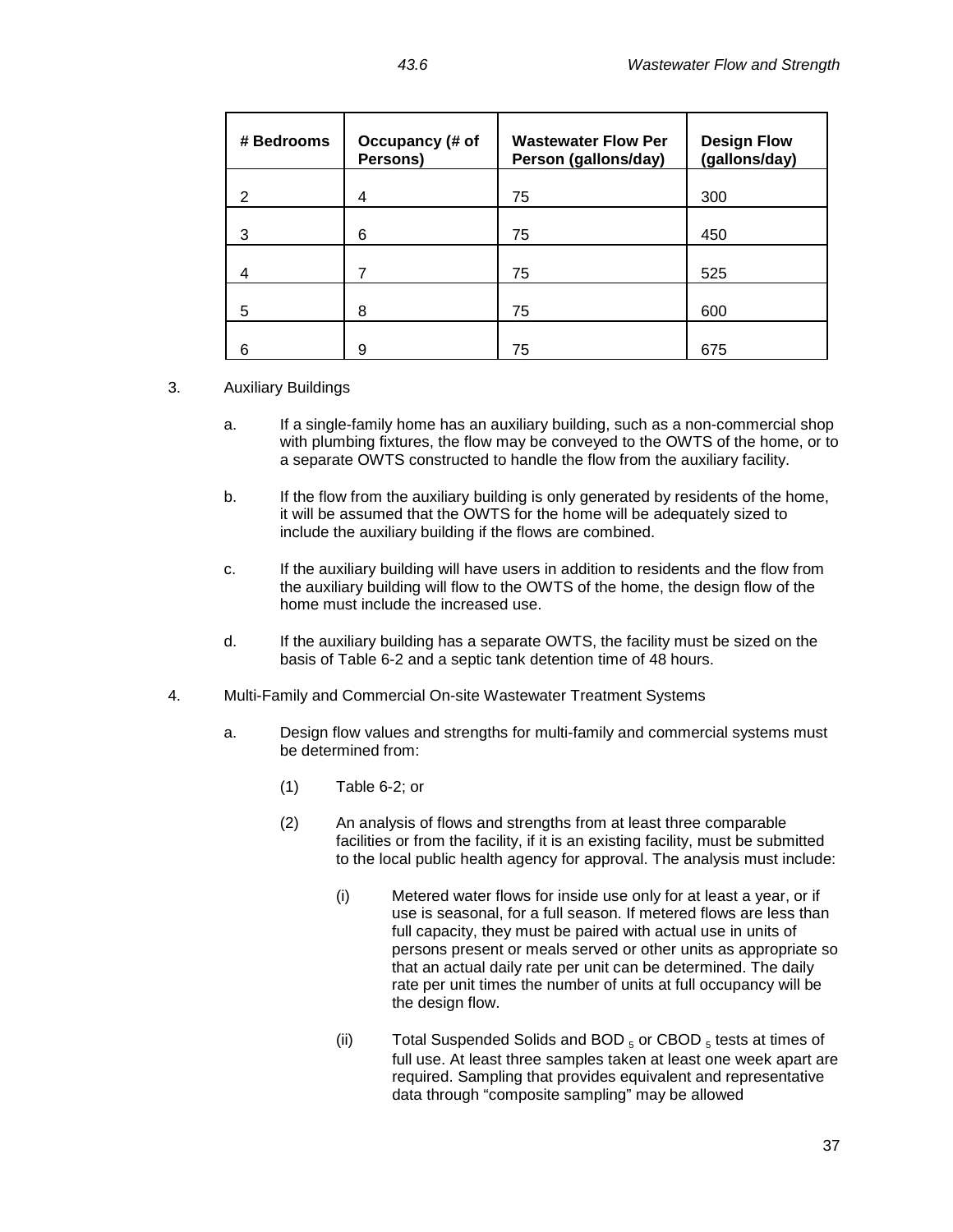| # Bedrooms | Occupancy (# of Persons) | Wastewater Flow Per Person (gallons/day) | Design Flow (gallons/day) |
|---|---|---|---|
| 2 | 4 | 75 | 300 |
| 3 | 6 | 75 | 450 |
| 4 | 7 | 75 | 525 |
| 5 | 8 | 75 | 600 |
| 6 | 9 | 75 | 675 |

3. Auxiliary Buildings

   a. If a single-family home has an auxiliary building, such as a non-commercial shop with plumbing fixtures, the flow may be conveyed to the OWTS of the home, or to a separate OWTS constructed to handle the flow from the auxiliary facility.

   b. If the flow from the auxiliary building is only generated by residents of the home, it will be assumed that the OWTS for the home will be adequately sized to include the auxiliary building if the flows are combined.

   c. If the auxiliary building will have users in addition to residents and the flow from the auxiliary building will flow to the OWTS of the home, the design flow of the home must include the increased use.

   d. If the auxiliary building has a separate OWTS, the facility must be sized on the basis of Table 6-2 and a septic tank detention time of 48 hours.

4. Multi-Family and Commercial On-site Wastewater Treatment Systems

   a. Design flow values and strengths for multi-family and commercial systems must be determined from:

      (1) Table 6-2; or

      (2) An analysis of flows and strengths from at least three comparable facilities or from the facility, if it is an existing facility, must be submitted to the local public health agency for approval. The analysis must include:

         (i) Metered water flows for inside use only for at least a year, or if use is seasonal, for a full season. If metered flows are less than full capacity, they must be paired with actual use in units of persons present or meals served or other units as appropriate so that an actual daily rate per unit can be determined. The daily rate per unit times the number of units at full occupancy will be the design flow.

         (ii) Total Suspended Solids and $BOD_5$ or $CBOD_5$ tests at times of full use. At least three samples taken at least one week apart are required. Sampling that provides equivalent and representative data through "composite sampling" may be allowed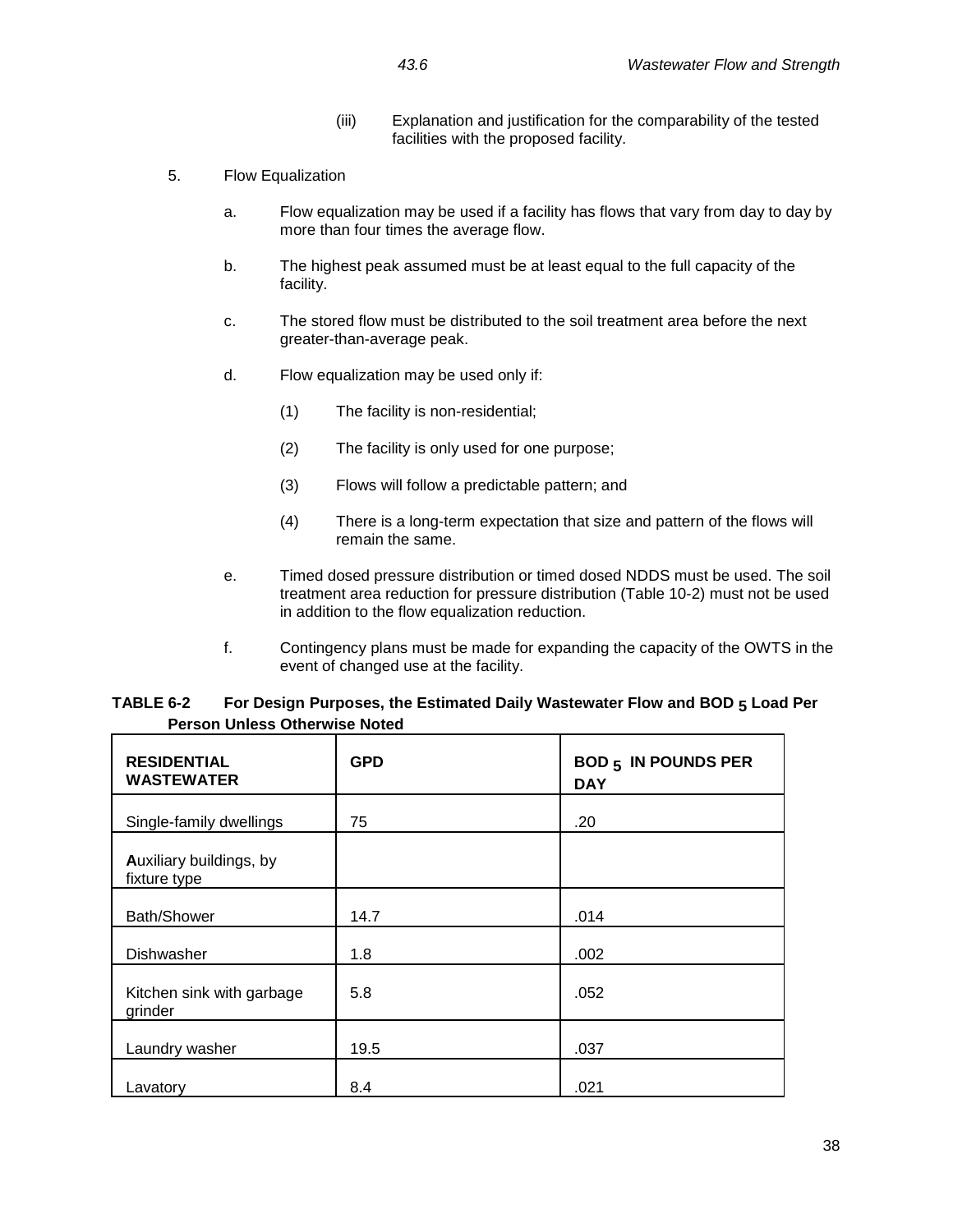(iii) Explanation and justification for the comparability of the tested facilities with the proposed facility.

5. Flow Equalization

   a. Flow equalization may be used if a facility has flows that vary from day to day by more than four times the average flow.

   b. The highest peak assumed must be at least equal to the full capacity of the facility.

   c. The stored flow must be distributed to the soil treatment area before the next greater-than-average peak.

   d. Flow equalization may be used only if:

      (1) The facility is non-residential;

      (2) The facility is only used for one purpose;

      (3) Flows will follow a predictable pattern; and

      (4) There is a long-term expectation that size and pattern of the flows will remain the same.

   e. Timed dosed pressure distribution or timed dosed NDDS must be used. The soil treatment area reduction for pressure distribution (Table 10-2) must not be used in addition to the flow equalization reduction.

   f. Contingency plans must be made for expanding the capacity of the OWTS in the event of changed use at the facility.

**TABLE 6-2 For Design Purposes, the Estimated Daily Wastewater Flow and $BOD_5$ Load Per Person Unless Otherwise Noted**

| RESIDENTIAL WASTEWATER | GPD | $BOD_5$ IN POUNDS PER DAY |
|---|---|---|
| Single-family dwellings | 75 | .20 |
| Auxiliary buildings, by fixture type | | |
| Bath/Shower | 14.7 | .014 |
| Dishwasher | 1.8 | .002 |
| Kitchen sink with garbage grinder | 5.8 | .052 |
| Laundry washer | 19.5 | .037 |
| Lavatory | 8.4 | .021 |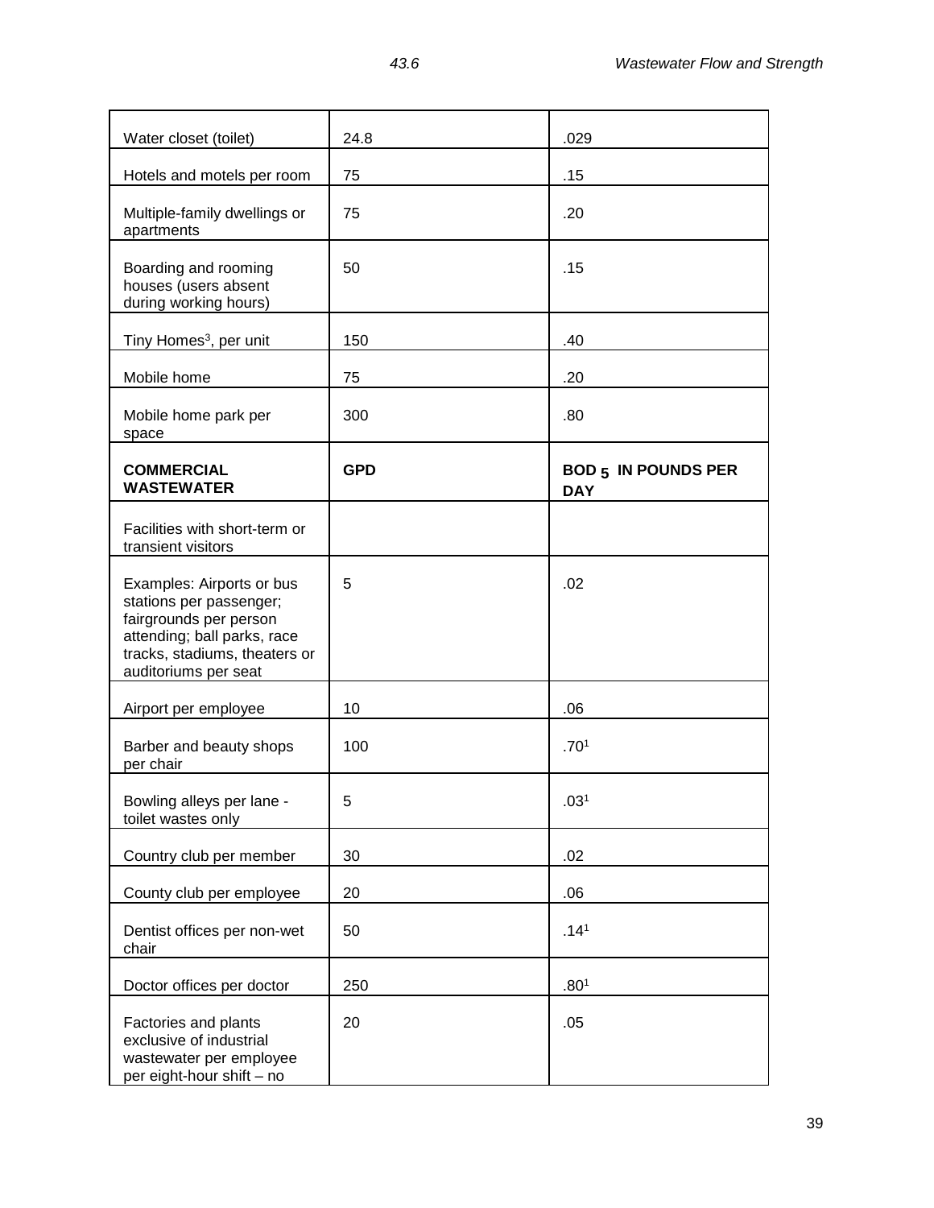| | | |
|---|---|---|
| Water closet (toilet) | 24.8 | .029 |
| Hotels and motels per room | 75 | .15 |
| Multiple-family dwellings or apartments | 75 | .20 |
| Boarding and rooming houses (users absent during working hours) | 50 | .15 |
| Tiny Homes[3], per unit | 150 | .40 |
| Mobile home | 75 | .20 |
| Mobile home park per space | 300 | .80 |
| **COMMERCIAL WASTEWATER** | **GPD** | **$BOD_5$ IN POUNDS PER DAY** |
| Facilities with short-term or transient visitors | | |
| Examples: Airports or bus stations per passenger; fairgrounds per person attending; ball parks, race tracks, stadiums, theaters or auditoriums per seat | 5 | .02 |
| Airport per employee | 10 | .06 |
| Barber and beauty shops per chair | 100 | .70[1] |
| Bowling alleys per lane - toilet wastes only | 5 | .03[1] |
| Country club per member | 30 | .02 |
| County club per employee | 20 | .06 |
| Dentist offices per non-wet chair | 50 | .14[1] |
| Doctor offices per doctor | 250 | .80[1] |
| Factories and plants exclusive of industrial wastewater per employee per eight-hour shift – no | 20 | .05 |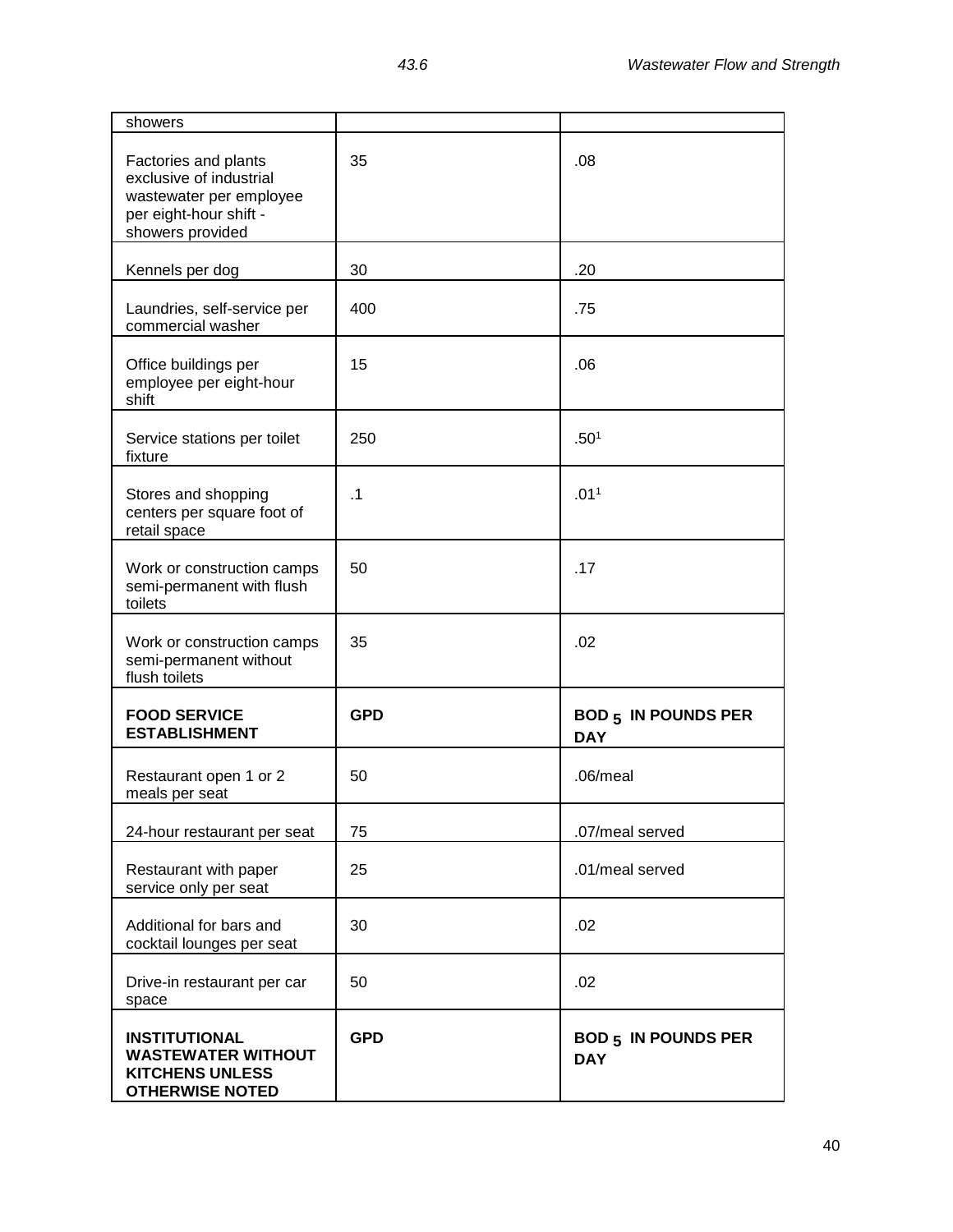| showers | | |
|---|---|---|
| Factories and plants exclusive of industrial wastewater per employee per eight-hour shift - showers provided | 35 | .08 |
| Kennels per dog | 30 | .20 |
| Laundries, self-service per commercial washer | 400 | .75 |
| Office buildings per employee per eight-hour shift | 15 | .06 |
| Service stations per toilet fixture | 250 | .50[1] |
| Stores and shopping centers per square foot of retail space | .1 | .01[1] |
| Work or construction camps semi-permanent with flush toilets | 50 | .17 |
| Work or construction camps semi-permanent without flush toilets | 35 | .02 |
| **FOOD SERVICE ESTABLISHMENT** | **GPD** | **$BOD_5$ IN POUNDS PER DAY** |
| Restaurant open 1 or 2 meals per seat | 50 | .06/meal |
| 24-hour restaurant per seat | 75 | .07/meal served |
| Restaurant with paper service only per seat | 25 | .01/meal served |
| Additional for bars and cocktail lounges per seat | 30 | .02 |
| Drive-in restaurant per car space | 50 | .02 |
| **INSTITUTIONAL WASTEWATER WITHOUT KITCHENS UNLESS OTHERWISE NOTED** | **GPD** | **$BOD_5$ IN POUNDS PER DAY** |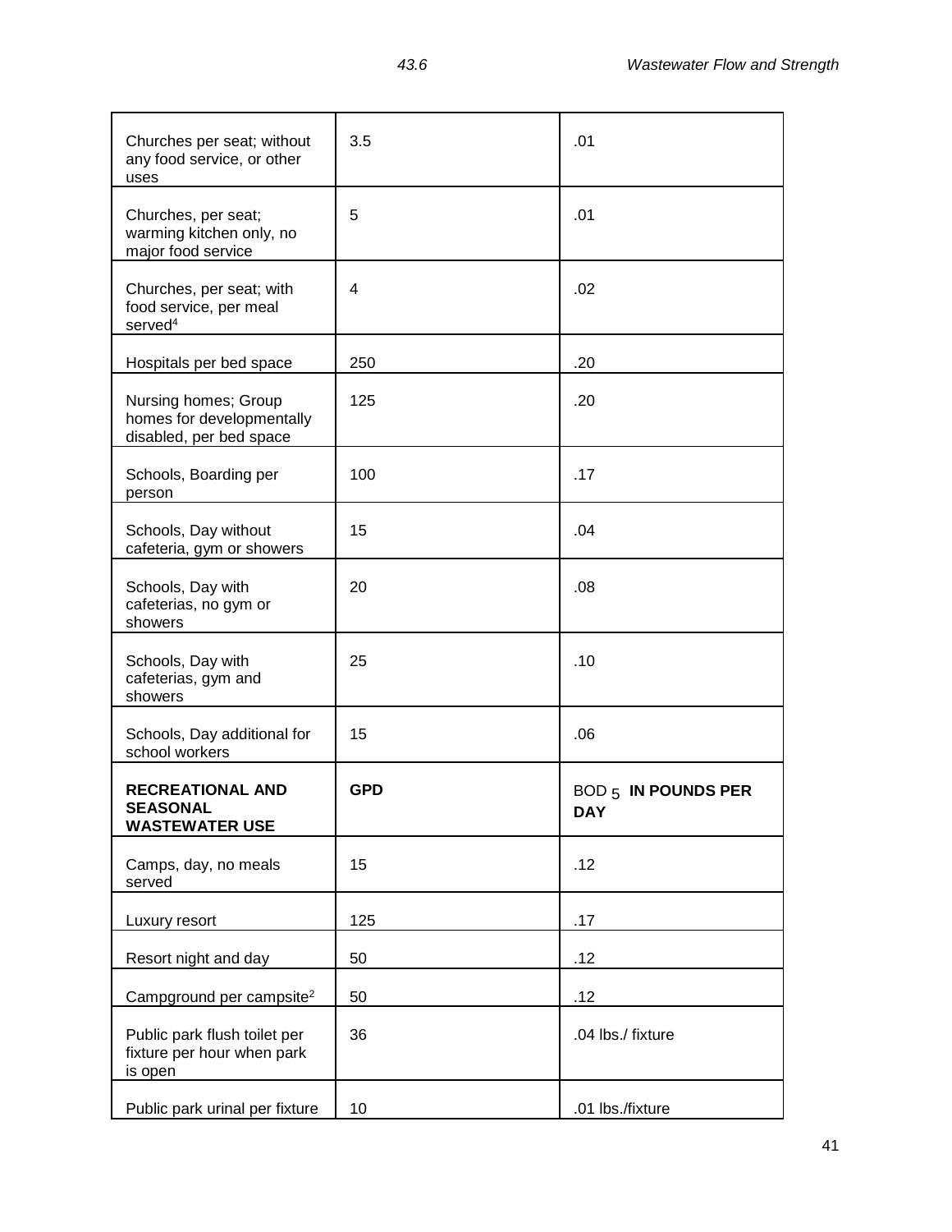| Churches per seat; without any food service, or other uses | 3.5 | .01 |
|---|---|---|
| Churches, per seat; warming kitchen only, no major food service | 5 | .01 |
| Churches, per seat; with food service, per meal served[4] | 4 | .02 |
| Hospitals per bed space | 250 | .20 |
| Nursing homes; Group homes for developmentally disabled, per bed space | 125 | .20 |
| Schools, Boarding per person | 100 | .17 |
| Schools, Day without cafeteria, gym or showers | 15 | .04 |
| Schools, Day with cafeterias, no gym or showers | 20 | .08 |
| Schools, Day with cafeterias, gym and showers | 25 | .10 |
| Schools, Day additional for school workers | 15 | .06 |
| **RECREATIONAL AND SEASONAL WASTEWATER USE** | **GPD** | $BOD_5$ **IN POUNDS PER DAY** |
| Camps, day, no meals served | 15 | .12 |
| Luxury resort | 125 | .17 |
| Resort night and day | 50 | .12 |
| Campground per campsite[2] | 50 | .12 |
| Public park flush toilet per fixture per hour when park is open | 36 | .04 lbs./ fixture |
| Public park urinal per fixture | 10 | .01 lbs./fixture |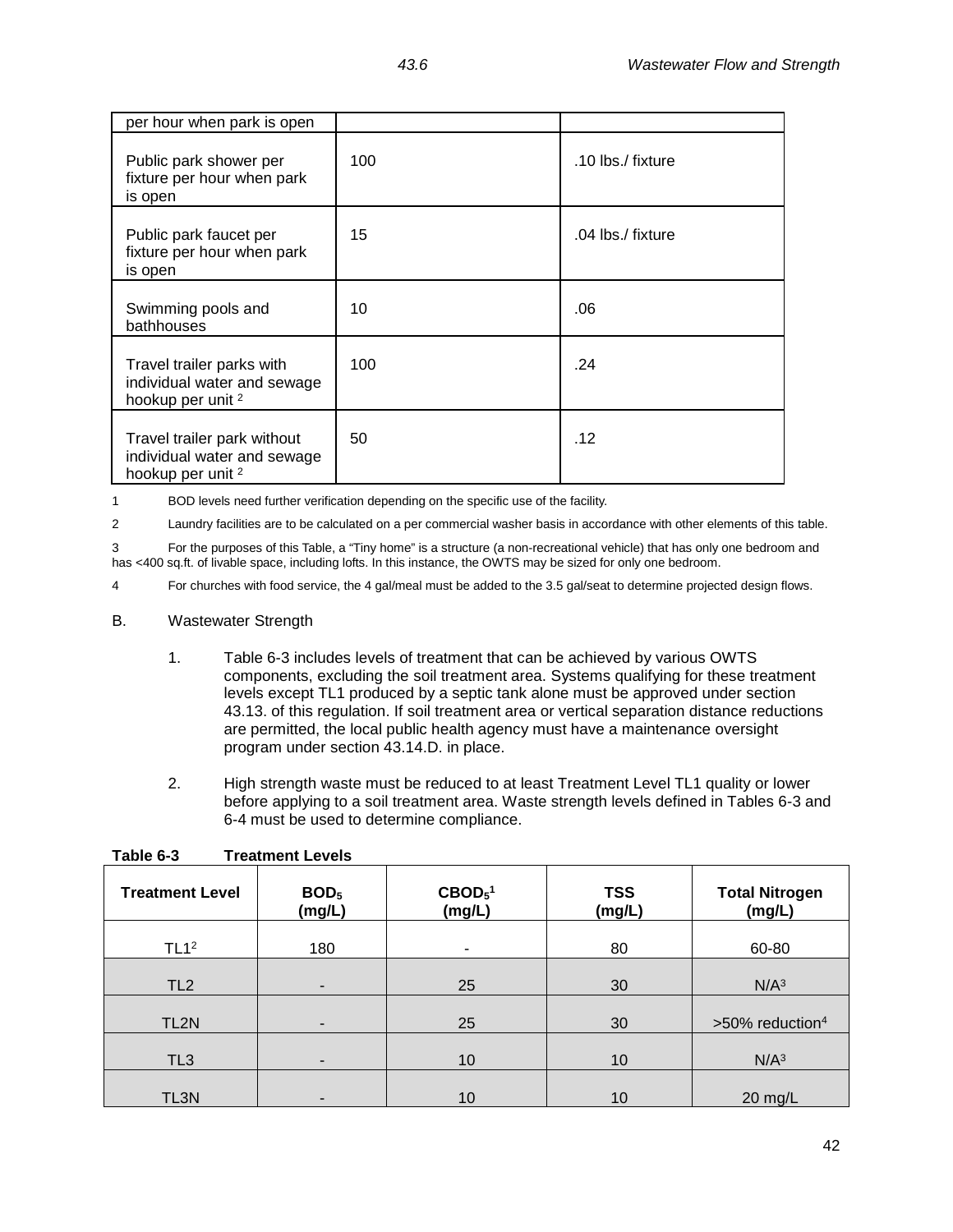| per hour when park is open | | |
|---|---|---|
| Public park shower per fixture per hour when park is open | 100 | .10 lbs./ fixture |
| Public park faucet per fixture per hour when park is open | 15 | .04 lbs./ fixture |
| Swimming pools and bathhouses | 10 | .06 |
| Travel trailer parks with individual water and sewage hookup per unit [2] | 100 | .24 |
| Travel trailer park without individual water and sewage hookup per unit [2] | 50 | .12 |

1 BOD levels need further verification depending on the specific use of the facility.

2 Laundry facilities are to be calculated on a per commercial washer basis in accordance with other elements of this table.

3 For the purposes of this Table, a "Tiny home" is a structure (a non-recreational vehicle) that has only one bedroom and has <400 sq.ft. of livable space, including lofts. In this instance, the OWTS may be sized for only one bedroom.

4 For churches with food service, the 4 gal/meal must be added to the 3.5 gal/seat to determine projected design flows.

B. Wastewater Strength

1. Table 6-3 includes levels of treatment that can be achieved by various OWTS components, excluding the soil treatment area. Systems qualifying for these treatment levels except TL1 produced by a septic tank alone must be approved under section 43.13. of this regulation. If soil treatment area or vertical separation distance reductions are permitted, the local public health agency must have a maintenance oversight program under section 43.14.D. in place.

2. High strength waste must be reduced to at least Treatment Level TL1 quality or lower before applying to a soil treatment area. Waste strength levels defined in Tables 6-3 and 6-4 must be used to determine compliance.

**Table 6-3 Treatment Levels**

| Treatment Level | $BOD_5$ (mg/L) | $CBOD_5$[1] (mg/L) | TSS (mg/L) | Total Nitrogen (mg/L) |
|---|---|---|---|---|
| TL1[2] | 180 | - | 80 | 60-80 |
| TL2 | - | 25 | 30 | N/A[3] |
| TL2N | - | 25 | 30 | >50% reduction[4] |
| TL3 | - | 10 | 10 | N/A[3] |
| TL3N | - | 10 | 10 | 20 mg/L |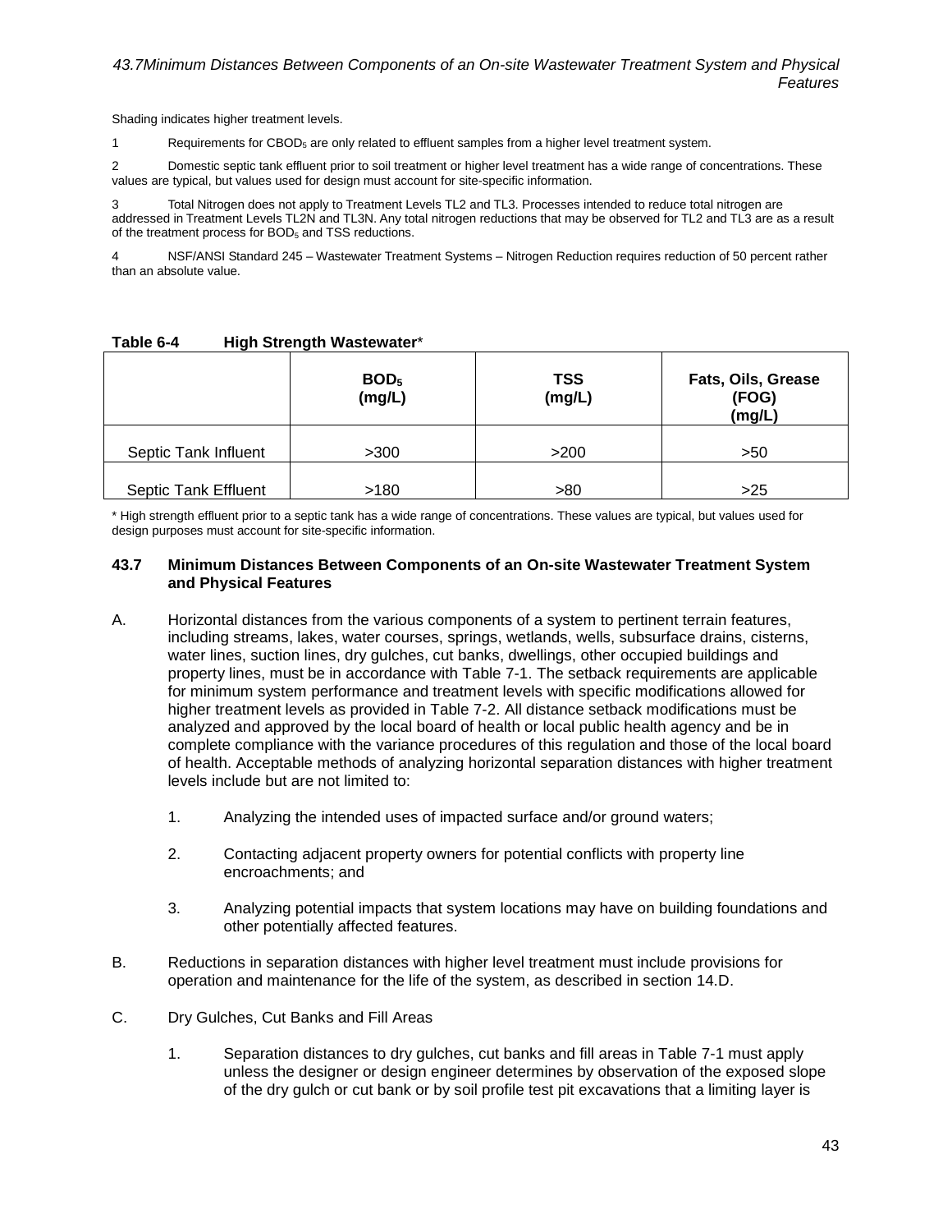Shading indicates higher treatment levels.

1 Requirements for $CBOD_5$ are only related to effluent samples from a higher level treatment system.

2 Domestic septic tank effluent prior to soil treatment or higher level treatment has a wide range of concentrations. These values are typical, but values used for design must account for site-specific information.

3 Total Nitrogen does not apply to Treatment Levels TL2 and TL3. Processes intended to reduce total nitrogen are addressed in Treatment Levels TL2N and TL3N. Any total nitrogen reductions that may be observed for TL2 and TL3 are as a result of the treatment process for $BOD_5$ and TSS reductions.

4 NSF/ANSI Standard 245 – Wastewater Treatment Systems – Nitrogen Reduction requires reduction of 50 percent rather than an absolute value.

**Table 6-4 High Strength Wastewater***

| | $BOD_5$ (mg/L) | TSS (mg/L) | Fats, Oils, Grease (FOG) (mg/L) |
|---|---|---|---|
| Septic Tank Influent | >300 | >200 | >50 |
| Septic Tank Effluent | >180 | >80 | >25 |

* High strength effluent prior to a septic tank has a wide range of concentrations. These values are typical, but values used for design purposes must account for site-specific information.

## 43.7 Minimum Distances Between Components of an On-site Wastewater Treatment System and Physical Features

A. Horizontal distances from the various components of a system to pertinent terrain features, including streams, lakes, water courses, springs, wetlands, wells, subsurface drains, cisterns, water lines, suction lines, dry gulches, cut banks, dwellings, other occupied buildings and property lines, must be in accordance with Table 7-1. The setback requirements are applicable for minimum system performance and treatment levels with specific modifications allowed for higher treatment levels as provided in Table 7-2. All distance setback modifications must be analyzed and approved by the local board of health or local public health agency and be in complete compliance with the variance procedures of this regulation and those of the local board of health. Acceptable methods of analyzing horizontal separation distances with higher treatment levels include but are not limited to:

1. Analyzing the intended uses of impacted surface and/or ground waters;

2. Contacting adjacent property owners for potential conflicts with property line encroachments; and

3. Analyzing potential impacts that system locations may have on building foundations and other potentially affected features.

B. Reductions in separation distances with higher level treatment must include provisions for operation and maintenance for the life of the system, as described in section 14.D.

C. Dry Gulches, Cut Banks and Fill Areas

1. Separation distances to dry gulches, cut banks and fill areas in Table 7-1 must apply unless the designer or design engineer determines by observation of the exposed slope of the dry gulch or cut bank or by soil profile test pit excavations that a limiting layer is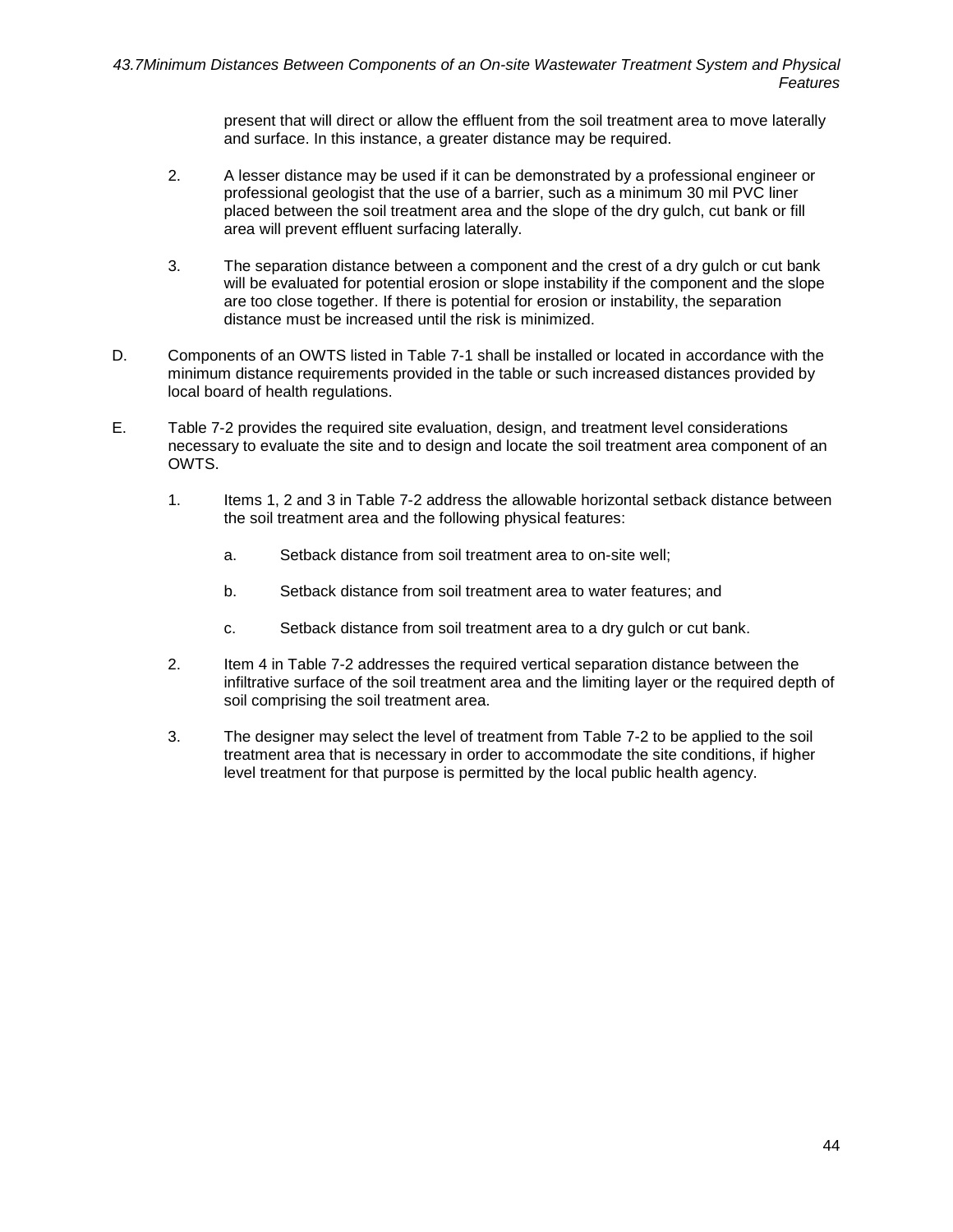present that will direct or allow the effluent from the soil treatment area to move laterally and surface. In this instance, a greater distance may be required.

2. A lesser distance may be used if it can be demonstrated by a professional engineer or professional geologist that the use of a barrier, such as a minimum 30 mil PVC liner placed between the soil treatment area and the slope of the dry gulch, cut bank or fill area will prevent effluent surfacing laterally.

3. The separation distance between a component and the crest of a dry gulch or cut bank will be evaluated for potential erosion or slope instability if the component and the slope are too close together. If there is potential for erosion or instability, the separation distance must be increased until the risk is minimized.

D. Components of an OWTS listed in Table 7-1 shall be installed or located in accordance with the minimum distance requirements provided in the table or such increased distances provided by local board of health regulations.

E. Table 7-2 provides the required site evaluation, design, and treatment level considerations necessary to evaluate the site and to design and locate the soil treatment area component of an OWTS.

1. Items 1, 2 and 3 in Table 7-2 address the allowable horizontal setback distance between the soil treatment area and the following physical features:

   a. Setback distance from soil treatment area to on-site well;

   b. Setback distance from soil treatment area to water features; and

   c. Setback distance from soil treatment area to a dry gulch or cut bank.

2. Item 4 in Table 7-2 addresses the required vertical separation distance between the infiltrative surface of the soil treatment area and the limiting layer or the required depth of soil comprising the soil treatment area.

3. The designer may select the level of treatment from Table 7-2 to be applied to the soil treatment area that is necessary in order to accommodate the site conditions, if higher level treatment for that purpose is permitted by the local public health agency.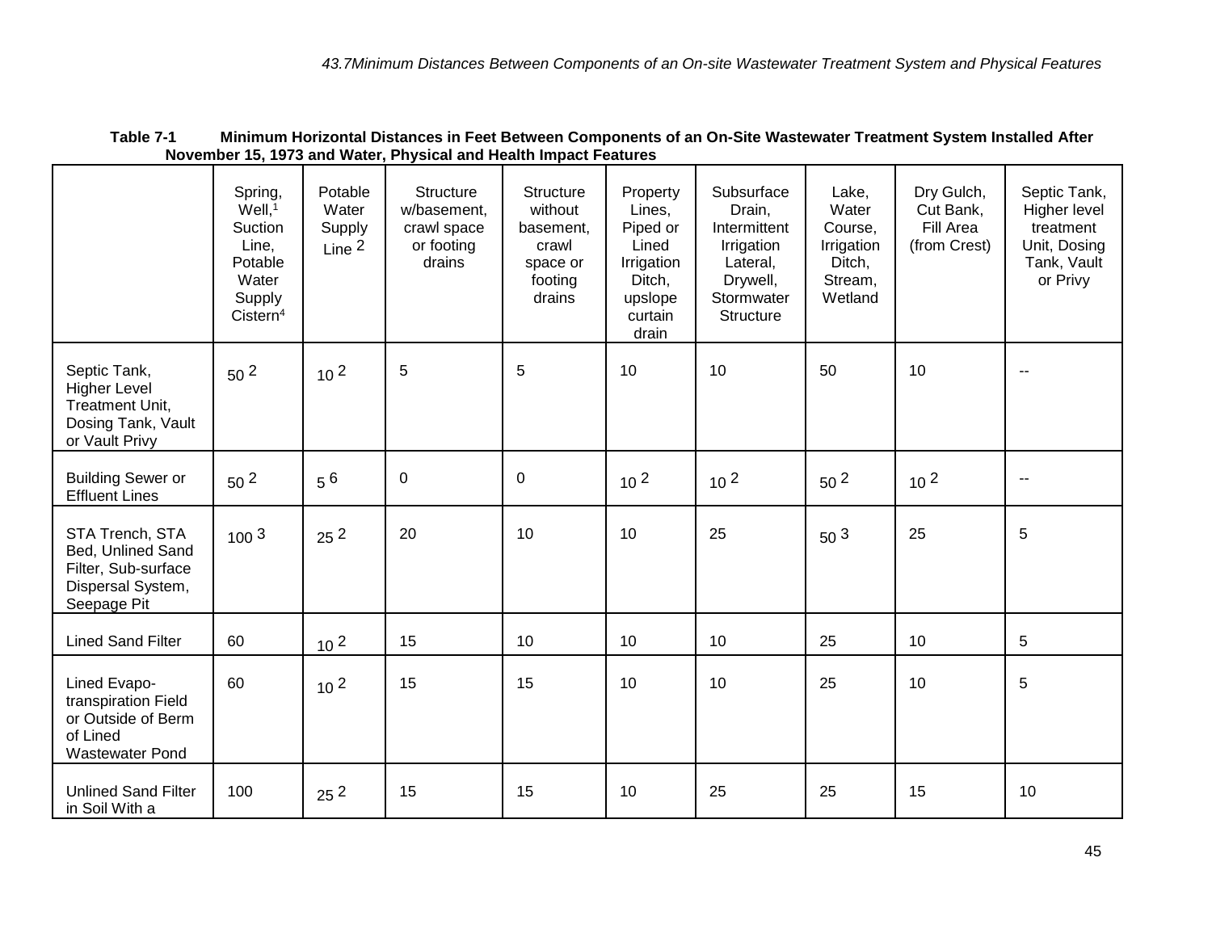Table 7-1 Minimum Horizontal Distances in Feet Between Components of an On-Site Wastewater Treatment System Installed After November 15, 1973 and Water, Physical and Health Impact Features

| | Spring, Well,[1] Suction Line, Potable Water Supply Cistern[4] | Potable Water Supply Line [2] | Structure w/basement, crawl space or footing drains | Structure without basement, crawl space or footing drains | Property Lines, Piped or Lined Irrigation Ditch, upslope curtain drain | Subsurface Drain, Intermittent Irrigation Lateral, Drywell, Stormwater Structure | Lake, Water Course, Irrigation Ditch, Stream, Wetland | Dry Gulch, Cut Bank, Fill Area (from Crest) | Septic Tank, Higher level treatment Unit, Dosing Tank, Vault or Privy |
|---|---|---|---|---|---|---|---|---|---|
| Septic Tank, Higher Level Treatment Unit, Dosing Tank, Vault or Vault Privy | 50 [2] | 10 [2] | 5 | 5 | 10 | 10 | 50 | 10 | -- |
| Building Sewer or Effluent Lines | 50 [2] | 5 [6] | 0 | 0 | 10 [2] | 10 [2] | 50 [2] | 10 [2] | -- |
| STA Trench, STA Bed, Unlined Sand Filter, Sub-surface Dispersal System, Seepage Pit | 100 [3] | 25 [2] | 20 | 10 | 10 | 25 | 50 [3] | 25 | 5 |
| Lined Sand Filter | 60 | 10 [2] | 15 | 10 | 10 | 10 | 25 | 10 | 5 |
| Lined Evapo-transpiration Field or Outside of Berm of Lined Wastewater Pond | 60 | 10 [2] | 15 | 15 | 10 | 10 | 25 | 10 | 5 |
| Unlined Sand Filter in Soil With a | 100 | 25 [2] | 15 | 15 | 10 | 25 | 25 | 15 | 10 |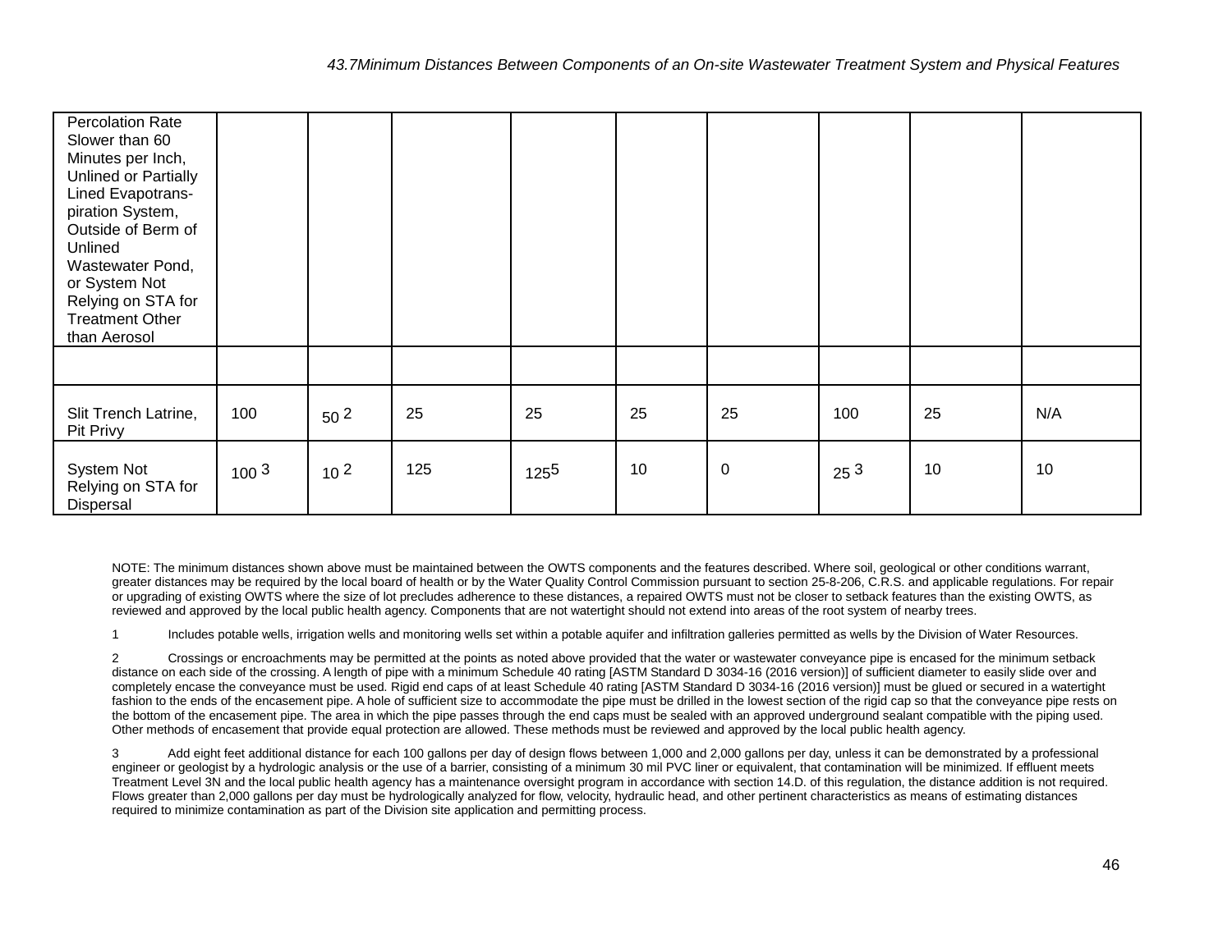*43.7Minimum Distances Between Components of an On-site Wastewater Treatment System and Physical Features*

| | | | | | | | | | |
|---|---|---|---|---|---|---|---|---|---|
| Percolation Rate Slower than 60 Minutes per Inch, Unlined or Partially Lined Evapotrans-piration System, Outside of Berm of Unlined Wastewater Pond, or System Not Relying on STA for Treatment Other than Aerosol | | | | | | | | | |
| | | | | | | | | | |
| Slit Trench Latrine, Pit Privy | 100 | 50 [2] | 25 | 25 | 25 | 25 | 100 | 25 | N/A |
| System Not Relying on STA for Dispersal | 100 [3] | 10 [2] | 125 | 125[5] | 10 | 0 | 25 [3] | 10 | 10 |

NOTE: The minimum distances shown above must be maintained between the OWTS components and the features described. Where soil, geological or other conditions warrant, greater distances may be required by the local board of health or by the Water Quality Control Commission pursuant to section 25-8-206, C.R.S. and applicable regulations. For repair or upgrading of existing OWTS where the size of lot precludes adherence to these distances, a repaired OWTS must not be closer to setback features than the existing OWTS, as reviewed and approved by the local public health agency. Components that are not watertight should not extend into areas of the root system of nearby trees.

1 Includes potable wells, irrigation wells and monitoring wells set within a potable aquifer and infiltration galleries permitted as wells by the Division of Water Resources.

2 Crossings or encroachments may be permitted at the points as noted above provided that the water or wastewater conveyance pipe is encased for the minimum setback distance on each side of the crossing. A length of pipe with a minimum Schedule 40 rating [ASTM Standard D 3034-16 (2016 version)] of sufficient diameter to easily slide over and completely encase the conveyance must be used. Rigid end caps of at least Schedule 40 rating [ASTM Standard D 3034-16 (2016 version)] must be glued or secured in a watertight fashion to the ends of the encasement pipe. A hole of sufficient size to accommodate the pipe must be drilled in the lowest section of the rigid cap so that the conveyance pipe rests on the bottom of the encasement pipe. The area in which the pipe passes through the end caps must be sealed with an approved underground sealant compatible with the piping used. Other methods of encasement that provide equal protection are allowed. These methods must be reviewed and approved by the local public health agency.

3 Add eight feet additional distance for each 100 gallons per day of design flows between 1,000 and 2,000 gallons per day, unless it can be demonstrated by a professional engineer or geologist by a hydrologic analysis or the use of a barrier, consisting of a minimum 30 mil PVC liner or equivalent, that contamination will be minimized. If effluent meets Treatment Level 3N and the local public health agency has a maintenance oversight program in accordance with section 14.D. of this regulation, the distance addition is not required. Flows greater than 2,000 gallons per day must be hydrologically analyzed for flow, velocity, hydraulic head, and other pertinent characteristics as means of estimating distances required to minimize contamination as part of the Division site application and permitting process.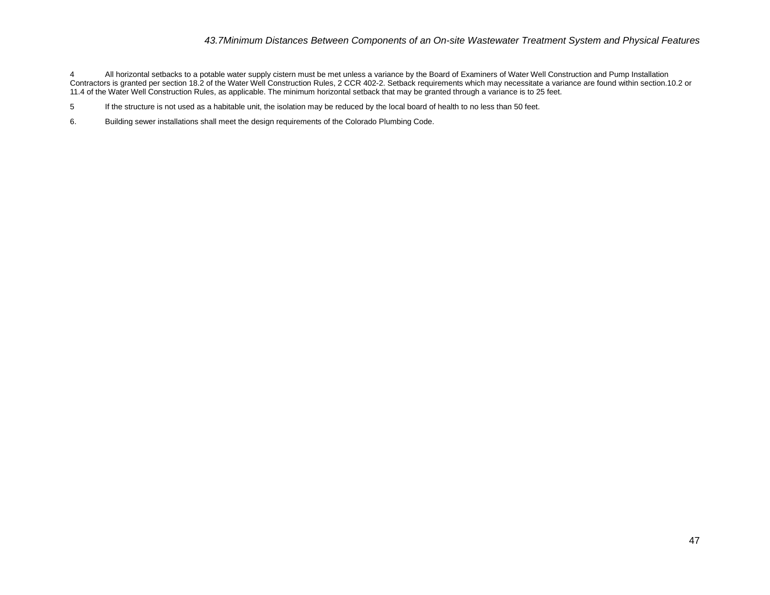4 All horizontal setbacks to a potable water supply cistern must be met unless a variance by the Board of Examiners of Water Well Construction and Pump Installation Contractors is granted per section 18.2 of the Water Well Construction Rules, 2 CCR 402-2. Setback requirements which may necessitate a variance are found within section.10.2 or 11.4 of the Water Well Construction Rules, as applicable. The minimum horizontal setback that may be granted through a variance is to 25 feet.

5 If the structure is not used as a habitable unit, the isolation may be reduced by the local board of health to no less than 50 feet.

6. Building sewer installations shall meet the design requirements of the Colorado Plumbing Code.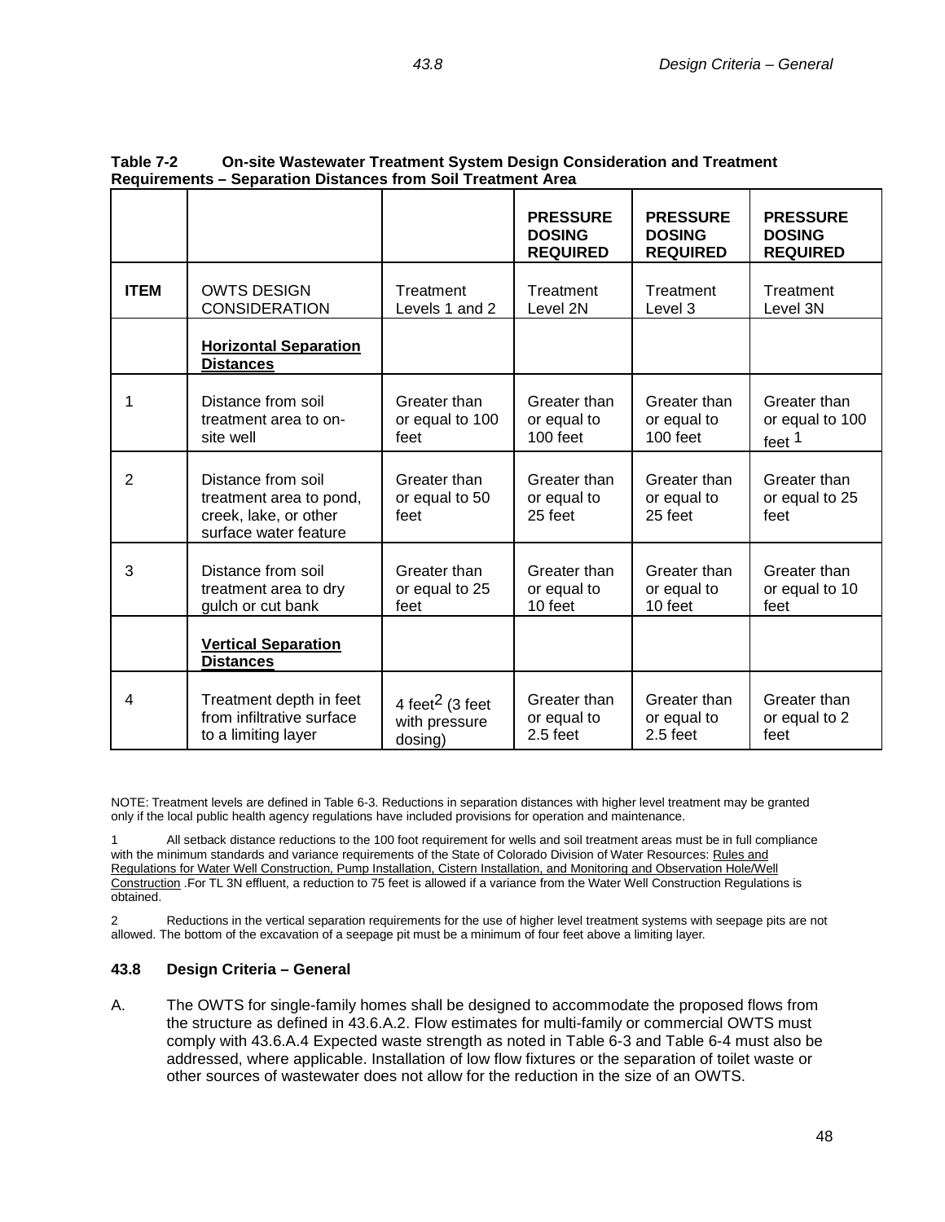**Table 7-2 On-site Wastewater Treatment System Design Consideration and Treatment Requirements – Separation Distances from Soil Treatment Area**

| | | | **PRESSURE DOSING REQUIRED** | **PRESSURE DOSING REQUIRED** | **PRESSURE DOSING REQUIRED** |
|---|---|---|---|---|---|
| **ITEM** | OWTS DESIGN CONSIDERATION | Treatment Levels 1 and 2 | Treatment Level 2N | Treatment Level 3 | Treatment Level 3N |
| | **<u>Horizontal Separation Distances</u>** | | | | |
| 1 | Distance from soil treatment area to on-site well | Greater than or equal to 100 feet | Greater than or equal to 100 feet | Greater than or equal to 100 feet | Greater than or equal to 100 feet [1] |
| 2 | Distance from soil treatment area to pond, creek, lake, or other surface water feature | Greater than or equal to 50 feet | Greater than or equal to 25 feet | Greater than or equal to 25 feet | Greater than or equal to 25 feet |
| 3 | Distance from soil treatment area to dry gulch or cut bank | Greater than or equal to 25 feet | Greater than or equal to 10 feet | Greater than or equal to 10 feet | Greater than or equal to 10 feet |
| | **<u>Vertical Separation Distances</u>** | | | | |
| 4 | Treatment depth in feet from infiltrative surface to a limiting layer | 4 feet[2] (3 feet with pressure dosing) | Greater than or equal to 2.5 feet | Greater than or equal to 2.5 feet | Greater than or equal to 2 feet |

NOTE: Treatment levels are defined in Table 6-3. Reductions in separation distances with higher level treatment may be granted only if the local public health agency regulations have included provisions for operation and maintenance.

1 All setback distance reductions to the 100 foot requirement for wells and soil treatment areas must be in full compliance with the minimum standards and variance requirements of the State of Colorado Division of Water Resources: <u>Rules and Regulations for Water Well Construction, Pump Installation, Cistern Installation, and Monitoring and Observation Hole/Well Construction</u> .For TL 3N effluent, a reduction to 75 feet is allowed if a variance from the Water Well Construction Regulations is obtained.

2 Reductions in the vertical separation requirements for the use of higher level treatment systems with seepage pits are not allowed. The bottom of the excavation of a seepage pit must be a minimum of four feet above a limiting layer.

### 43.8 Design Criteria – General

A. The OWTS for single-family homes shall be designed to accommodate the proposed flows from the structure as defined in 43.6.A.2. Flow estimates for multi-family or commercial OWTS must comply with 43.6.A.4 Expected waste strength as noted in Table 6-3 and Table 6-4 must also be addressed, where applicable. Installation of low flow fixtures or the separation of toilet waste or other sources of wastewater does not allow for the reduction in the size of an OWTS.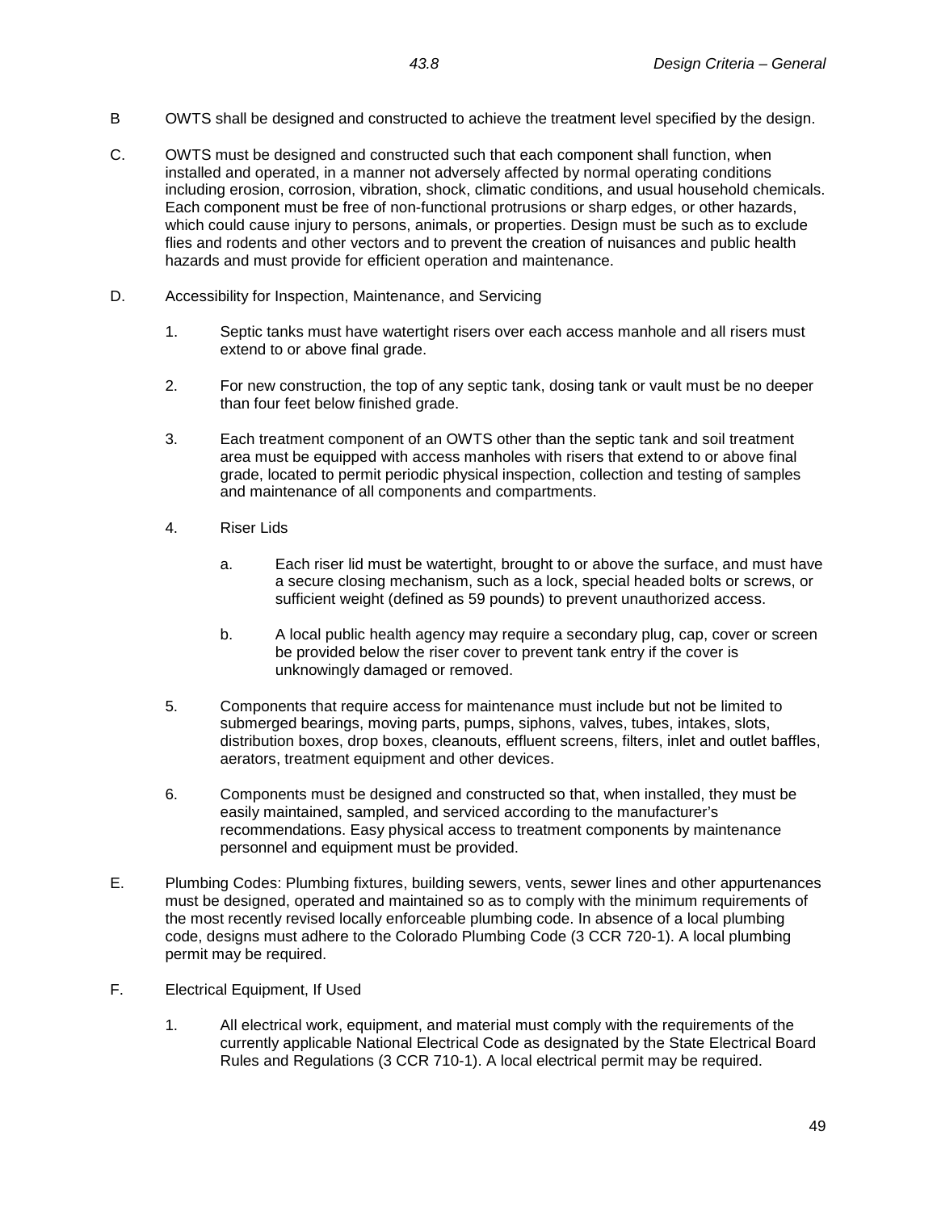B OWTS shall be designed and constructed to achieve the treatment level specified by the design.

C. OWTS must be designed and constructed such that each component shall function, when installed and operated, in a manner not adversely affected by normal operating conditions including erosion, corrosion, vibration, shock, climatic conditions, and usual household chemicals. Each component must be free of non-functional protrusions or sharp edges, or other hazards, which could cause injury to persons, animals, or properties. Design must be such as to exclude flies and rodents and other vectors and to prevent the creation of nuisances and public health hazards and must provide for efficient operation and maintenance.

D. Accessibility for Inspection, Maintenance, and Servicing

1. Septic tanks must have watertight risers over each access manhole and all risers must extend to or above final grade.

2. For new construction, the top of any septic tank, dosing tank or vault must be no deeper than four feet below finished grade.

3. Each treatment component of an OWTS other than the septic tank and soil treatment area must be equipped with access manholes with risers that extend to or above final grade, located to permit periodic physical inspection, collection and testing of samples and maintenance of all components and compartments.

4. Riser Lids

   a. Each riser lid must be watertight, brought to or above the surface, and must have a secure closing mechanism, such as a lock, special headed bolts or screws, or sufficient weight (defined as 59 pounds) to prevent unauthorized access.

   b. A local public health agency may require a secondary plug, cap, cover or screen be provided below the riser cover to prevent tank entry if the cover is unknowingly damaged or removed.

5. Components that require access for maintenance must include but not be limited to submerged bearings, moving parts, pumps, siphons, valves, tubes, intakes, slots, distribution boxes, drop boxes, cleanouts, effluent screens, filters, inlet and outlet baffles, aerators, treatment equipment and other devices.

6. Components must be designed and constructed so that, when installed, they must be easily maintained, sampled, and serviced according to the manufacturer's recommendations. Easy physical access to treatment components by maintenance personnel and equipment must be provided.

E. Plumbing Codes: Plumbing fixtures, building sewers, vents, sewer lines and other appurtenances must be designed, operated and maintained so as to comply with the minimum requirements of the most recently revised locally enforceable plumbing code. In absence of a local plumbing code, designs must adhere to the Colorado Plumbing Code (3 CCR 720-1). A local plumbing permit may be required.

F. Electrical Equipment, If Used

1. All electrical work, equipment, and material must comply with the requirements of the currently applicable National Electrical Code as designated by the State Electrical Board Rules and Regulations (3 CCR 710-1). A local electrical permit may be required.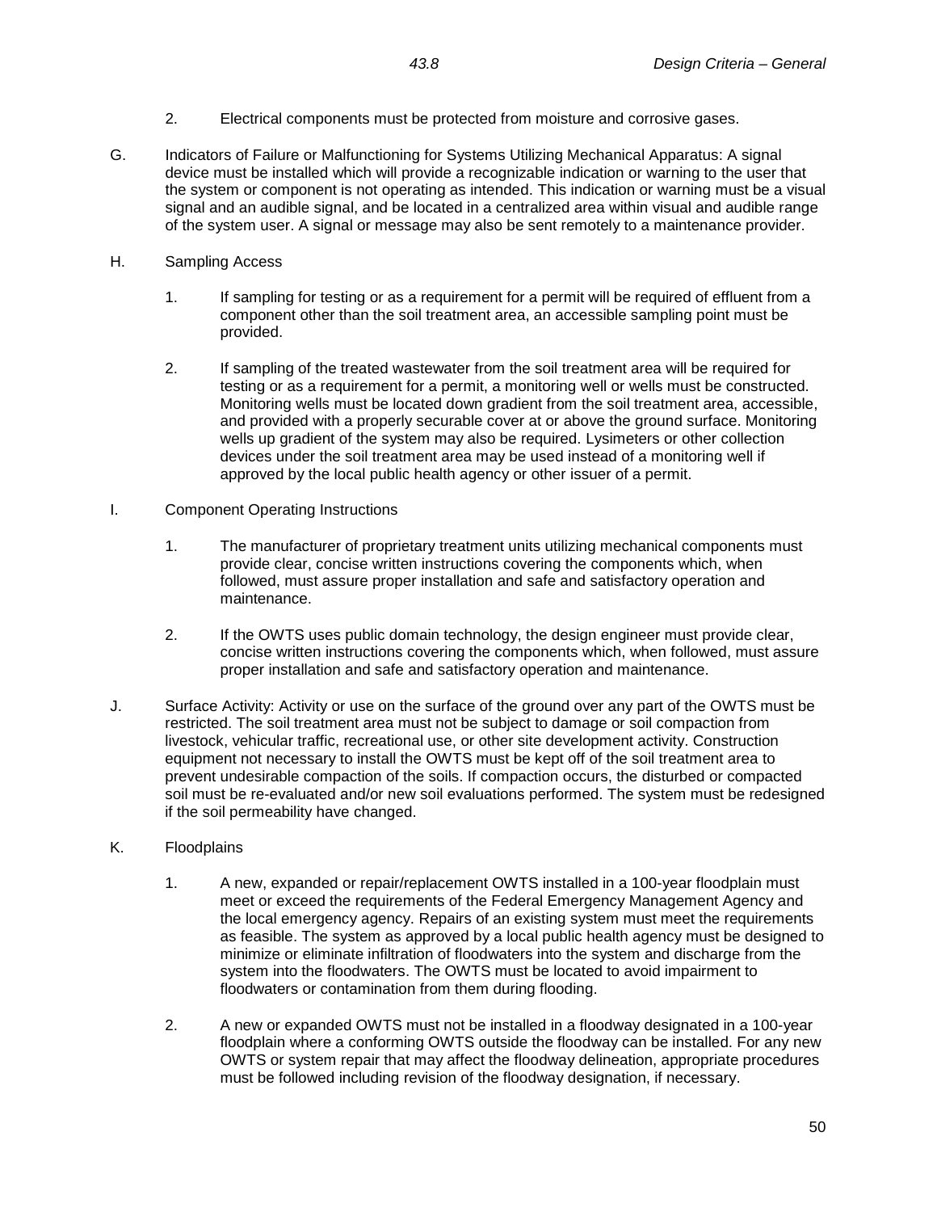2. Electrical components must be protected from moisture and corrosive gases.

G. Indicators of Failure or Malfunctioning for Systems Utilizing Mechanical Apparatus: A signal device must be installed which will provide a recognizable indication or warning to the user that the system or component is not operating as intended. This indication or warning must be a visual signal and an audible signal, and be located in a centralized area within visual and audible range of the system user. A signal or message may also be sent remotely to a maintenance provider.

H. Sampling Access

1. If sampling for testing or as a requirement for a permit will be required of effluent from a component other than the soil treatment area, an accessible sampling point must be provided.

2. If sampling of the treated wastewater from the soil treatment area will be required for testing or as a requirement for a permit, a monitoring well or wells must be constructed. Monitoring wells must be located down gradient from the soil treatment area, accessible, and provided with a properly securable cover at or above the ground surface. Monitoring wells up gradient of the system may also be required. Lysimeters or other collection devices under the soil treatment area may be used instead of a monitoring well if approved by the local public health agency or other issuer of a permit.

I. Component Operating Instructions

1. The manufacturer of proprietary treatment units utilizing mechanical components must provide clear, concise written instructions covering the components which, when followed, must assure proper installation and safe and satisfactory operation and maintenance.

2. If the OWTS uses public domain technology, the design engineer must provide clear, concise written instructions covering the components which, when followed, must assure proper installation and safe and satisfactory operation and maintenance.

J. Surface Activity: Activity or use on the surface of the ground over any part of the OWTS must be restricted. The soil treatment area must not be subject to damage or soil compaction from livestock, vehicular traffic, recreational use, or other site development activity. Construction equipment not necessary to install the OWTS must be kept off of the soil treatment area to prevent undesirable compaction of the soils. If compaction occurs, the disturbed or compacted soil must be re-evaluated and/or new soil evaluations performed. The system must be redesigned if the soil permeability have changed.

K. Floodplains

1. A new, expanded or repair/replacement OWTS installed in a 100-year floodplain must meet or exceed the requirements of the Federal Emergency Management Agency and the local emergency agency. Repairs of an existing system must meet the requirements as feasible. The system as approved by a local public health agency must be designed to minimize or eliminate infiltration of floodwaters into the system and discharge from the system into the floodwaters. The OWTS must be located to avoid impairment to floodwaters or contamination from them during flooding.

2. A new or expanded OWTS must not be installed in a floodway designated in a 100-year floodplain where a conforming OWTS outside the floodway can be installed. For any new OWTS or system repair that may affect the floodway delineation, appropriate procedures must be followed including revision of the floodway designation, if necessary.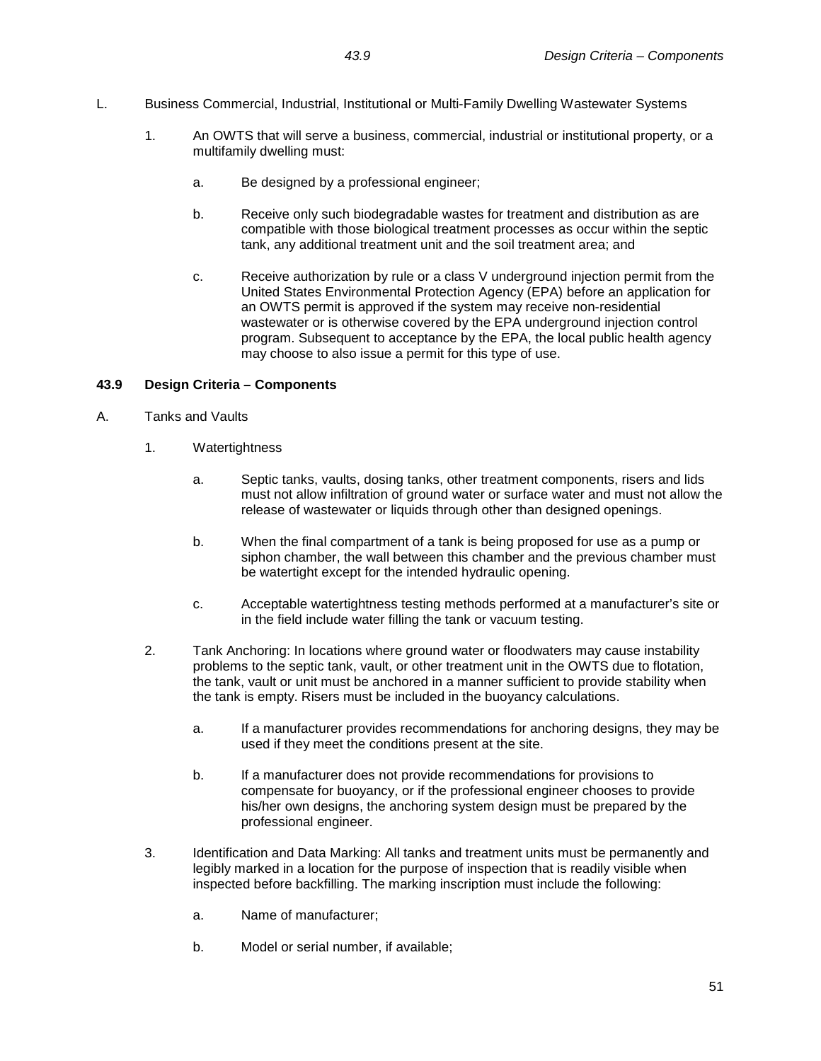L. Business Commercial, Industrial, Institutional or Multi-Family Dwelling Wastewater Systems

1. An OWTS that will serve a business, commercial, industrial or institutional property, or a multifamily dwelling must:

   a. Be designed by a professional engineer;

   b. Receive only such biodegradable wastes for treatment and distribution as are compatible with those biological treatment processes as occur within the septic tank, any additional treatment unit and the soil treatment area; and

   c. Receive authorization by rule or a class V underground injection permit from the United States Environmental Protection Agency (EPA) before an application for an OWTS permit is approved if the system may receive non-residential wastewater or is otherwise covered by the EPA underground injection control program. Subsequent to acceptance by the EPA, the local public health agency may choose to also issue a permit for this type of use.

## 43.9 Design Criteria – Components

A. Tanks and Vaults

1. Watertightness

   a. Septic tanks, vaults, dosing tanks, other treatment components, risers and lids must not allow infiltration of ground water or surface water and must not allow the release of wastewater or liquids through other than designed openings.

   b. When the final compartment of a tank is being proposed for use as a pump or siphon chamber, the wall between this chamber and the previous chamber must be watertight except for the intended hydraulic opening.

   c. Acceptable watertightness testing methods performed at a manufacturer's site or in the field include water filling the tank or vacuum testing.

2. Tank Anchoring: In locations where ground water or floodwaters may cause instability problems to the septic tank, vault, or other treatment unit in the OWTS due to flotation, the tank, vault or unit must be anchored in a manner sufficient to provide stability when the tank is empty. Risers must be included in the buoyancy calculations.

   a. If a manufacturer provides recommendations for anchoring designs, they may be used if they meet the conditions present at the site.

   b. If a manufacturer does not provide recommendations for provisions to compensate for buoyancy, or if the professional engineer chooses to provide his/her own designs, the anchoring system design must be prepared by the professional engineer.

3. Identification and Data Marking: All tanks and treatment units must be permanently and legibly marked in a location for the purpose of inspection that is readily visible when inspected before backfilling. The marking inscription must include the following:

   a. Name of manufacturer;

   b. Model or serial number, if available;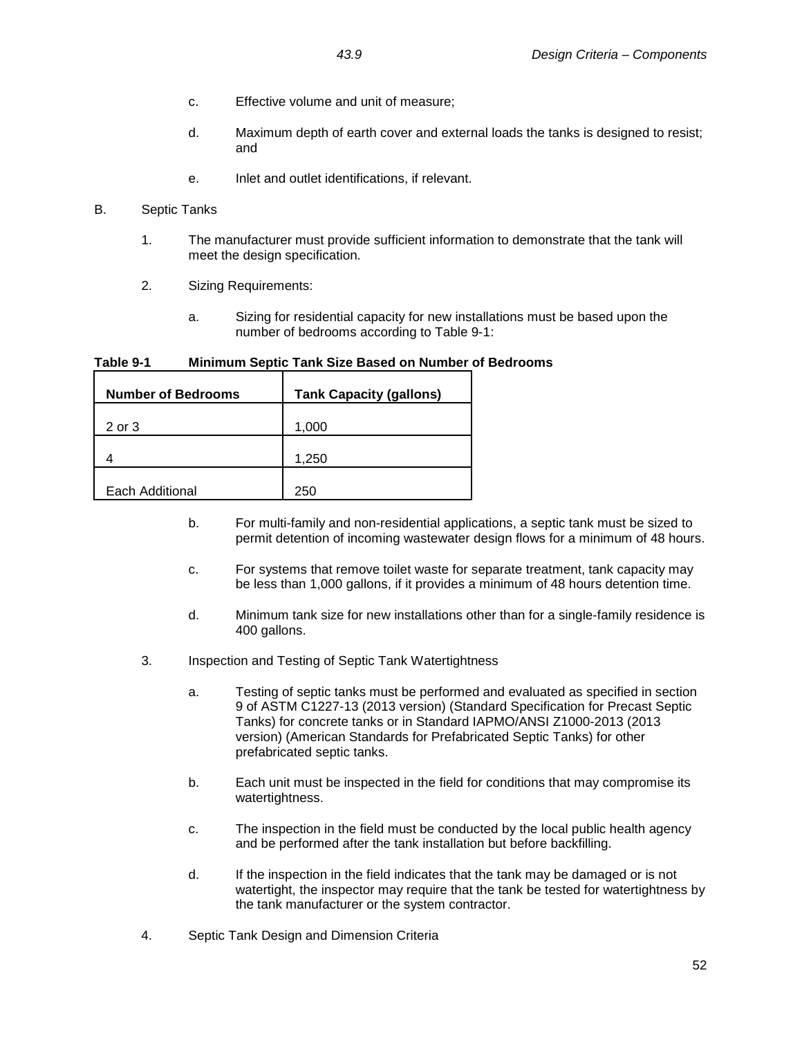c. Effective volume and unit of measure;

d. Maximum depth of earth cover and external loads the tanks is designed to resist; and

e. Inlet and outlet identifications, if relevant.

B. Septic Tanks

1. The manufacturer must provide sufficient information to demonstrate that the tank will meet the design specification.

2. Sizing Requirements:

a. Sizing for residential capacity for new installations must be based upon the number of bedrooms according to Table 9-1:

**Table 9-1 Minimum Septic Tank Size Based on Number of Bedrooms**

| Number of Bedrooms | Tank Capacity (gallons) |
|---|---|
| 2 or 3 | 1,000 |
| 4 | 1,250 |
| Each Additional | 250 |

b. For multi-family and non-residential applications, a septic tank must be sized to permit detention of incoming wastewater design flows for a minimum of 48 hours.

c. For systems that remove toilet waste for separate treatment, tank capacity may be less than 1,000 gallons, if it provides a minimum of 48 hours detention time.

d. Minimum tank size for new installations other than for a single-family residence is 400 gallons.

3. Inspection and Testing of Septic Tank Watertightness

a. Testing of septic tanks must be performed and evaluated as specified in section 9 of ASTM C1227-13 (2013 version) (Standard Specification for Precast Septic Tanks) for concrete tanks or in Standard IAPMO/ANSI Z1000-2013 (2013 version) (American Standards for Prefabricated Septic Tanks) for other prefabricated septic tanks.

b. Each unit must be inspected in the field for conditions that may compromise its watertightness.

c. The inspection in the field must be conducted by the local public health agency and be performed after the tank installation but before backfilling.

d. If the inspection in the field indicates that the tank may be damaged or is not watertight, the inspector may require that the tank be tested for watertightness by the tank manufacturer or the system contractor.

4. Septic Tank Design and Dimension Criteria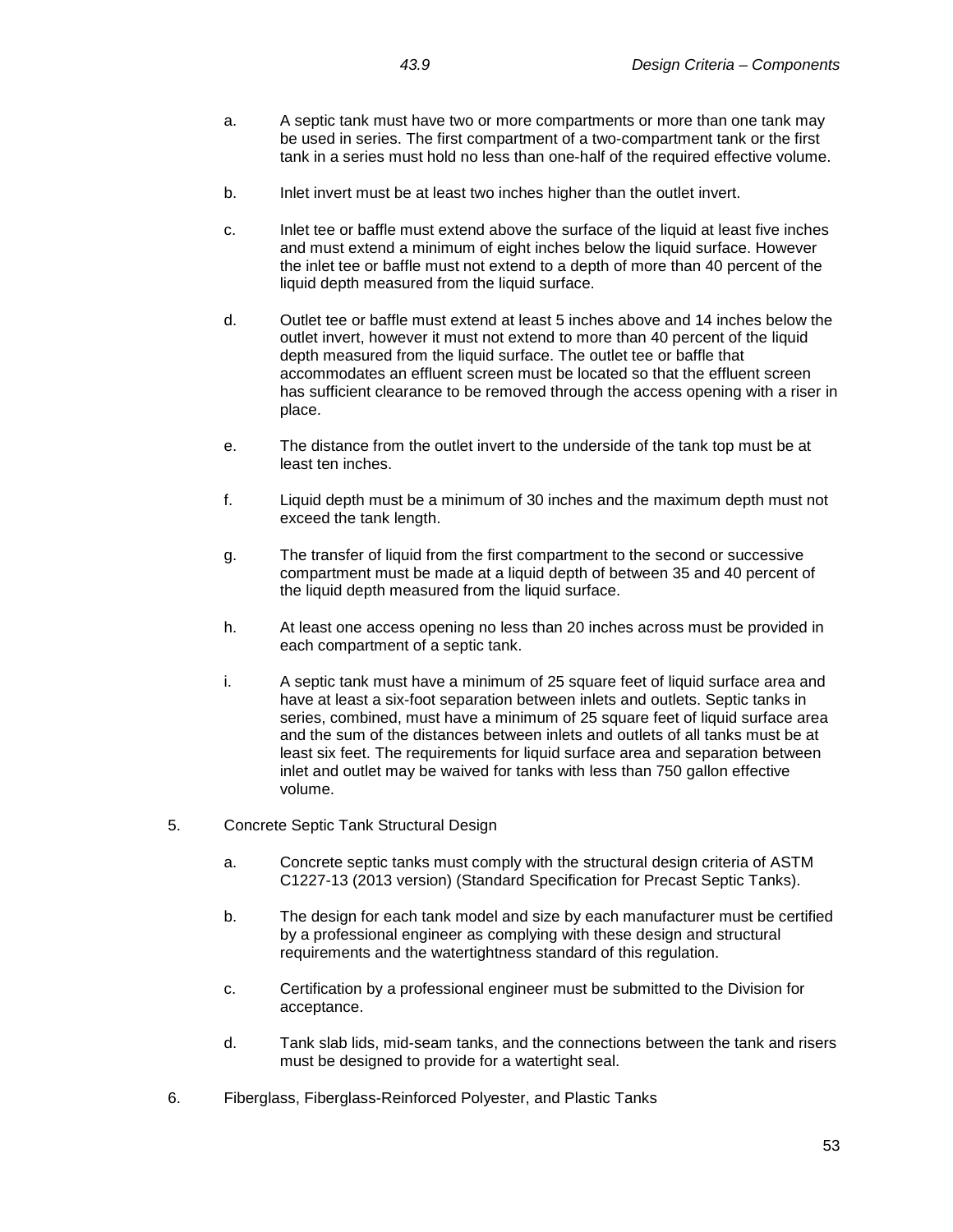a. A septic tank must have two or more compartments or more than one tank may be used in series. The first compartment of a two-compartment tank or the first tank in a series must hold no less than one-half of the required effective volume.

b. Inlet invert must be at least two inches higher than the outlet invert.

c. Inlet tee or baffle must extend above the surface of the liquid at least five inches and must extend a minimum of eight inches below the liquid surface. However the inlet tee or baffle must not extend to a depth of more than 40 percent of the liquid depth measured from the liquid surface.

d. Outlet tee or baffle must extend at least 5 inches above and 14 inches below the outlet invert, however it must not extend to more than 40 percent of the liquid depth measured from the liquid surface. The outlet tee or baffle that accommodates an effluent screen must be located so that the effluent screen has sufficient clearance to be removed through the access opening with a riser in place.

e. The distance from the outlet invert to the underside of the tank top must be at least ten inches.

f. Liquid depth must be a minimum of 30 inches and the maximum depth must not exceed the tank length.

g. The transfer of liquid from the first compartment to the second or successive compartment must be made at a liquid depth of between 35 and 40 percent of the liquid depth measured from the liquid surface.

h. At least one access opening no less than 20 inches across must be provided in each compartment of a septic tank.

i. A septic tank must have a minimum of 25 square feet of liquid surface area and have at least a six-foot separation between inlets and outlets. Septic tanks in series, combined, must have a minimum of 25 square feet of liquid surface area and the sum of the distances between inlets and outlets of all tanks must be at least six feet. The requirements for liquid surface area and separation between inlet and outlet may be waived for tanks with less than 750 gallon effective volume.

5. Concrete Septic Tank Structural Design

   a. Concrete septic tanks must comply with the structural design criteria of ASTM C1227-13 (2013 version) (Standard Specification for Precast Septic Tanks).

   b. The design for each tank model and size by each manufacturer must be certified by a professional engineer as complying with these design and structural requirements and the watertightness standard of this regulation.

   c. Certification by a professional engineer must be submitted to the Division for acceptance.

   d. Tank slab lids, mid-seam tanks, and the connections between the tank and risers must be designed to provide for a watertight seal.

6. Fiberglass, Fiberglass-Reinforced Polyester, and Plastic Tanks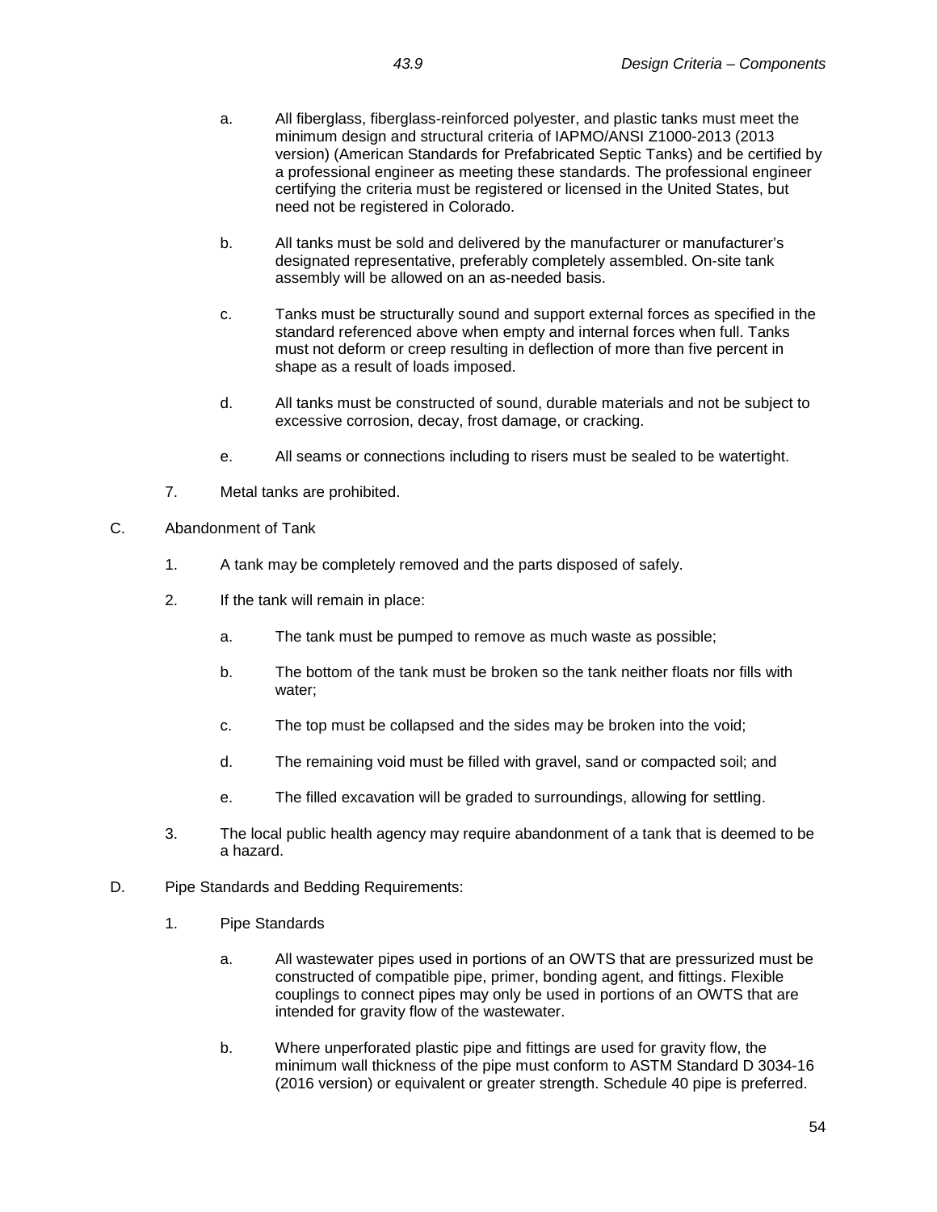a. All fiberglass, fiberglass-reinforced polyester, and plastic tanks must meet the minimum design and structural criteria of IAPMO/ANSI Z1000-2013 (2013 version) (American Standards for Prefabricated Septic Tanks) and be certified by a professional engineer as meeting these standards. The professional engineer certifying the criteria must be registered or licensed in the United States, but need not be registered in Colorado.

b. All tanks must be sold and delivered by the manufacturer or manufacturer's designated representative, preferably completely assembled. On-site tank assembly will be allowed on an as-needed basis.

c. Tanks must be structurally sound and support external forces as specified in the standard referenced above when empty and internal forces when full. Tanks must not deform or creep resulting in deflection of more than five percent in shape as a result of loads imposed.

d. All tanks must be constructed of sound, durable materials and not be subject to excessive corrosion, decay, frost damage, or cracking.

e. All seams or connections including to risers must be sealed to be watertight.

7. Metal tanks are prohibited.

C. Abandonment of Tank

1. A tank may be completely removed and the parts disposed of safely.

2. If the tank will remain in place:

a. The tank must be pumped to remove as much waste as possible;

b. The bottom of the tank must be broken so the tank neither floats nor fills with water;

c. The top must be collapsed and the sides may be broken into the void;

d. The remaining void must be filled with gravel, sand or compacted soil; and

e. The filled excavation will be graded to surroundings, allowing for settling.

3. The local public health agency may require abandonment of a tank that is deemed to be a hazard.

D. Pipe Standards and Bedding Requirements:

1. Pipe Standards

a. All wastewater pipes used in portions of an OWTS that are pressurized must be constructed of compatible pipe, primer, bonding agent, and fittings. Flexible couplings to connect pipes may only be used in portions of an OWTS that are intended for gravity flow of the wastewater.

b. Where unperforated plastic pipe and fittings are used for gravity flow, the minimum wall thickness of the pipe must conform to ASTM Standard D 3034-16 (2016 version) or equivalent or greater strength. Schedule 40 pipe is preferred.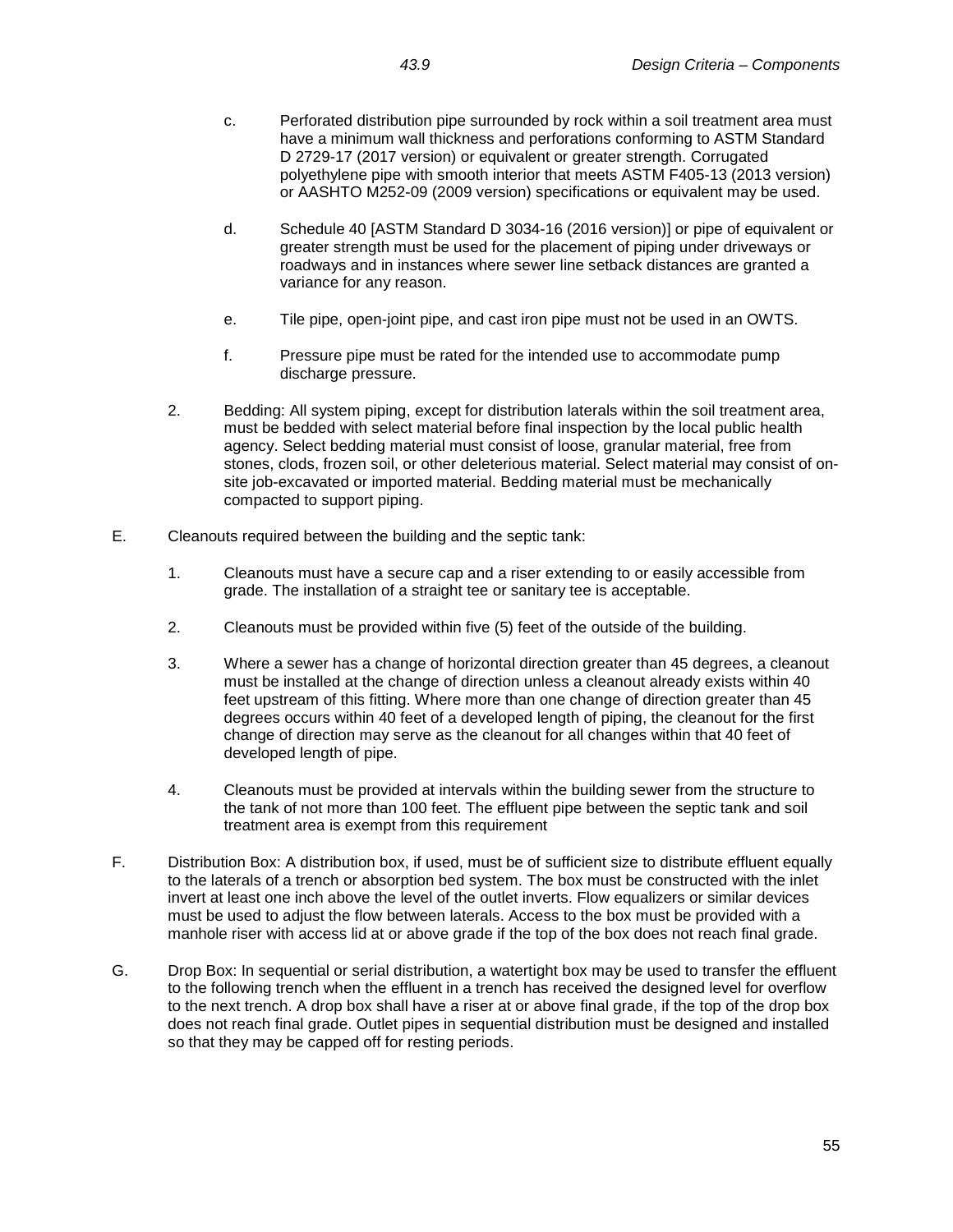c. Perforated distribution pipe surrounded by rock within a soil treatment area must have a minimum wall thickness and perforations conforming to ASTM Standard D 2729-17 (2017 version) or equivalent or greater strength. Corrugated polyethylene pipe with smooth interior that meets ASTM F405-13 (2013 version) or AASHTO M252-09 (2009 version) specifications or equivalent may be used.

d. Schedule 40 [ASTM Standard D 3034-16 (2016 version)] or pipe of equivalent or greater strength must be used for the placement of piping under driveways or roadways and in instances where sewer line setback distances are granted a variance for any reason.

e. Tile pipe, open-joint pipe, and cast iron pipe must not be used in an OWTS.

f. Pressure pipe must be rated for the intended use to accommodate pump discharge pressure.

2. Bedding: All system piping, except for distribution laterals within the soil treatment area, must be bedded with select material before final inspection by the local public health agency. Select bedding material must consist of loose, granular material, free from stones, clods, frozen soil, or other deleterious material. Select material may consist of on-site job-excavated or imported material. Bedding material must be mechanically compacted to support piping.

E. Cleanouts required between the building and the septic tank:

1. Cleanouts must have a secure cap and a riser extending to or easily accessible from grade. The installation of a straight tee or sanitary tee is acceptable.

2. Cleanouts must be provided within five (5) feet of the outside of the building.

3. Where a sewer has a change of horizontal direction greater than 45 degrees, a cleanout must be installed at the change of direction unless a cleanout already exists within 40 feet upstream of this fitting. Where more than one change of direction greater than 45 degrees occurs within 40 feet of a developed length of piping, the cleanout for the first change of direction may serve as the cleanout for all changes within that 40 feet of developed length of pipe.

4. Cleanouts must be provided at intervals within the building sewer from the structure to the tank of not more than 100 feet. The effluent pipe between the septic tank and soil treatment area is exempt from this requirement

F. Distribution Box: A distribution box, if used, must be of sufficient size to distribute effluent equally to the laterals of a trench or absorption bed system. The box must be constructed with the inlet invert at least one inch above the level of the outlet inverts. Flow equalizers or similar devices must be used to adjust the flow between laterals. Access to the box must be provided with a manhole riser with access lid at or above grade if the top of the box does not reach final grade.

G. Drop Box: In sequential or serial distribution, a watertight box may be used to transfer the effluent to the following trench when the effluent in a trench has received the designed level for overflow to the next trench. A drop box shall have a riser at or above final grade, if the top of the drop box does not reach final grade. Outlet pipes in sequential distribution must be designed and installed so that they may be capped off for resting periods.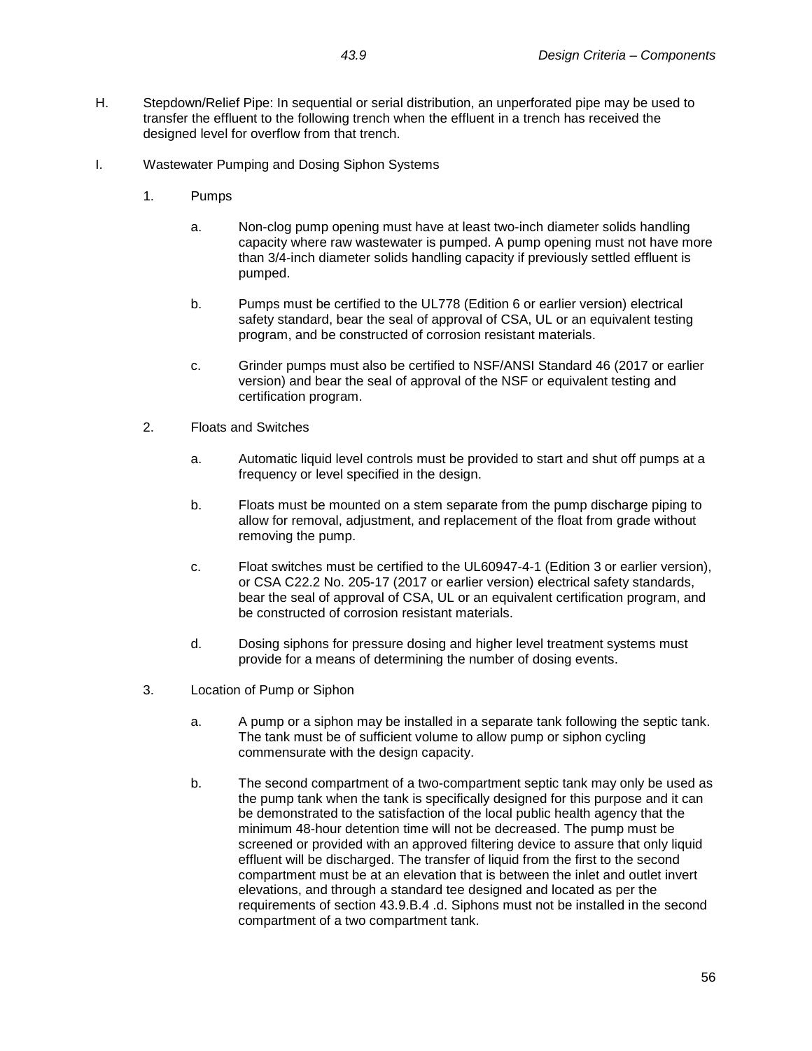H. Stepdown/Relief Pipe: In sequential or serial distribution, an unperforated pipe may be used to transfer the effluent to the following trench when the effluent in a trench has received the designed level for overflow from that trench.

I. Wastewater Pumping and Dosing Siphon Systems

1. Pumps

   a. Non-clog pump opening must have at least two-inch diameter solids handling capacity where raw wastewater is pumped. A pump opening must not have more than 3/4-inch diameter solids handling capacity if previously settled effluent is pumped.

   b. Pumps must be certified to the UL778 (Edition 6 or earlier version) electrical safety standard, bear the seal of approval of CSA, UL or an equivalent testing program, and be constructed of corrosion resistant materials.

   c. Grinder pumps must also be certified to NSF/ANSI Standard 46 (2017 or earlier version) and bear the seal of approval of the NSF or equivalent testing and certification program.

2. Floats and Switches

   a. Automatic liquid level controls must be provided to start and shut off pumps at a frequency or level specified in the design.

   b. Floats must be mounted on a stem separate from the pump discharge piping to allow for removal, adjustment, and replacement of the float from grade without removing the pump.

   c. Float switches must be certified to the UL60947-4-1 (Edition 3 or earlier version), or CSA C22.2 No. 205-17 (2017 or earlier version) electrical safety standards, bear the seal of approval of CSA, UL or an equivalent certification program, and be constructed of corrosion resistant materials.

   d. Dosing siphons for pressure dosing and higher level treatment systems must provide for a means of determining the number of dosing events.

3. Location of Pump or Siphon

   a. A pump or a siphon may be installed in a separate tank following the septic tank. The tank must be of sufficient volume to allow pump or siphon cycling commensurate with the design capacity.

   b. The second compartment of a two-compartment septic tank may only be used as the pump tank when the tank is specifically designed for this purpose and it can be demonstrated to the satisfaction of the local public health agency that the minimum 48-hour detention time will not be decreased. The pump must be screened or provided with an approved filtering device to assure that only liquid effluent will be discharged. The transfer of liquid from the first to the second compartment must be at an elevation that is between the inlet and outlet invert elevations, and through a standard tee designed and located as per the requirements of section 43.9.B.4 .d. Siphons must not be installed in the second compartment of a two compartment tank.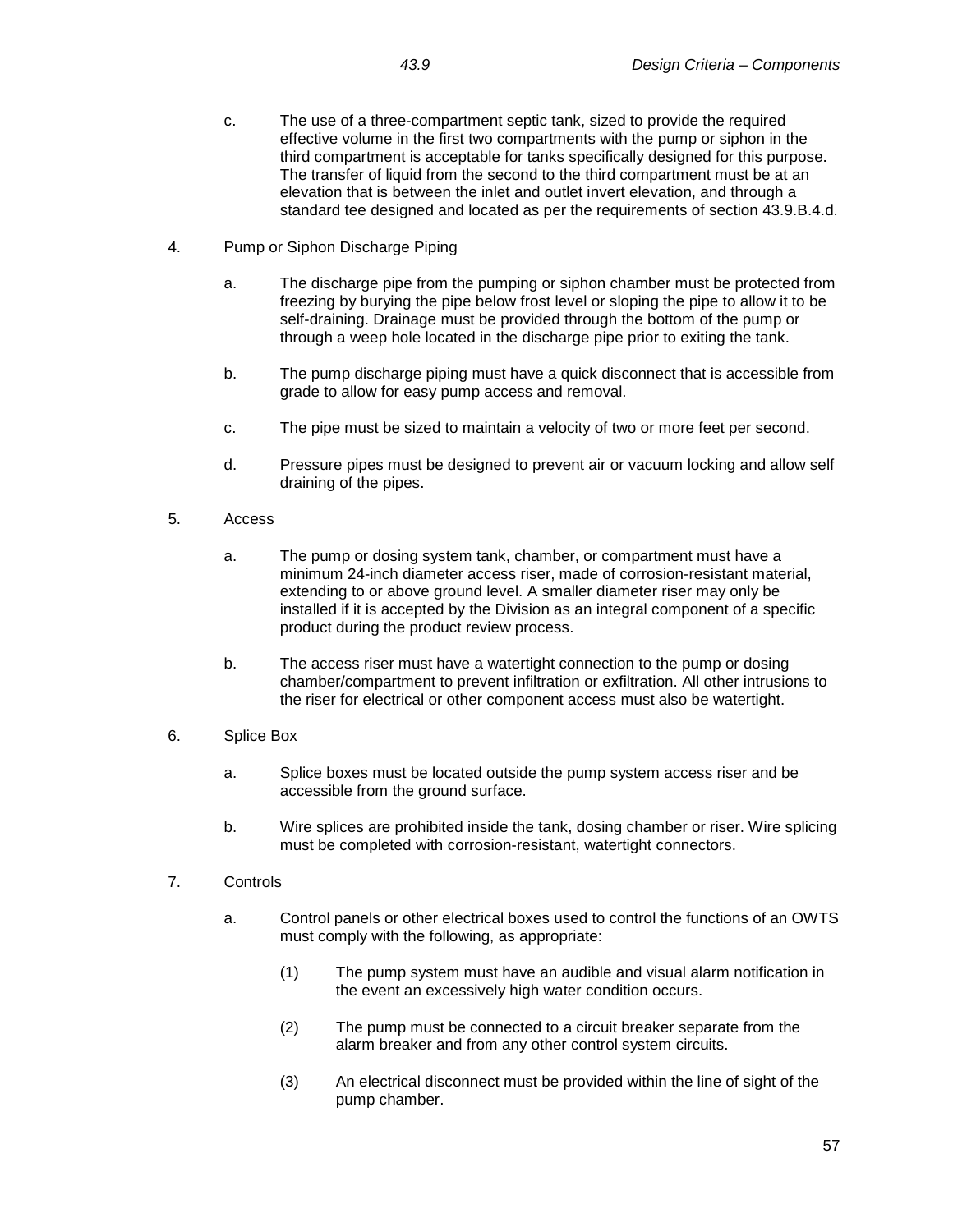c. The use of a three-compartment septic tank, sized to provide the required effective volume in the first two compartments with the pump or siphon in the third compartment is acceptable for tanks specifically designed for this purpose. The transfer of liquid from the second to the third compartment must be at an elevation that is between the inlet and outlet invert elevation, and through a standard tee designed and located as per the requirements of section 43.9.B.4.d.

4. Pump or Siphon Discharge Piping

   a. The discharge pipe from the pumping or siphon chamber must be protected from freezing by burying the pipe below frost level or sloping the pipe to allow it to be self-draining. Drainage must be provided through the bottom of the pump or through a weep hole located in the discharge pipe prior to exiting the tank.

   b. The pump discharge piping must have a quick disconnect that is accessible from grade to allow for easy pump access and removal.

   c. The pipe must be sized to maintain a velocity of two or more feet per second.

   d. Pressure pipes must be designed to prevent air or vacuum locking and allow self draining of the pipes.

5. Access

   a. The pump or dosing system tank, chamber, or compartment must have a minimum 24-inch diameter access riser, made of corrosion-resistant material, extending to or above ground level. A smaller diameter riser may only be installed if it is accepted by the Division as an integral component of a specific product during the product review process.

   b. The access riser must have a watertight connection to the pump or dosing chamber/compartment to prevent infiltration or exfiltration. All other intrusions to the riser for electrical or other component access must also be watertight.

6. Splice Box

   a. Splice boxes must be located outside the pump system access riser and be accessible from the ground surface.

   b. Wire splices are prohibited inside the tank, dosing chamber or riser. Wire splicing must be completed with corrosion-resistant, watertight connectors.

7. Controls

   a. Control panels or other electrical boxes used to control the functions of an OWTS must comply with the following, as appropriate:

      (1) The pump system must have an audible and visual alarm notification in the event an excessively high water condition occurs.

      (2) The pump must be connected to a circuit breaker separate from the alarm breaker and from any other control system circuits.

      (3) An electrical disconnect must be provided within the line of sight of the pump chamber.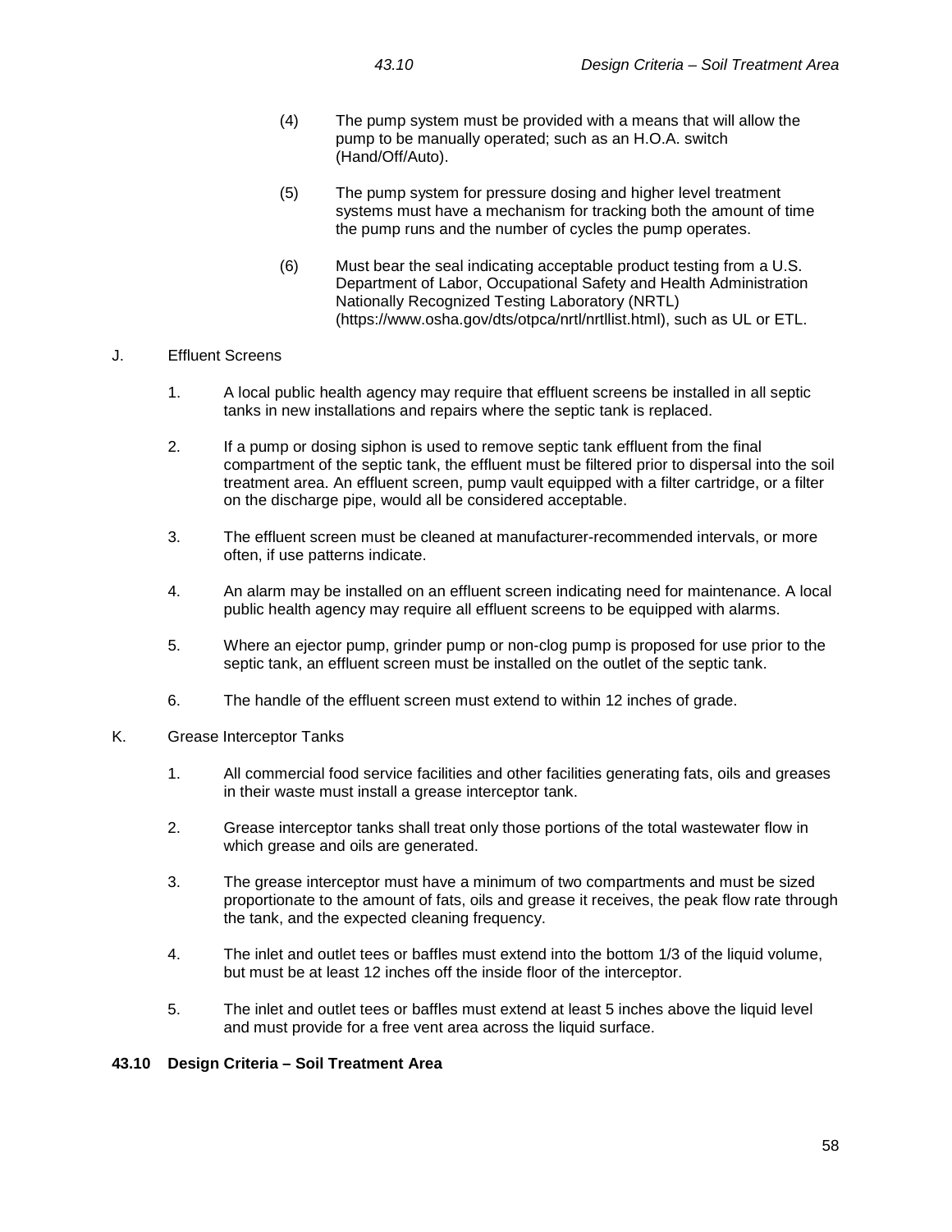(4) The pump system must be provided with a means that will allow the pump to be manually operated; such as an H.O.A. switch (Hand/Off/Auto).

(5) The pump system for pressure dosing and higher level treatment systems must have a mechanism for tracking both the amount of time the pump runs and the number of cycles the pump operates.

(6) Must bear the seal indicating acceptable product testing from a U.S. Department of Labor, Occupational Safety and Health Administration Nationally Recognized Testing Laboratory (NRTL) (https://www.osha.gov/dts/otpca/nrtl/nrtllist.html), such as UL or ETL.

J. Effluent Screens

1. A local public health agency may require that effluent screens be installed in all septic tanks in new installations and repairs where the septic tank is replaced.

2. If a pump or dosing siphon is used to remove septic tank effluent from the final compartment of the septic tank, the effluent must be filtered prior to dispersal into the soil treatment area. An effluent screen, pump vault equipped with a filter cartridge, or a filter on the discharge pipe, would all be considered acceptable.

3. The effluent screen must be cleaned at manufacturer-recommended intervals, or more often, if use patterns indicate.

4. An alarm may be installed on an effluent screen indicating need for maintenance. A local public health agency may require all effluent screens to be equipped with alarms.

5. Where an ejector pump, grinder pump or non-clog pump is proposed for use prior to the septic tank, an effluent screen must be installed on the outlet of the septic tank.

6. The handle of the effluent screen must extend to within 12 inches of grade.

K. Grease Interceptor Tanks

1. All commercial food service facilities and other facilities generating fats, oils and greases in their waste must install a grease interceptor tank.

2. Grease interceptor tanks shall treat only those portions of the total wastewater flow in which grease and oils are generated.

3. The grease interceptor must have a minimum of two compartments and must be sized proportionate to the amount of fats, oils and grease it receives, the peak flow rate through the tank, and the expected cleaning frequency.

4. The inlet and outlet tees or baffles must extend into the bottom 1/3 of the liquid volume, but must be at least 12 inches off the inside floor of the interceptor.

5. The inlet and outlet tees or baffles must extend at least 5 inches above the liquid level and must provide for a free vent area across the liquid surface.

## 43.10 Design Criteria – Soil Treatment Area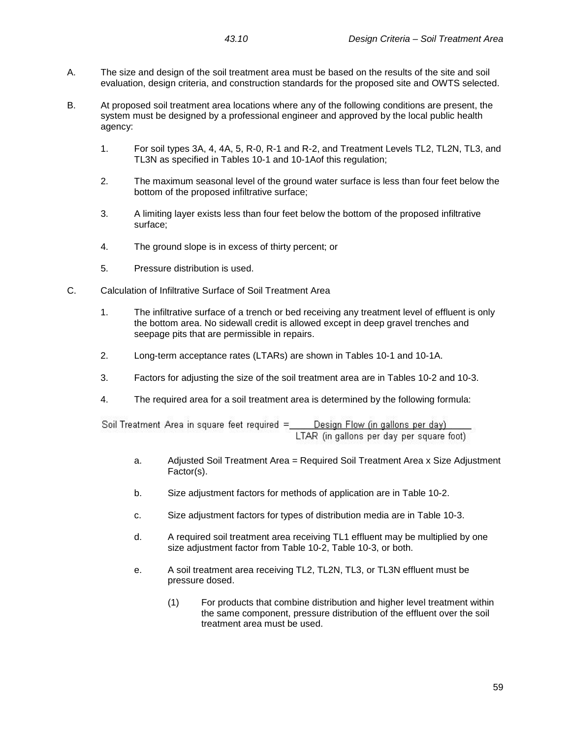## 43.10 Design Criteria – Soil Treatment Area

A. The size and design of the soil treatment area must be based on the results of the site and soil evaluation, design criteria, and construction standards for the proposed site and OWTS selected.

B. At proposed soil treatment area locations where any of the following conditions are present, the system must be designed by a professional engineer and approved by the local public health agency:

   1. For soil types 3A, 4, 4A, 5, R-0, R-1 and R-2, and Treatment Levels TL2, TL2N, TL3, and TL3N as specified in Tables 10-1 and 10-1Aof this regulation;

   2. The maximum seasonal level of the ground water surface is less than four feet below the bottom of the proposed infiltrative surface;

   3. A limiting layer exists less than four feet below the bottom of the proposed infiltrative surface;

   4. The ground slope is in excess of thirty percent; or

   5. Pressure distribution is used.

C. Calculation of Infiltrative Surface of Soil Treatment Area

   1. The infiltrative surface of a trench or bed receiving any treatment level of effluent is only the bottom area. No sidewall credit is allowed except in deep gravel trenches and seepage pits that are permissible in repairs.

   2. Long-term acceptance rates (LTARs) are shown in Tables 10-1 and 10-1A.

   3. Factors for adjusting the size of the soil treatment area are in Tables 10-2 and 10-3.

   4. The required area for a soil treatment area is determined by the following formula:

$$\text{Soil Treatment Area in square feet required} = \frac{\text{Design Flow (in gallons per day)}}{\text{LTAR (in gallons per day per square foot)}}$$

      a. Adjusted Soil Treatment Area = Required Soil Treatment Area x Size Adjustment Factor(s).

      b. Size adjustment factors for methods of application are in Table 10-2.

      c. Size adjustment factors for types of distribution media are in Table 10-3.

      d. A required soil treatment area receiving TL1 effluent may be multiplied by one size adjustment factor from Table 10-2, Table 10-3, or both.

      e. A soil treatment area receiving TL2, TL2N, TL3, or TL3N effluent must be pressure dosed.

         (1) For products that combine distribution and higher level treatment within the same component, pressure distribution of the effluent over the soil treatment area must be used.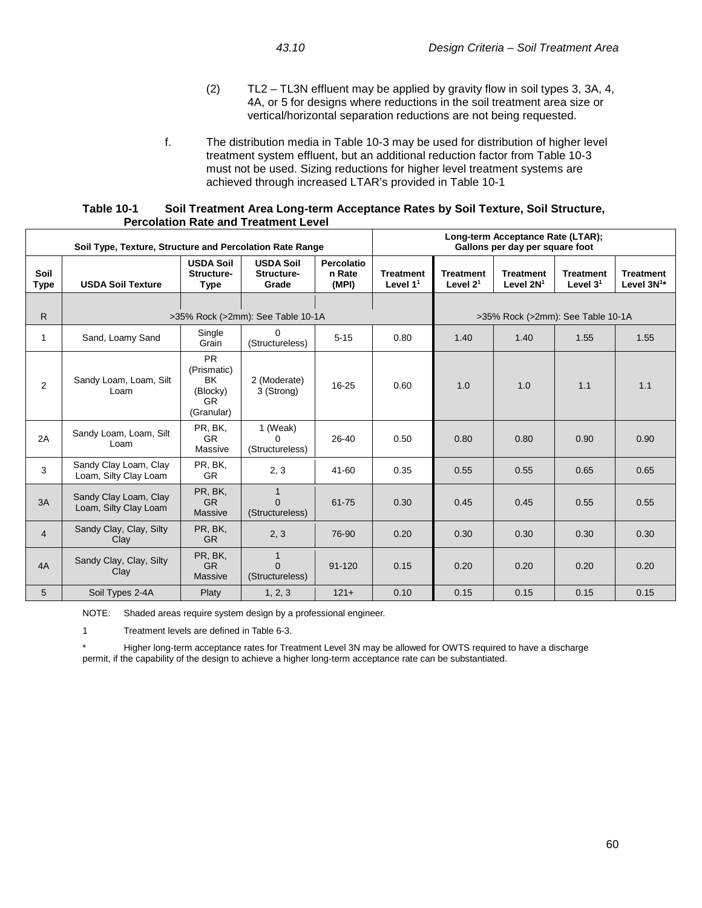(2) TL2 – TL3N effluent may be applied by gravity flow in soil types 3, 3A, 4, 4A, or 5 for designs where reductions in the soil treatment area size or vertical/horizontal separation reductions are not being requested.

f. The distribution media in Table 10-3 may be used for distribution of higher level treatment system effluent, but an additional reduction factor from Table 10-3 must not be used. Sizing reductions for higher level treatment systems are achieved through increased LTAR's provided in Table 10-1

**Table 10-1 Soil Treatment Area Long-term Acceptance Rates by Soil Texture, Soil Structure, Percolation Rate and Treatment Level**

| Soil Type, Texture, Structure and Percolation Rate Range | | | | | Long-term Acceptance Rate (LTAR); Gallons per day per square foot | | | | |
|---|---|---|---|---|---|---|---|---|---|
| **Soil Type** | **USDA Soil Texture** | **USDA Soil Structure-Type** | **USDA Soil Structure-Grade** | **Percolation Rate (MPI)** | **Treatment Level 1[1]** | **Treatment Level 2[1]** | **Treatment Level 2N[1]** | **Treatment Level 3[1]** | **Treatment Level 3N[1]*** |
| R | >35% Rock (>2mm): See Table 10-1A | | | | | >35% Rock (>2mm): See Table 10-1A | | | |
| 1 | Sand, Loamy Sand | Single Grain | 0 (Structureless) | 5-15 | 0.80 | 1.40 | 1.40 | 1.55 | 1.55 |
| 2 | Sandy Loam, Loam, Silt Loam | PR (Prismatic) BK (Blocky) GR (Granular) | 2 (Moderate) 3 (Strong) | 16-25 | 0.60 | 1.0 | 1.0 | 1.1 | 1.1 |
| 2A | Sandy Loam, Loam, Silt Loam | PR, BK, GR Massive | 1 (Weak) 0 (Structureless) | 26-40 | 0.50 | 0.80 | 0.80 | 0.90 | 0.90 |
| 3 | Sandy Clay Loam, Clay Loam, Silty Clay Loam | PR, BK, GR | 2, 3 | 41-60 | 0.35 | 0.55 | 0.55 | 0.65 | 0.65 |
| 3A | Sandy Clay Loam, Clay Loam, Silty Clay Loam | PR, BK, GR Massive | 1 0 (Structureless) | 61-75 | 0.30 | 0.45 | 0.45 | 0.55 | 0.55 |
| 4 | Sandy Clay, Clay, Silty Clay | PR, BK, GR | 2, 3 | 76-90 | 0.20 | 0.30 | 0.30 | 0.30 | 0.30 |
| 4A | Sandy Clay, Clay, Silty Clay | PR, BK, GR Massive | 1 0 (Structureless) | 91-120 | 0.15 | 0.20 | 0.20 | 0.20 | 0.20 |
| 5 | Soil Types 2-4A | Platy | 1, 2, 3 | 121+ | 0.10 | 0.15 | 0.15 | 0.15 | 0.15 |

NOTE: Shaded areas require system design by a professional engineer.

1 Treatment levels are defined in Table 6-3.

\* Higher long-term acceptance rates for Treatment Level 3N may be allowed for OWTS required to have a discharge permit, if the capability of the design to achieve a higher long-term acceptance rate can be substantiated.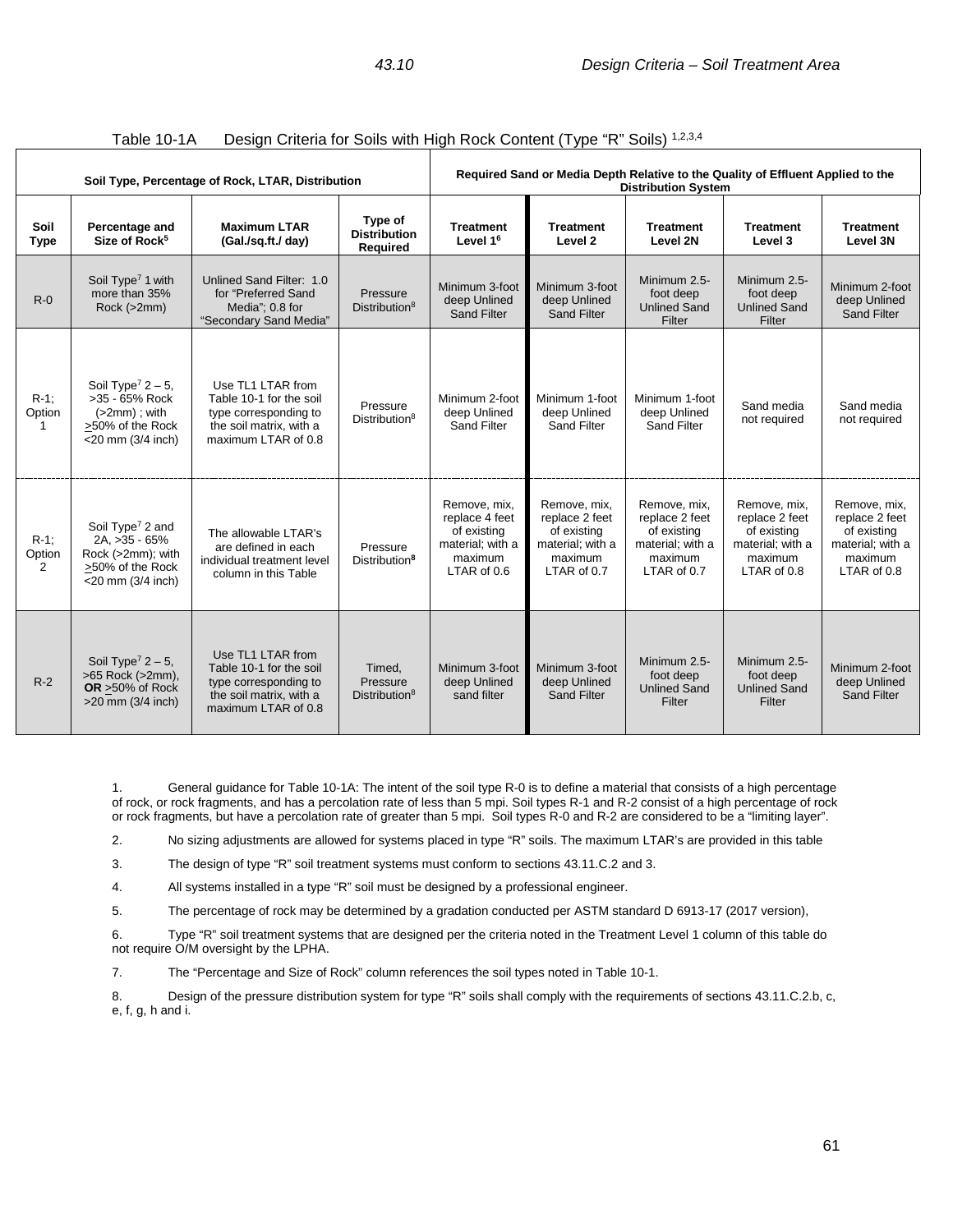Table 10-1A Design Criteria for Soils with High Rock Content (Type "R" Soils) [1,2,3,4]

| Soil Type, Percentage of Rock, LTAR, Distribution | | | | Required Sand or Media Depth Relative to the Quality of Effluent Applied to the Distribution System | | | | |
|---|---|---|---|---|---|---|---|---|
| **Soil Type** | **Percentage and Size of Rock[5]** | **Maximum LTAR (Gal./sq.ft./ day)** | **Type of Distribution Required** | **Treatment Level 1[6]** | **Treatment Level 2** | **Treatment Level 2N** | **Treatment Level 3** | **Treatment Level 3N** |
| R-0 | Soil Type[7] 1 with more than 35% Rock (>2mm) | Unlined Sand Filter: 1.0 for "Preferred Sand Media"; 0.8 for "Secondary Sand Media" | Pressure Distribution[8] | Minimum 3-foot deep Unlined Sand Filter | Minimum 3-foot deep Unlined Sand Filter | Minimum 2.5-foot deep Unlined Sand Filter | Minimum 2.5-foot deep Unlined Sand Filter | Minimum 2-foot deep Unlined Sand Filter |
| R-1; Option 1 | Soil Type[7] 2 – 5, >35 - 65% Rock (>2mm) ; with >50% of the Rock <20 mm (3/4 inch) | Use TL1 LTAR from Table 10-1 for the soil type corresponding to the soil matrix, with a maximum LTAR of 0.8 | Pressure Distribution[8] | Minimum 2-foot deep Unlined Sand Filter | Minimum 1-foot deep Unlined Sand Filter | Minimum 1-foot deep Unlined Sand Filter | Sand media not required | Sand media not required |
| R-1; Option 2 | Soil Type[7] 2 and 2A, >35 - 65% Rock (>2mm); with >50% of the Rock <20 mm (3/4 inch) | The allowable LTAR's are defined in each individual treatment level column in this Table | Pressure Distribution[8] | Remove, mix, replace 4 feet of existing material; with a maximum LTAR of 0.6 | Remove, mix, replace 2 feet of existing material; with a maximum LTAR of 0.7 | Remove, mix, replace 2 feet of existing material; with a maximum LTAR of 0.7 | Remove, mix, replace 2 feet of existing material; with a maximum LTAR of 0.8 | Remove, mix, replace 2 feet of existing material; with a maximum LTAR of 0.8 |
| R-2 | Soil Type[7] 2 – 5, >65 Rock (>2mm), **OR** >50% of Rock >20 mm (3/4 inch) | Use TL1 LTAR from Table 10-1 for the soil type corresponding to the soil matrix, with a maximum LTAR of 0.8 | Timed, Pressure Distribution[8] | Minimum 3-foot deep Unlined sand filter | Minimum 3-foot deep Unlined Sand Filter | Minimum 2.5-foot deep Unlined Sand Filter | Minimum 2.5-foot deep Unlined Sand Filter | Minimum 2-foot deep Unlined Sand Filter |

1. General guidance for Table 10-1A: The intent of the soil type R-0 is to define a material that consists of a high percentage of rock, or rock fragments, and has a percolation rate of less than 5 mpi. Soil types R-1 and R-2 consist of a high percentage of rock or rock fragments, but have a percolation rate of greater than 5 mpi. Soil types R-0 and R-2 are considered to be a "limiting layer".

2. No sizing adjustments are allowed for systems placed in type "R" soils. The maximum LTAR's are provided in this table

3. The design of type "R" soil treatment systems must conform to sections 43.11.C.2 and 3.

4. All systems installed in a type "R" soil must be designed by a professional engineer.

5. The percentage of rock may be determined by a gradation conducted per ASTM standard D 6913-17 (2017 version),

6. Type "R" soil treatment systems that are designed per the criteria noted in the Treatment Level 1 column of this table do not require O/M oversight by the LPHA.

7. The "Percentage and Size of Rock" column references the soil types noted in Table 10-1.

8. Design of the pressure distribution system for type "R" soils shall comply with the requirements of sections 43.11.C.2.b, c, e, f, g, h and i.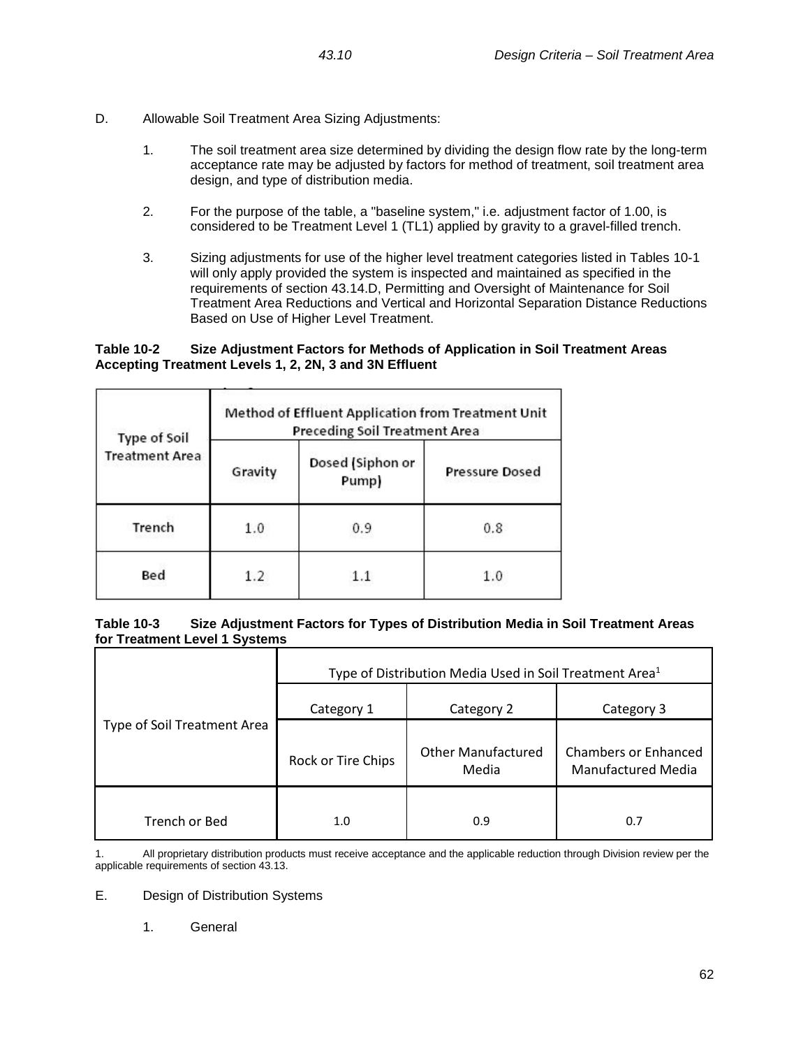D. Allowable Soil Treatment Area Sizing Adjustments:

1. The soil treatment area size determined by dividing the design flow rate by the long-term acceptance rate may be adjusted by factors for method of treatment, soil treatment area design, and type of distribution media.

2. For the purpose of the table, a "baseline system," i.e. adjustment factor of 1.00, is considered to be Treatment Level 1 (TL1) applied by gravity to a gravel-filled trench.

3. Sizing adjustments for use of the higher level treatment categories listed in Tables 10-1 will only apply provided the system is inspected and maintained as specified in the requirements of section 43.14.D, Permitting and Oversight of Maintenance for Soil Treatment Area Reductions and Vertical and Horizontal Separation Distance Reductions Based on Use of Higher Level Treatment.

**Table 10-2 Size Adjustment Factors for Methods of Application in Soil Treatment Areas Accepting Treatment Levels 1, 2, 2N, 3 and 3N Effluent**

| Type of Soil Treatment Area | Method of Effluent Application from Treatment Unit Preceding Soil Treatment Area | | |
|---|---|---|---|
| | Gravity | Dosed (Siphon or Pump) | Pressure Dosed |
| Trench | 1.0 | 0.9 | 0.8 |
| Bed | 1.2 | 1.1 | 1.0 |

**Table 10-3 Size Adjustment Factors for Types of Distribution Media in Soil Treatment Areas for Treatment Level 1 Systems**

| Type of Soil Treatment Area | Type of Distribution Media Used in Soil Treatment Area[1] | | |
|---|---|---|---|
| | Category 1 | Category 2 | Category 3 |
| | Rock or Tire Chips | Other Manufactured Media | Chambers or Enhanced Manufactured Media |
| Trench or Bed | 1.0 | 0.9 | 0.7 |

1. All proprietary distribution products must receive acceptance and the applicable reduction through Division review per the applicable requirements of section 43.13.

E. Design of Distribution Systems

1. General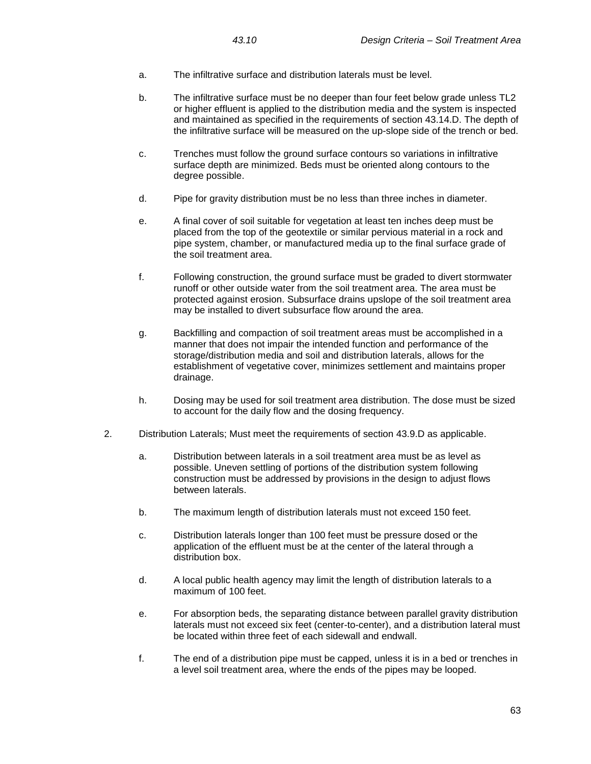a. The infiltrative surface and distribution laterals must be level.

b. The infiltrative surface must be no deeper than four feet below grade unless TL2 or higher effluent is applied to the distribution media and the system is inspected and maintained as specified in the requirements of section 43.14.D. The depth of the infiltrative surface will be measured on the up-slope side of the trench or bed.

c. Trenches must follow the ground surface contours so variations in infiltrative surface depth are minimized. Beds must be oriented along contours to the degree possible.

d. Pipe for gravity distribution must be no less than three inches in diameter.

e. A final cover of soil suitable for vegetation at least ten inches deep must be placed from the top of the geotextile or similar pervious material in a rock and pipe system, chamber, or manufactured media up to the final surface grade of the soil treatment area.

f. Following construction, the ground surface must be graded to divert stormwater runoff or other outside water from the soil treatment area. The area must be protected against erosion. Subsurface drains upslope of the soil treatment area may be installed to divert subsurface flow around the area.

g. Backfilling and compaction of soil treatment areas must be accomplished in a manner that does not impair the intended function and performance of the storage/distribution media and soil and distribution laterals, allows for the establishment of vegetative cover, minimizes settlement and maintains proper drainage.

h. Dosing may be used for soil treatment area distribution. The dose must be sized to account for the daily flow and the dosing frequency.

2. Distribution Laterals; Must meet the requirements of section 43.9.D as applicable.

a. Distribution between laterals in a soil treatment area must be as level as possible. Uneven settling of portions of the distribution system following construction must be addressed by provisions in the design to adjust flows between laterals.

b. The maximum length of distribution laterals must not exceed 150 feet.

c. Distribution laterals longer than 100 feet must be pressure dosed or the application of the effluent must be at the center of the lateral through a distribution box.

d. A local public health agency may limit the length of distribution laterals to a maximum of 100 feet.

e. For absorption beds, the separating distance between parallel gravity distribution laterals must not exceed six feet (center-to-center), and a distribution lateral must be located within three feet of each sidewall and endwall.

f. The end of a distribution pipe must be capped, unless it is in a bed or trenches in a level soil treatment area, where the ends of the pipes may be looped.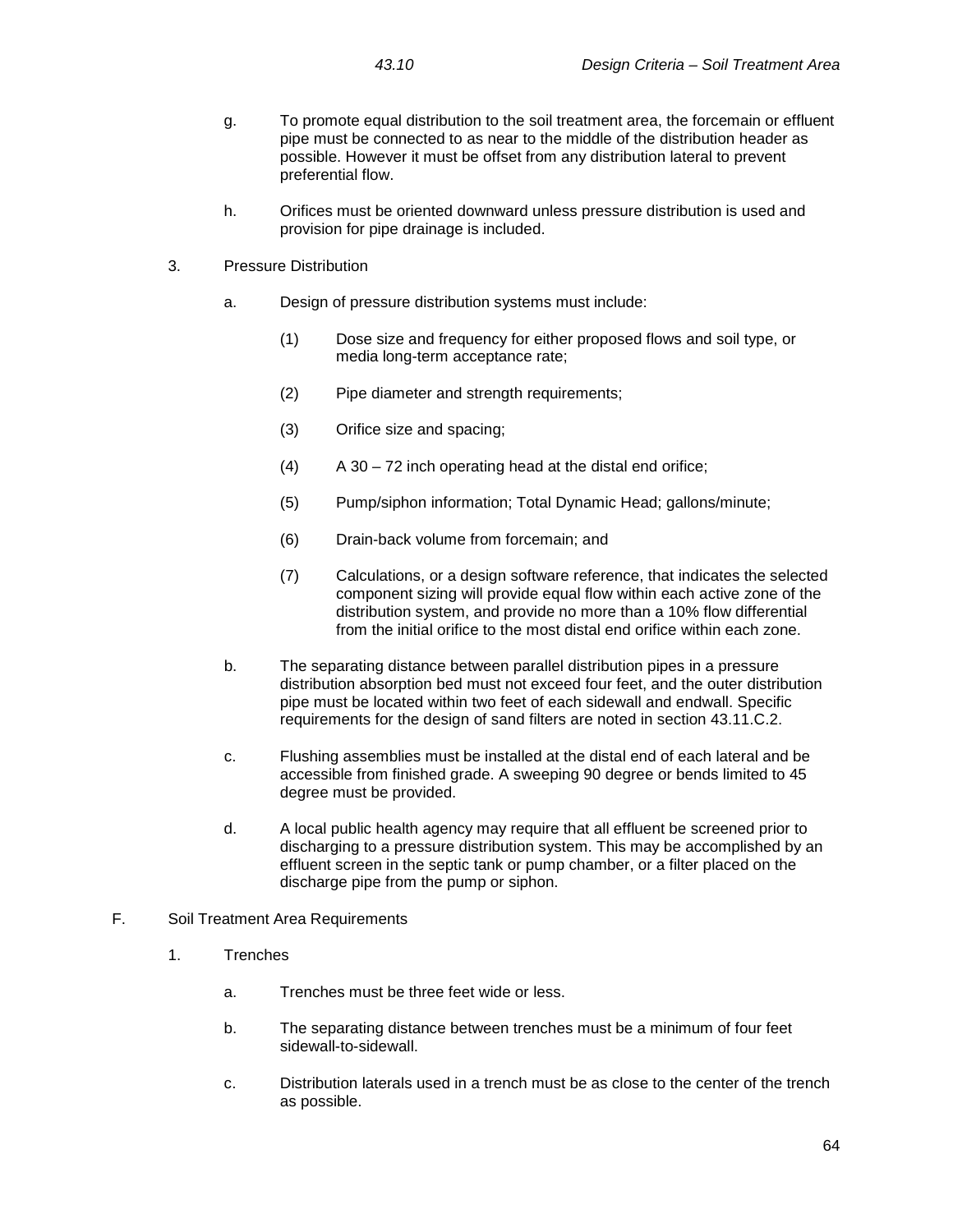g. To promote equal distribution to the soil treatment area, the forcemain or effluent pipe must be connected to as near to the middle of the distribution header as possible. However it must be offset from any distribution lateral to prevent preferential flow.

h. Orifices must be oriented downward unless pressure distribution is used and provision for pipe drainage is included.

3. Pressure Distribution

a. Design of pressure distribution systems must include:

(1) Dose size and frequency for either proposed flows and soil type, or media long-term acceptance rate;

(2) Pipe diameter and strength requirements;

(3) Orifice size and spacing;

(4) A 30 – 72 inch operating head at the distal end orifice;

(5) Pump/siphon information; Total Dynamic Head; gallons/minute;

(6) Drain-back volume from forcemain; and

(7) Calculations, or a design software reference, that indicates the selected component sizing will provide equal flow within each active zone of the distribution system, and provide no more than a 10% flow differential from the initial orifice to the most distal end orifice within each zone.

b. The separating distance between parallel distribution pipes in a pressure distribution absorption bed must not exceed four feet, and the outer distribution pipe must be located within two feet of each sidewall and endwall. Specific requirements for the design of sand filters are noted in section 43.11.C.2.

c. Flushing assemblies must be installed at the distal end of each lateral and be accessible from finished grade. A sweeping 90 degree or bends limited to 45 degree must be provided.

d. A local public health agency may require that all effluent be screened prior to discharging to a pressure distribution system. This may be accomplished by an effluent screen in the septic tank or pump chamber, or a filter placed on the discharge pipe from the pump or siphon.

F. Soil Treatment Area Requirements

1. Trenches

a. Trenches must be three feet wide or less.

b. The separating distance between trenches must be a minimum of four feet sidewall-to-sidewall.

c. Distribution laterals used in a trench must be as close to the center of the trench as possible.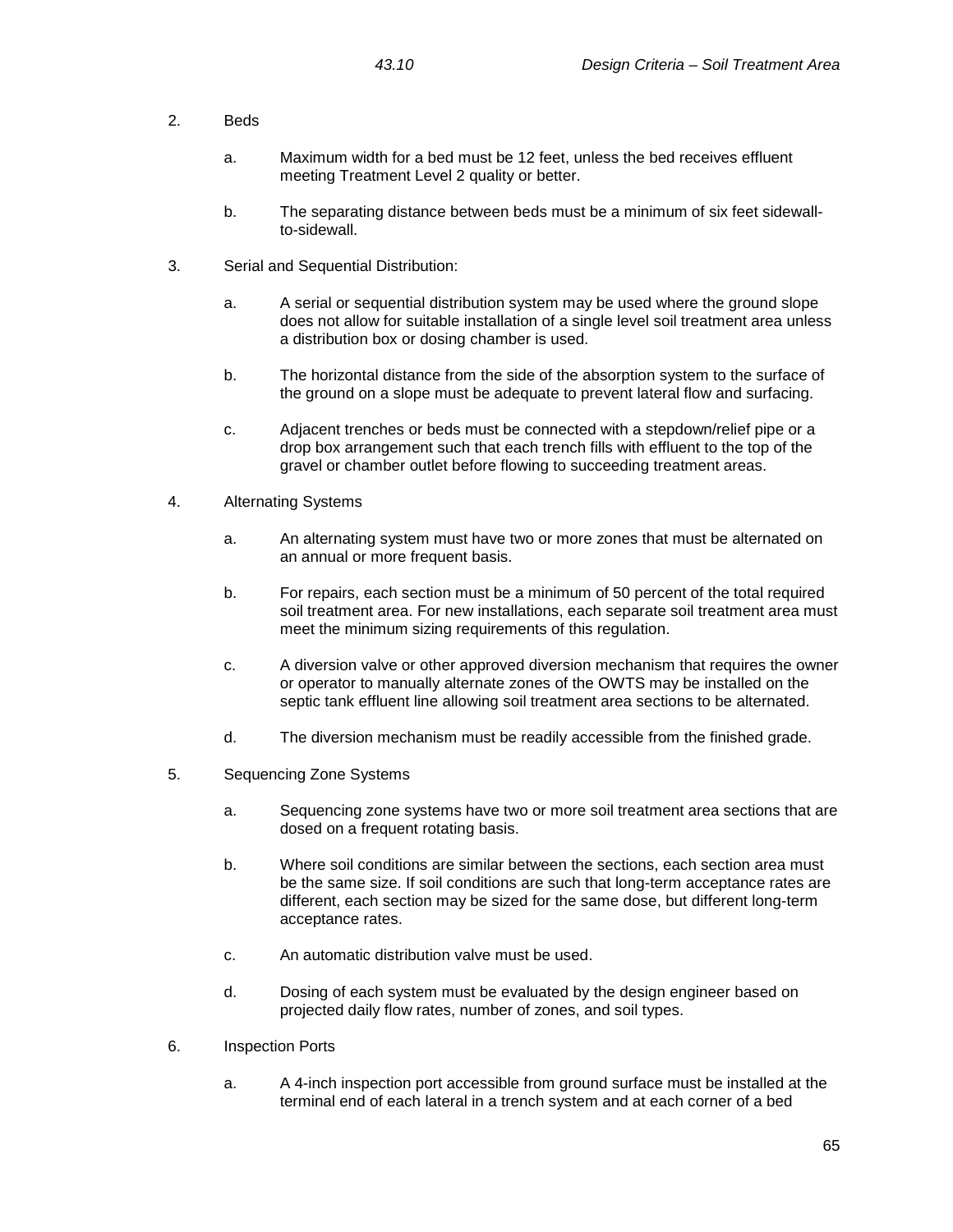2. Beds

   a. Maximum width for a bed must be 12 feet, unless the bed receives effluent meeting Treatment Level 2 quality or better.

   b. The separating distance between beds must be a minimum of six feet sidewall-to-sidewall.

3. Serial and Sequential Distribution:

   a. A serial or sequential distribution system may be used where the ground slope does not allow for suitable installation of a single level soil treatment area unless a distribution box or dosing chamber is used.

   b. The horizontal distance from the side of the absorption system to the surface of the ground on a slope must be adequate to prevent lateral flow and surfacing.

   c. Adjacent trenches or beds must be connected with a stepdown/relief pipe or a drop box arrangement such that each trench fills with effluent to the top of the gravel or chamber outlet before flowing to succeeding treatment areas.

4. Alternating Systems

   a. An alternating system must have two or more zones that must be alternated on an annual or more frequent basis.

   b. For repairs, each section must be a minimum of 50 percent of the total required soil treatment area. For new installations, each separate soil treatment area must meet the minimum sizing requirements of this regulation.

   c. A diversion valve or other approved diversion mechanism that requires the owner or operator to manually alternate zones of the OWTS may be installed on the septic tank effluent line allowing soil treatment area sections to be alternated.

   d. The diversion mechanism must be readily accessible from the finished grade.

5. Sequencing Zone Systems

   a. Sequencing zone systems have two or more soil treatment area sections that are dosed on a frequent rotating basis.

   b. Where soil conditions are similar between the sections, each section area must be the same size. If soil conditions are such that long-term acceptance rates are different, each section may be sized for the same dose, but different long-term acceptance rates.

   c. An automatic distribution valve must be used.

   d. Dosing of each system must be evaluated by the design engineer based on projected daily flow rates, number of zones, and soil types.

6. Inspection Ports

   a. A 4-inch inspection port accessible from ground surface must be installed at the terminal end of each lateral in a trench system and at each corner of a bed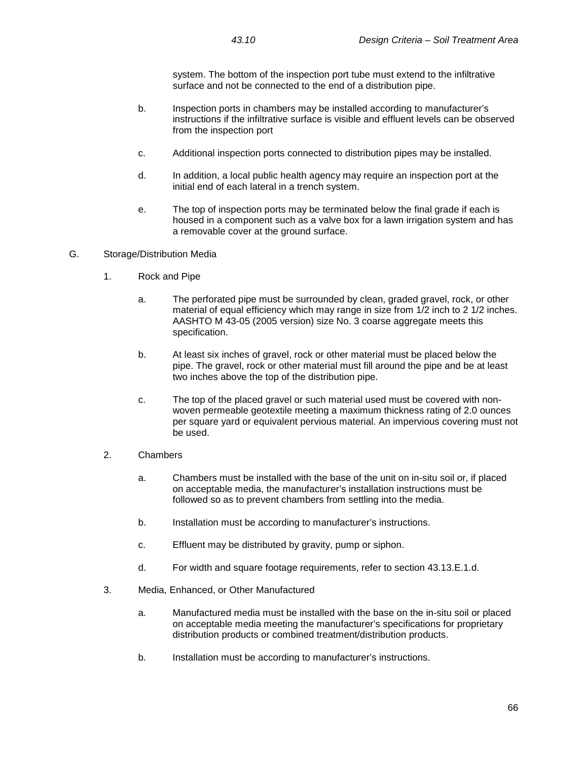system. The bottom of the inspection port tube must extend to the infiltrative surface and not be connected to the end of a distribution pipe.

b. Inspection ports in chambers may be installed according to manufacturer's instructions if the infiltrative surface is visible and effluent levels can be observed from the inspection port

c. Additional inspection ports connected to distribution pipes may be installed.

d. In addition, a local public health agency may require an inspection port at the initial end of each lateral in a trench system.

e. The top of inspection ports may be terminated below the final grade if each is housed in a component such as a valve box for a lawn irrigation system and has a removable cover at the ground surface.

G. Storage/Distribution Media

1. Rock and Pipe

a. The perforated pipe must be surrounded by clean, graded gravel, rock, or other material of equal efficiency which may range in size from 1/2 inch to 2 1/2 inches. AASHTO M 43-05 (2005 version) size No. 3 coarse aggregate meets this specification.

b. At least six inches of gravel, rock or other material must be placed below the pipe. The gravel, rock or other material must fill around the pipe and be at least two inches above the top of the distribution pipe.

c. The top of the placed gravel or such material used must be covered with non-woven permeable geotextile meeting a maximum thickness rating of 2.0 ounces per square yard or equivalent pervious material. An impervious covering must not be used.

2. Chambers

a. Chambers must be installed with the base of the unit on in-situ soil or, if placed on acceptable media, the manufacturer's installation instructions must be followed so as to prevent chambers from settling into the media.

b. Installation must be according to manufacturer's instructions.

c. Effluent may be distributed by gravity, pump or siphon.

d. For width and square footage requirements, refer to section 43.13.E.1.d.

3. Media, Enhanced, or Other Manufactured

a. Manufactured media must be installed with the base on the in-situ soil or placed on acceptable media meeting the manufacturer's specifications for proprietary distribution products or combined treatment/distribution products.

b. Installation must be according to manufacturer's instructions.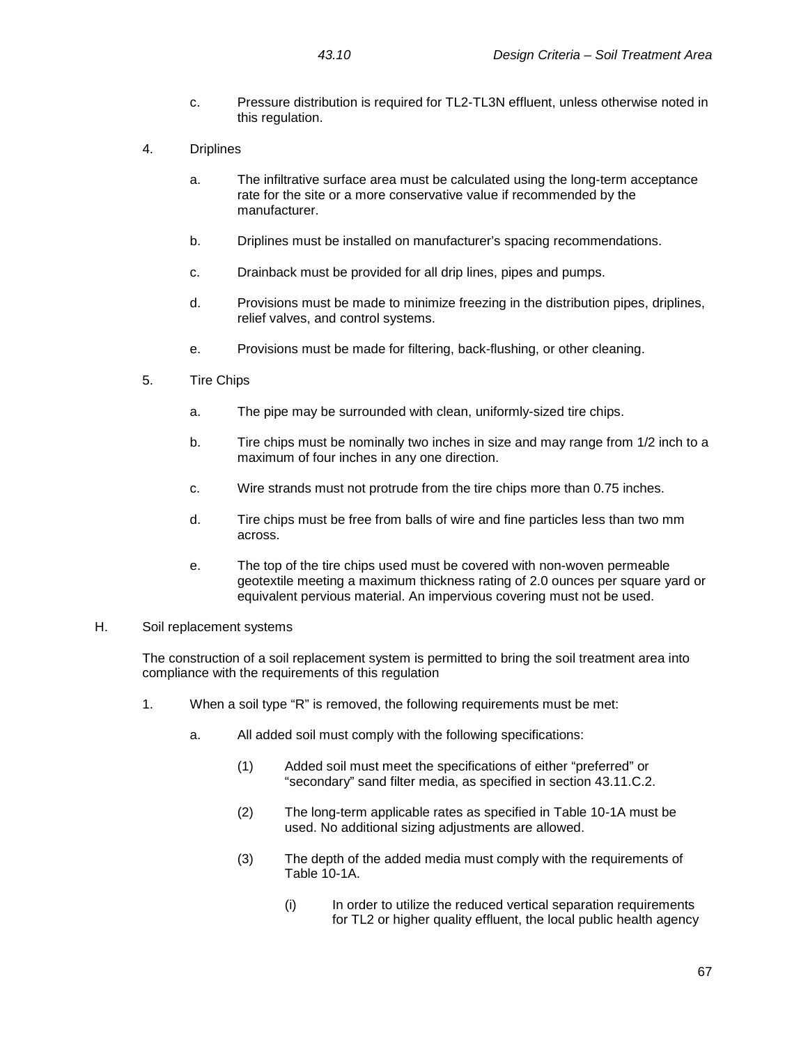c. Pressure distribution is required for TL2-TL3N effluent, unless otherwise noted in this regulation.

4. Driplines

   a. The infiltrative surface area must be calculated using the long-term acceptance rate for the site or a more conservative value if recommended by the manufacturer.

   b. Driplines must be installed on manufacturer's spacing recommendations.

   c. Drainback must be provided for all drip lines, pipes and pumps.

   d. Provisions must be made to minimize freezing in the distribution pipes, driplines, relief valves, and control systems.

   e. Provisions must be made for filtering, back-flushing, or other cleaning.

5. Tire Chips

   a. The pipe may be surrounded with clean, uniformly-sized tire chips.

   b. Tire chips must be nominally two inches in size and may range from 1/2 inch to a maximum of four inches in any one direction.

   c. Wire strands must not protrude from the tire chips more than 0.75 inches.

   d. Tire chips must be free from balls of wire and fine particles less than two mm across.

   e. The top of the tire chips used must be covered with non-woven permeable geotextile meeting a maximum thickness rating of 2.0 ounces per square yard or equivalent pervious material. An impervious covering must not be used.

H. Soil replacement systems

The construction of a soil replacement system is permitted to bring the soil treatment area into compliance with the requirements of this regulation

1. When a soil type "R" is removed, the following requirements must be met:

   a. All added soil must comply with the following specifications:

      (1) Added soil must meet the specifications of either "preferred" or "secondary" sand filter media, as specified in section 43.11.C.2.

      (2) The long-term applicable rates as specified in Table 10-1A must be used. No additional sizing adjustments are allowed.

      (3) The depth of the added media must comply with the requirements of Table 10-1A.

         (i) In order to utilize the reduced vertical separation requirements for TL2 or higher quality effluent, the local public health agency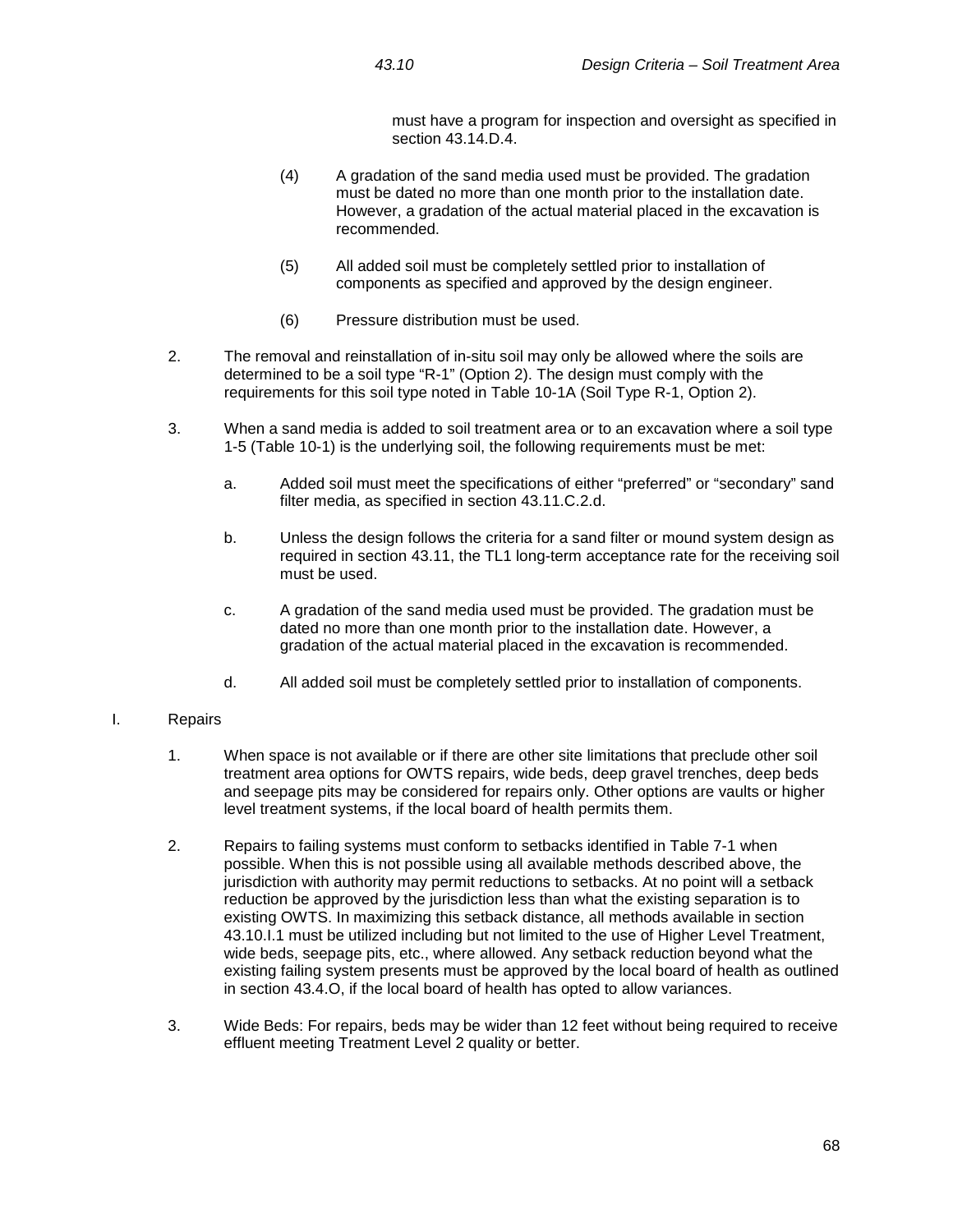must have a program for inspection and oversight as specified in section 43.14.D.4.

(4) A gradation of the sand media used must be provided. The gradation must be dated no more than one month prior to the installation date. However, a gradation of the actual material placed in the excavation is recommended.

(5) All added soil must be completely settled prior to installation of components as specified and approved by the design engineer.

(6) Pressure distribution must be used.

2. The removal and reinstallation of in-situ soil may only be allowed where the soils are determined to be a soil type "R-1" (Option 2). The design must comply with the requirements for this soil type noted in Table 10-1A (Soil Type R-1, Option 2).

3. When a sand media is added to soil treatment area or to an excavation where a soil type 1-5 (Table 10-1) is the underlying soil, the following requirements must be met:

   a. Added soil must meet the specifications of either "preferred" or "secondary" sand filter media, as specified in section 43.11.C.2.d.

   b. Unless the design follows the criteria for a sand filter or mound system design as required in section 43.11, the TL1 long-term acceptance rate for the receiving soil must be used.

   c. A gradation of the sand media used must be provided. The gradation must be dated no more than one month prior to the installation date. However, a gradation of the actual material placed in the excavation is recommended.

   d. All added soil must be completely settled prior to installation of components.

I. Repairs

1. When space is not available or if there are other site limitations that preclude other soil treatment area options for OWTS repairs, wide beds, deep gravel trenches, deep beds and seepage pits may be considered for repairs only. Other options are vaults or higher level treatment systems, if the local board of health permits them.

2. Repairs to failing systems must conform to setbacks identified in Table 7-1 when possible. When this is not possible using all available methods described above, the jurisdiction with authority may permit reductions to setbacks. At no point will a setback reduction be approved by the jurisdiction less than what the existing separation is to existing OWTS. In maximizing this setback distance, all methods available in section 43.10.I.1 must be utilized including but not limited to the use of Higher Level Treatment, wide beds, seepage pits, etc., where allowed. Any setback reduction beyond what the existing failing system presents must be approved by the local board of health as outlined in section 43.4.O, if the local board of health has opted to allow variances.

3. Wide Beds: For repairs, beds may be wider than 12 feet without being required to receive effluent meeting Treatment Level 2 quality or better.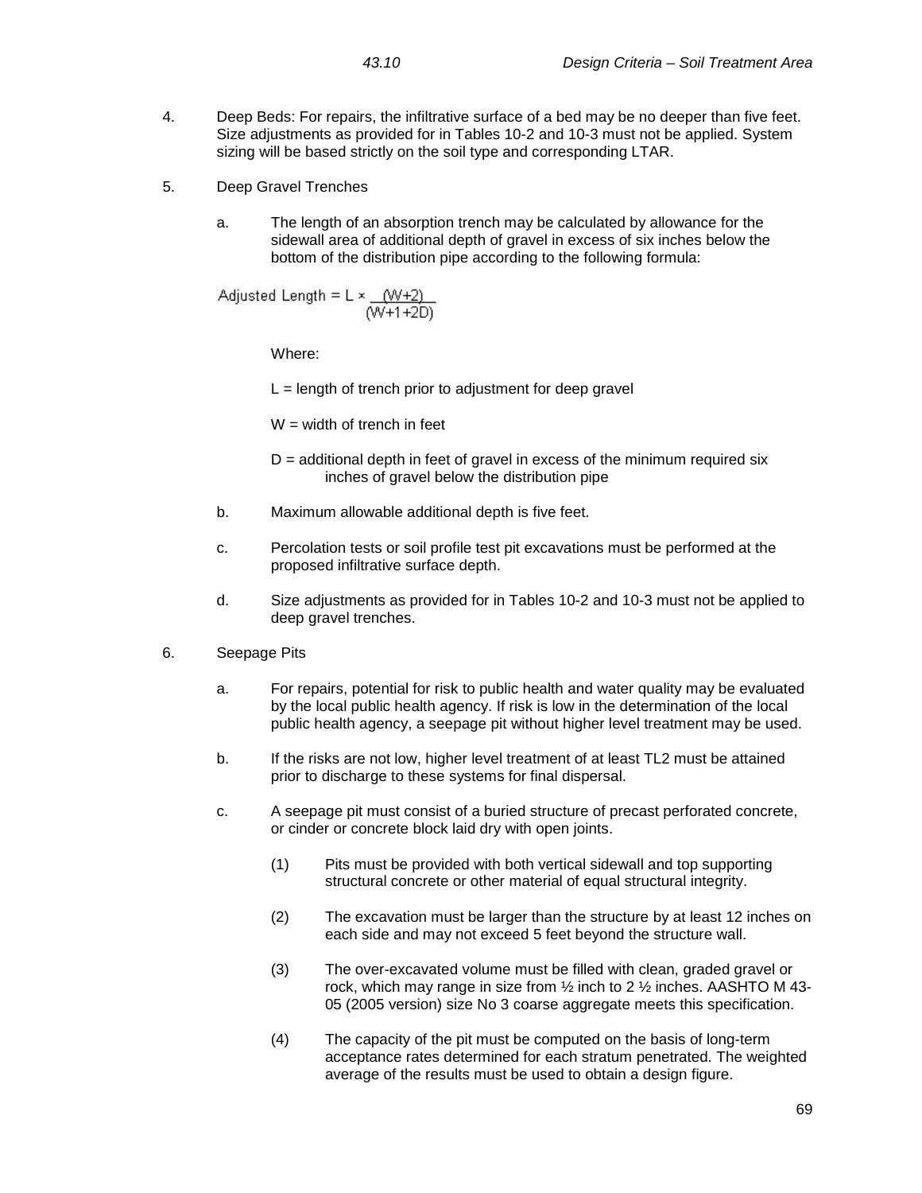4. Deep Beds: For repairs, the infiltrative surface of a bed may be no deeper than five feet. Size adjustments as provided for in Tables 10-2 and 10-3 must not be applied. System sizing will be based strictly on the soil type and corresponding LTAR.

5. Deep Gravel Trenches

   a. The length of an absorption trench may be calculated by allowance for the sidewall area of additional depth of gravel in excess of six inches below the bottom of the distribution pipe according to the following formula:

$$\text{Adjusted Length} = L \times \frac{(W+2)}{(W+1+2D)}$$

   Where:

   L = length of trench prior to adjustment for deep gravel

   W = width of trench in feet

   D = additional depth in feet of gravel in excess of the minimum required six inches of gravel below the distribution pipe

   b. Maximum allowable additional depth is five feet.

   c. Percolation tests or soil profile test pit excavations must be performed at the proposed infiltrative surface depth.

   d. Size adjustments as provided for in Tables 10-2 and 10-3 must not be applied to deep gravel trenches.

6. Seepage Pits

   a. For repairs, potential for risk to public health and water quality may be evaluated by the local public health agency. If risk is low in the determination of the local public health agency, a seepage pit without higher level treatment may be used.

   b. If the risks are not low, higher level treatment of at least TL2 must be attained prior to discharge to these systems for final dispersal.

   c. A seepage pit must consist of a buried structure of precast perforated concrete, or cinder or concrete block laid dry with open joints.

      (1) Pits must be provided with both vertical sidewall and top supporting structural concrete or other material of equal structural integrity.

      (2) The excavation must be larger than the structure by at least 12 inches on each side and may not exceed 5 feet beyond the structure wall.

      (3) The over-excavated volume must be filled with clean, graded gravel or rock, which may range in size from ½ inch to 2 ½ inches. AASHTO M 43-05 (2005 version) size No 3 coarse aggregate meets this specification.

      (4) The capacity of the pit must be computed on the basis of long-term acceptance rates determined for each stratum penetrated. The weighted average of the results must be used to obtain a design figure.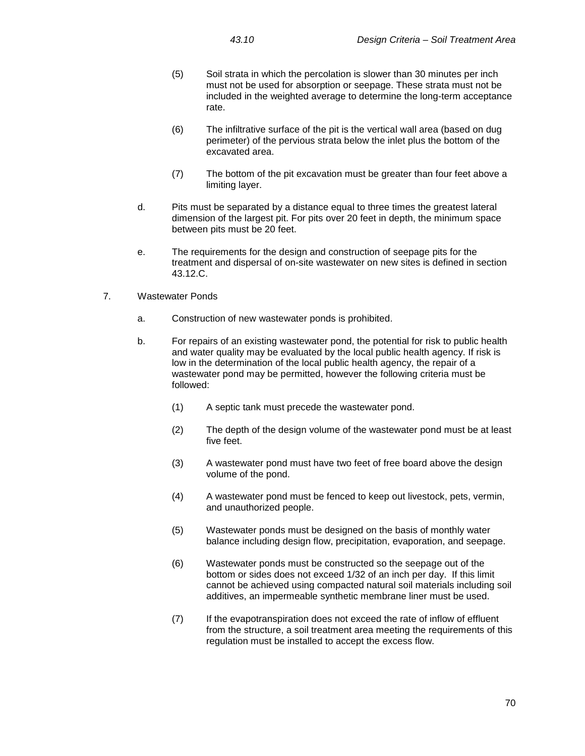(5) Soil strata in which the percolation is slower than 30 minutes per inch must not be used for absorption or seepage. These strata must not be included in the weighted average to determine the long-term acceptance rate.

(6) The infiltrative surface of the pit is the vertical wall area (based on dug perimeter) of the pervious strata below the inlet plus the bottom of the excavated area.

(7) The bottom of the pit excavation must be greater than four feet above a limiting layer.

d. Pits must be separated by a distance equal to three times the greatest lateral dimension of the largest pit. For pits over 20 feet in depth, the minimum space between pits must be 20 feet.

e. The requirements for the design and construction of seepage pits for the treatment and dispersal of on-site wastewater on new sites is defined in section 43.12.C.

7. Wastewater Ponds

a. Construction of new wastewater ponds is prohibited.

b. For repairs of an existing wastewater pond, the potential for risk to public health and water quality may be evaluated by the local public health agency. If risk is low in the determination of the local public health agency, the repair of a wastewater pond may be permitted, however the following criteria must be followed:

(1) A septic tank must precede the wastewater pond.

(2) The depth of the design volume of the wastewater pond must be at least five feet.

(3) A wastewater pond must have two feet of free board above the design volume of the pond.

(4) A wastewater pond must be fenced to keep out livestock, pets, vermin, and unauthorized people.

(5) Wastewater ponds must be designed on the basis of monthly water balance including design flow, precipitation, evaporation, and seepage.

(6) Wastewater ponds must be constructed so the seepage out of the bottom or sides does not exceed 1/32 of an inch per day. If this limit cannot be achieved using compacted natural soil materials including soil additives, an impermeable synthetic membrane liner must be used.

(7) If the evapotranspiration does not exceed the rate of inflow of effluent from the structure, a soil treatment area meeting the requirements of this regulation must be installed to accept the excess flow.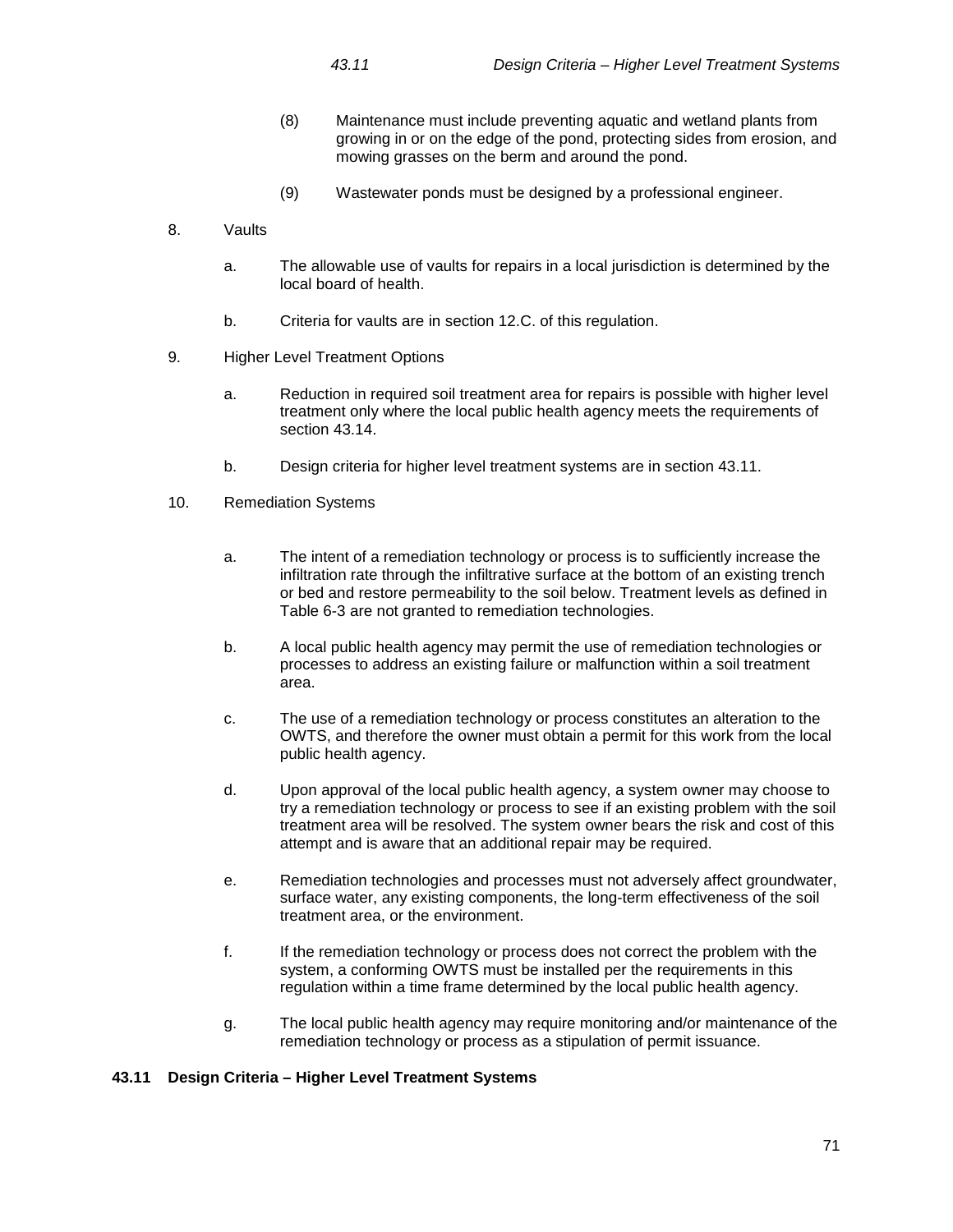(8) Maintenance must include preventing aquatic and wetland plants from growing in or on the edge of the pond, protecting sides from erosion, and mowing grasses on the berm and around the pond.

(9) Wastewater ponds must be designed by a professional engineer.

8. Vaults

   a. The allowable use of vaults for repairs in a local jurisdiction is determined by the local board of health.

   b. Criteria for vaults are in section 12.C. of this regulation.

9. Higher Level Treatment Options

   a. Reduction in required soil treatment area for repairs is possible with higher level treatment only where the local public health agency meets the requirements of section 43.14.

   b. Design criteria for higher level treatment systems are in section 43.11.

10. Remediation Systems

   a. The intent of a remediation technology or process is to sufficiently increase the infiltration rate through the infiltrative surface at the bottom of an existing trench or bed and restore permeability to the soil below. Treatment levels as defined in Table 6-3 are not granted to remediation technologies.

   b. A local public health agency may permit the use of remediation technologies or processes to address an existing failure or malfunction within a soil treatment area.

   c. The use of a remediation technology or process constitutes an alteration to the OWTS, and therefore the owner must obtain a permit for this work from the local public health agency.

   d. Upon approval of the local public health agency, a system owner may choose to try a remediation technology or process to see if an existing problem with the soil treatment area will be resolved. The system owner bears the risk and cost of this attempt and is aware that an additional repair may be required.

   e. Remediation technologies and processes must not adversely affect groundwater, surface water, any existing components, the long-term effectiveness of the soil treatment area, or the environment.

   f. If the remediation technology or process does not correct the problem with the system, a conforming OWTS must be installed per the requirements in this regulation within a time frame determined by the local public health agency.

   g. The local public health agency may require monitoring and/or maintenance of the remediation technology or process as a stipulation of permit issuance.

## 43.11 Design Criteria – Higher Level Treatment Systems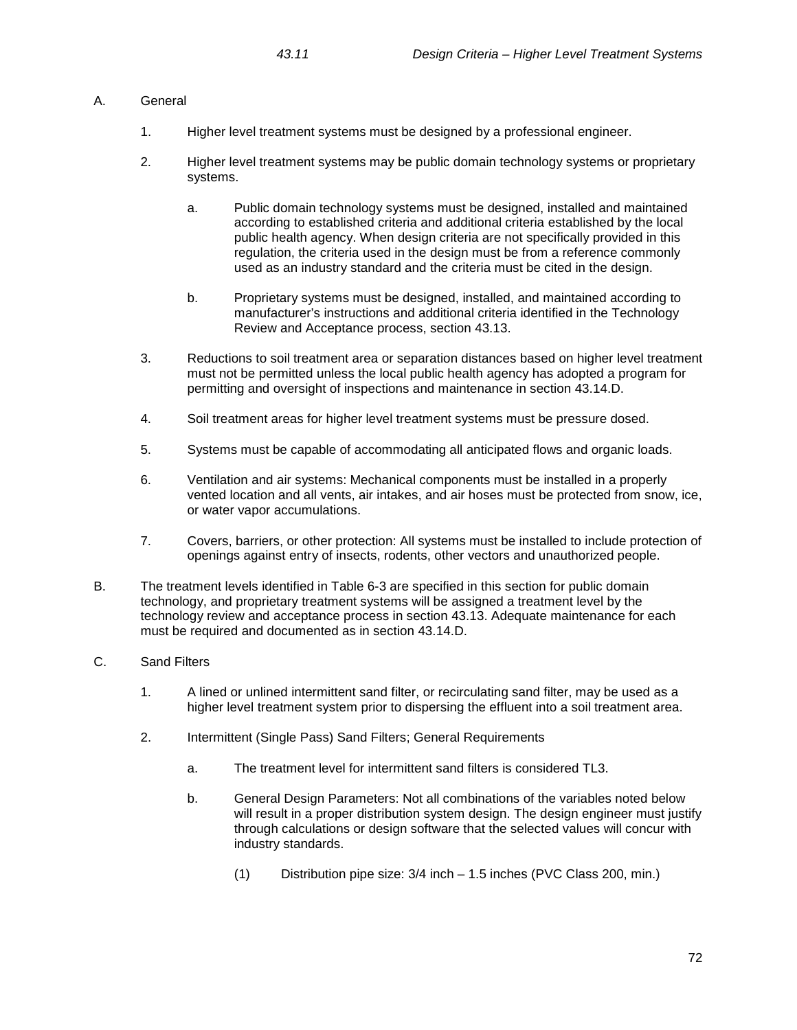## 43.11 Design Criteria – Higher Level Treatment Systems

A. General

1. Higher level treatment systems must be designed by a professional engineer.

2. Higher level treatment systems may be public domain technology systems or proprietary systems.

    a. Public domain technology systems must be designed, installed and maintained according to established criteria and additional criteria established by the local public health agency. When design criteria are not specifically provided in this regulation, the criteria used in the design must be from a reference commonly used as an industry standard and the criteria must be cited in the design.

    b. Proprietary systems must be designed, installed, and maintained according to manufacturer's instructions and additional criteria identified in the Technology Review and Acceptance process, section 43.13.

3. Reductions to soil treatment area or separation distances based on higher level treatment must not be permitted unless the local public health agency has adopted a program for permitting and oversight of inspections and maintenance in section 43.14.D.

4. Soil treatment areas for higher level treatment systems must be pressure dosed.

5. Systems must be capable of accommodating all anticipated flows and organic loads.

6. Ventilation and air systems: Mechanical components must be installed in a properly vented location and all vents, air intakes, and air hoses must be protected from snow, ice, or water vapor accumulations.

7. Covers, barriers, or other protection: All systems must be installed to include protection of openings against entry of insects, rodents, other vectors and unauthorized people.

B. The treatment levels identified in Table 6-3 are specified in this section for public domain technology, and proprietary treatment systems will be assigned a treatment level by the technology review and acceptance process in section 43.13. Adequate maintenance for each must be required and documented as in section 43.14.D.

C. Sand Filters

1. A lined or unlined intermittent sand filter, or recirculating sand filter, may be used as a higher level treatment system prior to dispersing the effluent into a soil treatment area.

2. Intermittent (Single Pass) Sand Filters; General Requirements

    a. The treatment level for intermittent sand filters is considered TL3.

    b. General Design Parameters: Not all combinations of the variables noted below will result in a proper distribution system design. The design engineer must justify through calculations or design software that the selected values will concur with industry standards.

        (1) Distribution pipe size: 3/4 inch – 1.5 inches (PVC Class 200, min.)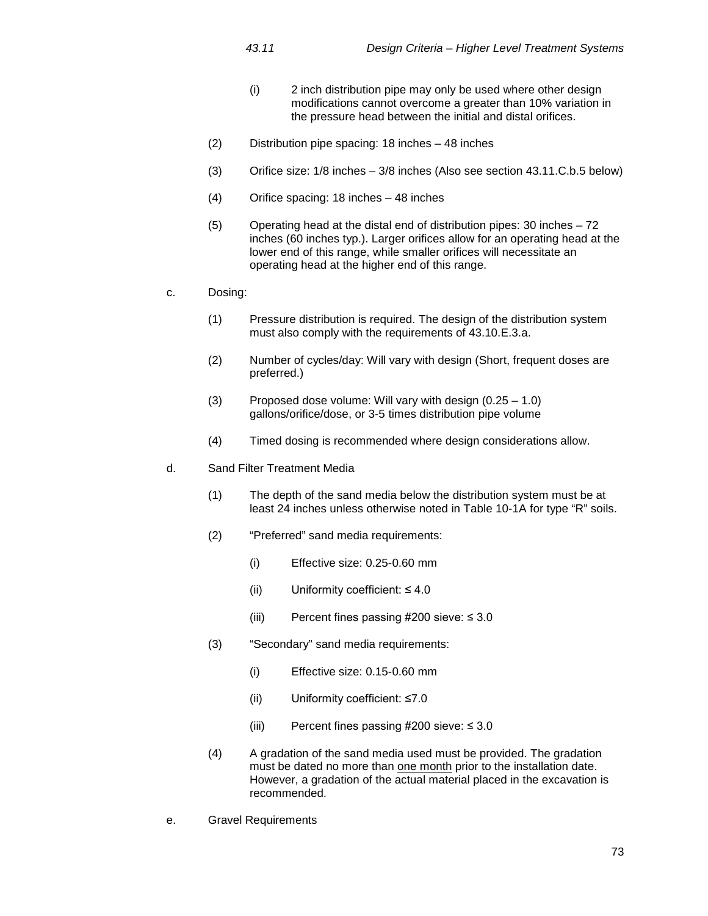(i) 2 inch distribution pipe may only be used where other design modifications cannot overcome a greater than 10% variation in the pressure head between the initial and distal orifices.

(2) Distribution pipe spacing: 18 inches – 48 inches

(3) Orifice size: 1/8 inches – 3/8 inches (Also see section 43.11.C.b.5 below)

(4) Orifice spacing: 18 inches – 48 inches

(5) Operating head at the distal end of distribution pipes: 30 inches – 72 inches (60 inches typ.). Larger orifices allow for an operating head at the lower end of this range, while smaller orifices will necessitate an operating head at the higher end of this range.

c. Dosing:

(1) Pressure distribution is required. The design of the distribution system must also comply with the requirements of 43.10.E.3.a.

(2) Number of cycles/day: Will vary with design (Short, frequent doses are preferred.)

(3) Proposed dose volume: Will vary with design (0.25 – 1.0) gallons/orifice/dose, or 3-5 times distribution pipe volume

(4) Timed dosing is recommended where design considerations allow.

d. Sand Filter Treatment Media

(1) The depth of the sand media below the distribution system must be at least 24 inches unless otherwise noted in Table 10-1A for type “R” soils.

(2) “Preferred” sand media requirements:

(i) Effective size: 0.25-0.60 mm

(ii) Uniformity coefficient: ≤ 4.0

(iii) Percent fines passing #200 sieve: ≤ 3.0

(3) “Secondary” sand media requirements:

(i) Effective size: 0.15-0.60 mm

(ii) Uniformity coefficient: ≤7.0

(iii) Percent fines passing #200 sieve: ≤ 3.0

(4) A gradation of the sand media used must be provided. The gradation must be dated no more than <u>one month</u> prior to the installation date. However, a gradation of the actual material placed in the excavation is recommended.

e. Gravel Requirements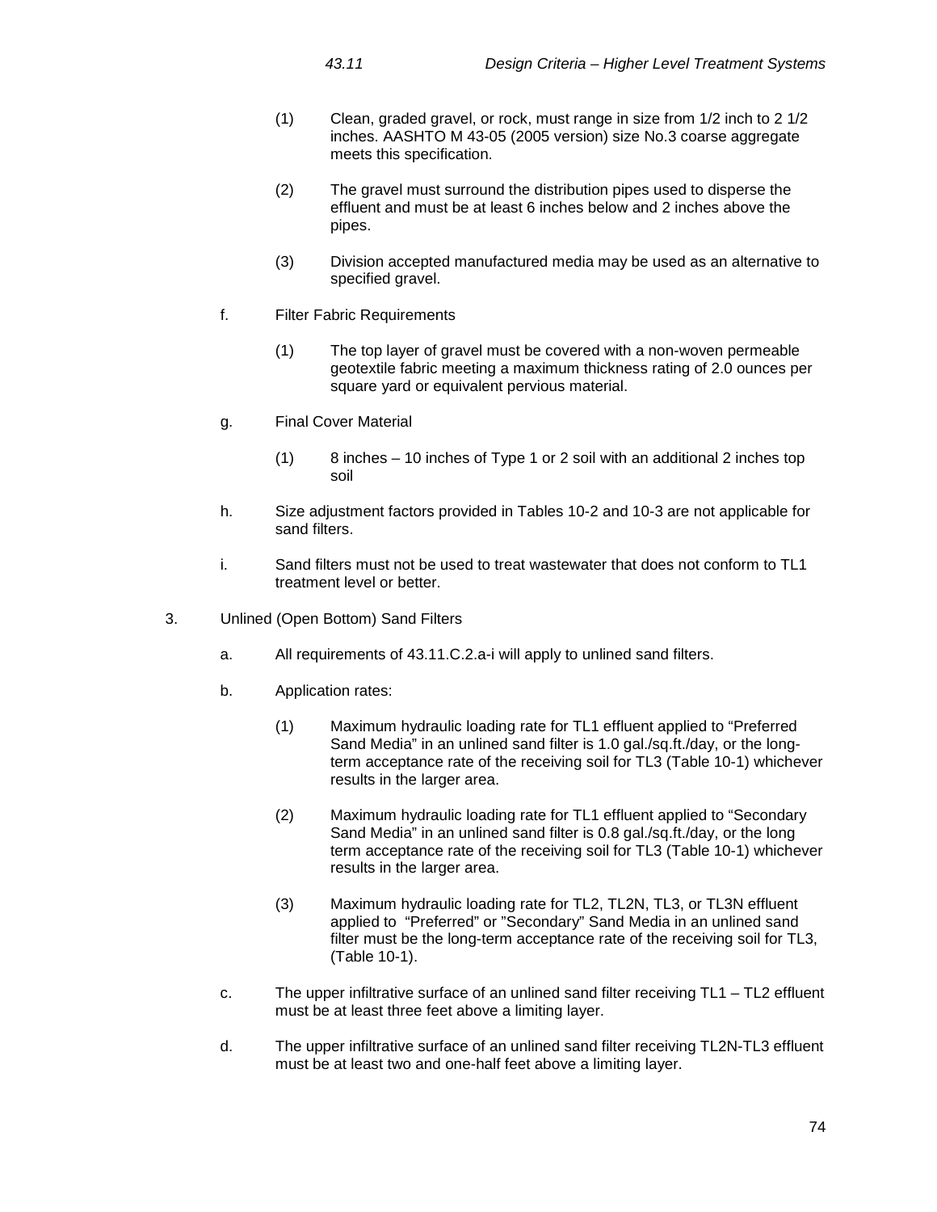(1) Clean, graded gravel, or rock, must range in size from 1/2 inch to 2 1/2 inches. AASHTO M 43-05 (2005 version) size No.3 coarse aggregate meets this specification.

(2) The gravel must surround the distribution pipes used to disperse the effluent and must be at least 6 inches below and 2 inches above the pipes.

(3) Division accepted manufactured media may be used as an alternative to specified gravel.

f. Filter Fabric Requirements

(1) The top layer of gravel must be covered with a non-woven permeable geotextile fabric meeting a maximum thickness rating of 2.0 ounces per square yard or equivalent pervious material.

g. Final Cover Material

(1) 8 inches – 10 inches of Type 1 or 2 soil with an additional 2 inches top soil

h. Size adjustment factors provided in Tables 10-2 and 10-3 are not applicable for sand filters.

i. Sand filters must not be used to treat wastewater that does not conform to TL1 treatment level or better.

3. Unlined (Open Bottom) Sand Filters

a. All requirements of 43.11.C.2.a-i will apply to unlined sand filters.

b. Application rates:

(1) Maximum hydraulic loading rate for TL1 effluent applied to "Preferred Sand Media" in an unlined sand filter is 1.0 gal./sq.ft./day, or the long-term acceptance rate of the receiving soil for TL3 (Table 10-1) whichever results in the larger area.

(2) Maximum hydraulic loading rate for TL1 effluent applied to "Secondary Sand Media" in an unlined sand filter is 0.8 gal./sq.ft./day, or the long term acceptance rate of the receiving soil for TL3 (Table 10-1) whichever results in the larger area.

(3) Maximum hydraulic loading rate for TL2, TL2N, TL3, or TL3N effluent applied to "Preferred" or "Secondary" Sand Media in an unlined sand filter must be the long-term acceptance rate of the receiving soil for TL3, (Table 10-1).

c. The upper infiltrative surface of an unlined sand filter receiving TL1 – TL2 effluent must be at least three feet above a limiting layer.

d. The upper infiltrative surface of an unlined sand filter receiving TL2N-TL3 effluent must be at least two and one-half feet above a limiting layer.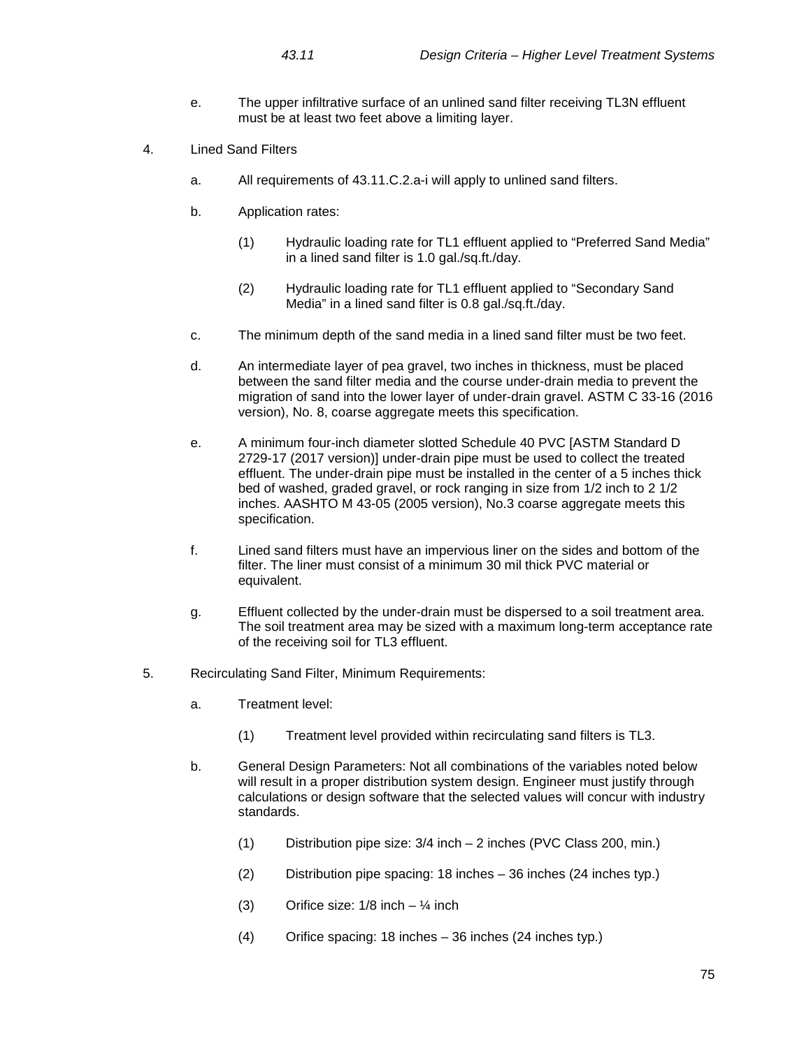e. The upper infiltrative surface of an unlined sand filter receiving TL3N effluent must be at least two feet above a limiting layer.

4. Lined Sand Filters

   a. All requirements of 43.11.C.2.a-i will apply to unlined sand filters.

   b. Application rates:

      (1) Hydraulic loading rate for TL1 effluent applied to “Preferred Sand Media” in a lined sand filter is 1.0 gal./sq.ft./day.

      (2) Hydraulic loading rate for TL1 effluent applied to “Secondary Sand Media” in a lined sand filter is 0.8 gal./sq.ft./day.

   c. The minimum depth of the sand media in a lined sand filter must be two feet.

   d. An intermediate layer of pea gravel, two inches in thickness, must be placed between the sand filter media and the course under-drain media to prevent the migration of sand into the lower layer of under-drain gravel. ASTM C 33-16 (2016 version), No. 8, coarse aggregate meets this specification.

   e. A minimum four-inch diameter slotted Schedule 40 PVC [ASTM Standard D 2729-17 (2017 version)] under-drain pipe must be used to collect the treated effluent. The under-drain pipe must be installed in the center of a 5 inches thick bed of washed, graded gravel, or rock ranging in size from 1/2 inch to 2 1/2 inches. AASHTO M 43-05 (2005 version), No.3 coarse aggregate meets this specification.

   f. Lined sand filters must have an impervious liner on the sides and bottom of the filter. The liner must consist of a minimum 30 mil thick PVC material or equivalent.

   g. Effluent collected by the under-drain must be dispersed to a soil treatment area. The soil treatment area may be sized with a maximum long-term acceptance rate of the receiving soil for TL3 effluent.

5. Recirculating Sand Filter, Minimum Requirements:

   a. Treatment level:

      (1) Treatment level provided within recirculating sand filters is TL3.

   b. General Design Parameters: Not all combinations of the variables noted below will result in a proper distribution system design. Engineer must justify through calculations or design software that the selected values will concur with industry standards.

      (1) Distribution pipe size: 3/4 inch – 2 inches (PVC Class 200, min.)

      (2) Distribution pipe spacing: 18 inches – 36 inches (24 inches typ.)

      (3) Orifice size: 1/8 inch – ¼ inch

      (4) Orifice spacing: 18 inches – 36 inches (24 inches typ.)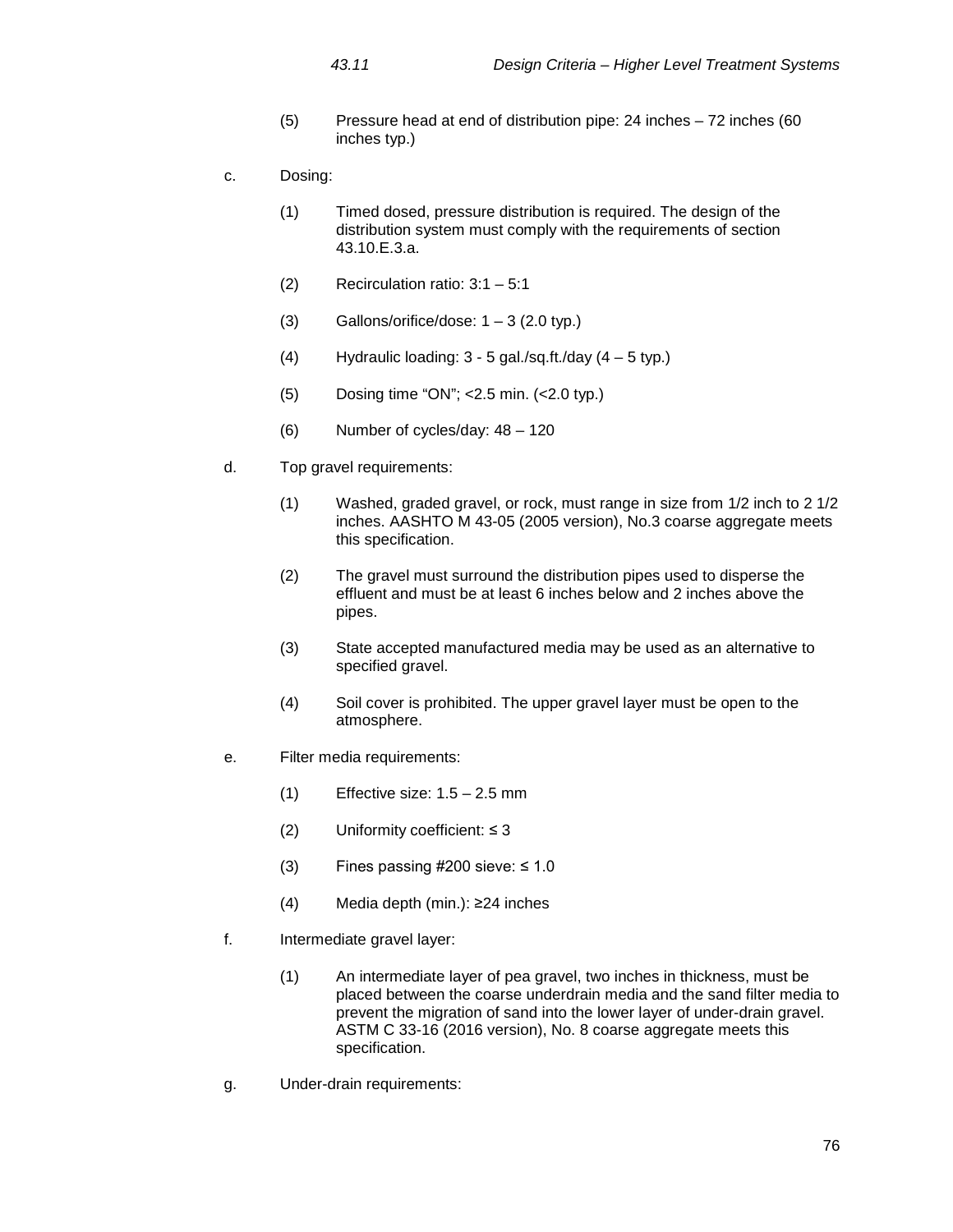(5) Pressure head at end of distribution pipe: 24 inches – 72 inches (60 inches typ.)

c. Dosing:

(1) Timed dosed, pressure distribution is required. The design of the distribution system must comply with the requirements of section 43.10.E.3.a.

(2) Recirculation ratio: 3:1 – 5:1

(3) Gallons/orifice/dose: 1 – 3 (2.0 typ.)

(4) Hydraulic loading: 3 - 5 gal./sq.ft./day (4 – 5 typ.)

(5) Dosing time "ON"; <2.5 min. (<2.0 typ.)

(6) Number of cycles/day: 48 – 120

d. Top gravel requirements:

(1) Washed, graded gravel, or rock, must range in size from 1/2 inch to 2 1/2 inches. AASHTO M 43-05 (2005 version), No.3 coarse aggregate meets this specification.

(2) The gravel must surround the distribution pipes used to disperse the effluent and must be at least 6 inches below and 2 inches above the pipes.

(3) State accepted manufactured media may be used as an alternative to specified gravel.

(4) Soil cover is prohibited. The upper gravel layer must be open to the atmosphere.

e. Filter media requirements:

(1) Effective size: 1.5 – 2.5 mm

(2) Uniformity coefficient: ≤ 3

(3) Fines passing #200 sieve: ≤ 1.0

(4) Media depth (min.): ≥24 inches

f. Intermediate gravel layer:

(1) An intermediate layer of pea gravel, two inches in thickness, must be placed between the coarse underdrain media and the sand filter media to prevent the migration of sand into the lower layer of under-drain gravel. ASTM C 33-16 (2016 version), No. 8 coarse aggregate meets this specification.

g. Under-drain requirements: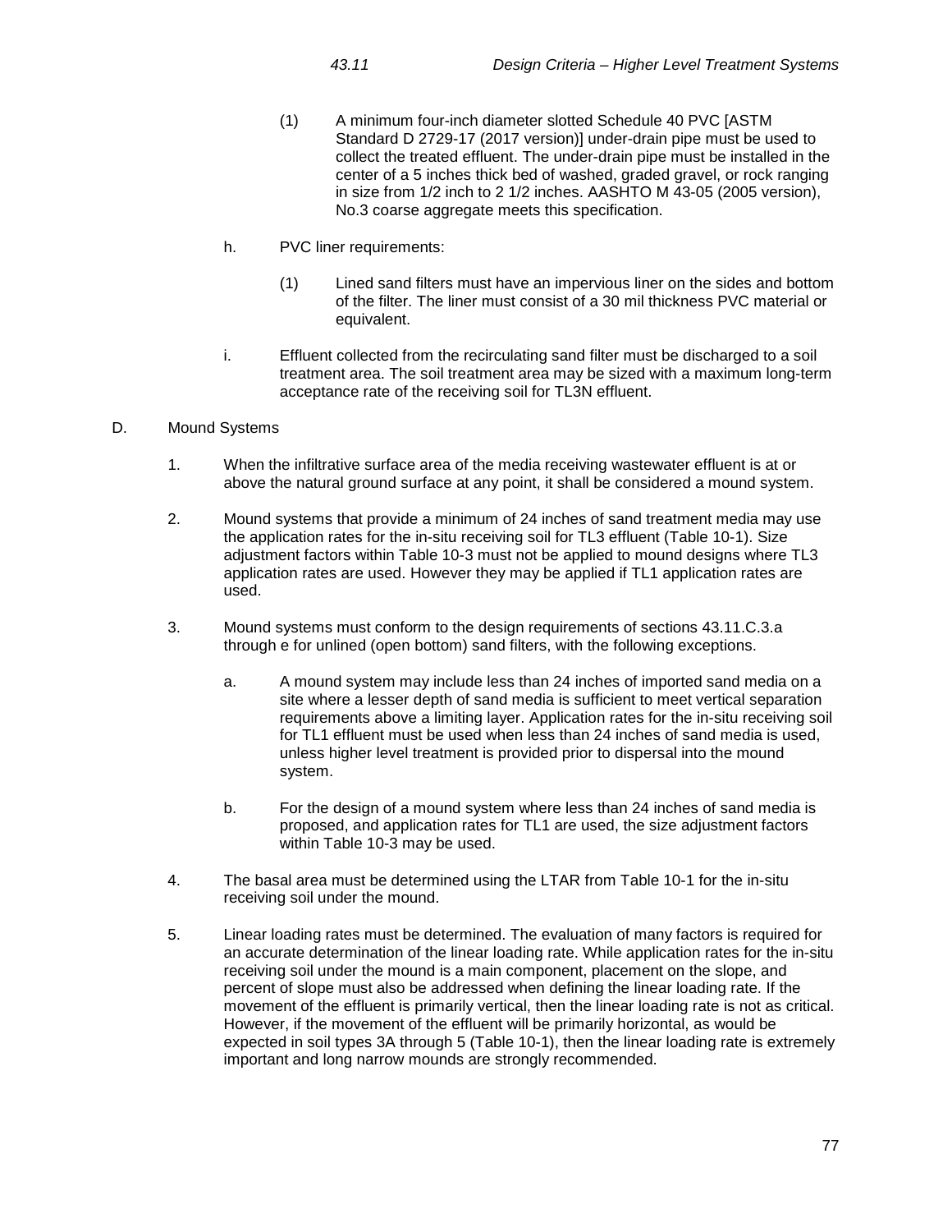(1) A minimum four-inch diameter slotted Schedule 40 PVC [ASTM Standard D 2729-17 (2017 version)] under-drain pipe must be used to collect the treated effluent. The under-drain pipe must be installed in the center of a 5 inches thick bed of washed, graded gravel, or rock ranging in size from 1/2 inch to 2 1/2 inches. AASHTO M 43-05 (2005 version), No.3 coarse aggregate meets this specification.

h. PVC liner requirements:

(1) Lined sand filters must have an impervious liner on the sides and bottom of the filter. The liner must consist of a 30 mil thickness PVC material or equivalent.

i. Effluent collected from the recirculating sand filter must be discharged to a soil treatment area. The soil treatment area may be sized with a maximum long-term acceptance rate of the receiving soil for TL3N effluent.

D. Mound Systems

1. When the infiltrative surface area of the media receiving wastewater effluent is at or above the natural ground surface at any point, it shall be considered a mound system.

2. Mound systems that provide a minimum of 24 inches of sand treatment media may use the application rates for the in-situ receiving soil for TL3 effluent (Table 10-1). Size adjustment factors within Table 10-3 must not be applied to mound designs where TL3 application rates are used. However they may be applied if TL1 application rates are used.

3. Mound systems must conform to the design requirements of sections 43.11.C.3.a through e for unlined (open bottom) sand filters, with the following exceptions.

   a. A mound system may include less than 24 inches of imported sand media on a site where a lesser depth of sand media is sufficient to meet vertical separation requirements above a limiting layer. Application rates for the in-situ receiving soil for TL1 effluent must be used when less than 24 inches of sand media is used, unless higher level treatment is provided prior to dispersal into the mound system.

   b. For the design of a mound system where less than 24 inches of sand media is proposed, and application rates for TL1 are used, the size adjustment factors within Table 10-3 may be used.

4. The basal area must be determined using the LTAR from Table 10-1 for the in-situ receiving soil under the mound.

5. Linear loading rates must be determined. The evaluation of many factors is required for an accurate determination of the linear loading rate. While application rates for the in-situ receiving soil under the mound is a main component, placement on the slope, and percent of slope must also be addressed when defining the linear loading rate. If the movement of the effluent is primarily vertical, then the linear loading rate is not as critical. However, if the movement of the effluent will be primarily horizontal, as would be expected in soil types 3A through 5 (Table 10-1), then the linear loading rate is extremely important and long narrow mounds are strongly recommended.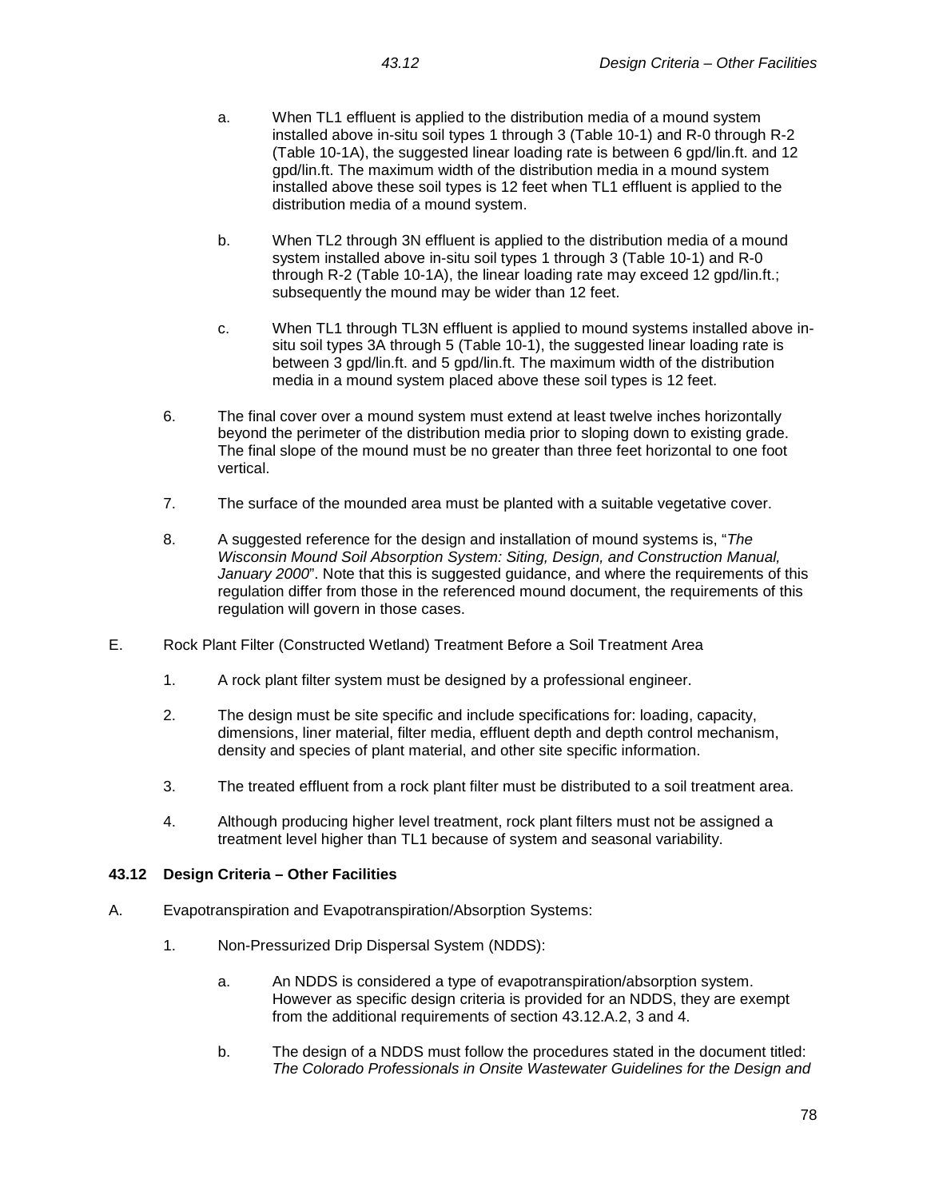a. When TL1 effluent is applied to the distribution media of a mound system installed above in-situ soil types 1 through 3 (Table 10-1) and R-0 through R-2 (Table 10-1A), the suggested linear loading rate is between 6 gpd/lin.ft. and 12 gpd/lin.ft. The maximum width of the distribution media in a mound system installed above these soil types is 12 feet when TL1 effluent is applied to the distribution media of a mound system.

b. When TL2 through 3N effluent is applied to the distribution media of a mound system installed above in-situ soil types 1 through 3 (Table 10-1) and R-0 through R-2 (Table 10-1A), the linear loading rate may exceed 12 gpd/lin.ft.; subsequently the mound may be wider than 12 feet.

c. When TL1 through TL3N effluent is applied to mound systems installed above in-situ soil types 3A through 5 (Table 10-1), the suggested linear loading rate is between 3 gpd/lin.ft. and 5 gpd/lin.ft. The maximum width of the distribution media in a mound system placed above these soil types is 12 feet.

6. The final cover over a mound system must extend at least twelve inches horizontally beyond the perimeter of the distribution media prior to sloping down to existing grade. The final slope of the mound must be no greater than three feet horizontal to one foot vertical.

7. The surface of the mounded area must be planted with a suitable vegetative cover.

8. A suggested reference for the design and installation of mound systems is, "*The Wisconsin Mound Soil Absorption System: Siting, Design, and Construction Manual, January 2000*". Note that this is suggested guidance, and where the requirements of this regulation differ from those in the referenced mound document, the requirements of this regulation will govern in those cases.

E. Rock Plant Filter (Constructed Wetland) Treatment Before a Soil Treatment Area

1. A rock plant filter system must be designed by a professional engineer.

2. The design must be site specific and include specifications for: loading, capacity, dimensions, liner material, filter media, effluent depth and depth control mechanism, density and species of plant material, and other site specific information.

3. The treated effluent from a rock plant filter must be distributed to a soil treatment area.

4. Although producing higher level treatment, rock plant filters must not be assigned a treatment level higher than TL1 because of system and seasonal variability.

## 43.12 Design Criteria – Other Facilities

A. Evapotranspiration and Evapotranspiration/Absorption Systems:

1. Non-Pressurized Drip Dispersal System (NDDS):

a. An NDDS is considered a type of evapotranspiration/absorption system. However as specific design criteria is provided for an NDDS, they are exempt from the additional requirements of section 43.12.A.2, 3 and 4.

b. The design of a NDDS must follow the procedures stated in the document titled: *The Colorado Professionals in Onsite Wastewater Guidelines for the Design and*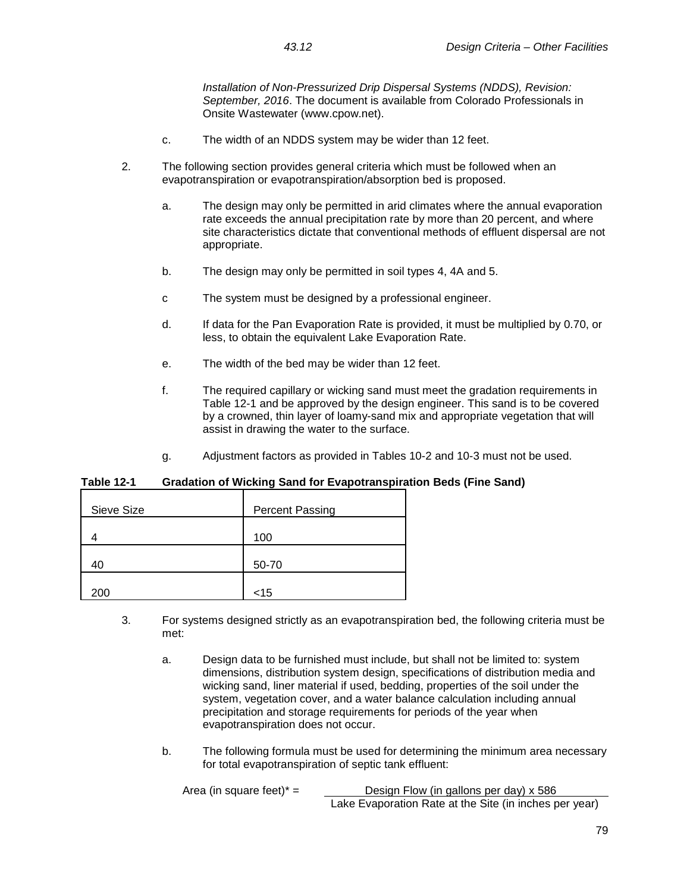*Installation of Non-Pressurized Drip Dispersal Systems (NDDS), Revision: September, 2016*. The document is available from Colorado Professionals in Onsite Wastewater (www.cpow.net).

c. The width of an NDDS system may be wider than 12 feet.

2. The following section provides general criteria which must be followed when an evapotranspiration or evapotranspiration/absorption bed is proposed.

   a. The design may only be permitted in arid climates where the annual evaporation rate exceeds the annual precipitation rate by more than 20 percent, and where site characteristics dictate that conventional methods of effluent dispersal are not appropriate.

   b. The design may only be permitted in soil types 4, 4A and 5.

   c The system must be designed by a professional engineer.

   d. If data for the Pan Evaporation Rate is provided, it must be multiplied by 0.70, or less, to obtain the equivalent Lake Evaporation Rate.

   e. The width of the bed may be wider than 12 feet.

   f. The required capillary or wicking sand must meet the gradation requirements in Table 12-1 and be approved by the design engineer. This sand is to be covered by a crowned, thin layer of loamy-sand mix and appropriate vegetation that will assist in drawing the water to the surface.

   g. Adjustment factors as provided in Tables 10-2 and 10-3 must not be used.

**Table 12-1 Gradation of Wicking Sand for Evapotranspiration Beds (Fine Sand)**

| Sieve Size | Percent Passing |
|---|---|
| 4 | 100 |
| 40 | 50-70 |
| 200 | <15 |

3. For systems designed strictly as an evapotranspiration bed, the following criteria must be met:

   a. Design data to be furnished must include, but shall not be limited to: system dimensions, distribution system design, specifications of distribution media and wicking sand, liner material if used, bedding, properties of the soil under the system, vegetation cover, and a water balance calculation including annual precipitation and storage requirements for periods of the year when evapotranspiration does not occur.

   b. The following formula must be used for determining the minimum area necessary for total evapotranspiration of septic tank effluent:

$$\text{Area (in square feet)}^* = \frac{\text{Design Flow (in gallons per day)} \times 586}{\text{Lake Evaporation Rate at the Site (in inches per year)}}$$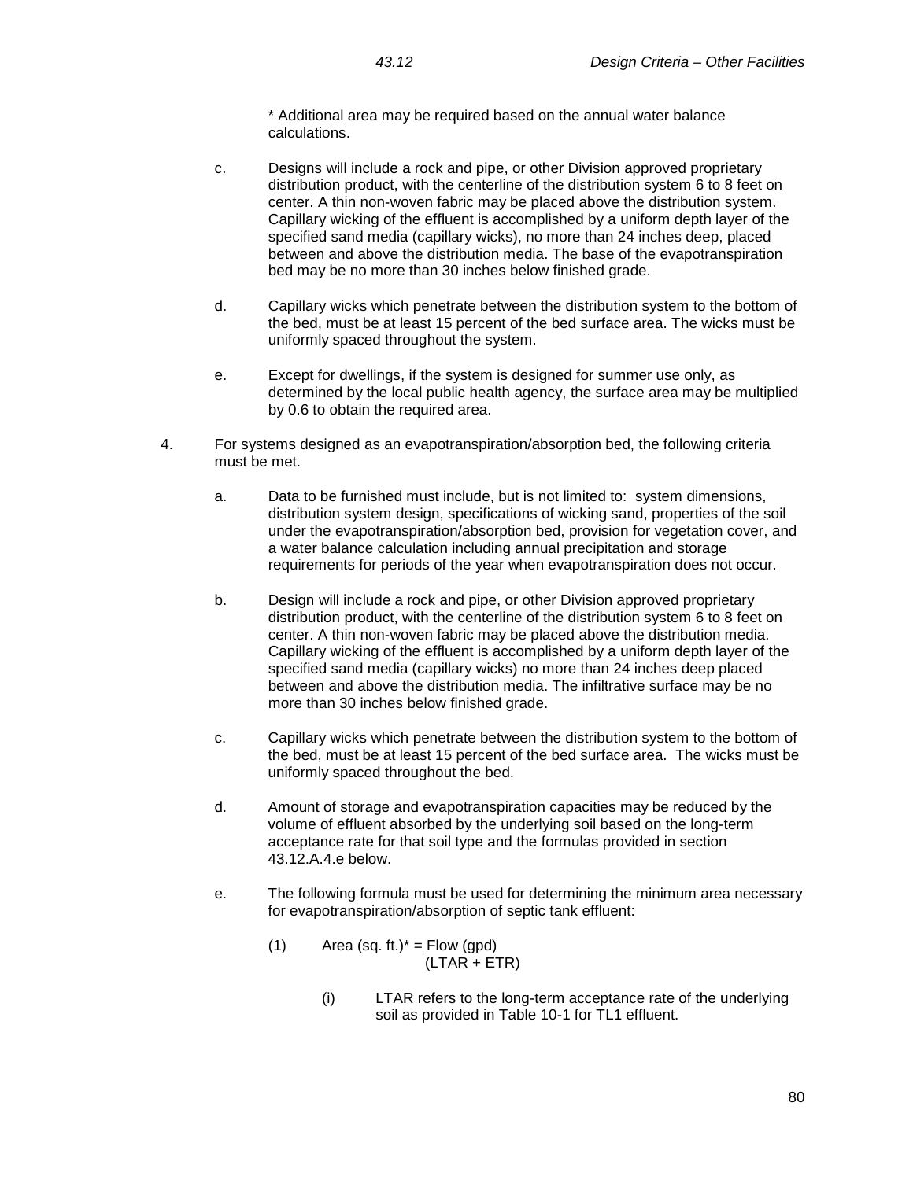\* Additional area may be required based on the annual water balance calculations.

c. Designs will include a rock and pipe, or other Division approved proprietary distribution product, with the centerline of the distribution system 6 to 8 feet on center. A thin non-woven fabric may be placed above the distribution system. Capillary wicking of the effluent is accomplished by a uniform depth layer of the specified sand media (capillary wicks), no more than 24 inches deep, placed between and above the distribution media. The base of the evapotranspiration bed may be no more than 30 inches below finished grade.

d. Capillary wicks which penetrate between the distribution system to the bottom of the bed, must be at least 15 percent of the bed surface area. The wicks must be uniformly spaced throughout the system.

e. Except for dwellings, if the system is designed for summer use only, as determined by the local public health agency, the surface area may be multiplied by 0.6 to obtain the required area.

4. For systems designed as an evapotranspiration/absorption bed, the following criteria must be met.

   a. Data to be furnished must include, but is not limited to: system dimensions, distribution system design, specifications of wicking sand, properties of the soil under the evapotranspiration/absorption bed, provision for vegetation cover, and a water balance calculation including annual precipitation and storage requirements for periods of the year when evapotranspiration does not occur.

   b. Design will include a rock and pipe, or other Division approved proprietary distribution product, with the centerline of the distribution system 6 to 8 feet on center. A thin non-woven fabric may be placed above the distribution media. Capillary wicking of the effluent is accomplished by a uniform depth layer of the specified sand media (capillary wicks) no more than 24 inches deep placed between and above the distribution media. The infiltrative surface may be no more than 30 inches below finished grade.

   c. Capillary wicks which penetrate between the distribution system to the bottom of the bed, must be at least 15 percent of the bed surface area. The wicks must be uniformly spaced throughout the bed.

   d. Amount of storage and evapotranspiration capacities may be reduced by the volume of effluent absorbed by the underlying soil based on the long-term acceptance rate for that soil type and the formulas provided in section 43.12.A.4.e below.

   e. The following formula must be used for determining the minimum area necessary for evapotranspiration/absorption of septic tank effluent:

      (1) $$\text{Area (sq. ft.)}^{*} = \frac{\text{Flow (gpd)}}{(\text{LTAR} + \text{ETR})}$$

         (i) LTAR refers to the long-term acceptance rate of the underlying soil as provided in Table 10-1 for TL1 effluent.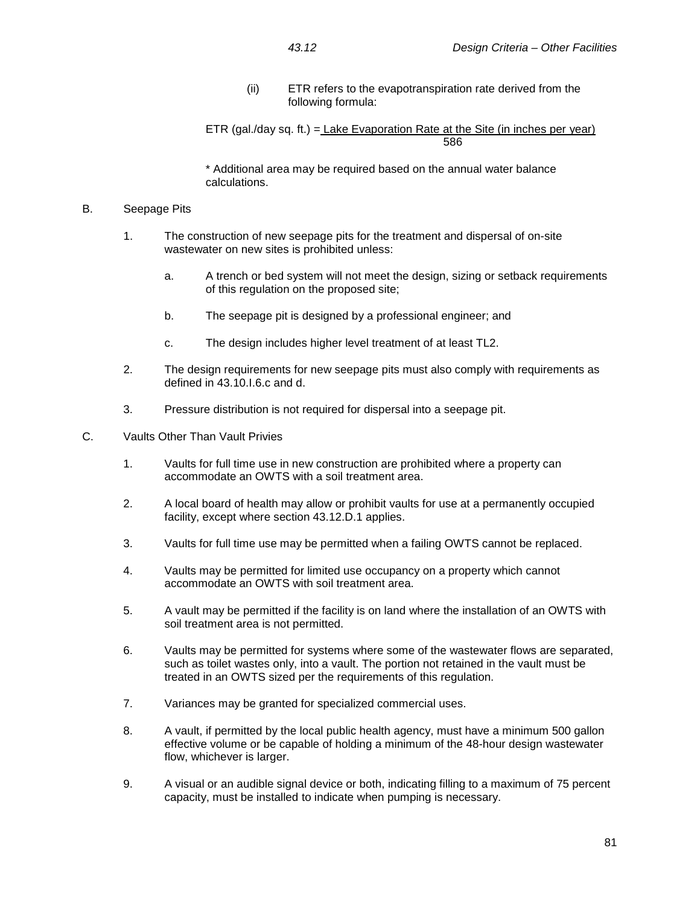(ii) ETR refers to the evapotranspiration rate derived from the following formula:

$$\text{ETR (gal./day sq. ft.)} = \frac{\text{Lake Evaporation Rate at the Site (in inches per year)}}{586}$$

* Additional area may be required based on the annual water balance calculations.

B. Seepage Pits

1. The construction of new seepage pits for the treatment and dispersal of on-site wastewater on new sites is prohibited unless:

   a. A trench or bed system will not meet the design, sizing or setback requirements of this regulation on the proposed site;

   b. The seepage pit is designed by a professional engineer; and

   c. The design includes higher level treatment of at least TL2.

2. The design requirements for new seepage pits must also comply with requirements as defined in 43.10.I.6.c and d.

3. Pressure distribution is not required for dispersal into a seepage pit.

C. Vaults Other Than Vault Privies

1. Vaults for full time use in new construction are prohibited where a property can accommodate an OWTS with a soil treatment area.

2. A local board of health may allow or prohibit vaults for use at a permanently occupied facility, except where section 43.12.D.1 applies.

3. Vaults for full time use may be permitted when a failing OWTS cannot be replaced.

4. Vaults may be permitted for limited use occupancy on a property which cannot accommodate an OWTS with soil treatment area.

5. A vault may be permitted if the facility is on land where the installation of an OWTS with soil treatment area is not permitted.

6. Vaults may be permitted for systems where some of the wastewater flows are separated, such as toilet wastes only, into a vault. The portion not retained in the vault must be treated in an OWTS sized per the requirements of this regulation.

7. Variances may be granted for specialized commercial uses.

8. A vault, if permitted by the local public health agency, must have a minimum 500 gallon effective volume or be capable of holding a minimum of the 48-hour design wastewater flow, whichever is larger.

9. A visual or an audible signal device or both, indicating filling to a maximum of 75 percent capacity, must be installed to indicate when pumping is necessary.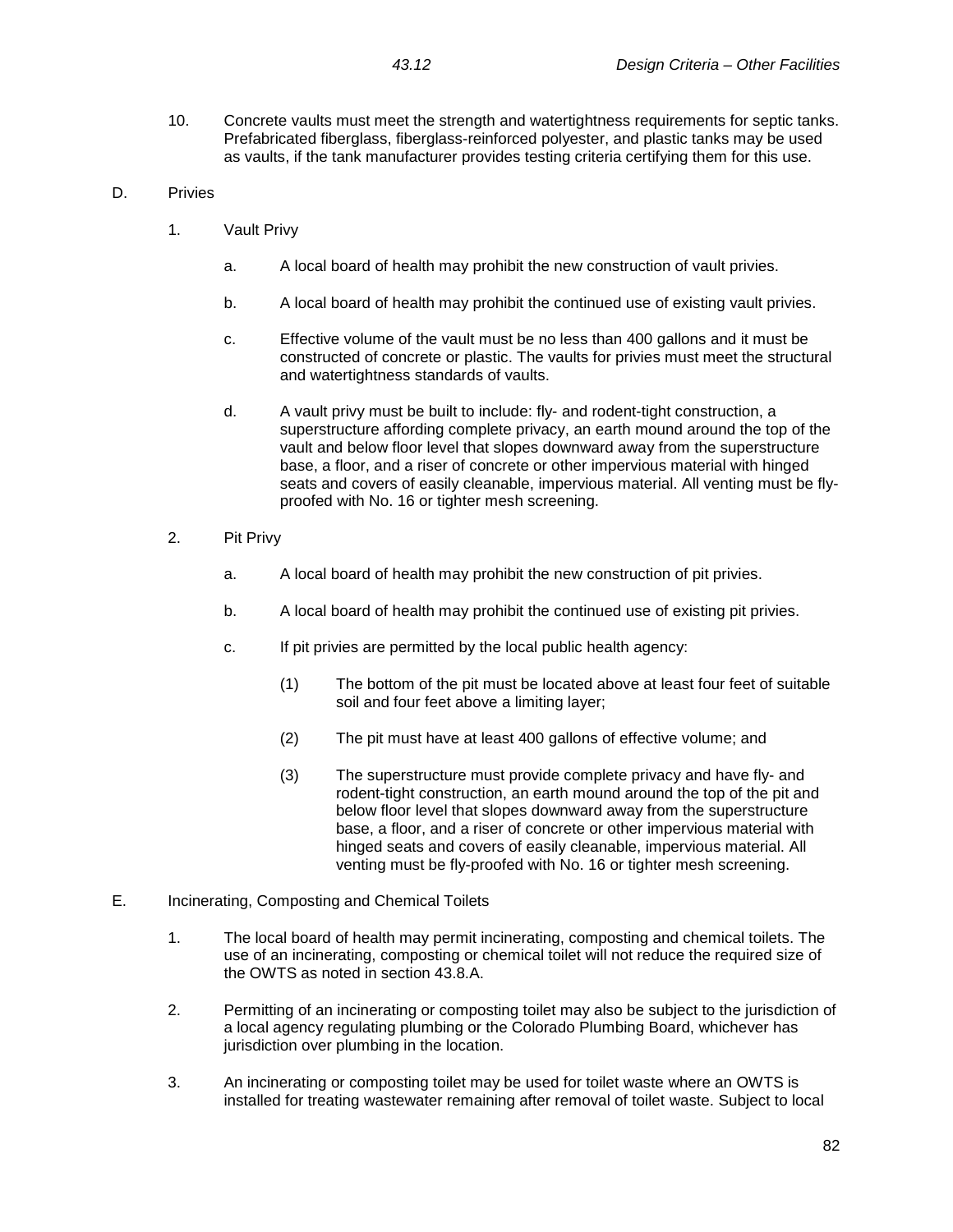10. Concrete vaults must meet the strength and watertightness requirements for septic tanks. Prefabricated fiberglass, fiberglass-reinforced polyester, and plastic tanks may be used as vaults, if the tank manufacturer provides testing criteria certifying them for this use.

D. Privies

1. Vault Privy

   a. A local board of health may prohibit the new construction of vault privies.

   b. A local board of health may prohibit the continued use of existing vault privies.

   c. Effective volume of the vault must be no less than 400 gallons and it must be constructed of concrete or plastic. The vaults for privies must meet the structural and watertightness standards of vaults.

   d. A vault privy must be built to include: fly- and rodent-tight construction, a superstructure affording complete privacy, an earth mound around the top of the vault and below floor level that slopes downward away from the superstructure base, a floor, and a riser of concrete or other impervious material with hinged seats and covers of easily cleanable, impervious material. All venting must be fly-proofed with No. 16 or tighter mesh screening.

2. Pit Privy

   a. A local board of health may prohibit the new construction of pit privies.

   b. A local board of health may prohibit the continued use of existing pit privies.

   c. If pit privies are permitted by the local public health agency:

      (1) The bottom of the pit must be located above at least four feet of suitable soil and four feet above a limiting layer;

      (2) The pit must have at least 400 gallons of effective volume; and

      (3) The superstructure must provide complete privacy and have fly- and rodent-tight construction, an earth mound around the top of the pit and below floor level that slopes downward away from the superstructure base, a floor, and a riser of concrete or other impervious material with hinged seats and covers of easily cleanable, impervious material. All venting must be fly-proofed with No. 16 or tighter mesh screening.

E. Incinerating, Composting and Chemical Toilets

1. The local board of health may permit incinerating, composting and chemical toilets. The use of an incinerating, composting or chemical toilet will not reduce the required size of the OWTS as noted in section 43.8.A.

2. Permitting of an incinerating or composting toilet may also be subject to the jurisdiction of a local agency regulating plumbing or the Colorado Plumbing Board, whichever has jurisdiction over plumbing in the location.

3. An incinerating or composting toilet may be used for toilet waste where an OWTS is installed for treating wastewater remaining after removal of toilet waste. Subject to local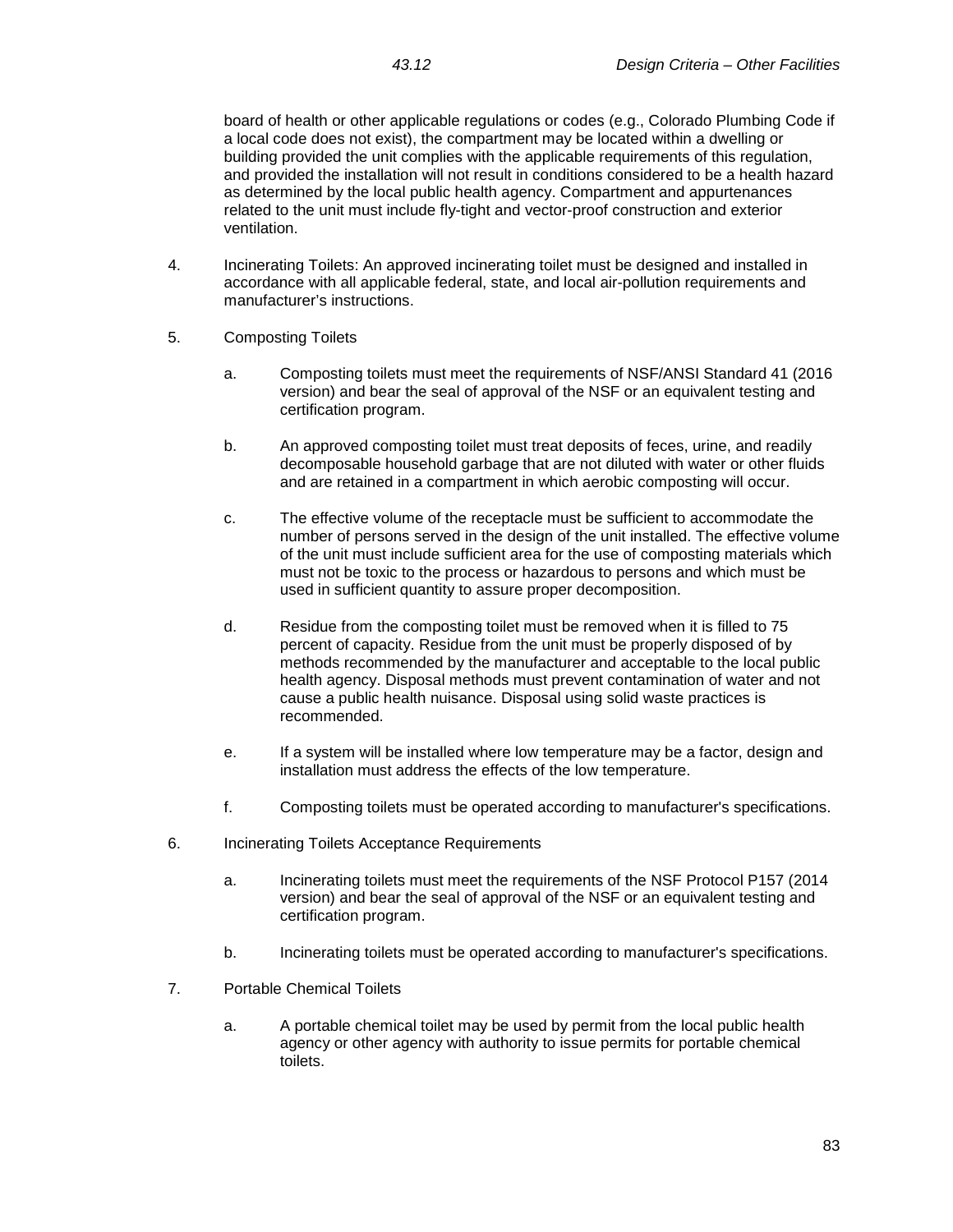board of health or other applicable regulations or codes (e.g., Colorado Plumbing Code if a local code does not exist), the compartment may be located within a dwelling or building provided the unit complies with the applicable requirements of this regulation, and provided the installation will not result in conditions considered to be a health hazard as determined by the local public health agency. Compartment and appurtenances related to the unit must include fly-tight and vector-proof construction and exterior ventilation.

4. Incinerating Toilets: An approved incinerating toilet must be designed and installed in accordance with all applicable federal, state, and local air-pollution requirements and manufacturer's instructions.

5. Composting Toilets

   a. Composting toilets must meet the requirements of NSF/ANSI Standard 41 (2016 version) and bear the seal of approval of the NSF or an equivalent testing and certification program.

   b. An approved composting toilet must treat deposits of feces, urine, and readily decomposable household garbage that are not diluted with water or other fluids and are retained in a compartment in which aerobic composting will occur.

   c. The effective volume of the receptacle must be sufficient to accommodate the number of persons served in the design of the unit installed. The effective volume of the unit must include sufficient area for the use of composting materials which must not be toxic to the process or hazardous to persons and which must be used in sufficient quantity to assure proper decomposition.

   d. Residue from the composting toilet must be removed when it is filled to 75 percent of capacity. Residue from the unit must be properly disposed of by methods recommended by the manufacturer and acceptable to the local public health agency. Disposal methods must prevent contamination of water and not cause a public health nuisance. Disposal using solid waste practices is recommended.

   e. If a system will be installed where low temperature may be a factor, design and installation must address the effects of the low temperature.

   f. Composting toilets must be operated according to manufacturer's specifications.

6. Incinerating Toilets Acceptance Requirements

   a. Incinerating toilets must meet the requirements of the NSF Protocol P157 (2014 version) and bear the seal of approval of the NSF or an equivalent testing and certification program.

   b. Incinerating toilets must be operated according to manufacturer's specifications.

7. Portable Chemical Toilets

   a. A portable chemical toilet may be used by permit from the local public health agency or other agency with authority to issue permits for portable chemical toilets.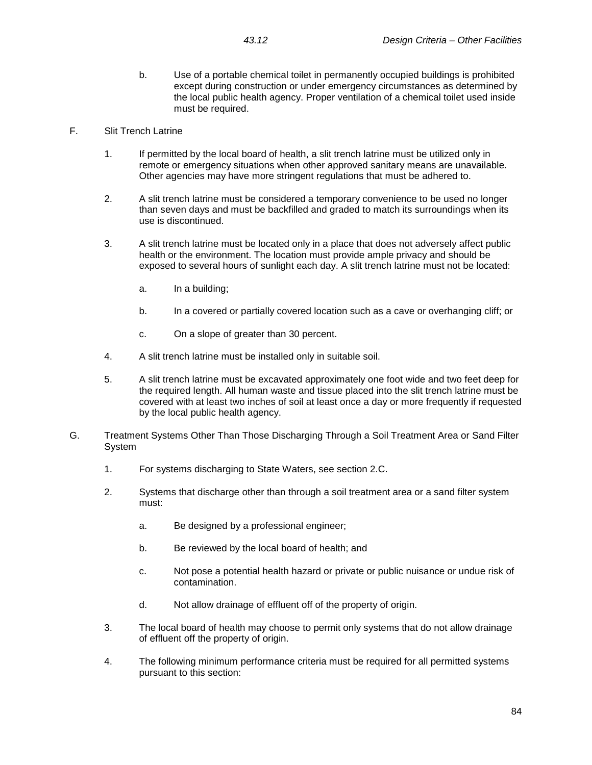b. Use of a portable chemical toilet in permanently occupied buildings is prohibited except during construction or under emergency circumstances as determined by the local public health agency. Proper ventilation of a chemical toilet used inside must be required.

F. Slit Trench Latrine

1. If permitted by the local board of health, a slit trench latrine must be utilized only in remote or emergency situations when other approved sanitary means are unavailable. Other agencies may have more stringent regulations that must be adhered to.

2. A slit trench latrine must be considered a temporary convenience to be used no longer than seven days and must be backfilled and graded to match its surroundings when its use is discontinued.

3. A slit trench latrine must be located only in a place that does not adversely affect public health or the environment. The location must provide ample privacy and should be exposed to several hours of sunlight each day. A slit trench latrine must not be located:

   a. In a building;

   b. In a covered or partially covered location such as a cave or overhanging cliff; or

   c. On a slope of greater than 30 percent.

4. A slit trench latrine must be installed only in suitable soil.

5. A slit trench latrine must be excavated approximately one foot wide and two feet deep for the required length. All human waste and tissue placed into the slit trench latrine must be covered with at least two inches of soil at least once a day or more frequently if requested by the local public health agency.

G. Treatment Systems Other Than Those Discharging Through a Soil Treatment Area or Sand Filter System

1. For systems discharging to State Waters, see section 2.C.

2. Systems that discharge other than through a soil treatment area or a sand filter system must:

   a. Be designed by a professional engineer;

   b. Be reviewed by the local board of health; and

   c. Not pose a potential health hazard or private or public nuisance or undue risk of contamination.

   d. Not allow drainage of effluent off of the property of origin.

3. The local board of health may choose to permit only systems that do not allow drainage of effluent off the property of origin.

4. The following minimum performance criteria must be required for all permitted systems pursuant to this section: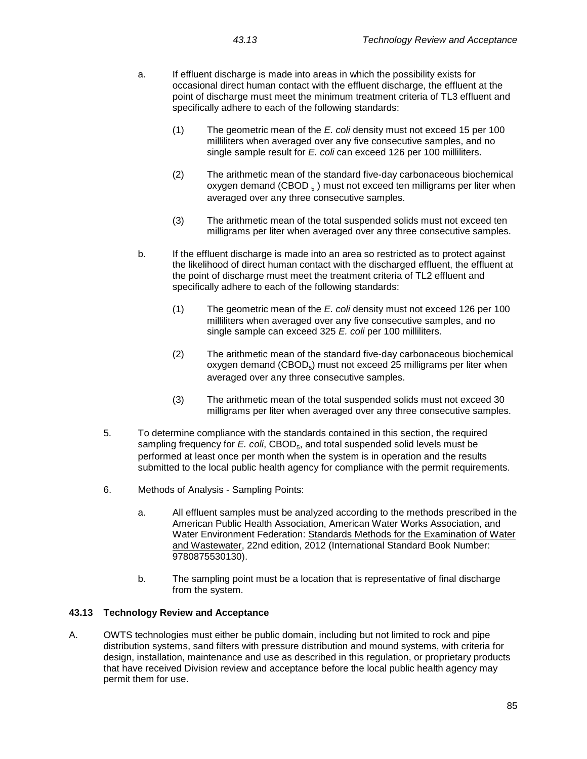a. If effluent discharge is made into areas in which the possibility exists for occasional direct human contact with the effluent discharge, the effluent at the point of discharge must meet the minimum treatment criteria of TL3 effluent and specifically adhere to each of the following standards:

(1) The geometric mean of the *E. coli* density must not exceed 15 per 100 milliliters when averaged over any five consecutive samples, and no single sample result for *E. coli* can exceed 126 per 100 milliliters.

(2) The arithmetic mean of the standard five-day carbonaceous biochemical oxygen demand ($CBOD_5$) must not exceed ten milligrams per liter when averaged over any three consecutive samples.

(3) The arithmetic mean of the total suspended solids must not exceed ten milligrams per liter when averaged over any three consecutive samples.

b. If the effluent discharge is made into an area so restricted as to protect against the likelihood of direct human contact with the discharged effluent, the effluent at the point of discharge must meet the treatment criteria of TL2 effluent and specifically adhere to each of the following standards:

(1) The geometric mean of the *E. coli* density must not exceed 126 per 100 milliliters when averaged over any five consecutive samples, and no single sample can exceed 325 *E. coli* per 100 milliliters.

(2) The arithmetic mean of the standard five-day carbonaceous biochemical oxygen demand ($CBOD_5$) must not exceed 25 milligrams per liter when averaged over any three consecutive samples.

(3) The arithmetic mean of the total suspended solids must not exceed 30 milligrams per liter when averaged over any three consecutive samples.

5. To determine compliance with the standards contained in this section, the required sampling frequency for *E. coli*, $CBOD_5$, and total suspended solid levels must be performed at least once per month when the system is in operation and the results submitted to the local public health agency for compliance with the permit requirements.

6. Methods of Analysis - Sampling Points:

a. All effluent samples must be analyzed according to the methods prescribed in the American Public Health Association, American Water Works Association, and Water Environment Federation: Standards Methods for the Examination of Water and Wastewater, 22nd edition, 2012 (International Standard Book Number: 9780875530130).

b. The sampling point must be a location that is representative of final discharge from the system.

## 43.13 Technology Review and Acceptance

A. OWTS technologies must either be public domain, including but not limited to rock and pipe distribution systems, sand filters with pressure distribution and mound systems, with criteria for design, installation, maintenance and use as described in this regulation, or proprietary products that have received Division review and acceptance before the local public health agency may permit them for use.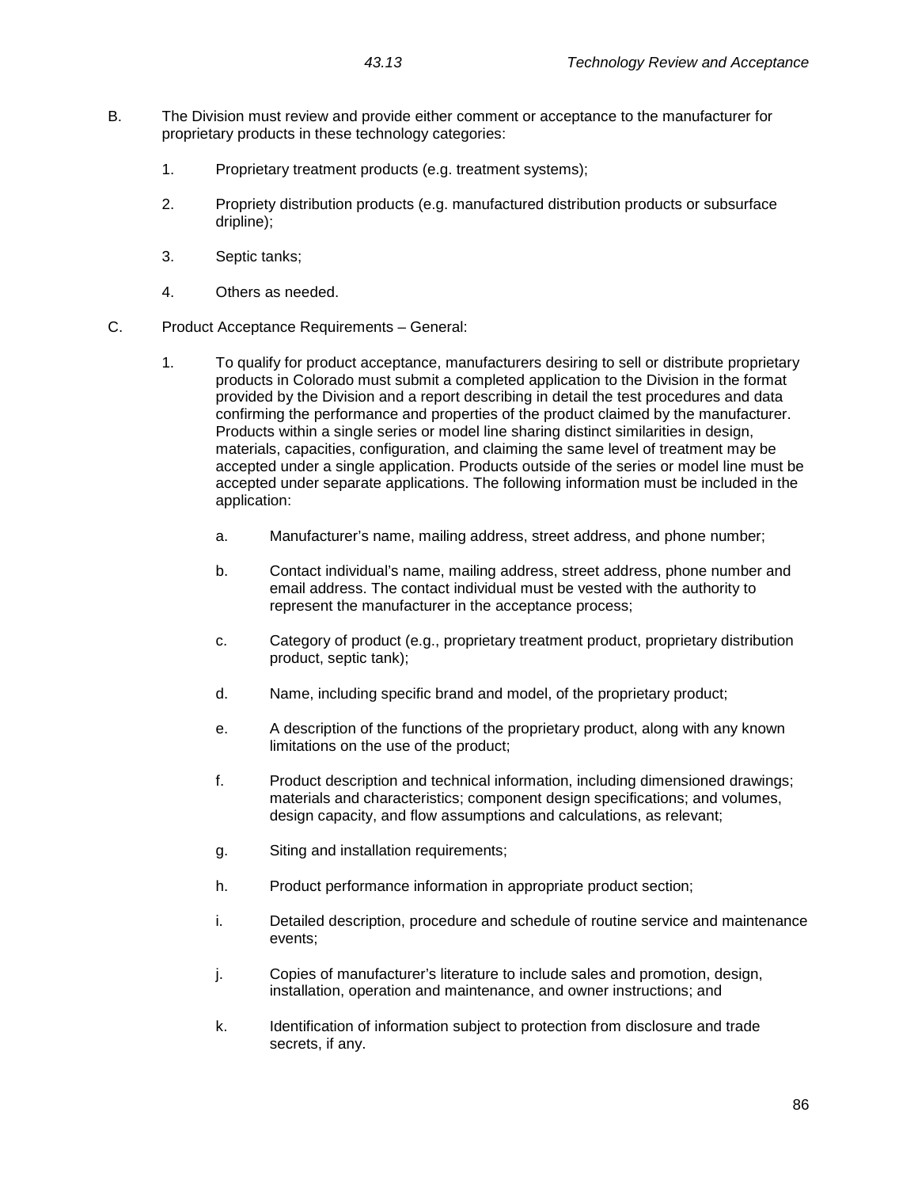B. The Division must review and provide either comment or acceptance to the manufacturer for proprietary products in these technology categories:

1. Proprietary treatment products (e.g. treatment systems);

2. Propriety distribution products (e.g. manufactured distribution products or subsurface dripline);

3. Septic tanks;

4. Others as needed.

C. Product Acceptance Requirements – General:

1. To qualify for product acceptance, manufacturers desiring to sell or distribute proprietary products in Colorado must submit a completed application to the Division in the format provided by the Division and a report describing in detail the test procedures and data confirming the performance and properties of the product claimed by the manufacturer. Products within a single series or model line sharing distinct similarities in design, materials, capacities, configuration, and claiming the same level of treatment may be accepted under a single application. Products outside of the series or model line must be accepted under separate applications. The following information must be included in the application:

   a. Manufacturer's name, mailing address, street address, and phone number;

   b. Contact individual's name, mailing address, street address, phone number and email address. The contact individual must be vested with the authority to represent the manufacturer in the acceptance process;

   c. Category of product (e.g., proprietary treatment product, proprietary distribution product, septic tank);

   d. Name, including specific brand and model, of the proprietary product;

   e. A description of the functions of the proprietary product, along with any known limitations on the use of the product;

   f. Product description and technical information, including dimensioned drawings; materials and characteristics; component design specifications; and volumes, design capacity, and flow assumptions and calculations, as relevant;

   g. Siting and installation requirements;

   h. Product performance information in appropriate product section;

   i. Detailed description, procedure and schedule of routine service and maintenance events;

   j. Copies of manufacturer's literature to include sales and promotion, design, installation, operation and maintenance, and owner instructions; and

   k. Identification of information subject to protection from disclosure and trade secrets, if any.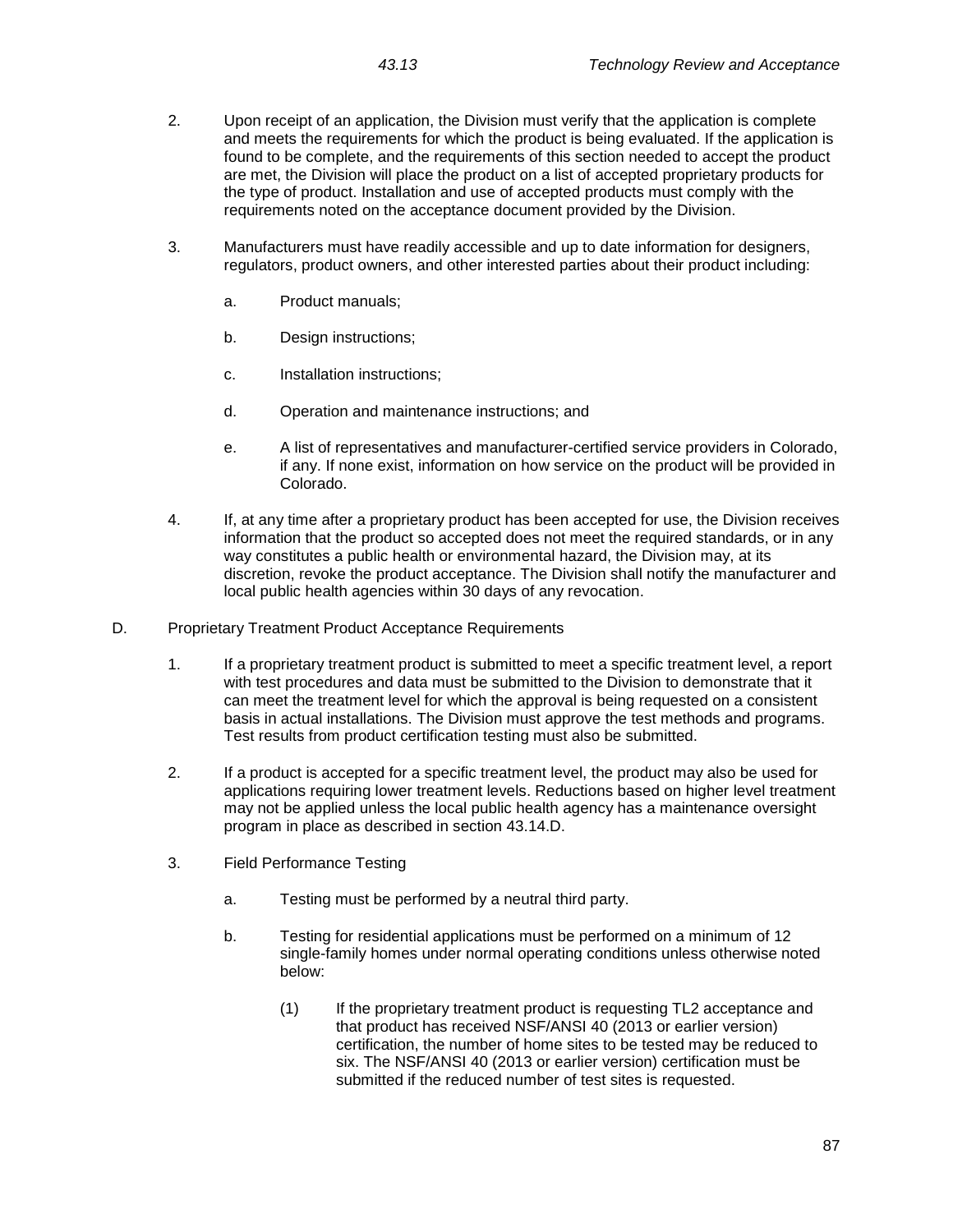2. Upon receipt of an application, the Division must verify that the application is complete and meets the requirements for which the product is being evaluated. If the application is found to be complete, and the requirements of this section needed to accept the product are met, the Division will place the product on a list of accepted proprietary products for the type of product. Installation and use of accepted products must comply with the requirements noted on the acceptance document provided by the Division.

3. Manufacturers must have readily accessible and up to date information for designers, regulators, product owners, and other interested parties about their product including:

   a. Product manuals;

   b. Design instructions;

   c. Installation instructions;

   d. Operation and maintenance instructions; and

   e. A list of representatives and manufacturer-certified service providers in Colorado, if any. If none exist, information on how service on the product will be provided in Colorado.

4. If, at any time after a proprietary product has been accepted for use, the Division receives information that the product so accepted does not meet the required standards, or in any way constitutes a public health or environmental hazard, the Division may, at its discretion, revoke the product acceptance. The Division shall notify the manufacturer and local public health agencies within 30 days of any revocation.

D. Proprietary Treatment Product Acceptance Requirements

1. If a proprietary treatment product is submitted to meet a specific treatment level, a report with test procedures and data must be submitted to the Division to demonstrate that it can meet the treatment level for which the approval is being requested on a consistent basis in actual installations. The Division must approve the test methods and programs. Test results from product certification testing must also be submitted.

2. If a product is accepted for a specific treatment level, the product may also be used for applications requiring lower treatment levels. Reductions based on higher level treatment may not be applied unless the local public health agency has a maintenance oversight program in place as described in section 43.14.D.

3. Field Performance Testing

   a. Testing must be performed by a neutral third party.

   b. Testing for residential applications must be performed on a minimum of 12 single-family homes under normal operating conditions unless otherwise noted below:

      (1) If the proprietary treatment product is requesting TL2 acceptance and that product has received NSF/ANSI 40 (2013 or earlier version) certification, the number of home sites to be tested may be reduced to six. The NSF/ANSI 40 (2013 or earlier version) certification must be submitted if the reduced number of test sites is requested.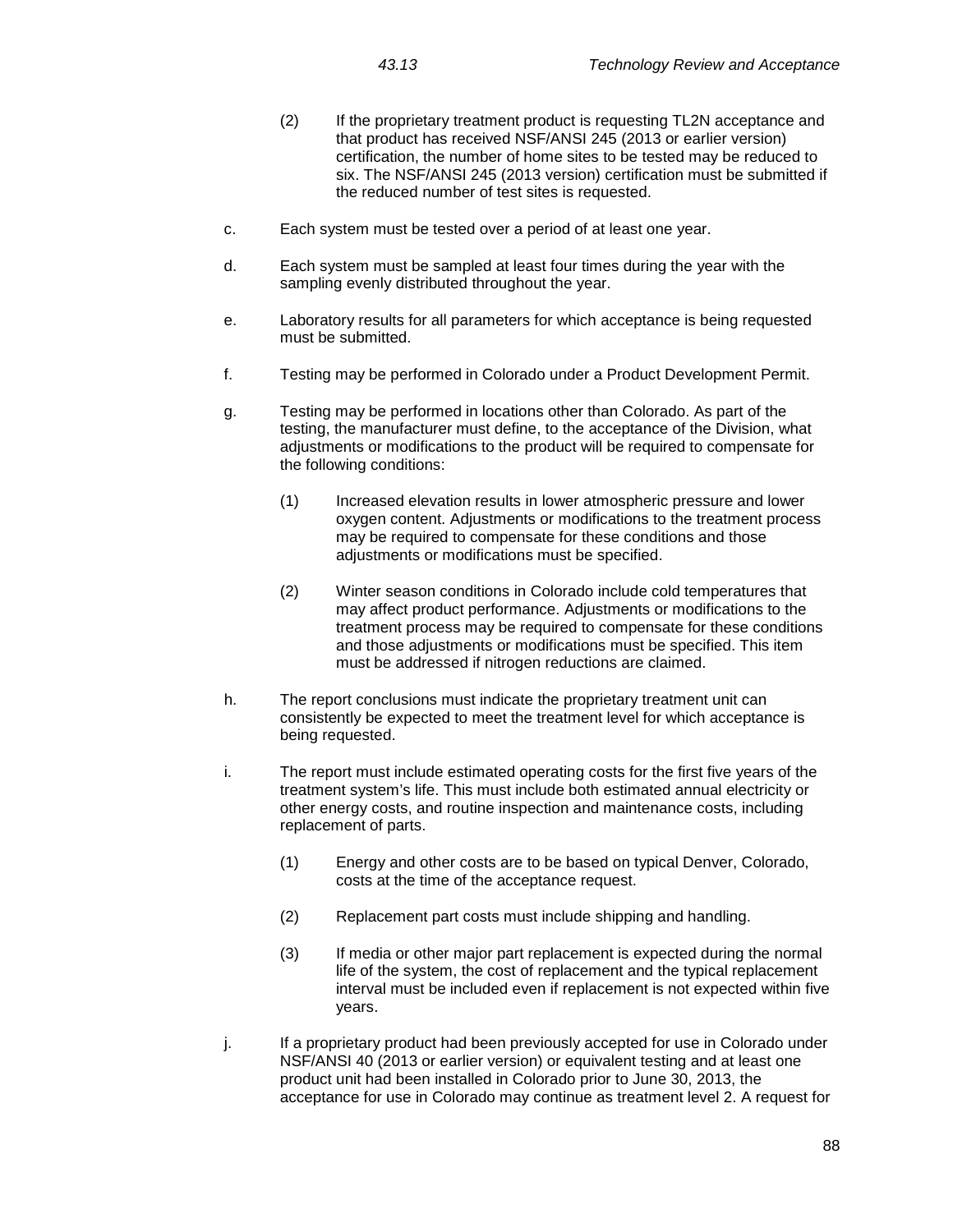(2) If the proprietary treatment product is requesting TL2N acceptance and that product has received NSF/ANSI 245 (2013 or earlier version) certification, the number of home sites to be tested may be reduced to six. The NSF/ANSI 245 (2013 version) certification must be submitted if the reduced number of test sites is requested.

c. Each system must be tested over a period of at least one year.

d. Each system must be sampled at least four times during the year with the sampling evenly distributed throughout the year.

e. Laboratory results for all parameters for which acceptance is being requested must be submitted.

f. Testing may be performed in Colorado under a Product Development Permit.

g. Testing may be performed in locations other than Colorado. As part of the testing, the manufacturer must define, to the acceptance of the Division, what adjustments or modifications to the product will be required to compensate for the following conditions:

(1) Increased elevation results in lower atmospheric pressure and lower oxygen content. Adjustments or modifications to the treatment process may be required to compensate for these conditions and those adjustments or modifications must be specified.

(2) Winter season conditions in Colorado include cold temperatures that may affect product performance. Adjustments or modifications to the treatment process may be required to compensate for these conditions and those adjustments or modifications must be specified. This item must be addressed if nitrogen reductions are claimed.

h. The report conclusions must indicate the proprietary treatment unit can consistently be expected to meet the treatment level for which acceptance is being requested.

i. The report must include estimated operating costs for the first five years of the treatment system's life. This must include both estimated annual electricity or other energy costs, and routine inspection and maintenance costs, including replacement of parts.

(1) Energy and other costs are to be based on typical Denver, Colorado, costs at the time of the acceptance request.

(2) Replacement part costs must include shipping and handling.

(3) If media or other major part replacement is expected during the normal life of the system, the cost of replacement and the typical replacement interval must be included even if replacement is not expected within five years.

j. If a proprietary product had been previously accepted for use in Colorado under NSF/ANSI 40 (2013 or earlier version) or equivalent testing and at least one product unit had been installed in Colorado prior to June 30, 2013, the acceptance for use in Colorado may continue as treatment level 2. A request for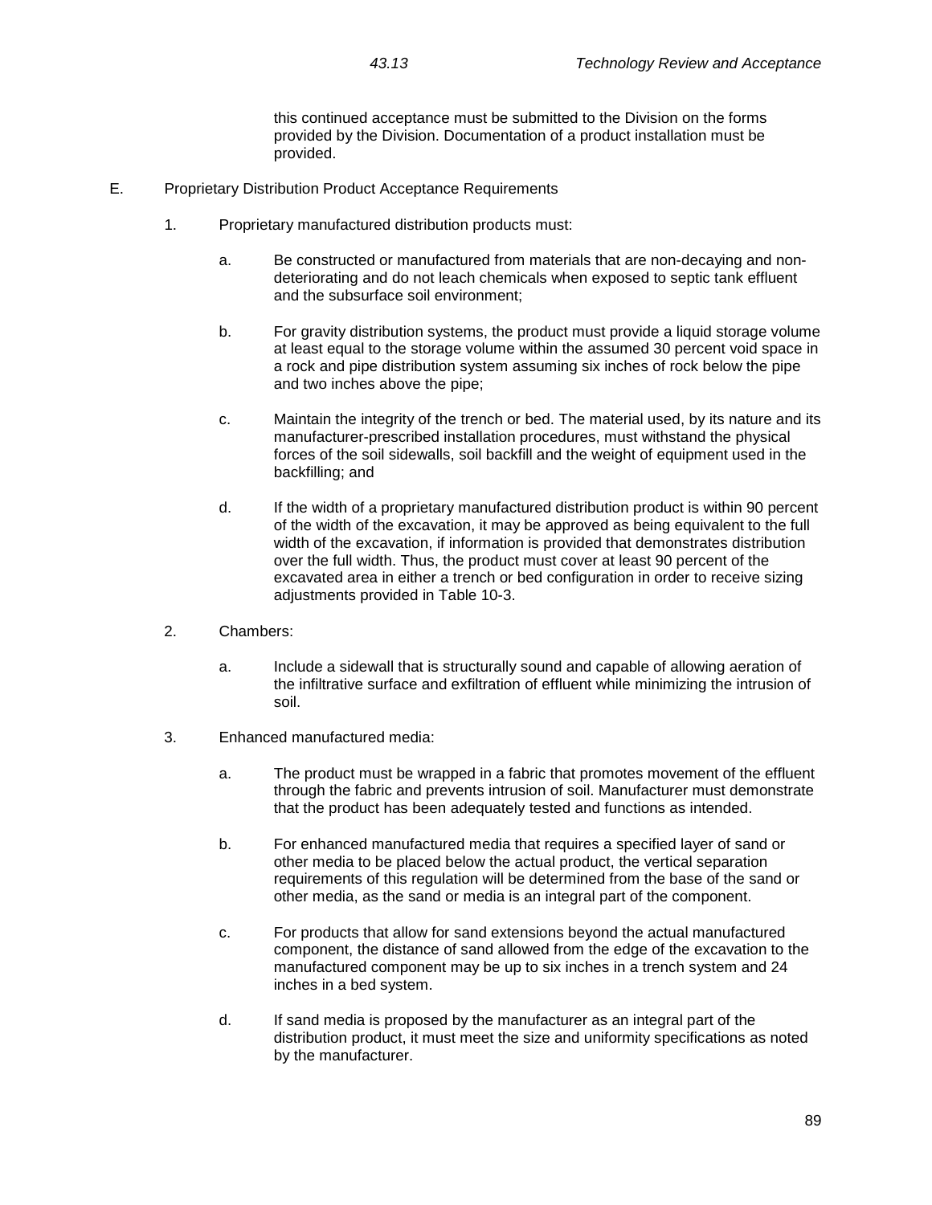this continued acceptance must be submitted to the Division on the forms provided by the Division. Documentation of a product installation must be provided.

E. Proprietary Distribution Product Acceptance Requirements

1. Proprietary manufactured distribution products must:

   a. Be constructed or manufactured from materials that are non-decaying and non-deteriorating and do not leach chemicals when exposed to septic tank effluent and the subsurface soil environment;

   b. For gravity distribution systems, the product must provide a liquid storage volume at least equal to the storage volume within the assumed 30 percent void space in a rock and pipe distribution system assuming six inches of rock below the pipe and two inches above the pipe;

   c. Maintain the integrity of the trench or bed. The material used, by its nature and its manufacturer-prescribed installation procedures, must withstand the physical forces of the soil sidewalls, soil backfill and the weight of equipment used in the backfilling; and

   d. If the width of a proprietary manufactured distribution product is within 90 percent of the width of the excavation, it may be approved as being equivalent to the full width of the excavation, if information is provided that demonstrates distribution over the full width. Thus, the product must cover at least 90 percent of the excavated area in either a trench or bed configuration in order to receive sizing adjustments provided in Table 10-3.

2. Chambers:

   a. Include a sidewall that is structurally sound and capable of allowing aeration of the infiltrative surface and exfiltration of effluent while minimizing the intrusion of soil.

3. Enhanced manufactured media:

   a. The product must be wrapped in a fabric that promotes movement of the effluent through the fabric and prevents intrusion of soil. Manufacturer must demonstrate that the product has been adequately tested and functions as intended.

   b. For enhanced manufactured media that requires a specified layer of sand or other media to be placed below the actual product, the vertical separation requirements of this regulation will be determined from the base of the sand or other media, as the sand or media is an integral part of the component.

   c. For products that allow for sand extensions beyond the actual manufactured component, the distance of sand allowed from the edge of the excavation to the manufactured component may be up to six inches in a trench system and 24 inches in a bed system.

   d. If sand media is proposed by the manufacturer as an integral part of the distribution product, it must meet the size and uniformity specifications as noted by the manufacturer.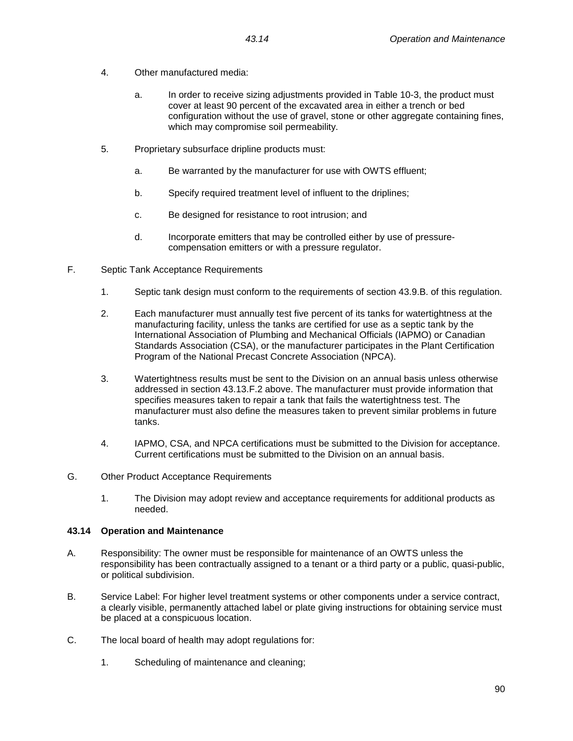4. Other manufactured media:

   a. In order to receive sizing adjustments provided in Table 10-3, the product must cover at least 90 percent of the excavated area in either a trench or bed configuration without the use of gravel, stone or other aggregate containing fines, which may compromise soil permeability.

5. Proprietary subsurface dripline products must:

   a. Be warranted by the manufacturer for use with OWTS effluent;

   b. Specify required treatment level of influent to the driplines;

   c. Be designed for resistance to root intrusion; and

   d. Incorporate emitters that may be controlled either by use of pressure-compensation emitters or with a pressure regulator.

F. Septic Tank Acceptance Requirements

   1. Septic tank design must conform to the requirements of section 43.9.B. of this regulation.

   2. Each manufacturer must annually test five percent of its tanks for watertightness at the manufacturing facility, unless the tanks are certified for use as a septic tank by the International Association of Plumbing and Mechanical Officials (IAPMO) or Canadian Standards Association (CSA), or the manufacturer participates in the Plant Certification Program of the National Precast Concrete Association (NPCA).

   3. Watertightness results must be sent to the Division on an annual basis unless otherwise addressed in section 43.13.F.2 above. The manufacturer must provide information that specifies measures taken to repair a tank that fails the watertightness test. The manufacturer must also define the measures taken to prevent similar problems in future tanks.

   4. IAPMO, CSA, and NPCA certifications must be submitted to the Division for acceptance. Current certifications must be submitted to the Division on an annual basis.

G. Other Product Acceptance Requirements

   1. The Division may adopt review and acceptance requirements for additional products as needed.

### 43.14 Operation and Maintenance

A. Responsibility: The owner must be responsible for maintenance of an OWTS unless the responsibility has been contractually assigned to a tenant or a third party or a public, quasi-public, or political subdivision.

B. Service Label: For higher level treatment systems or other components under a service contract, a clearly visible, permanently attached label or plate giving instructions for obtaining service must be placed at a conspicuous location.

C. The local board of health may adopt regulations for:

   1. Scheduling of maintenance and cleaning;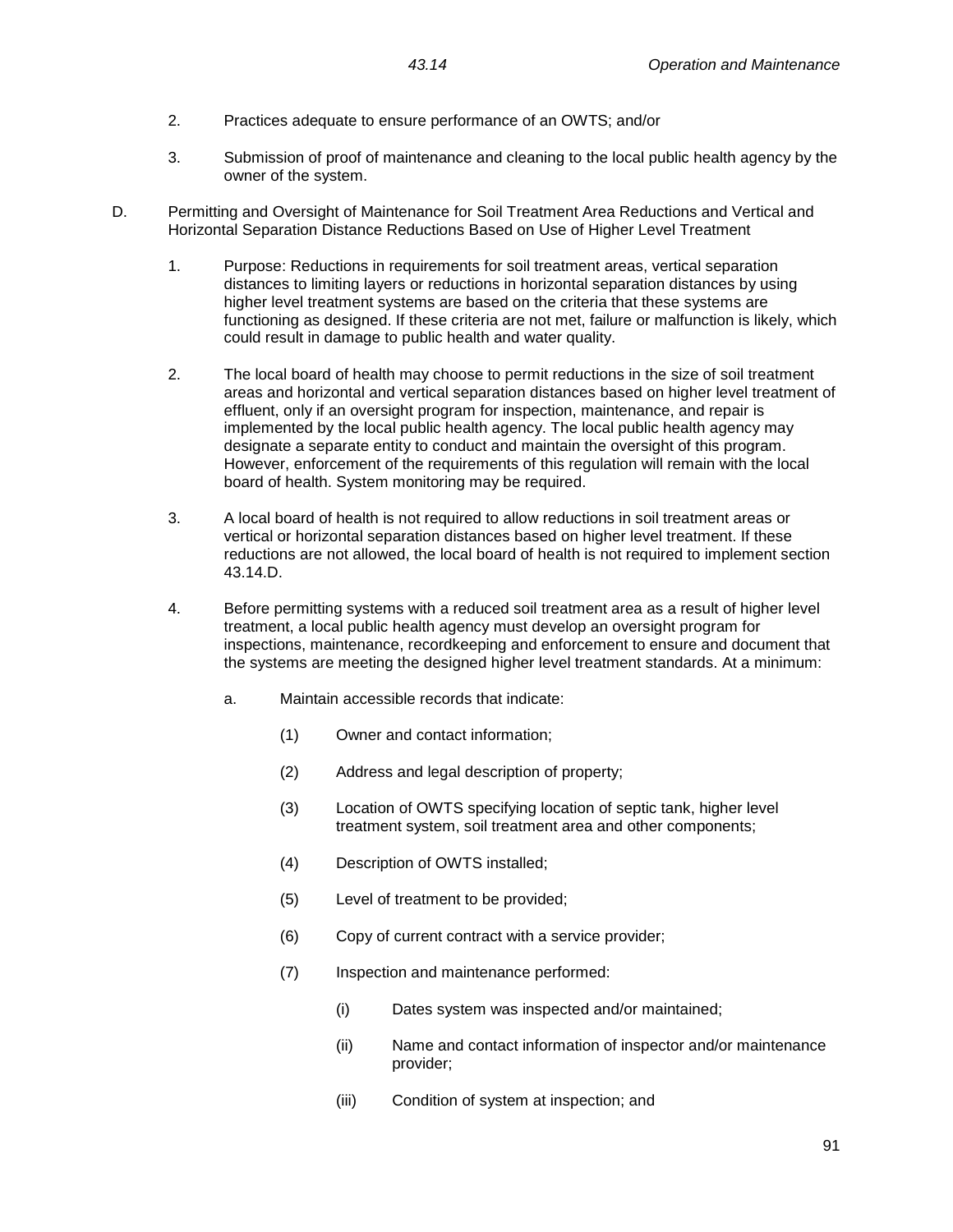2. Practices adequate to ensure performance of an OWTS; and/or

3. Submission of proof of maintenance and cleaning to the local public health agency by the owner of the system.

D. Permitting and Oversight of Maintenance for Soil Treatment Area Reductions and Vertical and Horizontal Separation Distance Reductions Based on Use of Higher Level Treatment

1. Purpose: Reductions in requirements for soil treatment areas, vertical separation distances to limiting layers or reductions in horizontal separation distances by using higher level treatment systems are based on the criteria that these systems are functioning as designed. If these criteria are not met, failure or malfunction is likely, which could result in damage to public health and water quality.

2. The local board of health may choose to permit reductions in the size of soil treatment areas and horizontal and vertical separation distances based on higher level treatment of effluent, only if an oversight program for inspection, maintenance, and repair is implemented by the local public health agency. The local public health agency may designate a separate entity to conduct and maintain the oversight of this program. However, enforcement of the requirements of this regulation will remain with the local board of health. System monitoring may be required.

3. A local board of health is not required to allow reductions in soil treatment areas or vertical or horizontal separation distances based on higher level treatment. If these reductions are not allowed, the local board of health is not required to implement section 43.14.D.

4. Before permitting systems with a reduced soil treatment area as a result of higher level treatment, a local public health agency must develop an oversight program for inspections, maintenance, recordkeeping and enforcement to ensure and document that the systems are meeting the designed higher level treatment standards. At a minimum:

   a. Maintain accessible records that indicate:

      (1) Owner and contact information;

      (2) Address and legal description of property;

      (3) Location of OWTS specifying location of septic tank, higher level treatment system, soil treatment area and other components;

      (4) Description of OWTS installed;

      (5) Level of treatment to be provided;

      (6) Copy of current contract with a service provider;

      (7) Inspection and maintenance performed:

         (i) Dates system was inspected and/or maintained;

         (ii) Name and contact information of inspector and/or maintenance provider;

         (iii) Condition of system at inspection; and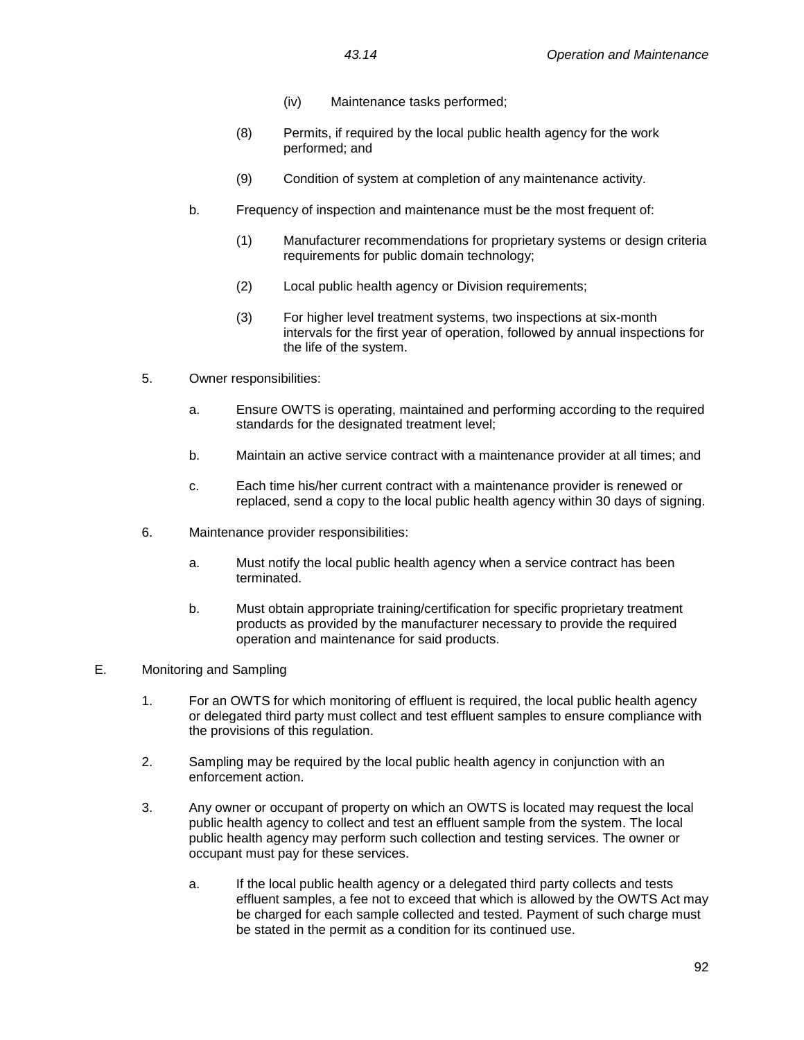(iv) Maintenance tasks performed;

(8) Permits, if required by the local public health agency for the work performed; and

(9) Condition of system at completion of any maintenance activity.

b. Frequency of inspection and maintenance must be the most frequent of:

(1) Manufacturer recommendations for proprietary systems or design criteria requirements for public domain technology;

(2) Local public health agency or Division requirements;

(3) For higher level treatment systems, two inspections at six-month intervals for the first year of operation, followed by annual inspections for the life of the system.

5. Owner responsibilities:

a. Ensure OWTS is operating, maintained and performing according to the required standards for the designated treatment level;

b. Maintain an active service contract with a maintenance provider at all times; and

c. Each time his/her current contract with a maintenance provider is renewed or replaced, send a copy to the local public health agency within 30 days of signing.

6. Maintenance provider responsibilities:

a. Must notify the local public health agency when a service contract has been terminated.

b. Must obtain appropriate training/certification for specific proprietary treatment products as provided by the manufacturer necessary to provide the required operation and maintenance for said products.

E. Monitoring and Sampling

1. For an OWTS for which monitoring of effluent is required, the local public health agency or delegated third party must collect and test effluent samples to ensure compliance with the provisions of this regulation.

2. Sampling may be required by the local public health agency in conjunction with an enforcement action.

3. Any owner or occupant of property on which an OWTS is located may request the local public health agency to collect and test an effluent sample from the system. The local public health agency may perform such collection and testing services. The owner or occupant must pay for these services.

a. If the local public health agency or a delegated third party collects and tests effluent samples, a fee not to exceed that which is allowed by the OWTS Act may be charged for each sample collected and tested. Payment of such charge must be stated in the permit as a condition for its continued use.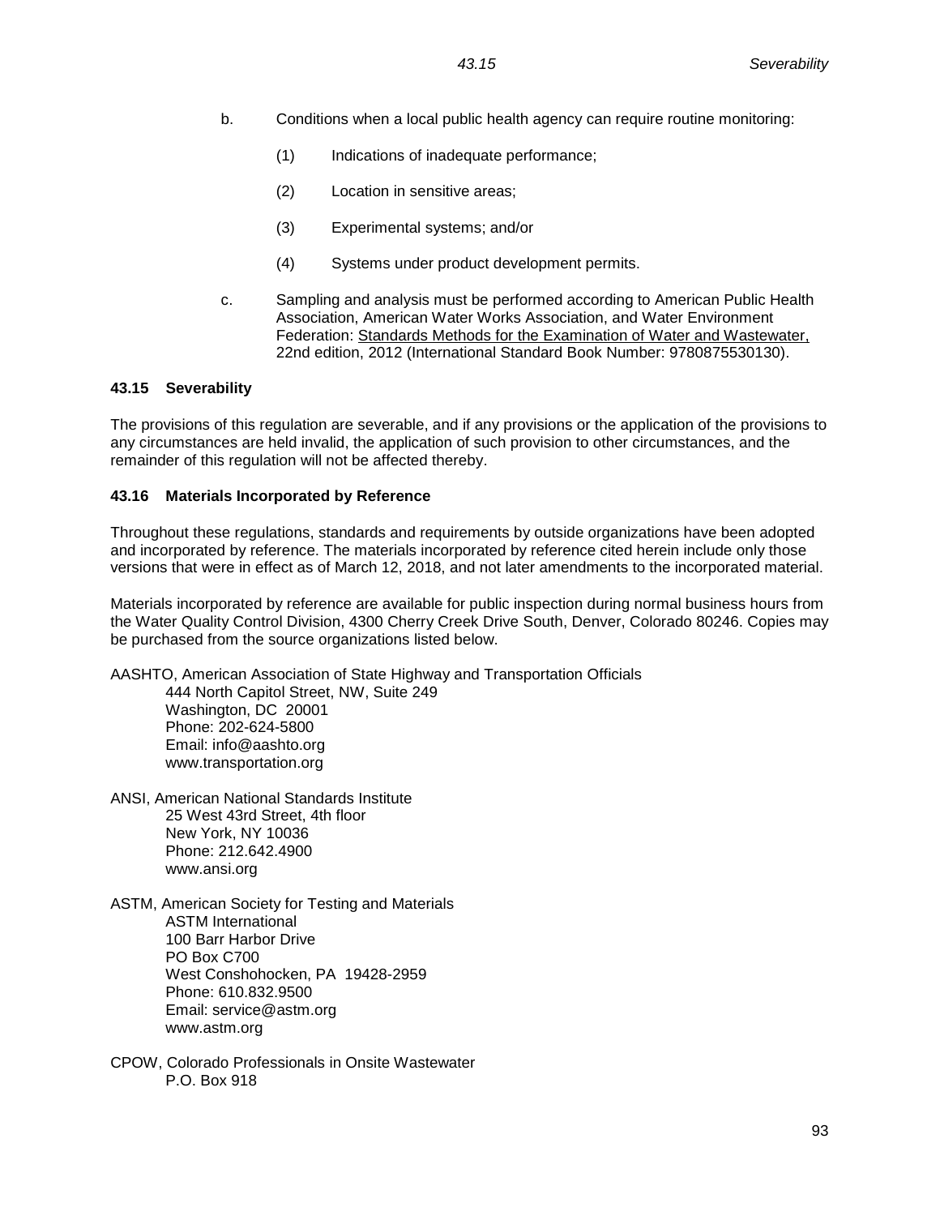b. Conditions when a local public health agency can require routine monitoring:

   (1) Indications of inadequate performance;

   (2) Location in sensitive areas;

   (3) Experimental systems; and/or

   (4) Systems under product development permits.

c. Sampling and analysis must be performed according to American Public Health Association, American Water Works Association, and Water Environment Federation: <u>Standards Methods for the Examination of Water and Wastewater,</u> 22nd edition, 2012 (International Standard Book Number: 9780875530130).

**43.15 Severability**

The provisions of this regulation are severable, and if any provisions or the application of the provisions to any circumstances are held invalid, the application of such provision to other circumstances, and the remainder of this regulation will not be affected thereby.

**43.16 Materials Incorporated by Reference**

Throughout these regulations, standards and requirements by outside organizations have been adopted and incorporated by reference. The materials incorporated by reference cited herein include only those versions that were in effect as of March 12, 2018, and not later amendments to the incorporated material.

Materials incorporated by reference are available for public inspection during normal business hours from the Water Quality Control Division, 4300 Cherry Creek Drive South, Denver, Colorado 80246. Copies may be purchased from the source organizations listed below.

AASHTO, American Association of State Highway and Transportation Officials
444 North Capitol Street, NW, Suite 249
Washington, DC 20001
Phone: 202-624-5800
Email: info@aashto.org
www.transportation.org

ANSI, American National Standards Institute
25 West 43rd Street, 4th floor
New York, NY 10036
Phone: 212.642.4900
www.ansi.org

ASTM, American Society for Testing and Materials
ASTM International
100 Barr Harbor Drive
PO Box C700
West Conshohocken, PA 19428-2959
Phone: 610.832.9500
Email: service@astm.org
www.astm.org

CPOW, Colorado Professionals in Onsite Wastewater
P.O. Box 918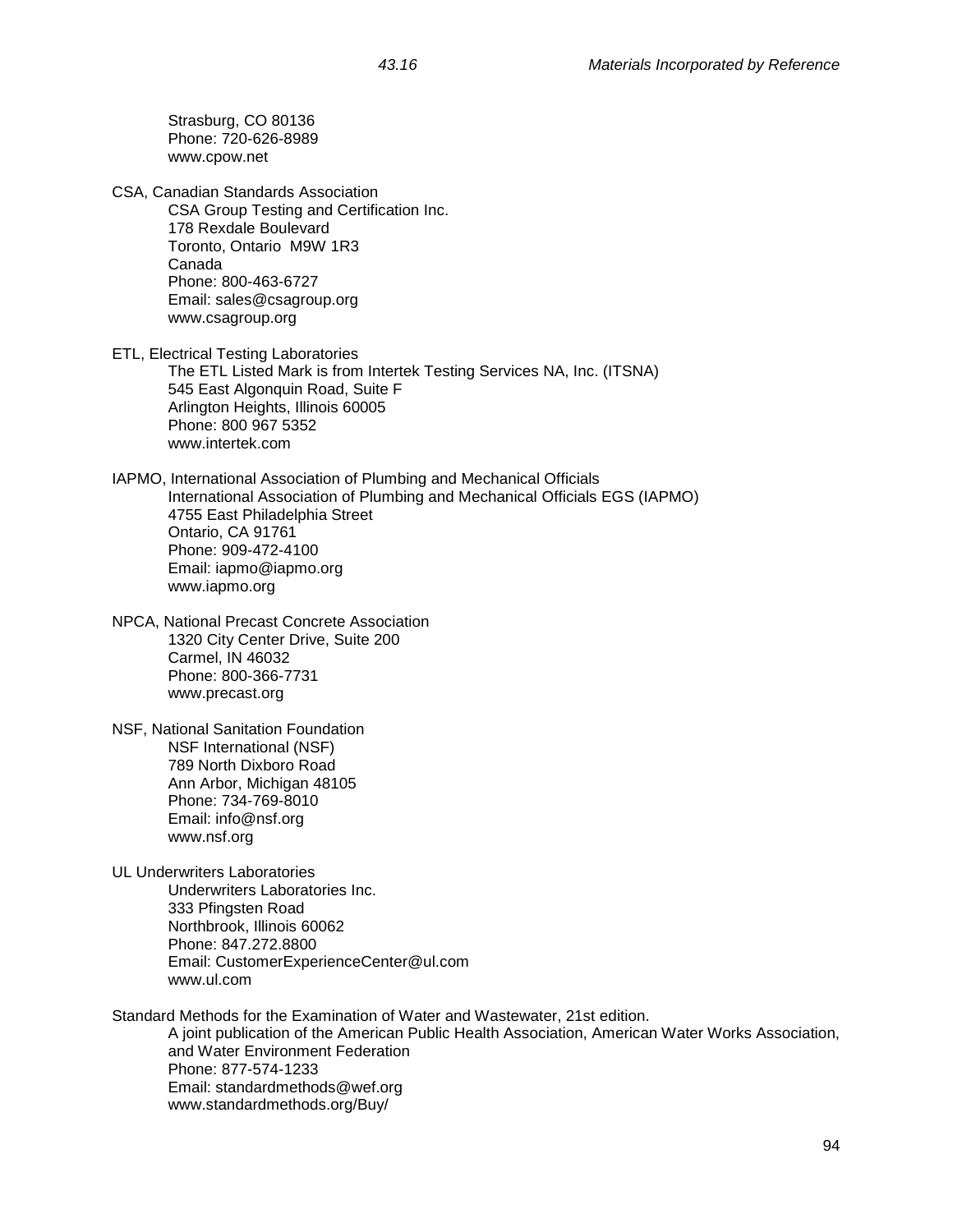Strasburg, CO 80136
Phone: 720-626-8989
www.cpow.net

CSA, Canadian Standards Association
CSA Group Testing and Certification Inc.
178 Rexdale Boulevard
Toronto, Ontario M9W 1R3
Canada
Phone: 800-463-6727
Email: sales@csagroup.org
www.csagroup.org

ETL, Electrical Testing Laboratories
The ETL Listed Mark is from Intertek Testing Services NA, Inc. (ITSNA)
545 East Algonquin Road, Suite F
Arlington Heights, Illinois 60005
Phone: 800 967 5352
www.intertek.com

IAPMO, International Association of Plumbing and Mechanical Officials
International Association of Plumbing and Mechanical Officials EGS (IAPMO)
4755 East Philadelphia Street
Ontario, CA 91761
Phone: 909-472-4100
Email: iapmo@iapmo.org
www.iapmo.org

NPCA, National Precast Concrete Association
1320 City Center Drive, Suite 200
Carmel, IN 46032
Phone: 800-366-7731
www.precast.org

NSF, National Sanitation Foundation
NSF International (NSF)
789 North Dixboro Road
Ann Arbor, Michigan 48105
Phone: 734-769-8010
Email: info@nsf.org
www.nsf.org

UL Underwriters Laboratories
Underwriters Laboratories Inc.
333 Pfingsten Road
Northbrook, Illinois 60062
Phone: 847.272.8800
Email: CustomerExperienceCenter@ul.com
www.ul.com

Standard Methods for the Examination of Water and Wastewater, 21st edition.
A joint publication of the American Public Health Association, American Water Works Association, and Water Environment Federation
Phone: 877-574-1233
Email: standardmethods@wef.org
www.standardmethods.org/Buy/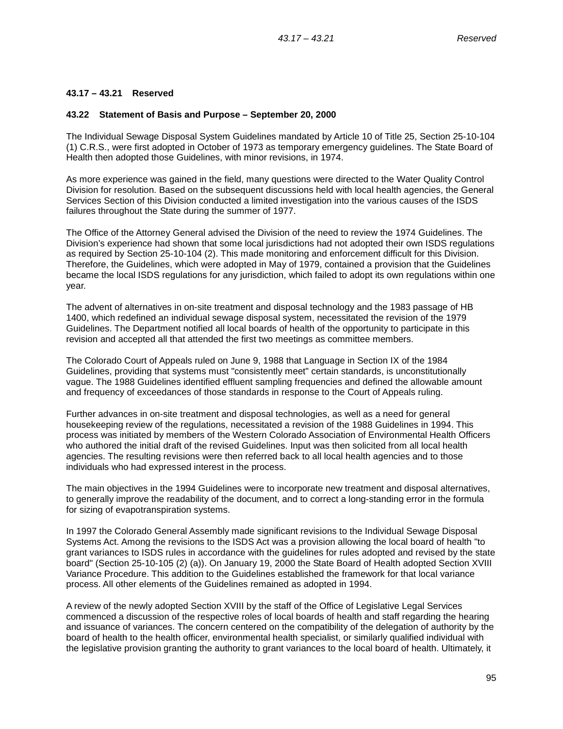### 43.17 – 43.21 Reserved

### 43.22 Statement of Basis and Purpose – September 20, 2000

The Individual Sewage Disposal System Guidelines mandated by Article 10 of Title 25, Section 25-10-104 (1) C.R.S., were first adopted in October of 1973 as temporary emergency guidelines. The State Board of Health then adopted those Guidelines, with minor revisions, in 1974.

As more experience was gained in the field, many questions were directed to the Water Quality Control Division for resolution. Based on the subsequent discussions held with local health agencies, the General Services Section of this Division conducted a limited investigation into the various causes of the ISDS failures throughout the State during the summer of 1977.

The Office of the Attorney General advised the Division of the need to review the 1974 Guidelines. The Division's experience had shown that some local jurisdictions had not adopted their own ISDS regulations as required by Section 25-10-104 (2). This made monitoring and enforcement difficult for this Division. Therefore, the Guidelines, which were adopted in May of 1979, contained a provision that the Guidelines became the local ISDS regulations for any jurisdiction, which failed to adopt its own regulations within one year.

The advent of alternatives in on-site treatment and disposal technology and the 1983 passage of HB 1400, which redefined an individual sewage disposal system, necessitated the revision of the 1979 Guidelines. The Department notified all local boards of health of the opportunity to participate in this revision and accepted all that attended the first two meetings as committee members.

The Colorado Court of Appeals ruled on June 9, 1988 that Language in Section IX of the 1984 Guidelines, providing that systems must "consistently meet" certain standards, is unconstitutionally vague. The 1988 Guidelines identified effluent sampling frequencies and defined the allowable amount and frequency of exceedances of those standards in response to the Court of Appeals ruling.

Further advances in on-site treatment and disposal technologies, as well as a need for general housekeeping review of the regulations, necessitated a revision of the 1988 Guidelines in 1994. This process was initiated by members of the Western Colorado Association of Environmental Health Officers who authored the initial draft of the revised Guidelines. Input was then solicited from all local health agencies. The resulting revisions were then referred back to all local health agencies and to those individuals who had expressed interest in the process.

The main objectives in the 1994 Guidelines were to incorporate new treatment and disposal alternatives, to generally improve the readability of the document, and to correct a long-standing error in the formula for sizing of evapotranspiration systems.

In 1997 the Colorado General Assembly made significant revisions to the Individual Sewage Disposal Systems Act. Among the revisions to the ISDS Act was a provision allowing the local board of health "to grant variances to ISDS rules in accordance with the guidelines for rules adopted and revised by the state board" (Section 25-10-105 (2) (a)). On January 19, 2000 the State Board of Health adopted Section XVIII Variance Procedure. This addition to the Guidelines established the framework for that local variance process. All other elements of the Guidelines remained as adopted in 1994.

A review of the newly adopted Section XVIII by the staff of the Office of Legislative Legal Services commenced a discussion of the respective roles of local boards of health and staff regarding the hearing and issuance of variances. The concern centered on the compatibility of the delegation of authority by the board of health to the health officer, environmental health specialist, or similarly qualified individual with the legislative provision granting the authority to grant variances to the local board of health. Ultimately, it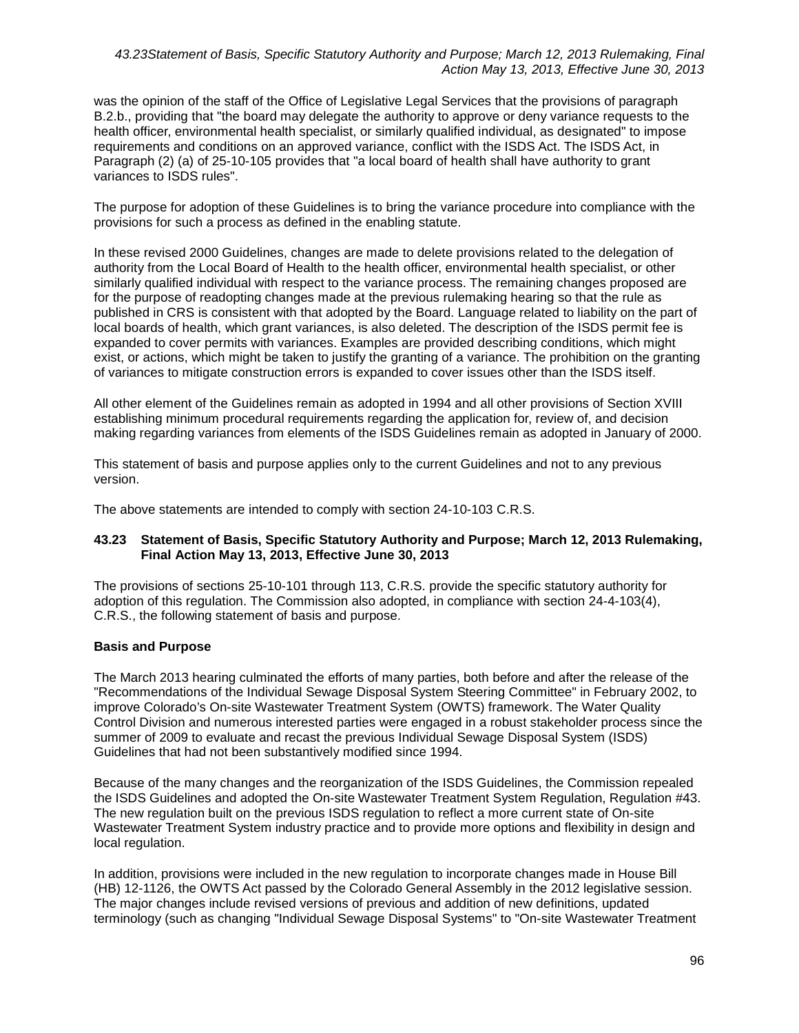was the opinion of the staff of the Office of Legislative Legal Services that the provisions of paragraph B.2.b., providing that "the board may delegate the authority to approve or deny variance requests to the health officer, environmental health specialist, or similarly qualified individual, as designated" to impose requirements and conditions on an approved variance, conflict with the ISDS Act. The ISDS Act, in Paragraph (2) (a) of 25-10-105 provides that "a local board of health shall have authority to grant variances to ISDS rules".

The purpose for adoption of these Guidelines is to bring the variance procedure into compliance with the provisions for such a process as defined in the enabling statute.

In these revised 2000 Guidelines, changes are made to delete provisions related to the delegation of authority from the Local Board of Health to the health officer, environmental health specialist, or other similarly qualified individual with respect to the variance process. The remaining changes proposed are for the purpose of readopting changes made at the previous rulemaking hearing so that the rule as published in CRS is consistent with that adopted by the Board. Language related to liability on the part of local boards of health, which grant variances, is also deleted. The description of the ISDS permit fee is expanded to cover permits with variances. Examples are provided describing conditions, which might exist, or actions, which might be taken to justify the granting of a variance. The prohibition on the granting of variances to mitigate construction errors is expanded to cover issues other than the ISDS itself.

All other element of the Guidelines remain as adopted in 1994 and all other provisions of Section XVIII establishing minimum procedural requirements regarding the application for, review of, and decision making regarding variances from elements of the ISDS Guidelines remain as adopted in January of 2000.

This statement of basis and purpose applies only to the current Guidelines and not to any previous version.

The above statements are intended to comply with section 24-10-103 C.R.S.

## 43.23 Statement of Basis, Specific Statutory Authority and Purpose; March 12, 2013 Rulemaking, Final Action May 13, 2013, Effective June 30, 2013

The provisions of sections 25-10-101 through 113, C.R.S. provide the specific statutory authority for adoption of this regulation. The Commission also adopted, in compliance with section 24-4-103(4), C.R.S., the following statement of basis and purpose.

**Basis and Purpose**

The March 2013 hearing culminated the efforts of many parties, both before and after the release of the "Recommendations of the Individual Sewage Disposal System Steering Committee" in February 2002, to improve Colorado's On-site Wastewater Treatment System (OWTS) framework. The Water Quality Control Division and numerous interested parties were engaged in a robust stakeholder process since the summer of 2009 to evaluate and recast the previous Individual Sewage Disposal System (ISDS) Guidelines that had not been substantively modified since 1994.

Because of the many changes and the reorganization of the ISDS Guidelines, the Commission repealed the ISDS Guidelines and adopted the On-site Wastewater Treatment System Regulation, Regulation #43. The new regulation built on the previous ISDS regulation to reflect a more current state of On-site Wastewater Treatment System industry practice and to provide more options and flexibility in design and local regulation.

In addition, provisions were included in the new regulation to incorporate changes made in House Bill (HB) 12-1126, the OWTS Act passed by the Colorado General Assembly in the 2012 legislative session. The major changes include revised versions of previous and addition of new definitions, updated terminology (such as changing "Individual Sewage Disposal Systems" to "On-site Wastewater Treatment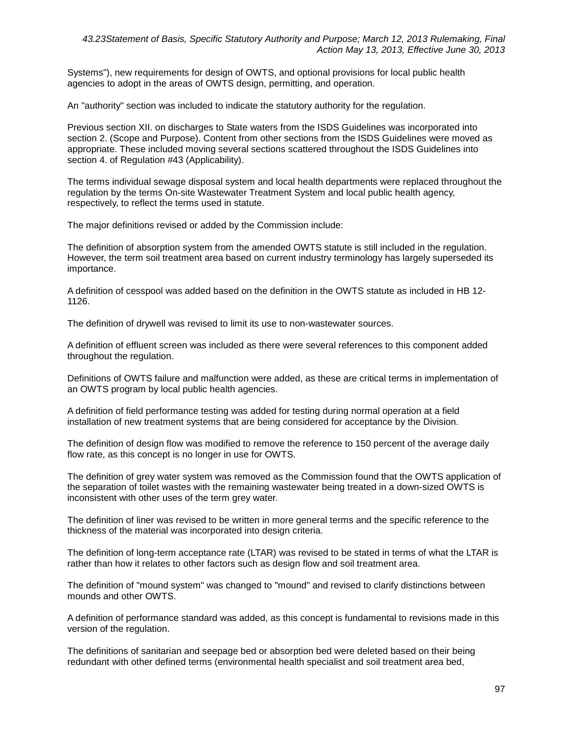Systems"), new requirements for design of OWTS, and optional provisions for local public health agencies to adopt in the areas of OWTS design, permitting, and operation.

An "authority" section was included to indicate the statutory authority for the regulation.

Previous section XII. on discharges to State waters from the ISDS Guidelines was incorporated into section 2. (Scope and Purpose). Content from other sections from the ISDS Guidelines were moved as appropriate. These included moving several sections scattered throughout the ISDS Guidelines into section 4. of Regulation #43 (Applicability).

The terms individual sewage disposal system and local health departments were replaced throughout the regulation by the terms On-site Wastewater Treatment System and local public health agency, respectively, to reflect the terms used in statute.

The major definitions revised or added by the Commission include:

The definition of absorption system from the amended OWTS statute is still included in the regulation. However, the term soil treatment area based on current industry terminology has largely superseded its importance.

A definition of cesspool was added based on the definition in the OWTS statute as included in HB 12-1126.

The definition of drywell was revised to limit its use to non-wastewater sources.

A definition of effluent screen was included as there were several references to this component added throughout the regulation.

Definitions of OWTS failure and malfunction were added, as these are critical terms in implementation of an OWTS program by local public health agencies.

A definition of field performance testing was added for testing during normal operation at a field installation of new treatment systems that are being considered for acceptance by the Division.

The definition of design flow was modified to remove the reference to 150 percent of the average daily flow rate, as this concept is no longer in use for OWTS.

The definition of grey water system was removed as the Commission found that the OWTS application of the separation of toilet wastes with the remaining wastewater being treated in a down-sized OWTS is inconsistent with other uses of the term grey water.

The definition of liner was revised to be written in more general terms and the specific reference to the thickness of the material was incorporated into design criteria.

The definition of long-term acceptance rate (LTAR) was revised to be stated in terms of what the LTAR is rather than how it relates to other factors such as design flow and soil treatment area.

The definition of "mound system" was changed to "mound" and revised to clarify distinctions between mounds and other OWTS.

A definition of performance standard was added, as this concept is fundamental to revisions made in this version of the regulation.

The definitions of sanitarian and seepage bed or absorption bed were deleted based on their being redundant with other defined terms (environmental health specialist and soil treatment area bed,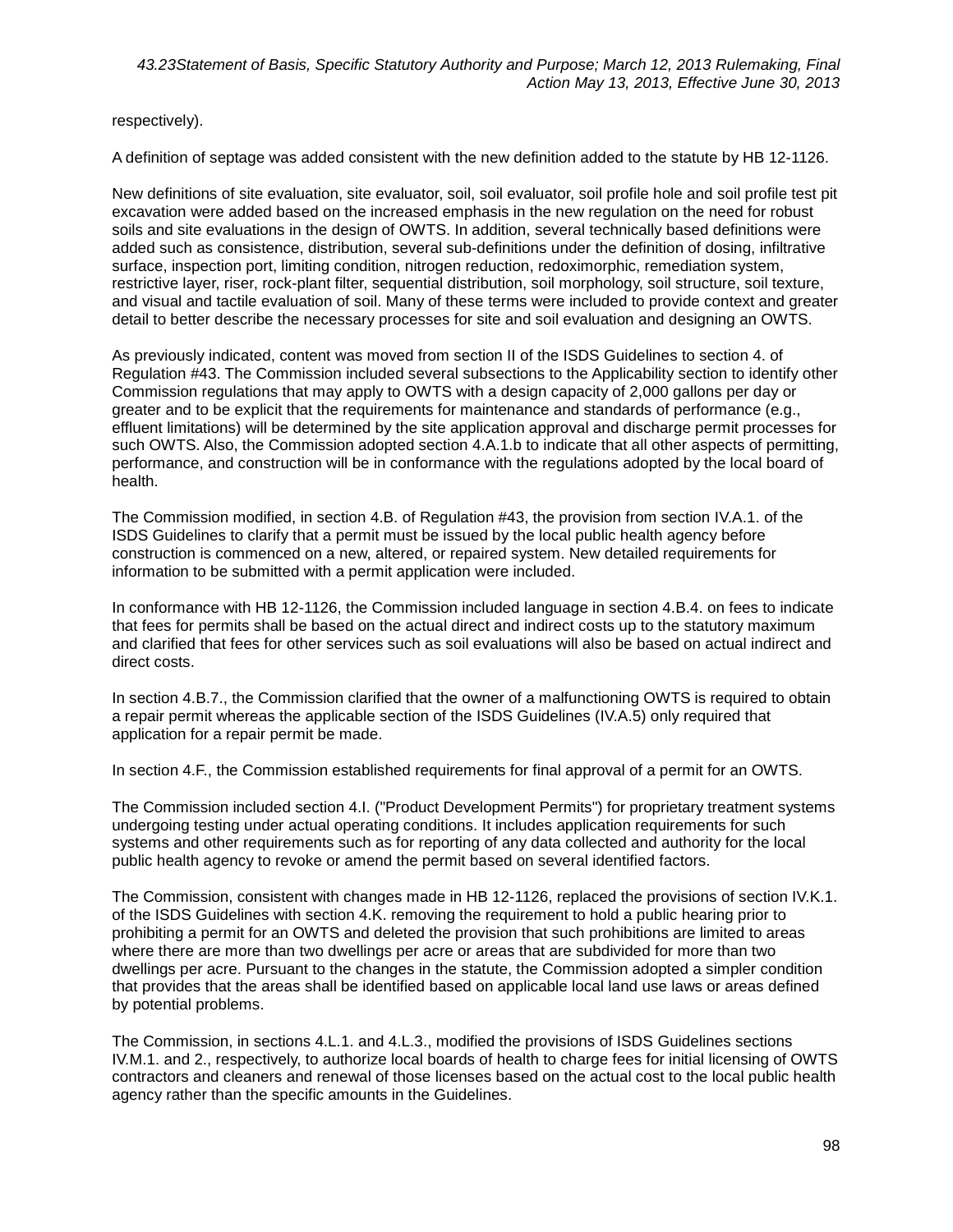respectively).

A definition of septage was added consistent with the new definition added to the statute by HB 12-1126.

New definitions of site evaluation, site evaluator, soil, soil evaluator, soil profile hole and soil profile test pit excavation were added based on the increased emphasis in the new regulation on the need for robust soils and site evaluations in the design of OWTS. In addition, several technically based definitions were added such as consistence, distribution, several sub-definitions under the definition of dosing, infiltrative surface, inspection port, limiting condition, nitrogen reduction, redoximorphic, remediation system, restrictive layer, riser, rock-plant filter, sequential distribution, soil morphology, soil structure, soil texture, and visual and tactile evaluation of soil. Many of these terms were included to provide context and greater detail to better describe the necessary processes for site and soil evaluation and designing an OWTS.

As previously indicated, content was moved from section II of the ISDS Guidelines to section 4. of Regulation #43. The Commission included several subsections to the Applicability section to identify other Commission regulations that may apply to OWTS with a design capacity of 2,000 gallons per day or greater and to be explicit that the requirements for maintenance and standards of performance (e.g., effluent limitations) will be determined by the site application approval and discharge permit processes for such OWTS. Also, the Commission adopted section 4.A.1.b to indicate that all other aspects of permitting, performance, and construction will be in conformance with the regulations adopted by the local board of health.

The Commission modified, in section 4.B. of Regulation #43, the provision from section IV.A.1. of the ISDS Guidelines to clarify that a permit must be issued by the local public health agency before construction is commenced on a new, altered, or repaired system. New detailed requirements for information to be submitted with a permit application were included.

In conformance with HB 12-1126, the Commission included language in section 4.B.4. on fees to indicate that fees for permits shall be based on the actual direct and indirect costs up to the statutory maximum and clarified that fees for other services such as soil evaluations will also be based on actual indirect and direct costs.

In section 4.B.7., the Commission clarified that the owner of a malfunctioning OWTS is required to obtain a repair permit whereas the applicable section of the ISDS Guidelines (IV.A.5) only required that application for a repair permit be made.

In section 4.F., the Commission established requirements for final approval of a permit for an OWTS.

The Commission included section 4.I. ("Product Development Permits") for proprietary treatment systems undergoing testing under actual operating conditions. It includes application requirements for such systems and other requirements such as for reporting of any data collected and authority for the local public health agency to revoke or amend the permit based on several identified factors.

The Commission, consistent with changes made in HB 12-1126, replaced the provisions of section IV.K.1. of the ISDS Guidelines with section 4.K. removing the requirement to hold a public hearing prior to prohibiting a permit for an OWTS and deleted the provision that such prohibitions are limited to areas where there are more than two dwellings per acre or areas that are subdivided for more than two dwellings per acre. Pursuant to the changes in the statute, the Commission adopted a simpler condition that provides that the areas shall be identified based on applicable local land use laws or areas defined by potential problems.

The Commission, in sections 4.L.1. and 4.L.3., modified the provisions of ISDS Guidelines sections IV.M.1. and 2., respectively, to authorize local boards of health to charge fees for initial licensing of OWTS contractors and cleaners and renewal of those licenses based on the actual cost to the local public health agency rather than the specific amounts in the Guidelines.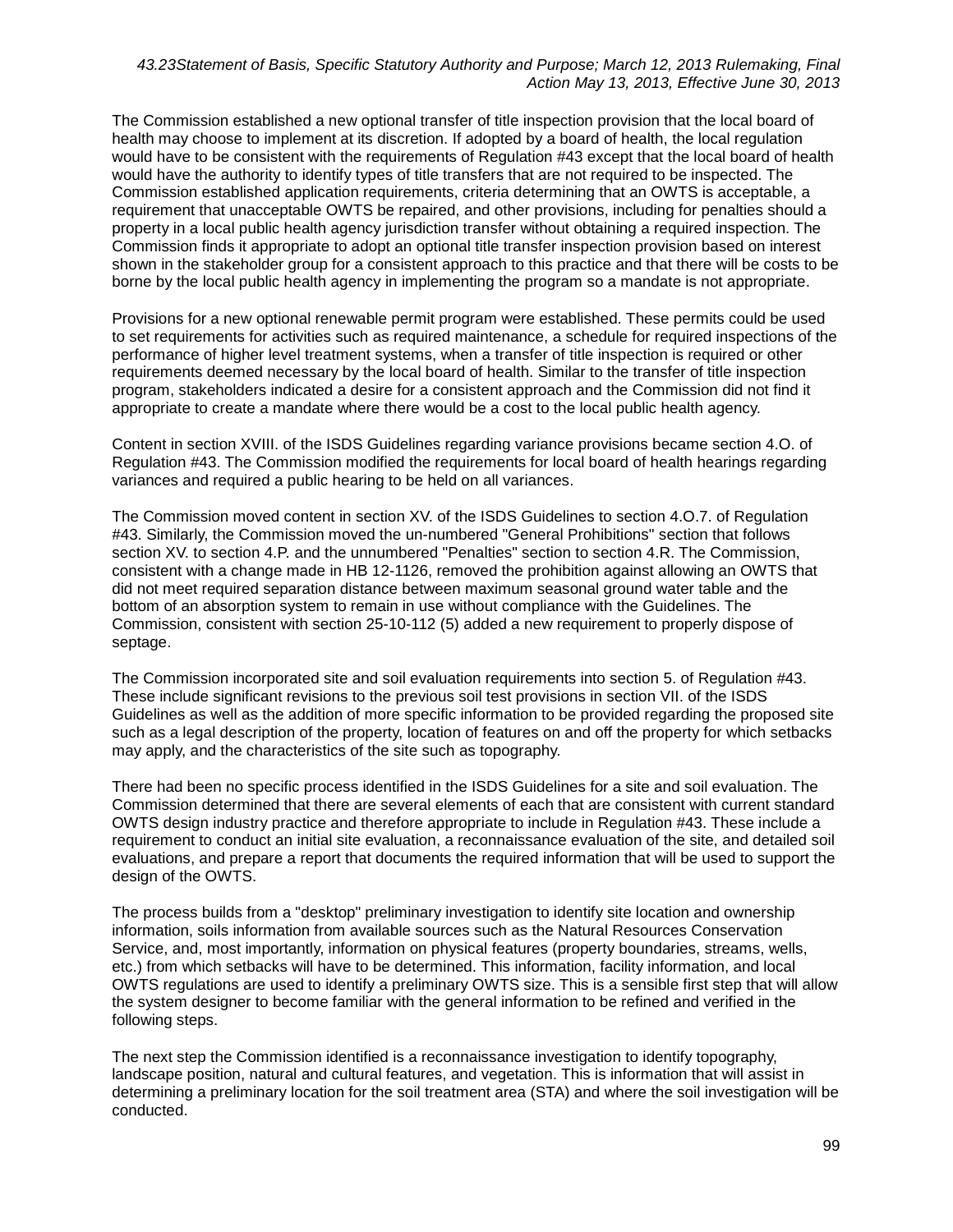The Commission established a new optional transfer of title inspection provision that the local board of health may choose to implement at its discretion. If adopted by a board of health, the local regulation would have to be consistent with the requirements of Regulation #43 except that the local board of health would have the authority to identify types of title transfers that are not required to be inspected. The Commission established application requirements, criteria determining that an OWTS is acceptable, a requirement that unacceptable OWTS be repaired, and other provisions, including for penalties should a property in a local public health agency jurisdiction transfer without obtaining a required inspection. The Commission finds it appropriate to adopt an optional title transfer inspection provision based on interest shown in the stakeholder group for a consistent approach to this practice and that there will be costs to be borne by the local public health agency in implementing the program so a mandate is not appropriate.

Provisions for a new optional renewable permit program were established. These permits could be used to set requirements for activities such as required maintenance, a schedule for required inspections of the performance of higher level treatment systems, when a transfer of title inspection is required or other requirements deemed necessary by the local board of health. Similar to the transfer of title inspection program, stakeholders indicated a desire for a consistent approach and the Commission did not find it appropriate to create a mandate where there would be a cost to the local public health agency.

Content in section XVIII. of the ISDS Guidelines regarding variance provisions became section 4.O. of Regulation #43. The Commission modified the requirements for local board of health hearings regarding variances and required a public hearing to be held on all variances.

The Commission moved content in section XV. of the ISDS Guidelines to section 4.O.7. of Regulation #43. Similarly, the Commission moved the un-numbered "General Prohibitions" section that follows section XV. to section 4.P. and the unnumbered "Penalties" section to section 4.R. The Commission, consistent with a change made in HB 12-1126, removed the prohibition against allowing an OWTS that did not meet required separation distance between maximum seasonal ground water table and the bottom of an absorption system to remain in use without compliance with the Guidelines. The Commission, consistent with section 25-10-112 (5) added a new requirement to properly dispose of septage.

The Commission incorporated site and soil evaluation requirements into section 5. of Regulation #43. These include significant revisions to the previous soil test provisions in section VII. of the ISDS Guidelines as well as the addition of more specific information to be provided regarding the proposed site such as a legal description of the property, location of features on and off the property for which setbacks may apply, and the characteristics of the site such as topography.

There had been no specific process identified in the ISDS Guidelines for a site and soil evaluation. The Commission determined that there are several elements of each that are consistent with current standard OWTS design industry practice and therefore appropriate to include in Regulation #43. These include a requirement to conduct an initial site evaluation, a reconnaissance evaluation of the site, and detailed soil evaluations, and prepare a report that documents the required information that will be used to support the design of the OWTS.

The process builds from a "desktop" preliminary investigation to identify site location and ownership information, soils information from available sources such as the Natural Resources Conservation Service, and, most importantly, information on physical features (property boundaries, streams, wells, etc.) from which setbacks will have to be determined. This information, facility information, and local OWTS regulations are used to identify a preliminary OWTS size. This is a sensible first step that will allow the system designer to become familiar with the general information to be refined and verified in the following steps.

The next step the Commission identified is a reconnaissance investigation to identify topography, landscape position, natural and cultural features, and vegetation. This is information that will assist in determining a preliminary location for the soil treatment area (STA) and where the soil investigation will be conducted.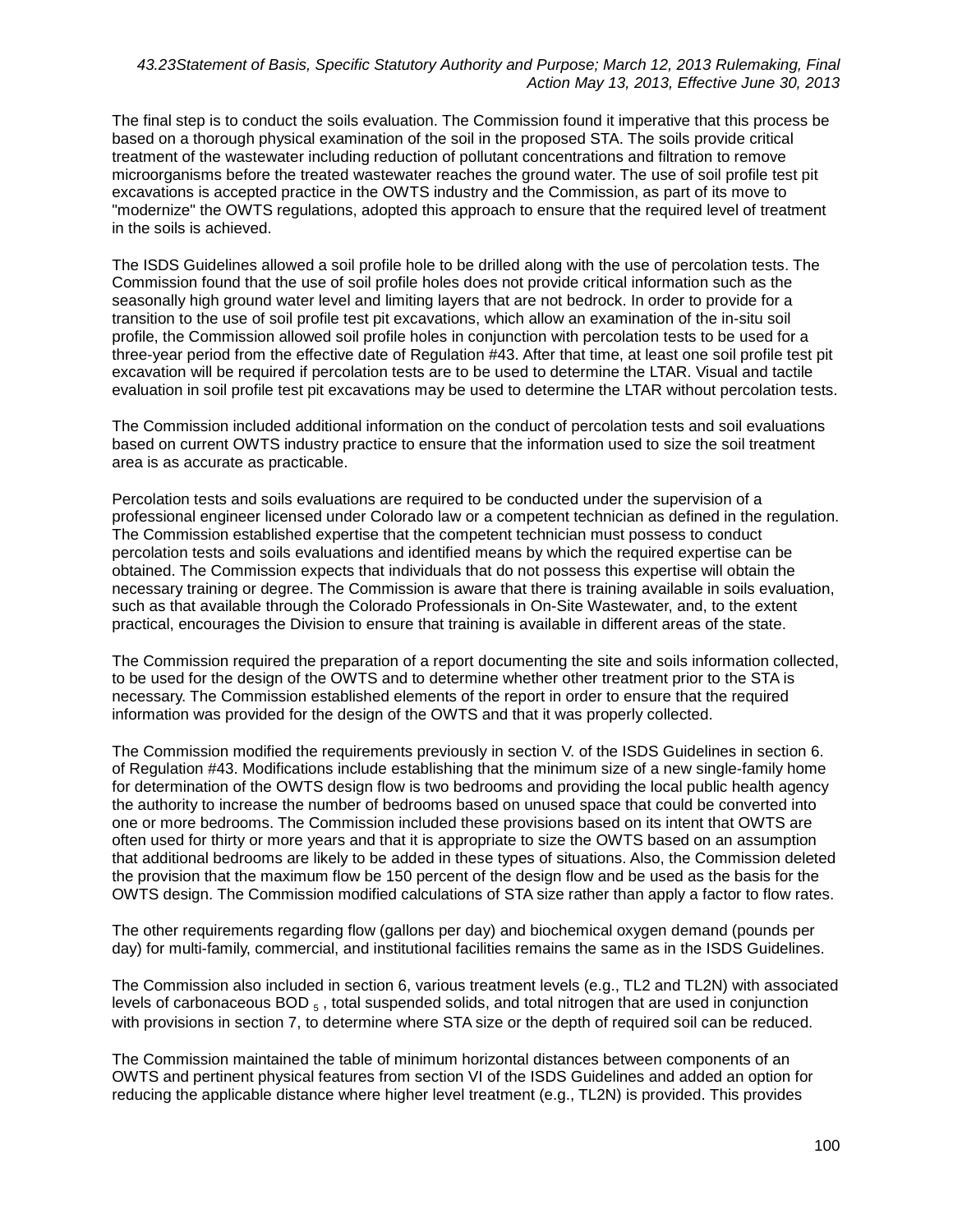The final step is to conduct the soils evaluation. The Commission found it imperative that this process be based on a thorough physical examination of the soil in the proposed STA. The soils provide critical treatment of the wastewater including reduction of pollutant concentrations and filtration to remove microorganisms before the treated wastewater reaches the ground water. The use of soil profile test pit excavations is accepted practice in the OWTS industry and the Commission, as part of its move to "modernize" the OWTS regulations, adopted this approach to ensure that the required level of treatment in the soils is achieved.

The ISDS Guidelines allowed a soil profile hole to be drilled along with the use of percolation tests. The Commission found that the use of soil profile holes does not provide critical information such as the seasonally high ground water level and limiting layers that are not bedrock. In order to provide for a transition to the use of soil profile test pit excavations, which allow an examination of the in-situ soil profile, the Commission allowed soil profile holes in conjunction with percolation tests to be used for a three-year period from the effective date of Regulation #43. After that time, at least one soil profile test pit excavation will be required if percolation tests are to be used to determine the LTAR. Visual and tactile evaluation in soil profile test pit excavations may be used to determine the LTAR without percolation tests.

The Commission included additional information on the conduct of percolation tests and soil evaluations based on current OWTS industry practice to ensure that the information used to size the soil treatment area is as accurate as practicable.

Percolation tests and soils evaluations are required to be conducted under the supervision of a professional engineer licensed under Colorado law or a competent technician as defined in the regulation. The Commission established expertise that the competent technician must possess to conduct percolation tests and soils evaluations and identified means by which the required expertise can be obtained. The Commission expects that individuals that do not possess this expertise will obtain the necessary training or degree. The Commission is aware that there is training available in soils evaluation, such as that available through the Colorado Professionals in On-Site Wastewater, and, to the extent practical, encourages the Division to ensure that training is available in different areas of the state.

The Commission required the preparation of a report documenting the site and soils information collected, to be used for the design of the OWTS and to determine whether other treatment prior to the STA is necessary. The Commission established elements of the report in order to ensure that the required information was provided for the design of the OWTS and that it was properly collected.

The Commission modified the requirements previously in section V. of the ISDS Guidelines in section 6. of Regulation #43. Modifications include establishing that the minimum size of a new single-family home for determination of the OWTS design flow is two bedrooms and providing the local public health agency the authority to increase the number of bedrooms based on unused space that could be converted into one or more bedrooms. The Commission included these provisions based on its intent that OWTS are often used for thirty or more years and that it is appropriate to size the OWTS based on an assumption that additional bedrooms are likely to be added in these types of situations. Also, the Commission deleted the provision that the maximum flow be 150 percent of the design flow and be used as the basis for the OWTS design. The Commission modified calculations of STA size rather than apply a factor to flow rates.

The other requirements regarding flow (gallons per day) and biochemical oxygen demand (pounds per day) for multi-family, commercial, and institutional facilities remains the same as in the ISDS Guidelines.

The Commission also included in section 6, various treatment levels (e.g., TL2 and TL2N) with associated levels of carbonaceous $BOD_5$, total suspended solids, and total nitrogen that are used in conjunction with provisions in section 7, to determine where STA size or the depth of required soil can be reduced.

The Commission maintained the table of minimum horizontal distances between components of an OWTS and pertinent physical features from section VI of the ISDS Guidelines and added an option for reducing the applicable distance where higher level treatment (e.g., TL2N) is provided. This provides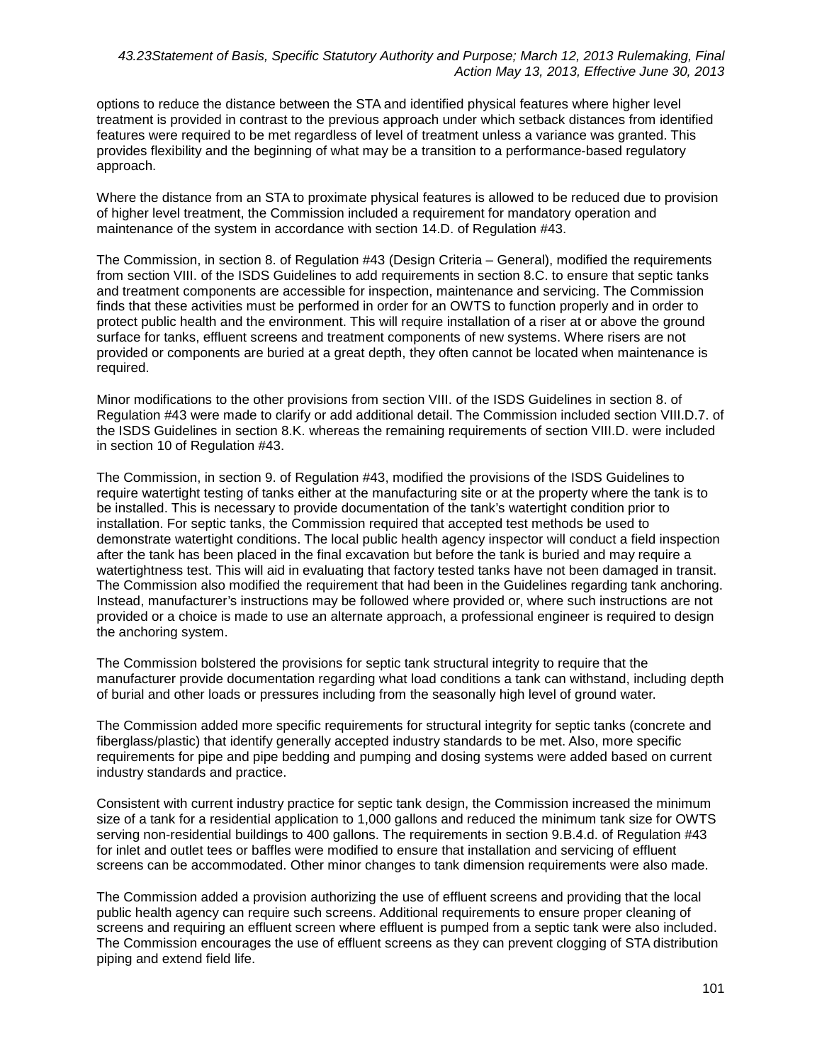options to reduce the distance between the STA and identified physical features where higher level treatment is provided in contrast to the previous approach under which setback distances from identified features were required to be met regardless of level of treatment unless a variance was granted. This provides flexibility and the beginning of what may be a transition to a performance-based regulatory approach.

Where the distance from an STA to proximate physical features is allowed to be reduced due to provision of higher level treatment, the Commission included a requirement for mandatory operation and maintenance of the system in accordance with section 14.D. of Regulation #43.

The Commission, in section 8. of Regulation #43 (Design Criteria – General), modified the requirements from section VIII. of the ISDS Guidelines to add requirements in section 8.C. to ensure that septic tanks and treatment components are accessible for inspection, maintenance and servicing. The Commission finds that these activities must be performed in order for an OWTS to function properly and in order to protect public health and the environment. This will require installation of a riser at or above the ground surface for tanks, effluent screens and treatment components of new systems. Where risers are not provided or components are buried at a great depth, they often cannot be located when maintenance is required.

Minor modifications to the other provisions from section VIII. of the ISDS Guidelines in section 8. of Regulation #43 were made to clarify or add additional detail. The Commission included section VIII.D.7. of the ISDS Guidelines in section 8.K. whereas the remaining requirements of section VIII.D. were included in section 10 of Regulation #43.

The Commission, in section 9. of Regulation #43, modified the provisions of the ISDS Guidelines to require watertight testing of tanks either at the manufacturing site or at the property where the tank is to be installed. This is necessary to provide documentation of the tank's watertight condition prior to installation. For septic tanks, the Commission required that accepted test methods be used to demonstrate watertight conditions. The local public health agency inspector will conduct a field inspection after the tank has been placed in the final excavation but before the tank is buried and may require a watertightness test. This will aid in evaluating that factory tested tanks have not been damaged in transit. The Commission also modified the requirement that had been in the Guidelines regarding tank anchoring. Instead, manufacturer's instructions may be followed where provided or, where such instructions are not provided or a choice is made to use an alternate approach, a professional engineer is required to design the anchoring system.

The Commission bolstered the provisions for septic tank structural integrity to require that the manufacturer provide documentation regarding what load conditions a tank can withstand, including depth of burial and other loads or pressures including from the seasonally high level of ground water.

The Commission added more specific requirements for structural integrity for septic tanks (concrete and fiberglass/plastic) that identify generally accepted industry standards to be met. Also, more specific requirements for pipe and pipe bedding and pumping and dosing systems were added based on current industry standards and practice.

Consistent with current industry practice for septic tank design, the Commission increased the minimum size of a tank for a residential application to 1,000 gallons and reduced the minimum tank size for OWTS serving non-residential buildings to 400 gallons. The requirements in section 9.B.4.d. of Regulation #43 for inlet and outlet tees or baffles were modified to ensure that installation and servicing of effluent screens can be accommodated. Other minor changes to tank dimension requirements were also made.

The Commission added a provision authorizing the use of effluent screens and providing that the local public health agency can require such screens. Additional requirements to ensure proper cleaning of screens and requiring an effluent screen where effluent is pumped from a septic tank were also included. The Commission encourages the use of effluent screens as they can prevent clogging of STA distribution piping and extend field life.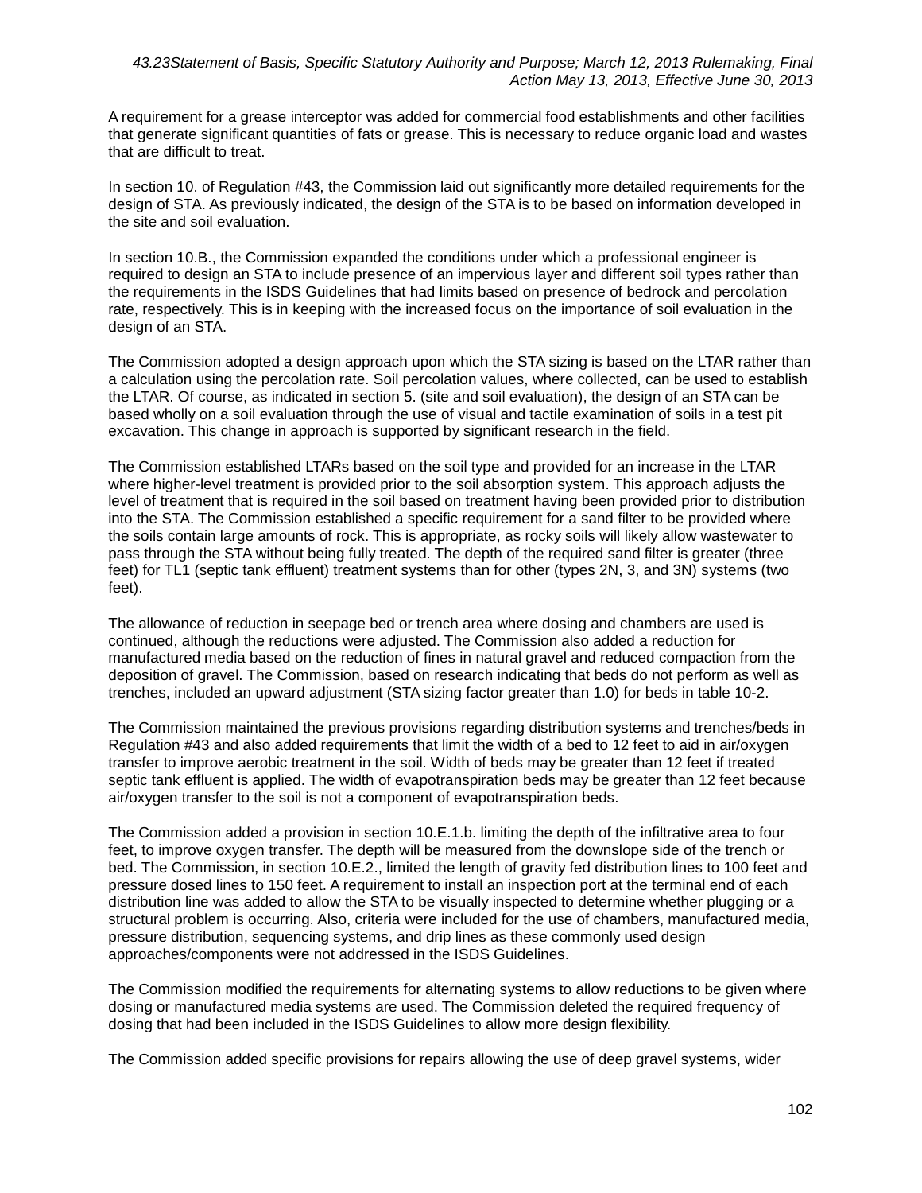A requirement for a grease interceptor was added for commercial food establishments and other facilities that generate significant quantities of fats or grease. This is necessary to reduce organic load and wastes that are difficult to treat.

In section 10. of Regulation #43, the Commission laid out significantly more detailed requirements for the design of STA. As previously indicated, the design of the STA is to be based on information developed in the site and soil evaluation.

In section 10.B., the Commission expanded the conditions under which a professional engineer is required to design an STA to include presence of an impervious layer and different soil types rather than the requirements in the ISDS Guidelines that had limits based on presence of bedrock and percolation rate, respectively. This is in keeping with the increased focus on the importance of soil evaluation in the design of an STA.

The Commission adopted a design approach upon which the STA sizing is based on the LTAR rather than a calculation using the percolation rate. Soil percolation values, where collected, can be used to establish the LTAR. Of course, as indicated in section 5. (site and soil evaluation), the design of an STA can be based wholly on a soil evaluation through the use of visual and tactile examination of soils in a test pit excavation. This change in approach is supported by significant research in the field.

The Commission established LTARs based on the soil type and provided for an increase in the LTAR where higher-level treatment is provided prior to the soil absorption system. This approach adjusts the level of treatment that is required in the soil based on treatment having been provided prior to distribution into the STA. The Commission established a specific requirement for a sand filter to be provided where the soils contain large amounts of rock. This is appropriate, as rocky soils will likely allow wastewater to pass through the STA without being fully treated. The depth of the required sand filter is greater (three feet) for TL1 (septic tank effluent) treatment systems than for other (types 2N, 3, and 3N) systems (two feet).

The allowance of reduction in seepage bed or trench area where dosing and chambers are used is continued, although the reductions were adjusted. The Commission also added a reduction for manufactured media based on the reduction of fines in natural gravel and reduced compaction from the deposition of gravel. The Commission, based on research indicating that beds do not perform as well as trenches, included an upward adjustment (STA sizing factor greater than 1.0) for beds in table 10-2.

The Commission maintained the previous provisions regarding distribution systems and trenches/beds in Regulation #43 and also added requirements that limit the width of a bed to 12 feet to aid in air/oxygen transfer to improve aerobic treatment in the soil. Width of beds may be greater than 12 feet if treated septic tank effluent is applied. The width of evapotranspiration beds may be greater than 12 feet because air/oxygen transfer to the soil is not a component of evapotranspiration beds.

The Commission added a provision in section 10.E.1.b. limiting the depth of the infiltrative area to four feet, to improve oxygen transfer. The depth will be measured from the downslope side of the trench or bed. The Commission, in section 10.E.2., limited the length of gravity fed distribution lines to 100 feet and pressure dosed lines to 150 feet. A requirement to install an inspection port at the terminal end of each distribution line was added to allow the STA to be visually inspected to determine whether plugging or a structural problem is occurring. Also, criteria were included for the use of chambers, manufactured media, pressure distribution, sequencing systems, and drip lines as these commonly used design approaches/components were not addressed in the ISDS Guidelines.

The Commission modified the requirements for alternating systems to allow reductions to be given where dosing or manufactured media systems are used. The Commission deleted the required frequency of dosing that had been included in the ISDS Guidelines to allow more design flexibility.

The Commission added specific provisions for repairs allowing the use of deep gravel systems, wider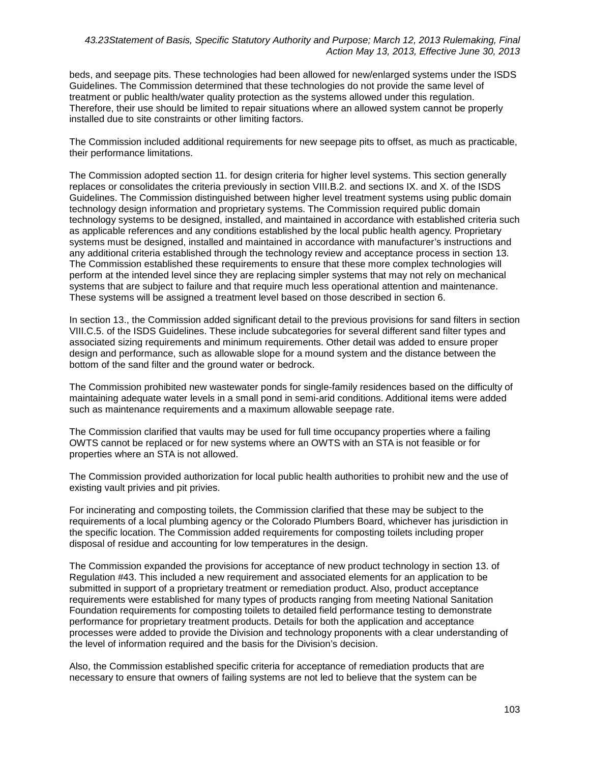beds, and seepage pits. These technologies had been allowed for new/enlarged systems under the ISDS Guidelines. The Commission determined that these technologies do not provide the same level of treatment or public health/water quality protection as the systems allowed under this regulation. Therefore, their use should be limited to repair situations where an allowed system cannot be properly installed due to site constraints or other limiting factors.

The Commission included additional requirements for new seepage pits to offset, as much as practicable, their performance limitations.

The Commission adopted section 11. for design criteria for higher level systems. This section generally replaces or consolidates the criteria previously in section VIII.B.2. and sections IX. and X. of the ISDS Guidelines. The Commission distinguished between higher level treatment systems using public domain technology design information and proprietary systems. The Commission required public domain technology systems to be designed, installed, and maintained in accordance with established criteria such as applicable references and any conditions established by the local public health agency. Proprietary systems must be designed, installed and maintained in accordance with manufacturer's instructions and any additional criteria established through the technology review and acceptance process in section 13. The Commission established these requirements to ensure that these more complex technologies will perform at the intended level since they are replacing simpler systems that may not rely on mechanical systems that are subject to failure and that require much less operational attention and maintenance. These systems will be assigned a treatment level based on those described in section 6.

In section 13., the Commission added significant detail to the previous provisions for sand filters in section VIII.C.5. of the ISDS Guidelines. These include subcategories for several different sand filter types and associated sizing requirements and minimum requirements. Other detail was added to ensure proper design and performance, such as allowable slope for a mound system and the distance between the bottom of the sand filter and the ground water or bedrock.

The Commission prohibited new wastewater ponds for single-family residences based on the difficulty of maintaining adequate water levels in a small pond in semi-arid conditions. Additional items were added such as maintenance requirements and a maximum allowable seepage rate.

The Commission clarified that vaults may be used for full time occupancy properties where a failing OWTS cannot be replaced or for new systems where an OWTS with an STA is not feasible or for properties where an STA is not allowed.

The Commission provided authorization for local public health authorities to prohibit new and the use of existing vault privies and pit privies.

For incinerating and composting toilets, the Commission clarified that these may be subject to the requirements of a local plumbing agency or the Colorado Plumbers Board, whichever has jurisdiction in the specific location. The Commission added requirements for composting toilets including proper disposal of residue and accounting for low temperatures in the design.

The Commission expanded the provisions for acceptance of new product technology in section 13. of Regulation #43. This included a new requirement and associated elements for an application to be submitted in support of a proprietary treatment or remediation product. Also, product acceptance requirements were established for many types of products ranging from meeting National Sanitation Foundation requirements for composting toilets to detailed field performance testing to demonstrate performance for proprietary treatment products. Details for both the application and acceptance processes were added to provide the Division and technology proponents with a clear understanding of the level of information required and the basis for the Division's decision.

Also, the Commission established specific criteria for acceptance of remediation products that are necessary to ensure that owners of failing systems are not led to believe that the system can be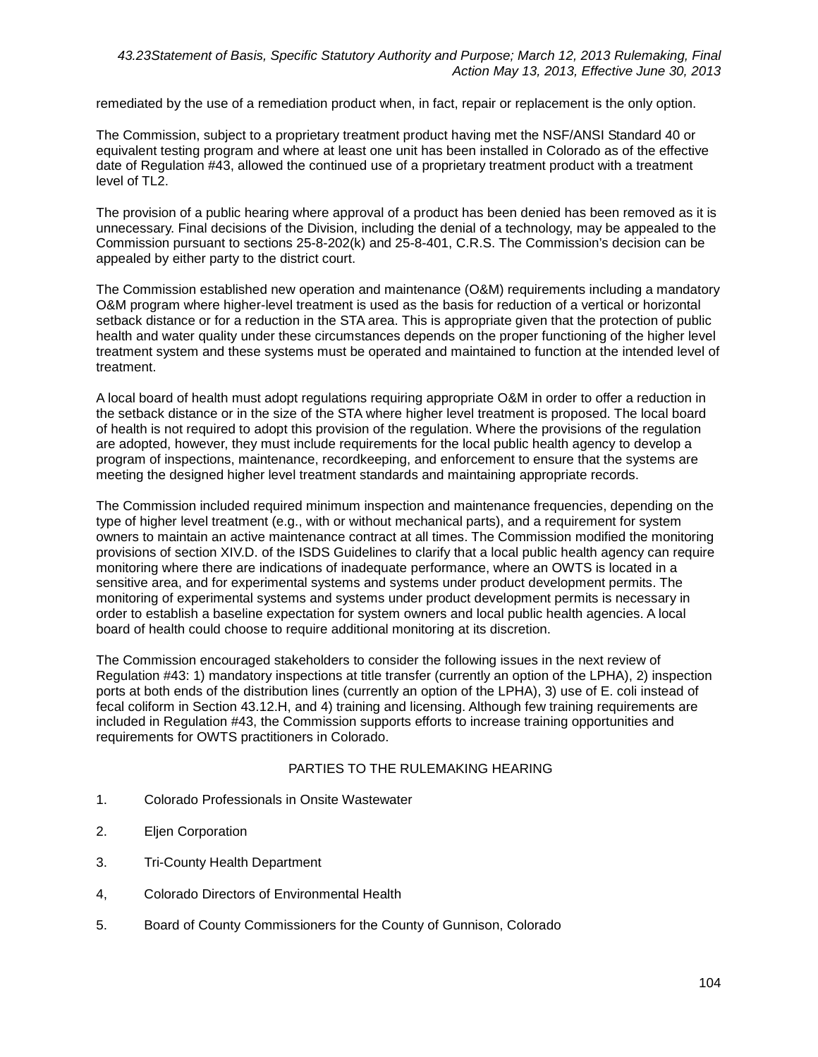remediated by the use of a remediation product when, in fact, repair or replacement is the only option.

The Commission, subject to a proprietary treatment product having met the NSF/ANSI Standard 40 or equivalent testing program and where at least one unit has been installed in Colorado as of the effective date of Regulation #43, allowed the continued use of a proprietary treatment product with a treatment level of TL2.

The provision of a public hearing where approval of a product has been denied has been removed as it is unnecessary. Final decisions of the Division, including the denial of a technology, may be appealed to the Commission pursuant to sections 25-8-202(k) and 25-8-401, C.R.S. The Commission's decision can be appealed by either party to the district court.

The Commission established new operation and maintenance (O&M) requirements including a mandatory O&M program where higher-level treatment is used as the basis for reduction of a vertical or horizontal setback distance or for a reduction in the STA area. This is appropriate given that the protection of public health and water quality under these circumstances depends on the proper functioning of the higher level treatment system and these systems must be operated and maintained to function at the intended level of treatment.

A local board of health must adopt regulations requiring appropriate O&M in order to offer a reduction in the setback distance or in the size of the STA where higher level treatment is proposed. The local board of health is not required to adopt this provision of the regulation. Where the provisions of the regulation are adopted, however, they must include requirements for the local public health agency to develop a program of inspections, maintenance, recordkeeping, and enforcement to ensure that the systems are meeting the designed higher level treatment standards and maintaining appropriate records.

The Commission included required minimum inspection and maintenance frequencies, depending on the type of higher level treatment (e.g., with or without mechanical parts), and a requirement for system owners to maintain an active maintenance contract at all times. The Commission modified the monitoring provisions of section XIV.D. of the ISDS Guidelines to clarify that a local public health agency can require monitoring where there are indications of inadequate performance, where an OWTS is located in a sensitive area, and for experimental systems and systems under product development permits. The monitoring of experimental systems and systems under product development permits is necessary in order to establish a baseline expectation for system owners and local public health agencies. A local board of health could choose to require additional monitoring at its discretion.

The Commission encouraged stakeholders to consider the following issues in the next review of Regulation #43: 1) mandatory inspections at title transfer (currently an option of the LPHA), 2) inspection ports at both ends of the distribution lines (currently an option of the LPHA), 3) use of E. coli instead of fecal coliform in Section 43.12.H, and 4) training and licensing. Although few training requirements are included in Regulation #43, the Commission supports efforts to increase training opportunities and requirements for OWTS practitioners in Colorado.

PARTIES TO THE RULEMAKING HEARING

1. Colorado Professionals in Onsite Wastewater
2. Eljen Corporation
3. Tri-County Health Department
4. Colorado Directors of Environmental Health
5. Board of County Commissioners for the County of Gunnison, Colorado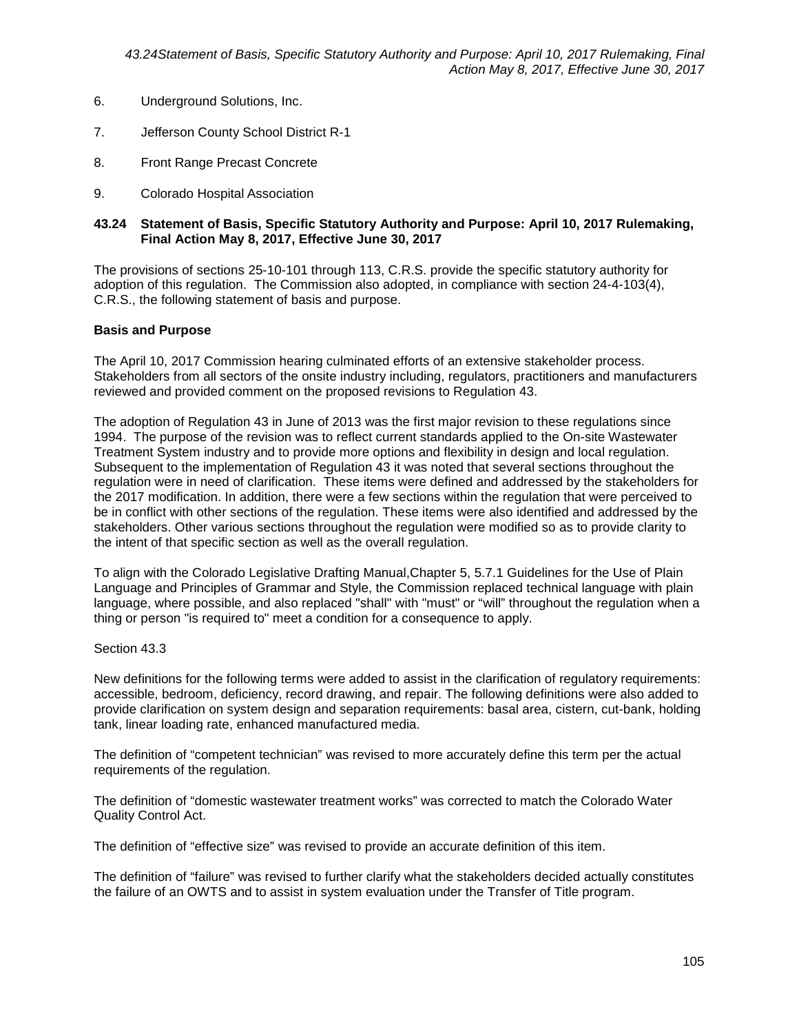6. Underground Solutions, Inc.

7. Jefferson County School District R-1

8. Front Range Precast Concrete

9. Colorado Hospital Association

### 43.24 Statement of Basis, Specific Statutory Authority and Purpose: April 10, 2017 Rulemaking, Final Action May 8, 2017, Effective June 30, 2017

The provisions of sections 25-10-101 through 113, C.R.S. provide the specific statutory authority for adoption of this regulation. The Commission also adopted, in compliance with section 24-4-103(4), C.R.S., the following statement of basis and purpose.

**Basis and Purpose**

The April 10, 2017 Commission hearing culminated efforts of an extensive stakeholder process. Stakeholders from all sectors of the onsite industry including, regulators, practitioners and manufacturers reviewed and provided comment on the proposed revisions to Regulation 43.

The adoption of Regulation 43 in June of 2013 was the first major revision to these regulations since 1994. The purpose of the revision was to reflect current standards applied to the On-site Wastewater Treatment System industry and to provide more options and flexibility in design and local regulation. Subsequent to the implementation of Regulation 43 it was noted that several sections throughout the regulation were in need of clarification. These items were defined and addressed by the stakeholders for the 2017 modification. In addition, there were a few sections within the regulation that were perceived to be in conflict with other sections of the regulation. These items were also identified and addressed by the stakeholders. Other various sections throughout the regulation were modified so as to provide clarity to the intent of that specific section as well as the overall regulation.

To align with the Colorado Legislative Drafting Manual,Chapter 5, 5.7.1 Guidelines for the Use of Plain Language and Principles of Grammar and Style, the Commission replaced technical language with plain language, where possible, and also replaced "shall" with "must" or "will" throughout the regulation when a thing or person "is required to" meet a condition for a consequence to apply.

Section 43.3

New definitions for the following terms were added to assist in the clarification of regulatory requirements: accessible, bedroom, deficiency, record drawing, and repair. The following definitions were also added to provide clarification on system design and separation requirements: basal area, cistern, cut-bank, holding tank, linear loading rate, enhanced manufactured media.

The definition of "competent technician" was revised to more accurately define this term per the actual requirements of the regulation.

The definition of "domestic wastewater treatment works" was corrected to match the Colorado Water Quality Control Act.

The definition of "effective size" was revised to provide an accurate definition of this item.

The definition of "failure" was revised to further clarify what the stakeholders decided actually constitutes the failure of an OWTS and to assist in system evaluation under the Transfer of Title program.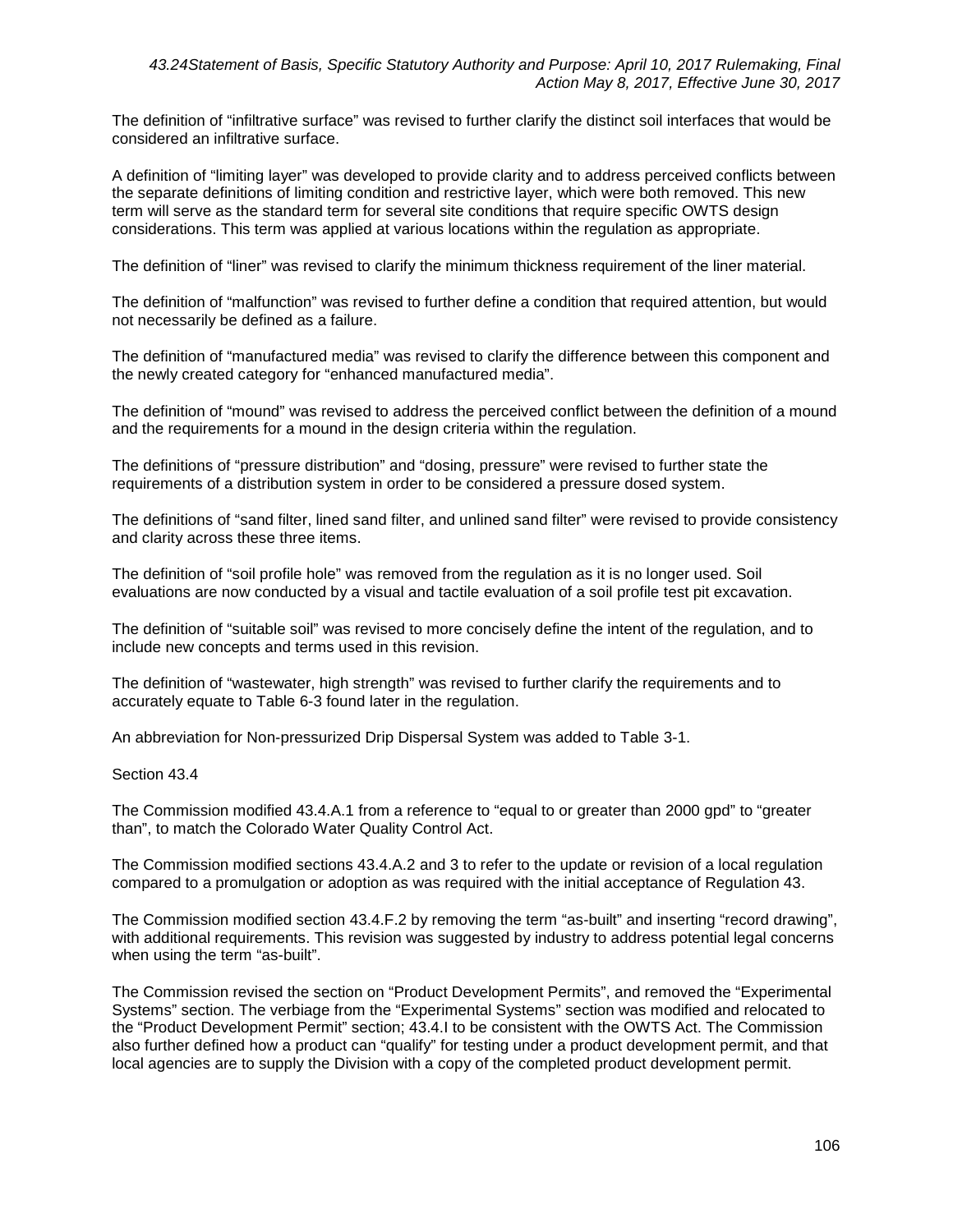*43.24Statement of Basis, Specific Statutory Authority and Purpose: April 10, 2017 Rulemaking, Final Action May 8, 2017, Effective June 30, 2017*

The definition of "infiltrative surface" was revised to further clarify the distinct soil interfaces that would be considered an infiltrative surface.

A definition of "limiting layer" was developed to provide clarity and to address perceived conflicts between the separate definitions of limiting condition and restrictive layer, which were both removed. This new term will serve as the standard term for several site conditions that require specific OWTS design considerations. This term was applied at various locations within the regulation as appropriate.

The definition of "liner" was revised to clarify the minimum thickness requirement of the liner material.

The definition of "malfunction" was revised to further define a condition that required attention, but would not necessarily be defined as a failure.

The definition of "manufactured media" was revised to clarify the difference between this component and the newly created category for "enhanced manufactured media".

The definition of "mound" was revised to address the perceived conflict between the definition of a mound and the requirements for a mound in the design criteria within the regulation.

The definitions of "pressure distribution" and "dosing, pressure" were revised to further state the requirements of a distribution system in order to be considered a pressure dosed system.

The definitions of "sand filter, lined sand filter, and unlined sand filter" were revised to provide consistency and clarity across these three items.

The definition of "soil profile hole" was removed from the regulation as it is no longer used. Soil evaluations are now conducted by a visual and tactile evaluation of a soil profile test pit excavation.

The definition of "suitable soil" was revised to more concisely define the intent of the regulation, and to include new concepts and terms used in this revision.

The definition of "wastewater, high strength" was revised to further clarify the requirements and to accurately equate to Table 6-3 found later in the regulation.

An abbreviation for Non-pressurized Drip Dispersal System was added to Table 3-1.

Section 43.4

The Commission modified 43.4.A.1 from a reference to "equal to or greater than 2000 gpd" to "greater than", to match the Colorado Water Quality Control Act.

The Commission modified sections 43.4.A.2 and 3 to refer to the update or revision of a local regulation compared to a promulgation or adoption as was required with the initial acceptance of Regulation 43.

The Commission modified section 43.4.F.2 by removing the term "as-built" and inserting "record drawing", with additional requirements. This revision was suggested by industry to address potential legal concerns when using the term "as-built".

The Commission revised the section on "Product Development Permits", and removed the "Experimental Systems" section. The verbiage from the "Experimental Systems" section was modified and relocated to the "Product Development Permit" section; 43.4.I to be consistent with the OWTS Act. The Commission also further defined how a product can "qualify" for testing under a product development permit, and that local agencies are to supply the Division with a copy of the completed product development permit.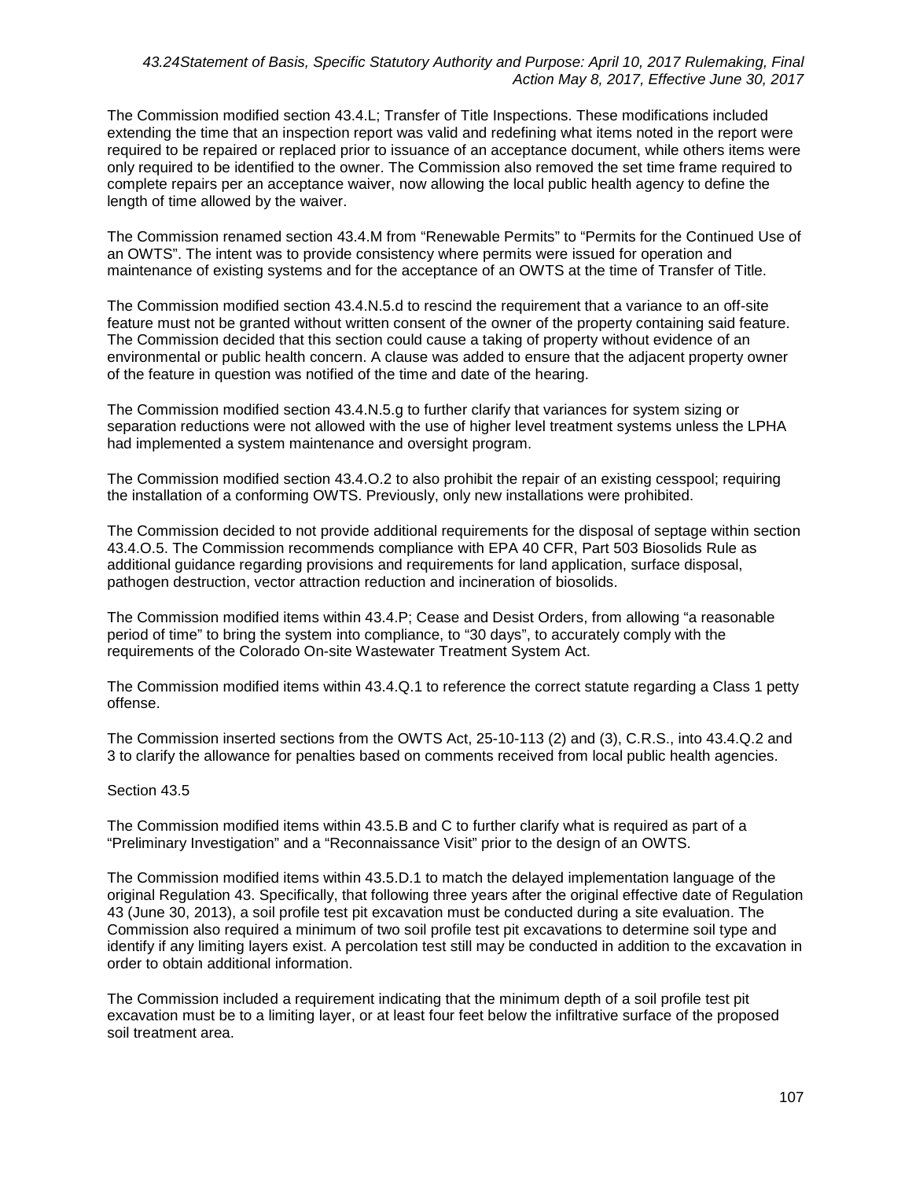*43.24Statement of Basis, Specific Statutory Authority and Purpose: April 10, 2017 Rulemaking, Final Action May 8, 2017, Effective June 30, 2017*

The Commission modified section 43.4.L; Transfer of Title Inspections. These modifications included extending the time that an inspection report was valid and redefining what items noted in the report were required to be repaired or replaced prior to issuance of an acceptance document, while others items were only required to be identified to the owner. The Commission also removed the set time frame required to complete repairs per an acceptance waiver, now allowing the local public health agency to define the length of time allowed by the waiver.

The Commission renamed section 43.4.M from "Renewable Permits" to "Permits for the Continued Use of an OWTS". The intent was to provide consistency where permits were issued for operation and maintenance of existing systems and for the acceptance of an OWTS at the time of Transfer of Title.

The Commission modified section 43.4.N.5.d to rescind the requirement that a variance to an off-site feature must not be granted without written consent of the owner of the property containing said feature. The Commission decided that this section could cause a taking of property without evidence of an environmental or public health concern. A clause was added to ensure that the adjacent property owner of the feature in question was notified of the time and date of the hearing.

The Commission modified section 43.4.N.5.g to further clarify that variances for system sizing or separation reductions were not allowed with the use of higher level treatment systems unless the LPHA had implemented a system maintenance and oversight program.

The Commission modified section 43.4.O.2 to also prohibit the repair of an existing cesspool; requiring the installation of a conforming OWTS. Previously, only new installations were prohibited.

The Commission decided to not provide additional requirements for the disposal of septage within section 43.4.O.5. The Commission recommends compliance with EPA 40 CFR, Part 503 Biosolids Rule as additional guidance regarding provisions and requirements for land application, surface disposal, pathogen destruction, vector attraction reduction and incineration of biosolids.

The Commission modified items within 43.4.P; Cease and Desist Orders, from allowing "a reasonable period of time" to bring the system into compliance, to "30 days", to accurately comply with the requirements of the Colorado On-site Wastewater Treatment System Act.

The Commission modified items within 43.4.Q.1 to reference the correct statute regarding a Class 1 petty offense.

The Commission inserted sections from the OWTS Act, 25-10-113 (2) and (3), C.R.S., into 43.4.Q.2 and 3 to clarify the allowance for penalties based on comments received from local public health agencies.

Section 43.5

The Commission modified items within 43.5.B and C to further clarify what is required as part of a "Preliminary Investigation" and a "Reconnaissance Visit" prior to the design of an OWTS.

The Commission modified items within 43.5.D.1 to match the delayed implementation language of the original Regulation 43. Specifically, that following three years after the original effective date of Regulation 43 (June 30, 2013), a soil profile test pit excavation must be conducted during a site evaluation. The Commission also required a minimum of two soil profile test pit excavations to determine soil type and identify if any limiting layers exist. A percolation test still may be conducted in addition to the excavation in order to obtain additional information.

The Commission included a requirement indicating that the minimum depth of a soil profile test pit excavation must be to a limiting layer, or at least four feet below the infiltrative surface of the proposed soil treatment area.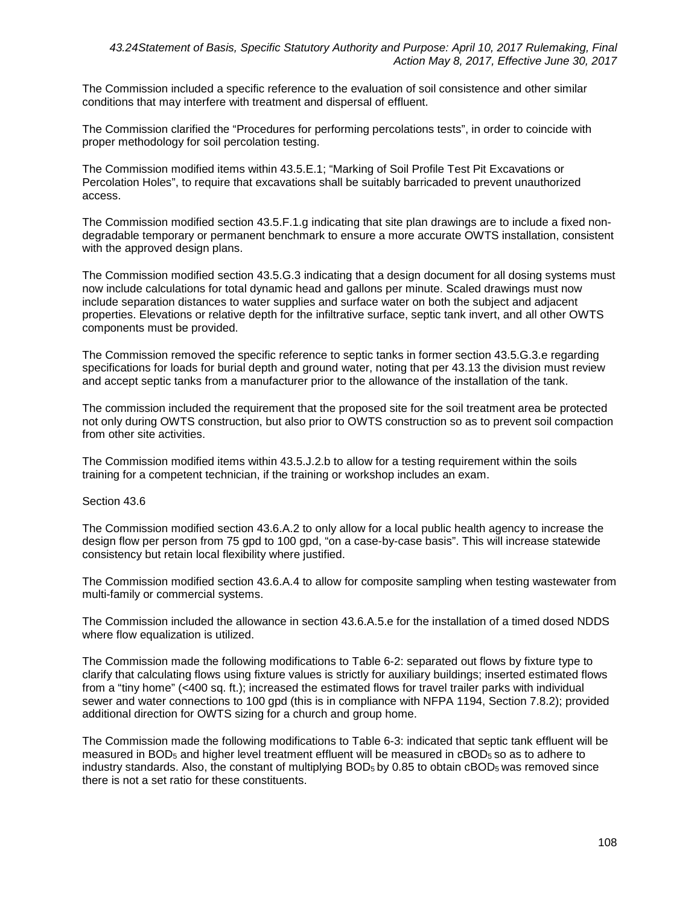The Commission included a specific reference to the evaluation of soil consistence and other similar conditions that may interfere with treatment and dispersal of effluent.

The Commission clarified the "Procedures for performing percolations tests", in order to coincide with proper methodology for soil percolation testing.

The Commission modified items within 43.5.E.1; "Marking of Soil Profile Test Pit Excavations or Percolation Holes", to require that excavations shall be suitably barricaded to prevent unauthorized access.

The Commission modified section 43.5.F.1.g indicating that site plan drawings are to include a fixed non-degradable temporary or permanent benchmark to ensure a more accurate OWTS installation, consistent with the approved design plans.

The Commission modified section 43.5.G.3 indicating that a design document for all dosing systems must now include calculations for total dynamic head and gallons per minute. Scaled drawings must now include separation distances to water supplies and surface water on both the subject and adjacent properties. Elevations or relative depth for the infiltrative surface, septic tank invert, and all other OWTS components must be provided.

The Commission removed the specific reference to septic tanks in former section 43.5.G.3.e regarding specifications for loads for burial depth and ground water, noting that per 43.13 the division must review and accept septic tanks from a manufacturer prior to the allowance of the installation of the tank.

The commission included the requirement that the proposed site for the soil treatment area be protected not only during OWTS construction, but also prior to OWTS construction so as to prevent soil compaction from other site activities.

The Commission modified items within 43.5.J.2.b to allow for a testing requirement within the soils training for a competent technician, if the training or workshop includes an exam.

Section 43.6

The Commission modified section 43.6.A.2 to only allow for a local public health agency to increase the design flow per person from 75 gpd to 100 gpd, "on a case-by-case basis". This will increase statewide consistency but retain local flexibility where justified.

The Commission modified section 43.6.A.4 to allow for composite sampling when testing wastewater from multi-family or commercial systems.

The Commission included the allowance in section 43.6.A.5.e for the installation of a timed dosed NDDS where flow equalization is utilized.

The Commission made the following modifications to Table 6-2: separated out flows by fixture type to clarify that calculating flows using fixture values is strictly for auxiliary buildings; inserted estimated flows from a "tiny home" (<400 sq. ft.); increased the estimated flows for travel trailer parks with individual sewer and water connections to 100 gpd (this is in compliance with NFPA 1194, Section 7.8.2); provided additional direction for OWTS sizing for a church and group home.

The Commission made the following modifications to Table 6-3: indicated that septic tank effluent will be measured in $BOD_5$ and higher level treatment effluent will be measured in $cBOD_5$ so as to adhere to industry standards. Also, the constant of multiplying $BOD_5$ by 0.85 to obtain $cBOD_5$ was removed since there is not a set ratio for these constituents.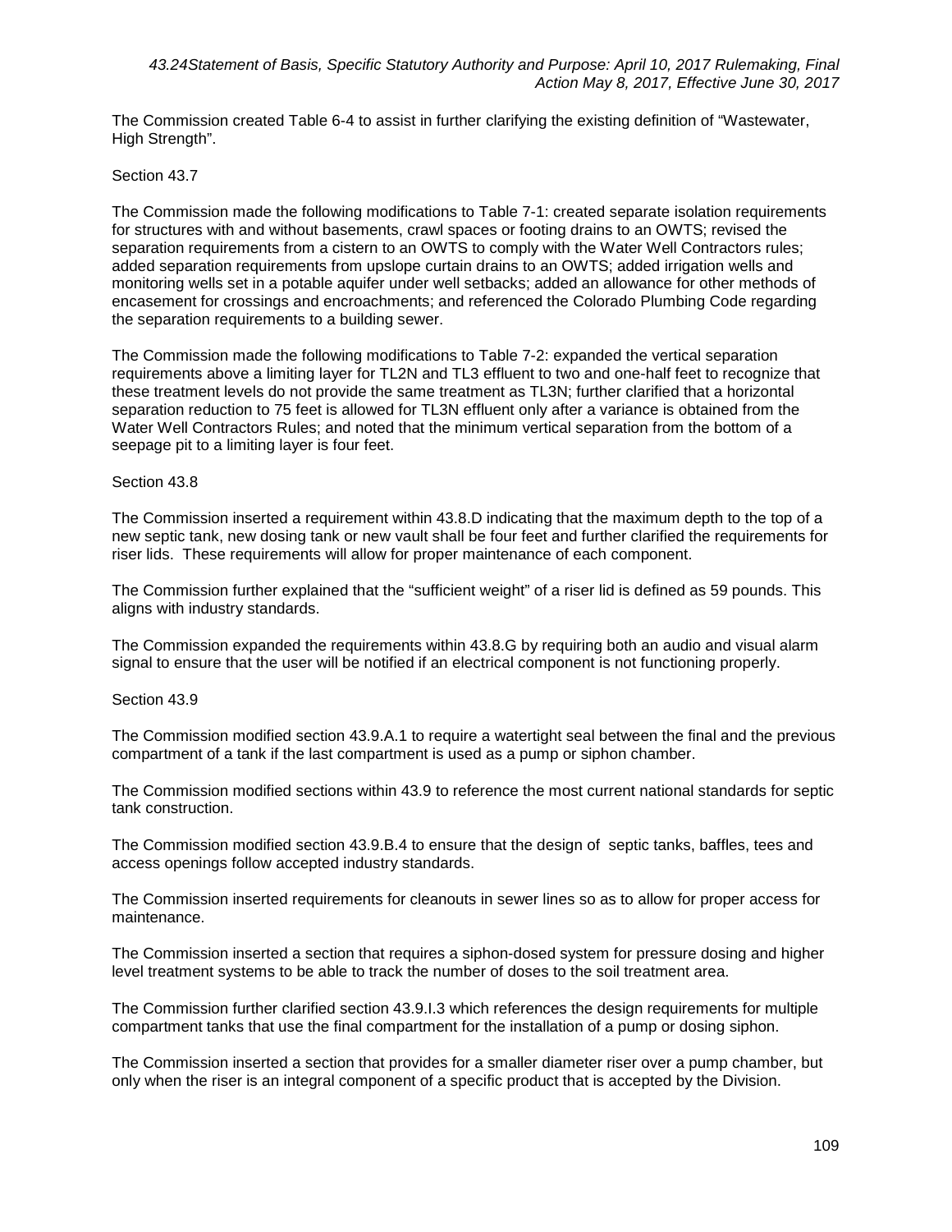The Commission created Table 6-4 to assist in further clarifying the existing definition of "Wastewater, High Strength".

Section 43.7

The Commission made the following modifications to Table 7-1: created separate isolation requirements for structures with and without basements, crawl spaces or footing drains to an OWTS; revised the separation requirements from a cistern to an OWTS to comply with the Water Well Contractors rules; added separation requirements from upslope curtain drains to an OWTS; added irrigation wells and monitoring wells set in a potable aquifer under well setbacks; added an allowance for other methods of encasement for crossings and encroachments; and referenced the Colorado Plumbing Code regarding the separation requirements to a building sewer.

The Commission made the following modifications to Table 7-2: expanded the vertical separation requirements above a limiting layer for TL2N and TL3 effluent to two and one-half feet to recognize that these treatment levels do not provide the same treatment as TL3N; further clarified that a horizontal separation reduction to 75 feet is allowed for TL3N effluent only after a variance is obtained from the Water Well Contractors Rules; and noted that the minimum vertical separation from the bottom of a seepage pit to a limiting layer is four feet.

Section 43.8

The Commission inserted a requirement within 43.8.D indicating that the maximum depth to the top of a new septic tank, new dosing tank or new vault shall be four feet and further clarified the requirements for riser lids. These requirements will allow for proper maintenance of each component.

The Commission further explained that the "sufficient weight" of a riser lid is defined as 59 pounds. This aligns with industry standards.

The Commission expanded the requirements within 43.8.G by requiring both an audio and visual alarm signal to ensure that the user will be notified if an electrical component is not functioning properly.

Section 43.9

The Commission modified section 43.9.A.1 to require a watertight seal between the final and the previous compartment of a tank if the last compartment is used as a pump or siphon chamber.

The Commission modified sections within 43.9 to reference the most current national standards for septic tank construction.

The Commission modified section 43.9.B.4 to ensure that the design of septic tanks, baffles, tees and access openings follow accepted industry standards.

The Commission inserted requirements for cleanouts in sewer lines so as to allow for proper access for maintenance.

The Commission inserted a section that requires a siphon-dosed system for pressure dosing and higher level treatment systems to be able to track the number of doses to the soil treatment area.

The Commission further clarified section 43.9.I.3 which references the design requirements for multiple compartment tanks that use the final compartment for the installation of a pump or dosing siphon.

The Commission inserted a section that provides for a smaller diameter riser over a pump chamber, but only when the riser is an integral component of a specific product that is accepted by the Division.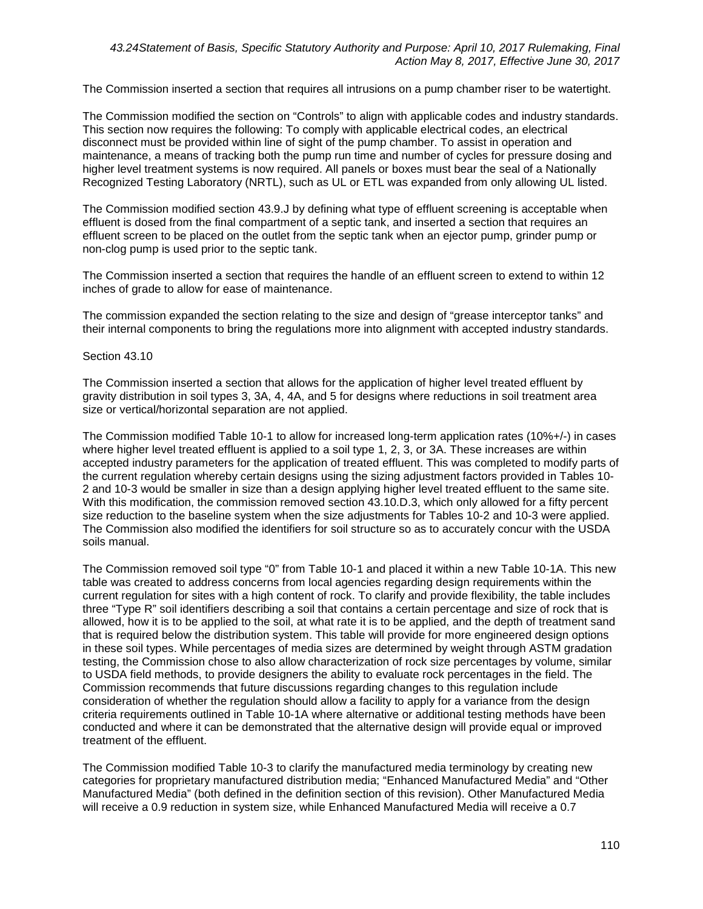The Commission inserted a section that requires all intrusions on a pump chamber riser to be watertight.

The Commission modified the section on "Controls" to align with applicable codes and industry standards. This section now requires the following: To comply with applicable electrical codes, an electrical disconnect must be provided within line of sight of the pump chamber. To assist in operation and maintenance, a means of tracking both the pump run time and number of cycles for pressure dosing and higher level treatment systems is now required. All panels or boxes must bear the seal of a Nationally Recognized Testing Laboratory (NRTL), such as UL or ETL was expanded from only allowing UL listed.

The Commission modified section 43.9.J by defining what type of effluent screening is acceptable when effluent is dosed from the final compartment of a septic tank, and inserted a section that requires an effluent screen to be placed on the outlet from the septic tank when an ejector pump, grinder pump or non-clog pump is used prior to the septic tank.

The Commission inserted a section that requires the handle of an effluent screen to extend to within 12 inches of grade to allow for ease of maintenance.

The commission expanded the section relating to the size and design of "grease interceptor tanks" and their internal components to bring the regulations more into alignment with accepted industry standards.

Section 43.10

The Commission inserted a section that allows for the application of higher level treated effluent by gravity distribution in soil types 3, 3A, 4, 4A, and 5 for designs where reductions in soil treatment area size or vertical/horizontal separation are not applied.

The Commission modified Table 10-1 to allow for increased long-term application rates (10%+/-) in cases where higher level treated effluent is applied to a soil type 1, 2, 3, or 3A. These increases are within accepted industry parameters for the application of treated effluent. This was completed to modify parts of the current regulation whereby certain designs using the sizing adjustment factors provided in Tables 10-2 and 10-3 would be smaller in size than a design applying higher level treated effluent to the same site. With this modification, the commission removed section 43.10.D.3, which only allowed for a fifty percent size reduction to the baseline system when the size adjustments for Tables 10-2 and 10-3 were applied. The Commission also modified the identifiers for soil structure so as to accurately concur with the USDA soils manual.

The Commission removed soil type "0" from Table 10-1 and placed it within a new Table 10-1A. This new table was created to address concerns from local agencies regarding design requirements within the current regulation for sites with a high content of rock. To clarify and provide flexibility, the table includes three "Type R" soil identifiers describing a soil that contains a certain percentage and size of rock that is allowed, how it is to be applied to the soil, at what rate it is to be applied, and the depth of treatment sand that is required below the distribution system. This table will provide for more engineered design options in these soil types. While percentages of media sizes are determined by weight through ASTM gradation testing, the Commission chose to also allow characterization of rock size percentages by volume, similar to USDA field methods, to provide designers the ability to evaluate rock percentages in the field. The Commission recommends that future discussions regarding changes to this regulation include consideration of whether the regulation should allow a facility to apply for a variance from the design criteria requirements outlined in Table 10-1A where alternative or additional testing methods have been conducted and where it can be demonstrated that the alternative design will provide equal or improved treatment of the effluent.

The Commission modified Table 10-3 to clarify the manufactured media terminology by creating new categories for proprietary manufactured distribution media; "Enhanced Manufactured Media" and "Other Manufactured Media" (both defined in the definition section of this revision). Other Manufactured Media will receive a 0.9 reduction in system size, while Enhanced Manufactured Media will receive a 0.7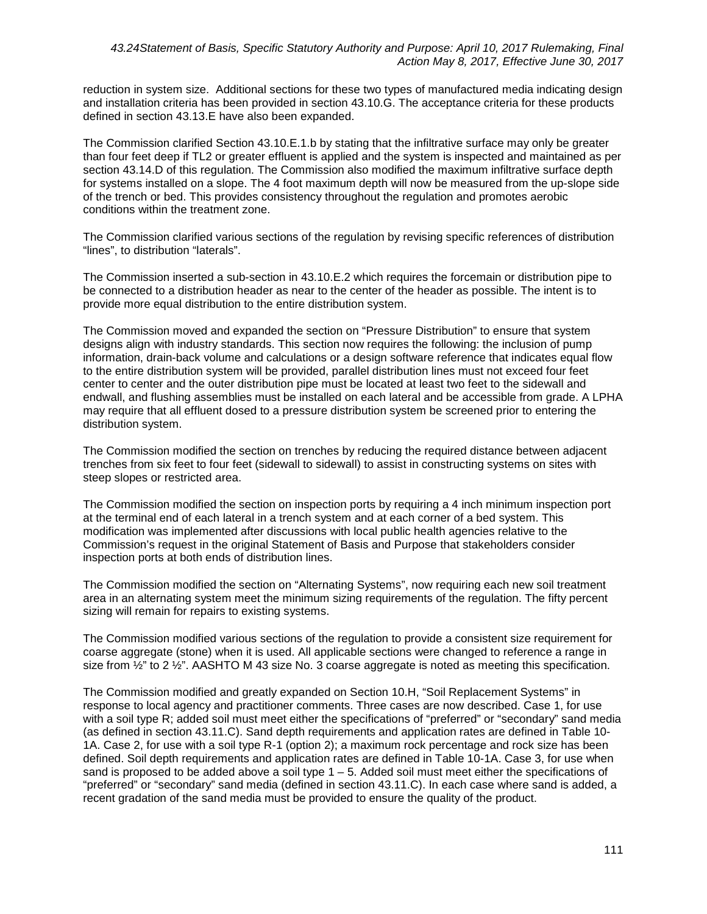reduction in system size. Additional sections for these two types of manufactured media indicating design and installation criteria has been provided in section 43.10.G. The acceptance criteria for these products defined in section 43.13.E have also been expanded.

The Commission clarified Section 43.10.E.1.b by stating that the infiltrative surface may only be greater than four feet deep if TL2 or greater effluent is applied and the system is inspected and maintained as per section 43.14.D of this regulation. The Commission also modified the maximum infiltrative surface depth for systems installed on a slope. The 4 foot maximum depth will now be measured from the up-slope side of the trench or bed. This provides consistency throughout the regulation and promotes aerobic conditions within the treatment zone.

The Commission clarified various sections of the regulation by revising specific references of distribution "lines", to distribution "laterals".

The Commission inserted a sub-section in 43.10.E.2 which requires the forcemain or distribution pipe to be connected to a distribution header as near to the center of the header as possible. The intent is to provide more equal distribution to the entire distribution system.

The Commission moved and expanded the section on "Pressure Distribution" to ensure that system designs align with industry standards. This section now requires the following: the inclusion of pump information, drain-back volume and calculations or a design software reference that indicates equal flow to the entire distribution system will be provided, parallel distribution lines must not exceed four feet center to center and the outer distribution pipe must be located at least two feet to the sidewall and endwall, and flushing assemblies must be installed on each lateral and be accessible from grade. A LPHA may require that all effluent dosed to a pressure distribution system be screened prior to entering the distribution system.

The Commission modified the section on trenches by reducing the required distance between adjacent trenches from six feet to four feet (sidewall to sidewall) to assist in constructing systems on sites with steep slopes or restricted area.

The Commission modified the section on inspection ports by requiring a 4 inch minimum inspection port at the terminal end of each lateral in a trench system and at each corner of a bed system. This modification was implemented after discussions with local public health agencies relative to the Commission's request in the original Statement of Basis and Purpose that stakeholders consider inspection ports at both ends of distribution lines.

The Commission modified the section on "Alternating Systems", now requiring each new soil treatment area in an alternating system meet the minimum sizing requirements of the regulation. The fifty percent sizing will remain for repairs to existing systems.

The Commission modified various sections of the regulation to provide a consistent size requirement for coarse aggregate (stone) when it is used. All applicable sections were changed to reference a range in size from ½" to 2 ½". AASHTO M 43 size No. 3 coarse aggregate is noted as meeting this specification.

The Commission modified and greatly expanded on Section 10.H, "Soil Replacement Systems" in response to local agency and practitioner comments. Three cases are now described. Case 1, for use with a soil type R; added soil must meet either the specifications of "preferred" or "secondary" sand media (as defined in section 43.11.C). Sand depth requirements and application rates are defined in Table 10-1A. Case 2, for use with a soil type R-1 (option 2); a maximum rock percentage and rock size has been defined. Soil depth requirements and application rates are defined in Table 10-1A. Case 3, for use when sand is proposed to be added above a soil type 1 – 5. Added soil must meet either the specifications of "preferred" or "secondary" sand media (defined in section 43.11.C). In each case where sand is added, a recent gradation of the sand media must be provided to ensure the quality of the product.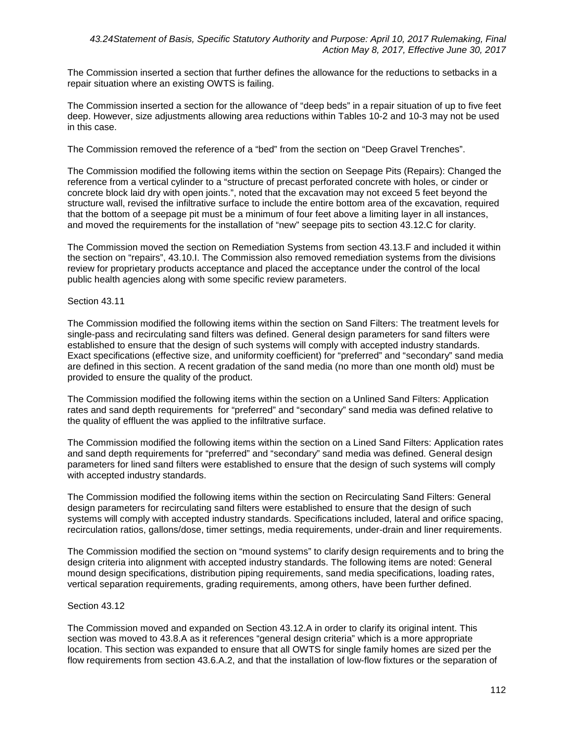The Commission inserted a section that further defines the allowance for the reductions to setbacks in a repair situation where an existing OWTS is failing.

The Commission inserted a section for the allowance of "deep beds" in a repair situation of up to five feet deep. However, size adjustments allowing area reductions within Tables 10-2 and 10-3 may not be used in this case.

The Commission removed the reference of a "bed" from the section on "Deep Gravel Trenches".

The Commission modified the following items within the section on Seepage Pits (Repairs): Changed the reference from a vertical cylinder to a "structure of precast perforated concrete with holes, or cinder or concrete block laid dry with open joints.", noted that the excavation may not exceed 5 feet beyond the structure wall, revised the infiltrative surface to include the entire bottom area of the excavation, required that the bottom of a seepage pit must be a minimum of four feet above a limiting layer in all instances, and moved the requirements for the installation of "new" seepage pits to section 43.12.C for clarity.

The Commission moved the section on Remediation Systems from section 43.13.F and included it within the section on "repairs", 43.10.I. The Commission also removed remediation systems from the divisions review for proprietary products acceptance and placed the acceptance under the control of the local public health agencies along with some specific review parameters.

Section 43.11

The Commission modified the following items within the section on Sand Filters: The treatment levels for single-pass and recirculating sand filters was defined. General design parameters for sand filters were established to ensure that the design of such systems will comply with accepted industry standards. Exact specifications (effective size, and uniformity coefficient) for "preferred" and "secondary" sand media are defined in this section. A recent gradation of the sand media (no more than one month old) must be provided to ensure the quality of the product.

The Commission modified the following items within the section on a Unlined Sand Filters: Application rates and sand depth requirements for "preferred" and "secondary" sand media was defined relative to the quality of effluent the was applied to the infiltrative surface.

The Commission modified the following items within the section on a Lined Sand Filters: Application rates and sand depth requirements for "preferred" and "secondary" sand media was defined. General design parameters for lined sand filters were established to ensure that the design of such systems will comply with accepted industry standards.

The Commission modified the following items within the section on Recirculating Sand Filters: General design parameters for recirculating sand filters were established to ensure that the design of such systems will comply with accepted industry standards. Specifications included, lateral and orifice spacing, recirculation ratios, gallons/dose, timer settings, media requirements, under-drain and liner requirements.

The Commission modified the section on "mound systems" to clarify design requirements and to bring the design criteria into alignment with accepted industry standards. The following items are noted: General mound design specifications, distribution piping requirements, sand media specifications, loading rates, vertical separation requirements, grading requirements, among others, have been further defined.

Section 43.12

The Commission moved and expanded on Section 43.12.A in order to clarify its original intent. This section was moved to 43.8.A as it references "general design criteria" which is a more appropriate location. This section was expanded to ensure that all OWTS for single family homes are sized per the flow requirements from section 43.6.A.2, and that the installation of low-flow fixtures or the separation of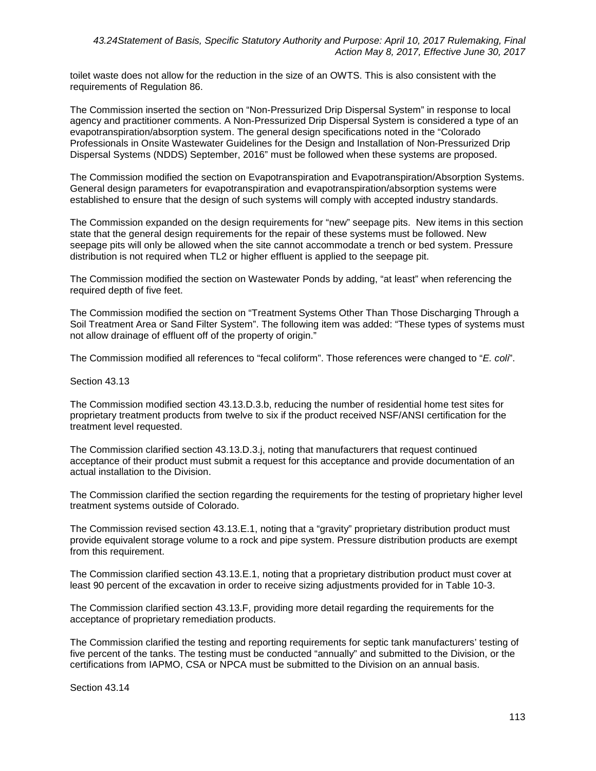toilet waste does not allow for the reduction in the size of an OWTS. This is also consistent with the requirements of Regulation 86.

The Commission inserted the section on "Non-Pressurized Drip Dispersal System" in response to local agency and practitioner comments. A Non-Pressurized Drip Dispersal System is considered a type of an evapotranspiration/absorption system. The general design specifications noted in the "Colorado Professionals in Onsite Wastewater Guidelines for the Design and Installation of Non-Pressurized Drip Dispersal Systems (NDDS) September, 2016" must be followed when these systems are proposed.

The Commission modified the section on Evapotranspiration and Evapotranspiration/Absorption Systems. General design parameters for evapotranspiration and evapotranspiration/absorption systems were established to ensure that the design of such systems will comply with accepted industry standards.

The Commission expanded on the design requirements for "new" seepage pits. New items in this section state that the general design requirements for the repair of these systems must be followed. New seepage pits will only be allowed when the site cannot accommodate a trench or bed system. Pressure distribution is not required when TL2 or higher effluent is applied to the seepage pit.

The Commission modified the section on Wastewater Ponds by adding, "at least" when referencing the required depth of five feet.

The Commission modified the section on "Treatment Systems Other Than Those Discharging Through a Soil Treatment Area or Sand Filter System". The following item was added: "These types of systems must not allow drainage of effluent off of the property of origin."

The Commission modified all references to "fecal coliform". Those references were changed to "*E. coli*".

Section 43.13

The Commission modified section 43.13.D.3.b, reducing the number of residential home test sites for proprietary treatment products from twelve to six if the product received NSF/ANSI certification for the treatment level requested.

The Commission clarified section 43.13.D.3.j, noting that manufacturers that request continued acceptance of their product must submit a request for this acceptance and provide documentation of an actual installation to the Division.

The Commission clarified the section regarding the requirements for the testing of proprietary higher level treatment systems outside of Colorado.

The Commission revised section 43.13.E.1, noting that a "gravity" proprietary distribution product must provide equivalent storage volume to a rock and pipe system. Pressure distribution products are exempt from this requirement.

The Commission clarified section 43.13.E.1, noting that a proprietary distribution product must cover at least 90 percent of the excavation in order to receive sizing adjustments provided for in Table 10-3.

The Commission clarified section 43.13.F, providing more detail regarding the requirements for the acceptance of proprietary remediation products.

The Commission clarified the testing and reporting requirements for septic tank manufacturers' testing of five percent of the tanks. The testing must be conducted "annually" and submitted to the Division, or the certifications from IAPMO, CSA or NPCA must be submitted to the Division on an annual basis.

Section 43.14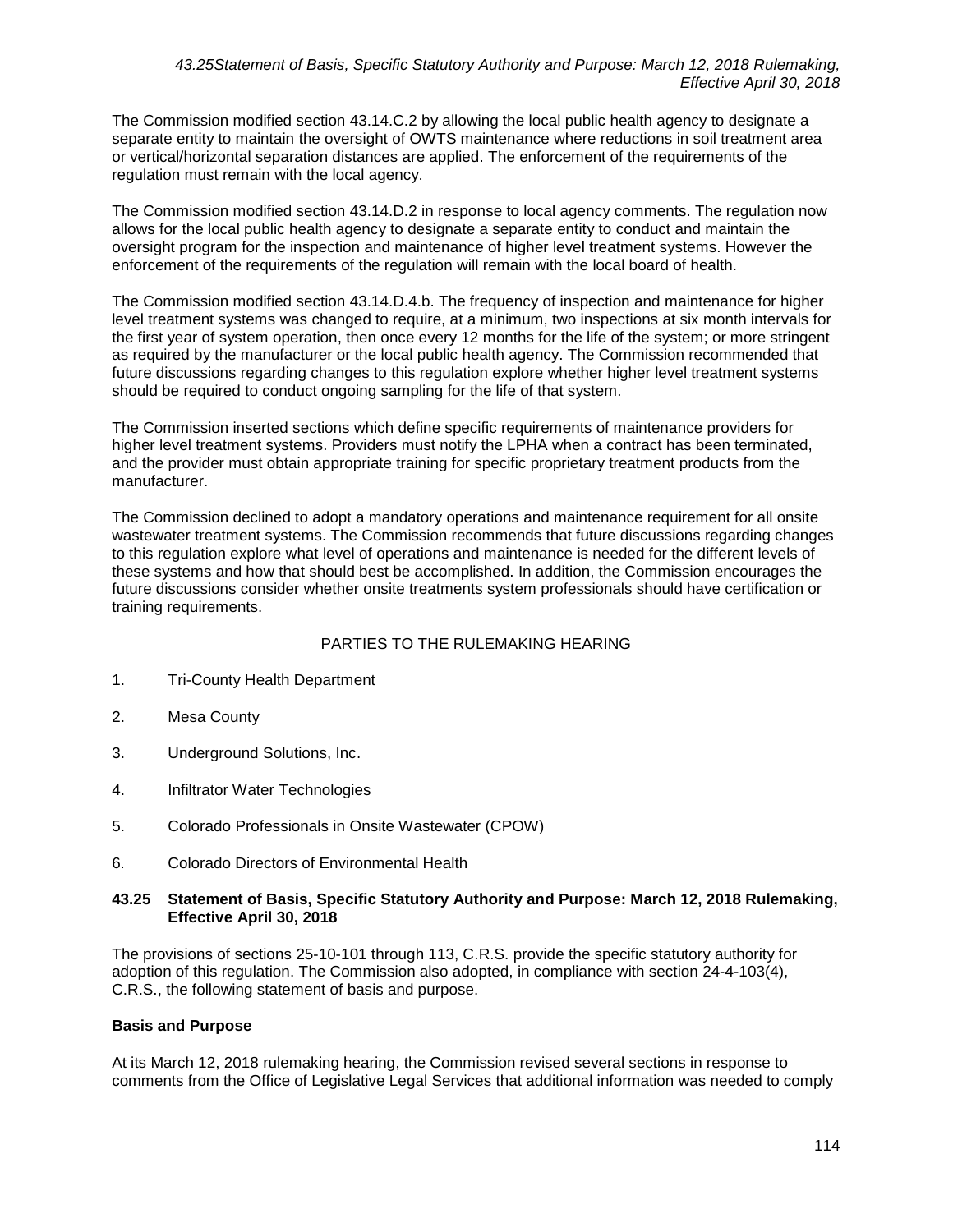The Commission modified section 43.14.C.2 by allowing the local public health agency to designate a separate entity to maintain the oversight of OWTS maintenance where reductions in soil treatment area or vertical/horizontal separation distances are applied. The enforcement of the requirements of the regulation must remain with the local agency.

The Commission modified section 43.14.D.2 in response to local agency comments. The regulation now allows for the local public health agency to designate a separate entity to conduct and maintain the oversight program for the inspection and maintenance of higher level treatment systems. However the enforcement of the requirements of the regulation will remain with the local board of health.

The Commission modified section 43.14.D.4.b. The frequency of inspection and maintenance for higher level treatment systems was changed to require, at a minimum, two inspections at six month intervals for the first year of system operation, then once every 12 months for the life of the system; or more stringent as required by the manufacturer or the local public health agency. The Commission recommended that future discussions regarding changes to this regulation explore whether higher level treatment systems should be required to conduct ongoing sampling for the life of that system.

The Commission inserted sections which define specific requirements of maintenance providers for higher level treatment systems. Providers must notify the LPHA when a contract has been terminated, and the provider must obtain appropriate training for specific proprietary treatment products from the manufacturer.

The Commission declined to adopt a mandatory operations and maintenance requirement for all onsite wastewater treatment systems. The Commission recommends that future discussions regarding changes to this regulation explore what level of operations and maintenance is needed for the different levels of these systems and how that should best be accomplished. In addition, the Commission encourages the future discussions consider whether onsite treatments system professionals should have certification or training requirements.

PARTIES TO THE RULEMAKING HEARING

1. Tri-County Health Department
2. Mesa County
3. Underground Solutions, Inc.
4. Infiltrator Water Technologies
5. Colorado Professionals in Onsite Wastewater (CPOW)
6. Colorado Directors of Environmental Health

### 43.25 Statement of Basis, Specific Statutory Authority and Purpose: March 12, 2018 Rulemaking, Effective April 30, 2018

The provisions of sections 25-10-101 through 113, C.R.S. provide the specific statutory authority for adoption of this regulation. The Commission also adopted, in compliance with section 24-4-103(4), C.R.S., the following statement of basis and purpose.

**Basis and Purpose**

At its March 12, 2018 rulemaking hearing, the Commission revised several sections in response to comments from the Office of Legislative Legal Services that additional information was needed to comply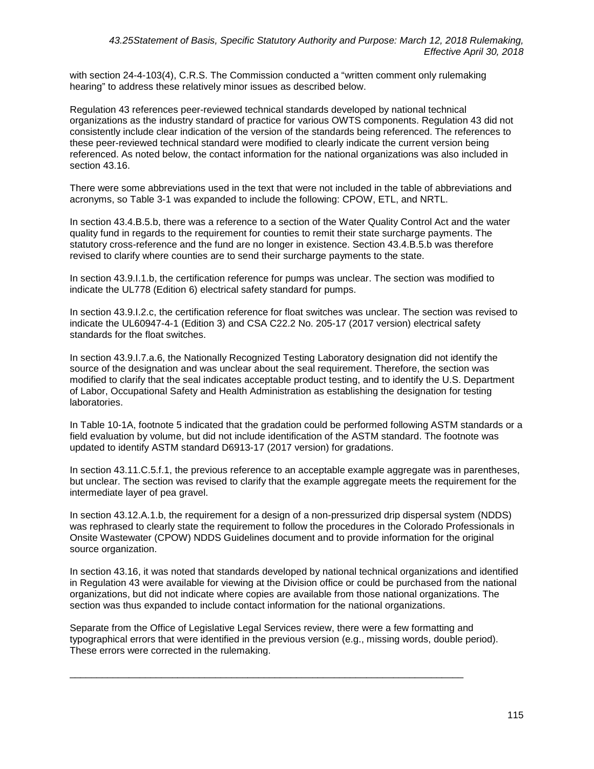with section 24-4-103(4), C.R.S. The Commission conducted a "written comment only rulemaking hearing" to address these relatively minor issues as described below.

Regulation 43 references peer-reviewed technical standards developed by national technical organizations as the industry standard of practice for various OWTS components. Regulation 43 did not consistently include clear indication of the version of the standards being referenced. The references to these peer-reviewed technical standard were modified to clearly indicate the current version being referenced. As noted below, the contact information for the national organizations was also included in section 43.16.

There were some abbreviations used in the text that were not included in the table of abbreviations and acronyms, so Table 3-1 was expanded to include the following: CPOW, ETL, and NRTL.

In section 43.4.B.5.b, there was a reference to a section of the Water Quality Control Act and the water quality fund in regards to the requirement for counties to remit their state surcharge payments. The statutory cross-reference and the fund are no longer in existence. Section 43.4.B.5.b was therefore revised to clarify where counties are to send their surcharge payments to the state.

In section 43.9.I.1.b, the certification reference for pumps was unclear. The section was modified to indicate the UL778 (Edition 6) electrical safety standard for pumps.

In section 43.9.I.2.c, the certification reference for float switches was unclear. The section was revised to indicate the UL60947-4-1 (Edition 3) and CSA C22.2 No. 205-17 (2017 version) electrical safety standards for the float switches.

In section 43.9.I.7.a.6, the Nationally Recognized Testing Laboratory designation did not identify the source of the designation and was unclear about the seal requirement. Therefore, the section was modified to clarify that the seal indicates acceptable product testing, and to identify the U.S. Department of Labor, Occupational Safety and Health Administration as establishing the designation for testing laboratories.

In Table 10-1A, footnote 5 indicated that the gradation could be performed following ASTM standards or a field evaluation by volume, but did not include identification of the ASTM standard. The footnote was updated to identify ASTM standard D6913-17 (2017 version) for gradations.

In section 43.11.C.5.f.1, the previous reference to an acceptable example aggregate was in parentheses, but unclear. The section was revised to clarify that the example aggregate meets the requirement for the intermediate layer of pea gravel.

In section 43.12.A.1.b, the requirement for a design of a non-pressurized drip dispersal system (NDDS) was rephrased to clearly state the requirement to follow the procedures in the Colorado Professionals in Onsite Wastewater (CPOW) NDDS Guidelines document and to provide information for the original source organization.

In section 43.16, it was noted that standards developed by national technical organizations and identified in Regulation 43 were available for viewing at the Division office or could be purchased from the national organizations, but did not indicate where copies are available from those national organizations. The section was thus expanded to include contact information for the national organizations.

Separate from the Office of Legislative Legal Services review, there were a few formatting and typographical errors that were identified in the previous version (e.g., missing words, double period). These errors were corrected in the rulemaking.

---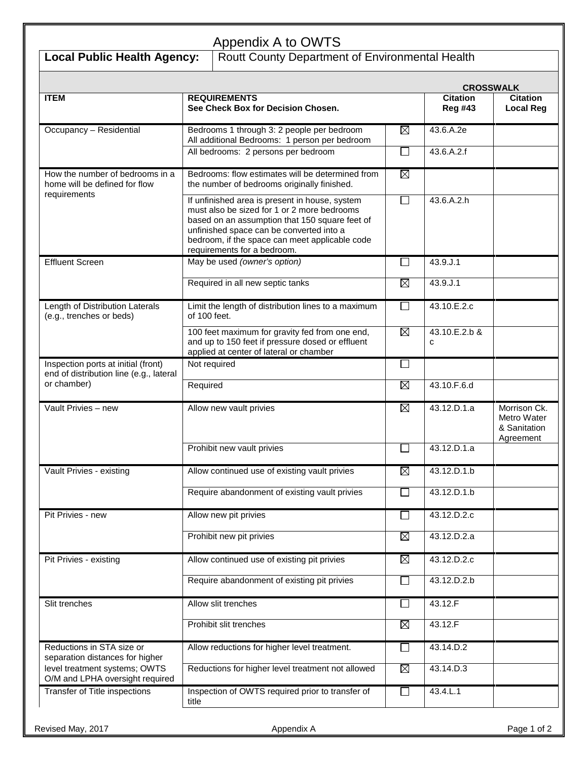# Appendix A to OWTS

| **Local Public Health Agency:** | Routt County Department of Environmental Health | | | |
|---|---|---|---|---|
| | | | **CROSSWALK** | |
| **ITEM** | **REQUIREMENTS See Check Box for Decision Chosen.** | | **Citation Reg #43** | **Citation Local Reg** |
| Occupancy – Residential | Bedrooms 1 through 3: 2 people per bedroom All additional Bedrooms: 1 person per bedroom | ☒ | 43.6.A.2e | |
| | All bedrooms: 2 persons per bedroom | ☐ | 43.6.A.2.f | |
| How the number of bedrooms in a home will be defined for flow requirements | Bedrooms: flow estimates will be determined from the number of bedrooms originally finished. | ☒ | | |
| | If unfinished area is present in house, system must also be sized for 1 or 2 more bedrooms based on an assumption that 150 square feet of unfinished space can be converted into a bedroom, if the space can meet applicable code requirements for a bedroom. | ☐ | 43.6.A.2.h | |
| Effluent Screen | May be used *(owner's option)* | ☐ | 43.9.J.1 | |
| | Required in all new septic tanks | ☒ | 43.9.J.1 | |
| Length of Distribution Laterals (e.g., trenches or beds) | Limit the length of distribution lines to a maximum of 100 feet. | ☐ | 43.10.E.2.c | |
| | 100 feet maximum for gravity fed from one end, and up to 150 feet if pressure dosed or effluent applied at center of lateral or chamber | ☒ | 43.10.E.2.b & c | |
| Inspection ports at initial (front) end of distribution line (e.g., lateral or chamber) | Not required | ☐ | | |
| | Required | ☒ | 43.10.F.6.d | |
| Vault Privies – new | Allow new vault privies | ☒ | 43.12.D.1.a | Morrison Ck. Metro Water & Sanitation Agreement |
| | Prohibit new vault privies | ☐ | 43.12.D.1.a | |
| Vault Privies - existing | Allow continued use of existing vault privies | ☒ | 43.12.D.1.b | |
| | Require abandonment of existing vault privies | ☐ | 43.12.D.1.b | |
| Pit Privies - new | Allow new pit privies | ☐ | 43.12.D.2.c | |
| | Prohibit new pit privies | ☒ | 43.12.D.2.a | |
| Pit Privies - existing | Allow continued use of existing pit privies | ☒ | 43.12.D.2.c | |
| | Require abandonment of existing pit privies | ☐ | 43.12.D.2.b | |
| Slit trenches | Allow slit trenches | ☐ | 43.12.F | |
| | Prohibit slit trenches | ☒ | 43.12.F | |
| Reductions in STA size or separation distances for higher level treatment systems; OWTS O/M and LPHA oversight required | Allow reductions for higher level treatment. | ☐ | 43.14.D.2 | |
| | Reductions for higher level treatment not allowed | ☒ | 43.14.D.3 | |
| Transfer of Title inspections | Inspection of OWTS required prior to transfer of title | ☐ | 43.4.L.1 | |

Revised May, 2017 — Appendix A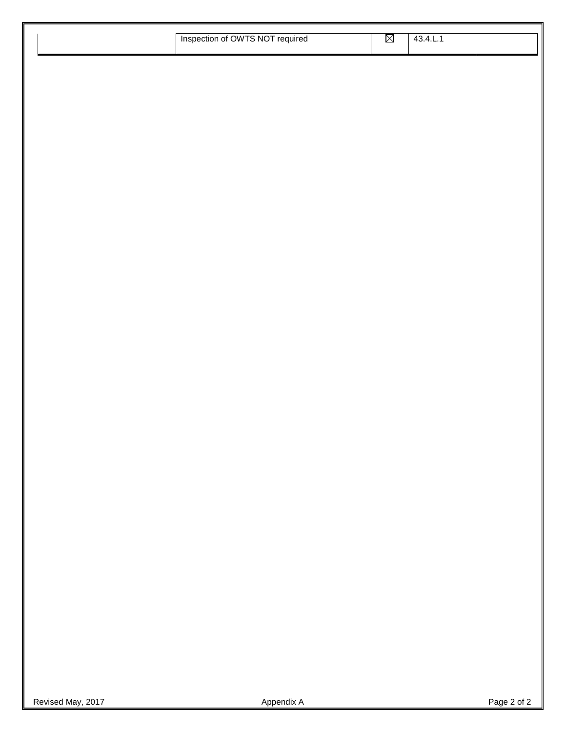| | | | | |
|---|---|---|---|---|
| | Inspection of OWTS NOT required | ☒ | 43.4.L.1 | |